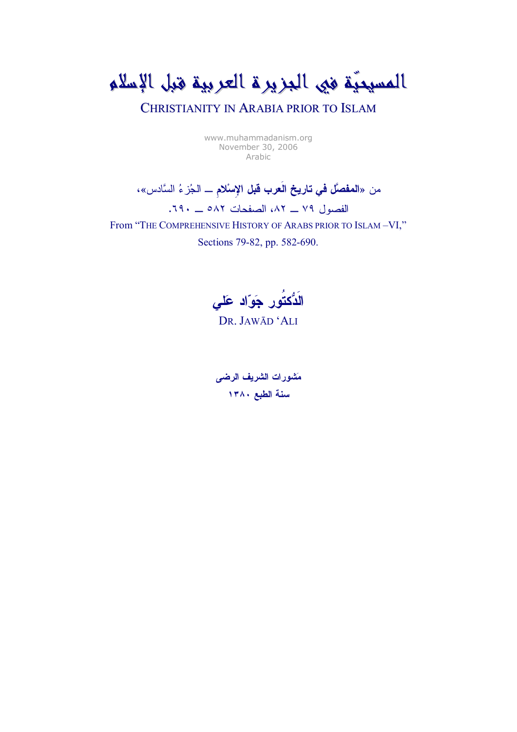# المسيحيّة في الجزيرة العربية قبل الإسلام

## CHRISTIANITY IN ARABIA PRIOR TO ISLAM

www.muhammadanism.org
November 30, 2006
Arabic

من «**المفصَّل في تاريخ العَرب قبل الإسْلامِ** ــ الجُزءُ السَّادس»،
الفصول ٧٩ ــ ٨٢، الصفحات ٥٨٢ ــ ٦٩٠.

From "The Comprehensive History of Arabs prior to Islam –VI,"
Sections 79-82, pp. 582-690.

**الدُّكتُور جوّاد عَلي**

DR. JAWĀD ʻALI

**مَنشورات الشريف الرضى**
**سنة الطبع ١٣٨٠**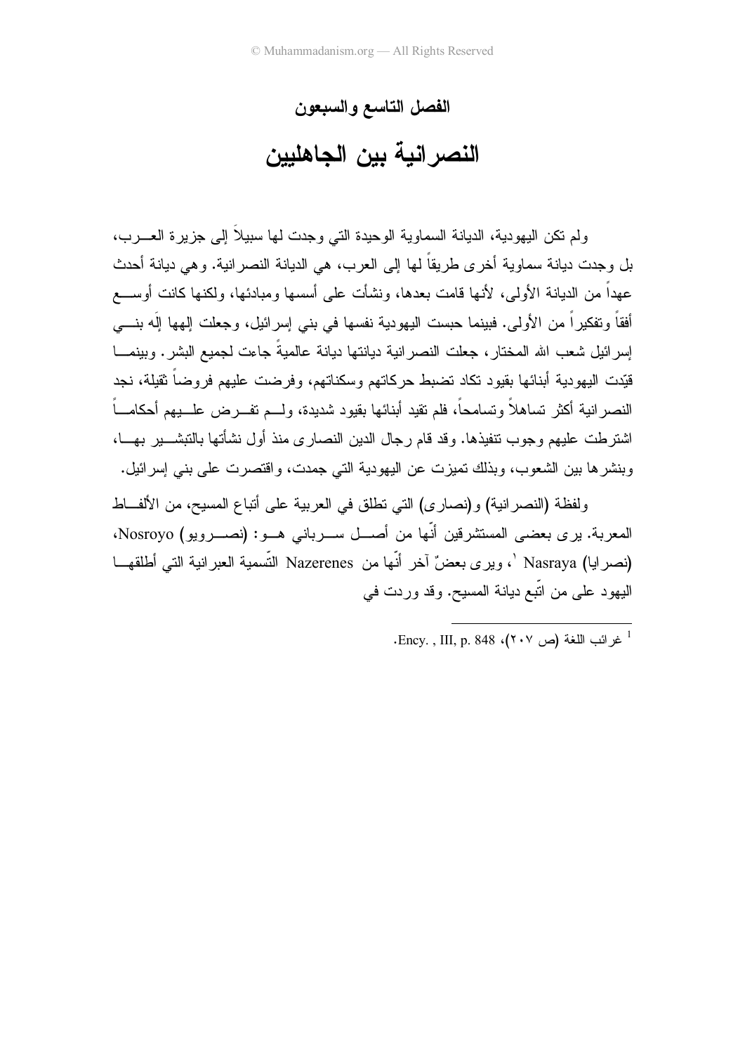## الفصل التاسع والسبعون

# النصرانية بين الجاهليين

ولم تكن اليهودية، الديانة السماوية الوحيدة التي وجدت لها سبيلاً إلى جزيرة العرب، بل وجدت ديانة سماوية أخرى طريقاً لها إلى العرب، هي الديانة النصرانية. وهي ديانة أحدث عهداً من الديانة الأولى، لأنها قامت بعدها، ونشأت على أسسها ومبادئها، ولكنها كانت أوسع أفقاً وتفكيراً من الأولى. فبينما حبست اليهودية نفسها في بني إسرائيل، وجعلت إلهها إلَه بني إسرائيل شعب الله المختار، جعلت النصرانية ديانتها ديانة عالميةً جاءت لجميع البشر. وبينما قيّدت اليهودية أبنائها بقيود تكاد تضبط حركاتهم وسكناتهم، وفرضت عليهم فروضاً ثقيلة، نجد النصرانية أكثر تساهلاً وتسامحاً، فلم تقيد أبنائها بقيود شديدة، ولم تفرض عليهم أحكاماً اشترطت عليهم وجوب تنفيذها. وقد قام رجال الدين النصارى منذ أول نشأتها بالتبشير بها، وبنشرها بين الشعوب، وبذلك تميزت عن اليهودية التي جمدت، واقتصرت على بني إسرائيل.

ولفظة (النصرانية) و(نصارى) التي تطلق في العربية على أتباع المسيح، من الألفاظ المعربة. يرى بعض المستشرقين أنّها من أصل سرياني هو: (نصرويو) Nosroyo، (نصرايا) Nasraya [1]، ويرى بعضٌ آخر أنّها من Nazerenes التّسمية العبرانية التي أطلقها اليهود على من اتّبع ديانة المسيح. وقد وردت في

---

[1] غرائب اللغة (ص ٢٠٧)، Ency. , III, p. 848.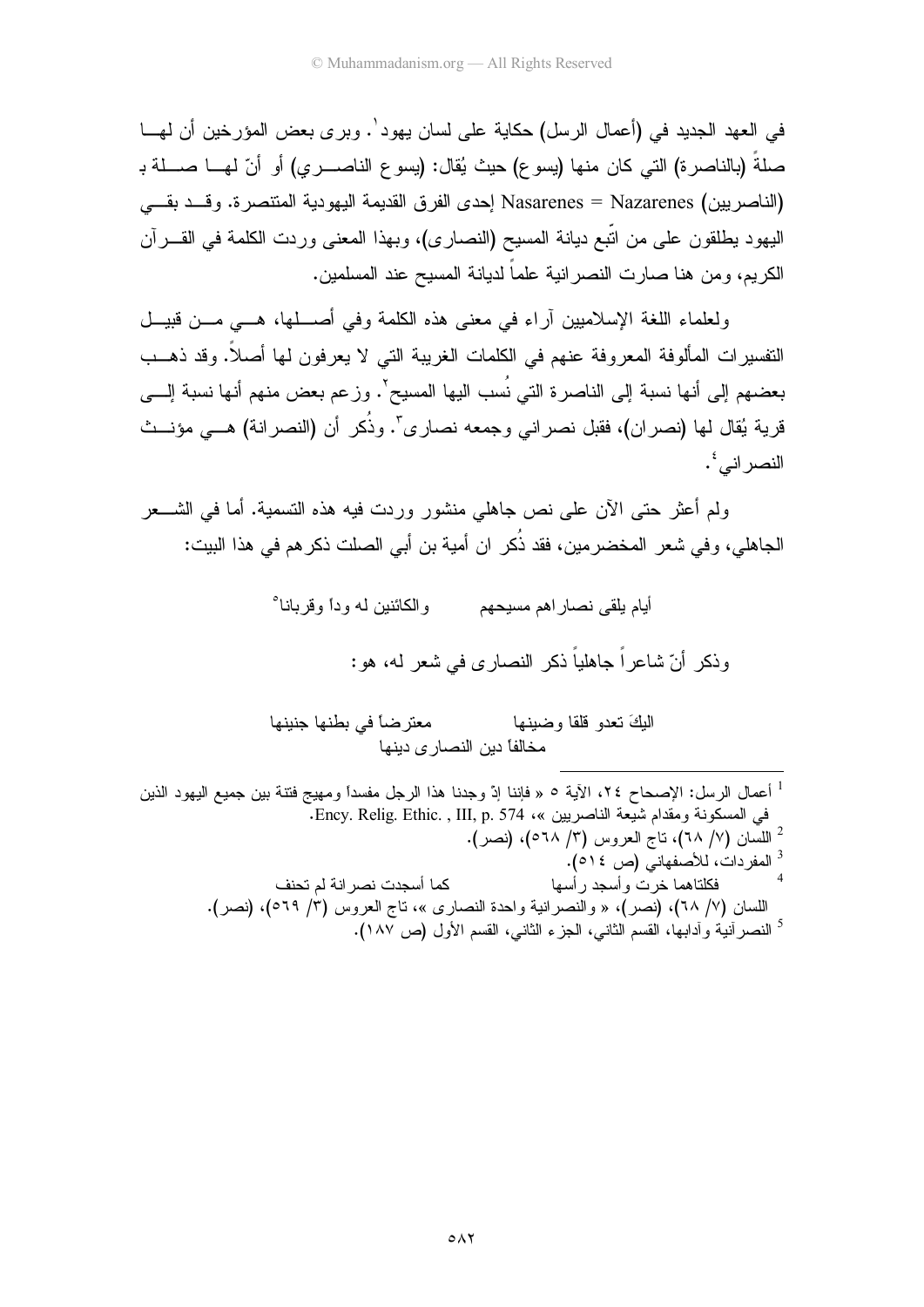في العهد الجديد في (أعمال الرسل) حكاية على لسان يهود[1]. ويرى بعض المؤرخين أن لها صلةً (بالناصرة) التي كان منها (يسوع) حيث يُقال: (يسوع الناصري) أو أنّ لها صلة بـ (الناصريين) Nasarenes = Nazarenes إحدى الفرق القديمة اليهودية المتنصرة. وقد بقي اليهود يطلقون على من اتّبع ديانة المسيح (النصارى)، وبهذا المعنى وردت الكلمة في القرآن الكريم، ومن هنا صارت النصرانية علماً لديانة المسيح عند المسلمين.

ولعلماء اللغة الإسلاميين آراء في معنى هذه الكلمة وفي أصلها، هي من قبيل التفسيرات المألوفة المعروفة عنهم في الكلمات الغريبة التي لا يعرفون لها أصلاً. وقد ذهب بعضهم إلى أنها نسبة إلى الناصرة التي نُسب اليها المسيح[2]. وزعم بعض منهم أنها نسبة إلى قرية يُقال لها (نصران)، فقيل نصراني وجمعه نصارى[3]. وذُكر أن (النصرانة) هي مؤنث النصراني[4].

ولم أعثر حتى الآن على نص جاهلي منشور وردت فيه هذه التسمية. أما في الشعر الجاهلي، وفي شعر المخضرمين، فقد ذُكر ان أمية بن أبي الصلت ذكرهم في هذا البيت:

أيام يلقى نصاراهم مسيحهم ... والكائنين له وداً وقربانا[5]

وذكر أنّ شاعراً جاهلياً ذكر النصارى في شعر له، هو:

اليكَ تعدو قلقا وضينها ... معترضاً في بطنها جنينها
مخالفاً دين النصارى دينها

---

[1] أعمال الرسل: الإصحاح ٢٤، الآية ٥ « فإننا إذ وجدنا هذا الرجل مفسداً ومهيج فتنة بين جميع اليهود الذين في المسكونة ومقدام شيعة الناصريين »، Ency. Relig. Ethic. , III, p. 574.

[2] اللسان (٧/ ٦٨)، تاج العروس (٣/ ٥٦٨)، (نصر).

[3] المفردات، للأصفهاني (ص ٥١٤).

[4] فكلتاهما خرت وأسجد رأسها ... كما أسجدت نصرانة لم تحنف
اللسان (٧/ ٦٨)، (نصر)، « والنصرانية واحدة النصارى »، تاج العروس (٣/ ٥٦٩)، (نصر).

[5] النصرانية وآدابها، القسم الثاني، الجزء الثاني، القسم الأول (ص ١٨٧).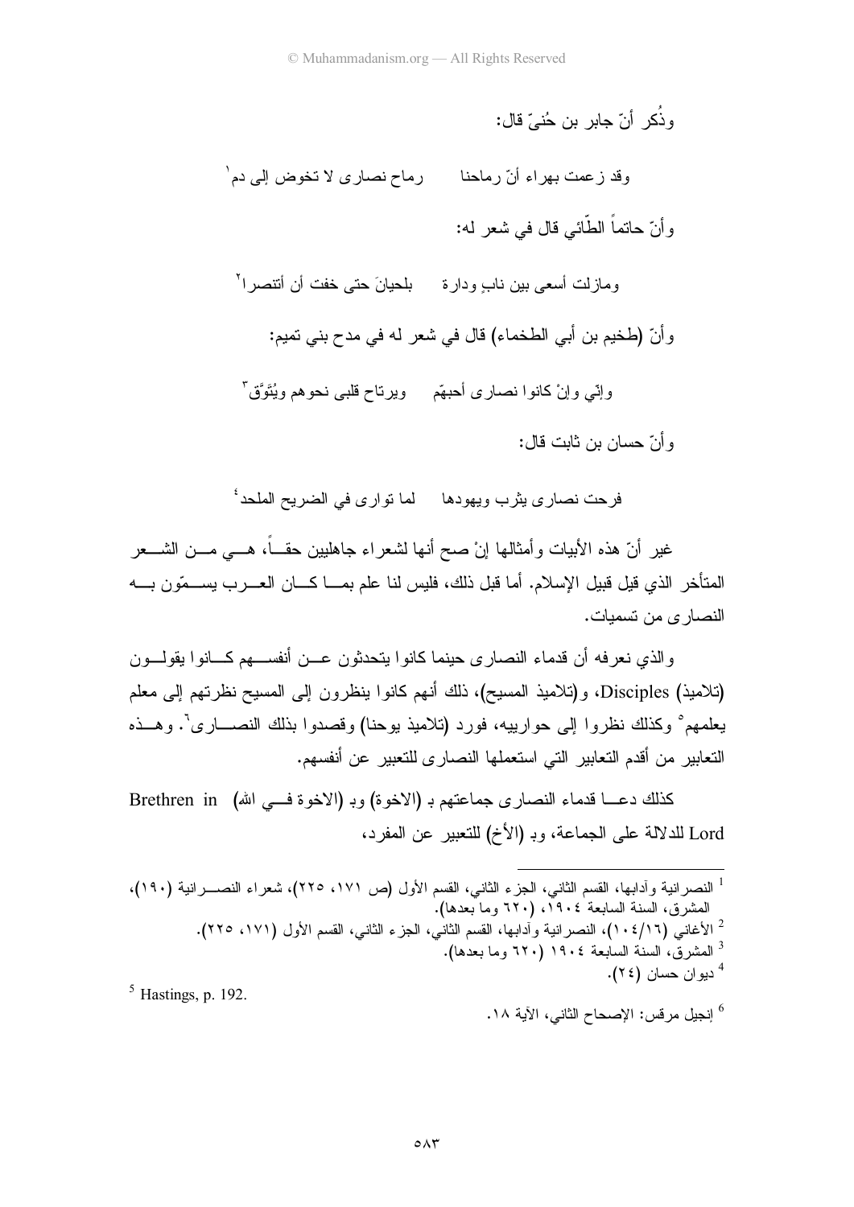وذُكر أنّ جابر بن حُنيّ قال:

وقد زعمت بهراء أنّ رماحنا     رماح نصارى لا تخوض إلى دم[1]

وأنّ حاتماً الطّائي قال في شعر له:

ومازلت أسعى بين نابٍ ودارة     بلحيانَ حتى خفت أن أتنصرا[2]

وأنّ (طخيم بن أبي الطخماء) قال في شعر له في مدح بني تميم:

وإنّي وإنْ كانوا نصارى أحبهّم     ويرتاح قلبي نحوهم ويُتَوَّق[3]

وأنّ حسان بن ثابت قال:

فرحت نصارى يثرب ويهودها     لما توارى في الضريح الملحد[4]

غير أنّ هذه الأبيات وأمثالها إنْ صح أنها لشعراء جاهليين حقاً، هي من الشعر المتأخر الذي قيل قبيل الإسلام. أما قبل ذلك، فليس لنا علم بما كان العرب يسمّون به النصارى من تسميات.

والذي نعرفه أن قدماء النصارى حينما كانوا يتحدثون عن أنفسهم كانوا يقولون (تلاميذ) Disciples، و(تلاميذ المسيح)، ذلك أنهم كانوا ينظرون إلى المسيح نظرتهم إلى معلم يعلمهم[5] وكذلك نظروا إلى حوارييه، فورد (تلاميذ يوحنا) وقصدوا بذلك النصارى[6]. وهذه التعابير من أقدم التعابير التي استعملها النصارى للتعبير عن أنفسهم.

كذلك دعا قدماء النصارى جماعتهم بـ (الاخوة) وبـ (الاخوة في الله) Brethren in Lord للدلالة على الجماعة، وبـ (الأخ) للتعبير عن المفرد،

---

[1] النصرانية وآدابها، القسم الثاني، الجزء الثاني، القسم الأول (ص ١٧١، ٢٢٥)، شعراء النصرانية (١٩٠)، المشرق، السنة السابعة ١٩٠٤، (٦٢٠ وما بعدها).

[2] الأغاني (١٦/١٠٤)، النصرانية وآدابها، القسم الثاني، الجزء الثاني، القسم الأول (١٧١، ٢٢٥).

[3] المشرق، السنة السابعة ١٩٠٤ (٦٢٠ وما بعدها).

[4] ديوان حسان (٢٤).

[5] Hastings, p. 192.

[6] إنجيل مرقس: الإصحاح الثاني، الآية ١٨.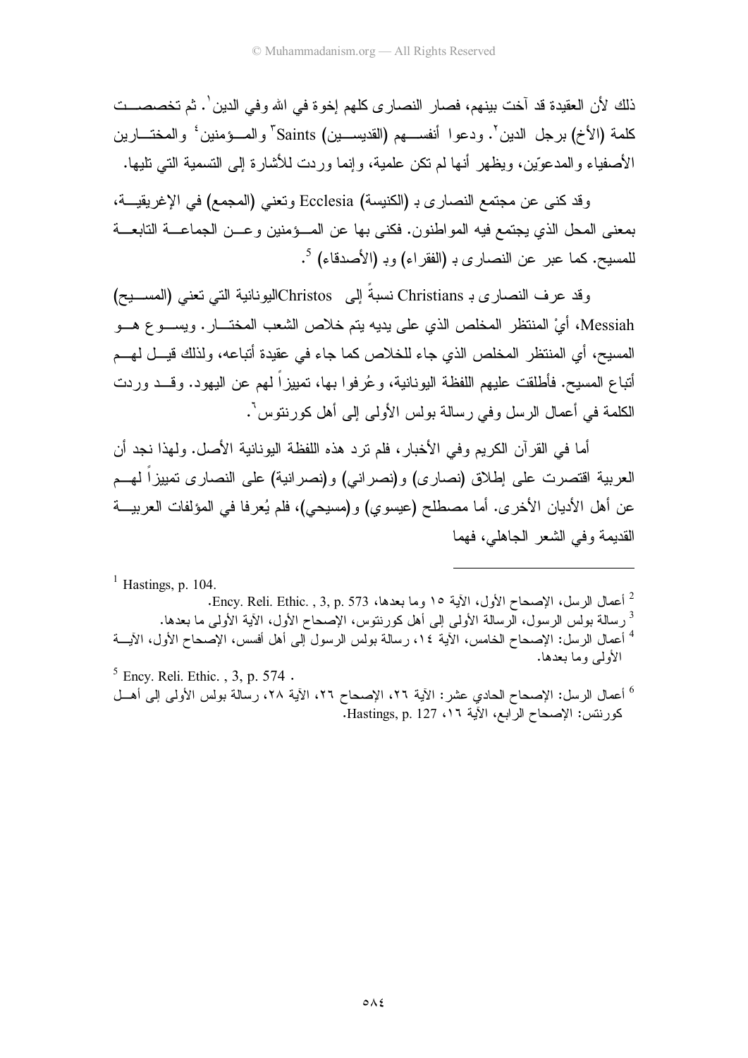ذلك لأن العقيدة قد آخت بينهم، فصار النصارى كلهم إخوة في الله وفي الدين[١]. ثم تخصصت كلمة (الأخ) برجل الدين[٢]. ودعوا أنفسهم (القديسين) Saints[٣] والمؤمنين[٤] والمختارين الأصفياء والمدعوّين، ويظهر أنها لم تكن علمية، وإنما وردت للأشارة إلى التسمية التي تليها.

وقد كنى عن مجتمع النصارى بـ (الكنيسة) Ecclesia وتعني (المجمع) في الإغريقية، بمعنى المحل الذي يجتمع فيه المواطنون. فكنى بها عن المؤمنين وعن الجماعة التابعة للمسيح. كما عبر عن النصارى بـ (الفقراء) وبـ (الأصدقاء)[5].

وقد عرف النصارى بـ Christians نسبةً إلى Christos اليونانية التي تعني (المسيح) Messiah، أيْ المنتظر المخلص الذي على يديه يتم خلاص الشعب المختار. ويسوع هو المسيح، أي المنتظر المخلص الذي جاء للخلاص كما جاء في عقيدة أتباعه، ولذلك قيل لهم أتباع المسيح. فأطلقت عليهم اللفظة اليونانية، وعُرفوا بها، تمييزاً لهم عن اليهود. وقد وردت الكلمة في أعمال الرسل وفي رسالة بولس الأولى إلى أهل كورنتوس[٦].

أما في القرآن الكريم وفي الأخبار، فلم ترد هذه اللفظة اليونانية الأصل. ولهذا نجد أن العربية اقتصرت على إطلاق (نصارى) و(نصراني) و(نصرانية) على النصارى تمييزاً لهم عن أهل الأديان الأخرى. أما مصطلح (عيسوي) و(مسيحي)، فلم يُعرفا في المؤلفات العربية القديمة وفي الشعر الجاهلي، فهما

---

[1] Hastings, p. 104.

[2] أعمال الرسل، الإصحاح الأول، الآية ١٥ وما بعدها، Ency. Reli. Ethic. , 3, p. 573.

[3] رسالة بولس الرسول، الرسالة الأولى إلى أهل كورنتوس، الإصحاح الأول، الآية الأولى ما بعدها.

[4] أعمال الرسل: الإصحاح الخامس، الآية ١٤، رسالة بولس الرسول إلى أهل افسس، الإصحاح الأول، الآية الأولى وما بعدها.

[5] Ency. Reli. Ethic. , 3, p. 574 .

[6] أعمال الرسل: الإصحاح الحادي عشر: الآية ٢٦، الإصحاح ٢٦، الآية ٢٨، رسالة بولس الأولى إلى أهل كورنثس: الإصحاح الرابع، الآية ١٦، Hastings, p. 127.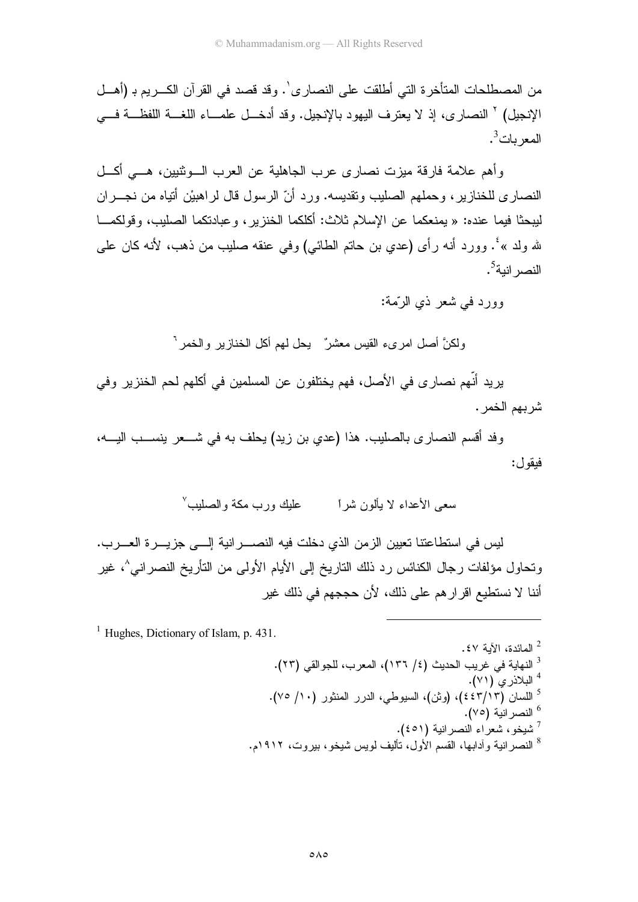من المصطلحات المتأخرة التي أطلقت على النصارى[1]. وقد قصد في القرآن الكريم بـ (أهل الإنجيل) [2] النصارى، إذ لا يعترف اليهود بالإنجيل. وقد أدخل علماء اللغة اللفظة في المعربات[3].

وأهم علامة فارقة ميزت نصارى عرب الجاهلية عن العرب الوثنيين، هي أكل النصارى للخنازير، وحملهم الصليب وتقديسه. ورد أنّ الرسول قال لراهبيْن أتياه من نجران ليبحثا فيما عنده: « يمنعكما عن الإسلام ثلاث: أكلكما الخنزير، وعبادتكما الصليب، وقولكما لله ولد »[4]. وورد أنه رأى (عدي بن حاتم الطائي) وفي عنقه صليب من ذهب، لأنه كان على النصرانية[5].

وورد في شعر ذي الرّمة:

ولكنَّ أصل امرىء القيس معشرٌ    يحل لهم أكل الخنازير والخمر[6]

يريد أنّهم نصارى في الأصل، فهم يختلفون عن المسلمين في أكلهم لحم الخنزير وفي شربهم الخمر.

وقد أقسم النصارى بالصليب. هذا (عدي بن زيد) يحلف به في شعر ينسب اليه، فيقول:

سعى الأعداء لا يألون شراً    عليك ورب مكة والصليب[7]

ليس في استطاعتنا تعيين الزمن الذي دخلت فيه النصرانية إلى جزيرة العرب. وتحاول مؤلفات رجال الكنائس رد ذلك التاريخ إلى الأيام الأولى من التأريخ النصراني[8]، غير أننا لا نستطيع اقرارهم على ذلك، لأن حججهم في ذلك غير

---

[1] Hughes, Dictionary of Islam, p. 431.

[2] المائدة، الآية ٤٧.

[3] النهاية في غريب الحديث (٤/ ١٣٦)، المعرب، للجوالقي (٢٣).

[4] البلاذري (٧١).

[5] اللسان (١٣/٤٤٣)، (وثن)، السيوطي، الدرر المنثور (١٠/ ٧٥).

[6] النصرانية (٧٥).

[7] شيخو، شعراء النصرانية (٤٥١).

[8] النصرانية وآدابها، القسم الأول، تأليف لويس شيخو، بيروت، ١٩١٢م.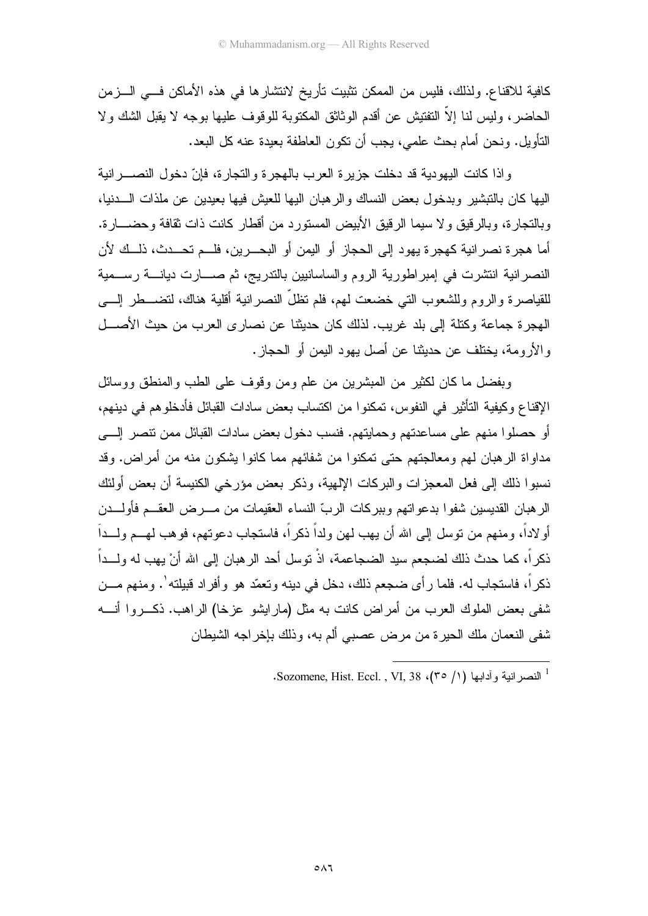كافية للاقناع. ولذلك، فليس من الممكن تثبيت تأريخ لانتشارها في هذه الأماكن في الزمن الحاضر، وليس لنا إلاّ التفتيش عن أقدم الوثائق المكتوبة للوقوف عليها بوجه لا يقبل الشك ولا التأويل. ونحن أمام بحث علمي، يجب أن تكون العاطفة بعيدة عنه كل البعد.

واذا كانت اليهودية قد دخلت جزيرة العرب بالهجرة والتجارة، فإنّ دخول النصرانية اليها كان بالتبشير وبدخول بعض النساك والرهبان اليها للعيش فيها بعيدين عن ملذات الدنيا، وبالتجارة، وبالرقيق ولا سيما الرقيق الأبيض المستورد من أقطار كانت ذات ثقافة وحضارة. أما هجرة نصرانية كهجرة يهود إلى الحجاز أو اليمن أو البحرين، فلم تحدث، ذلك لأن النصرانية انتشرت في إمبراطورية الروم والساسانيين بالتدريج، ثم صارت ديانة رسمية للقياصرة والروم وللشعوب التي خضعت لهم، فلم تظلّ النصرانية أقلية هناك، لتضطر إلى الهجرة جماعة وكتلة إلى بلد غريب. لذلك كان حديثنا عن نصارى العرب من حيث الأصل والأرومة، يختلف عن حديثنا عن أصل يهود اليمن أو الحجاز.

وبفضل ما كان لكثير من المبشرين من علم ومن وقوف على الطب والمنطق ووسائل الإقناع وكيفية التأثير في النفوس، تمكنوا من اكتساب بعض سادات القبائل فأدخلوهم في دينهم، أو حصلوا منهم على مساعدتهم وحمايتهم. فنسب دخول بعض سادات القبائل ممن تنصر إلى مداواة الرهبان لهم ومعالجتهم حتى تمكنوا من شفائهم مما كانوا يشكون منه من أمراض. وقد نسبوا ذلك إلى فعل المعجزات والبركات الإلهية، وذكر بعض مؤرخي الكنيسة أن بعض أولئك الرهبان القديسين شفوا بدعواتهم وببركات الربّ النساء العقيمات من مرض العقم فأولدن أولاداً، ومنهم من توسل إلى الله أن يهب لهن ولداً ذكراً، فاستجاب دعوتهم، فوهب لهم ولداً ذكراً، كما حدث ذلك لضجعم سيد الضجاعمة، اذْ توسل أحد الرهبان إلى الله أنْ يهب له ولداً ذكراً، فاستجاب له. فلما رأى ضجعم ذلك، دخل في دينه وتعمّد هو وأفراد قبيلته[1]. ومنهم من شفى بعض الملوك العرب من أمراض كانت به مثل (مارايشو عزخا) الراهب. ذكروا أنه شفى النعمان ملك الحيرة من مرض عصبي ألم به، وذلك بإخراجه الشيطان

---

[1] النصرانية وآدابها (١/ ٣٥)، Sozomene, Hist. Eccl. , VI, 38.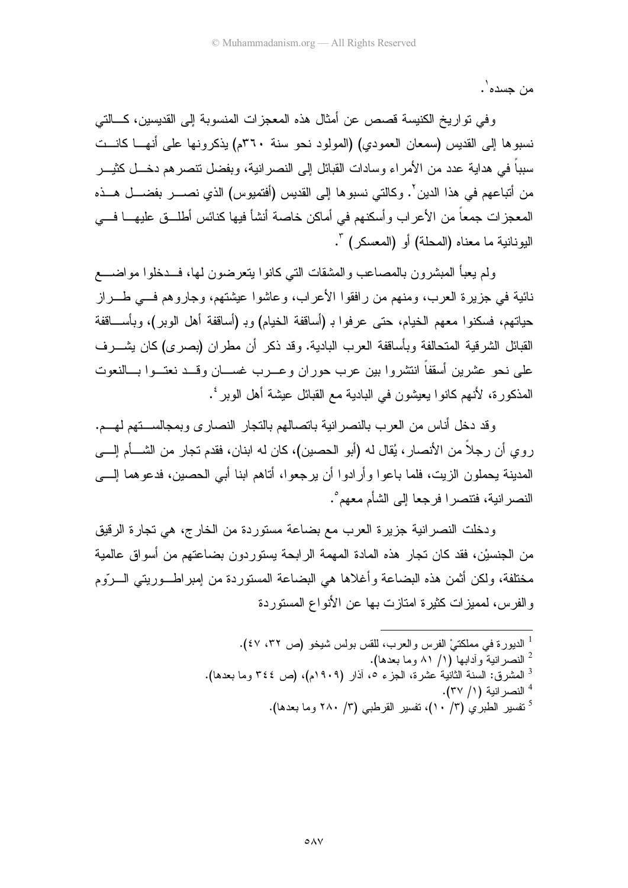من جسده[1].

وفي تواريخ الكنيسة قصص عن أمثال هذه المعجزات المنسوبة إلى القديسين، كالتي نسبوها إلى القديس (سمعان العمودي) (المولود نحو سنة ٣٦٠م) يذكرونها على أنها كانت سبباً في هداية عدد من الأمراء وسادات القبائل إلى النصرانية، وبفضل تنصرهم دخل كثير من أتباعهم في هذا الدين[2]. وكالتي نسبوها إلى القديس (أفتميوس) الذي نصر بفضل هذه المعجزات جمعاً من الأعراب وأسكنهم في أماكن خاصة أنشأ فيها كنائس أطلق عليها في اليونانية ما معناه (المحلة) أو (المعسكر) [3].

ولم يعبأ المبشرون بالمصاعب والمشقات التي كانوا يتعرضون لها، فدخلوا مواضع نائية في جزيرة العرب، ومنهم من رافقوا الأعراب، وعاشوا عيشتهم، وجاروهم في طراز حياتهم، فسكنوا معهم الخيام، حتى عرفوا بـ (أساقفة الخيام) وبـ (أساقفة أهل الوبر)، وبأساقفة القبائل الشرقية المتحالفة وبأساقفة العرب البادية. وقد ذكر أن مطران (بصرى) كان يشرف على نحو عشرين أسقفاً انتشروا بين عرب حوران وعرب غسان وقد نعتوا بالنعوت المذكورة، لأنهم كانوا يعيشون في البادية مع القبائل عيشة أهل الوبر[4].

وقد دخل أناس من العرب بالنصرانية باتصالهم بالتجار النصارى وبمجالستهم لهم. روي أن رجلاً من الأنصار، يُقال له (أبو الحصين)، كان له ابنان، فقدم تجار من الشأم إلى المدينة يحملون الزيت، فلما باعوا وأرادوا أن يرجعوا، أتاهم ابنا أبي الحصين، فدعوهما إلى النصرانية، فتنصرا فرجعا إلى الشأم معهم[5].

ودخلت النصرانية جزيرة العرب مع بضاعة مستوردة من الخارج، هي تجارة الرقيق من الجنسيْن، فقد كان تجار هذه المادة المهمة الرابحة يستوردون بضاعتهم من أسواق عالمية مختلفة، ولكن أثمن هذه البضاعة وأغلاها هي البضاعة المستوردة من إمبراطوريتي الرّوم والفرس، لمميزات كثيرة امتازت بها عن الأنواع المستوردة

---

[1] الديورة في مملكتيْ الفرس والعرب، للقس بولس شيخو (ص ٣٢، ٤٧).

[2] النصرانية وآدابها (١/ ٨١ وما بعدها).

[3] المشرق: السنة الثانية عشرة، الجزء ٥، آذار (١٩٠٩م)، (ص ٣٤٤ وما بعدها).

[4] النصرانية (١/ ٣٧).

[5] تفسير الطبري (٣/ ١٠)، تفسير القرطبي (٣/ ٢٨٠ وما بعدها).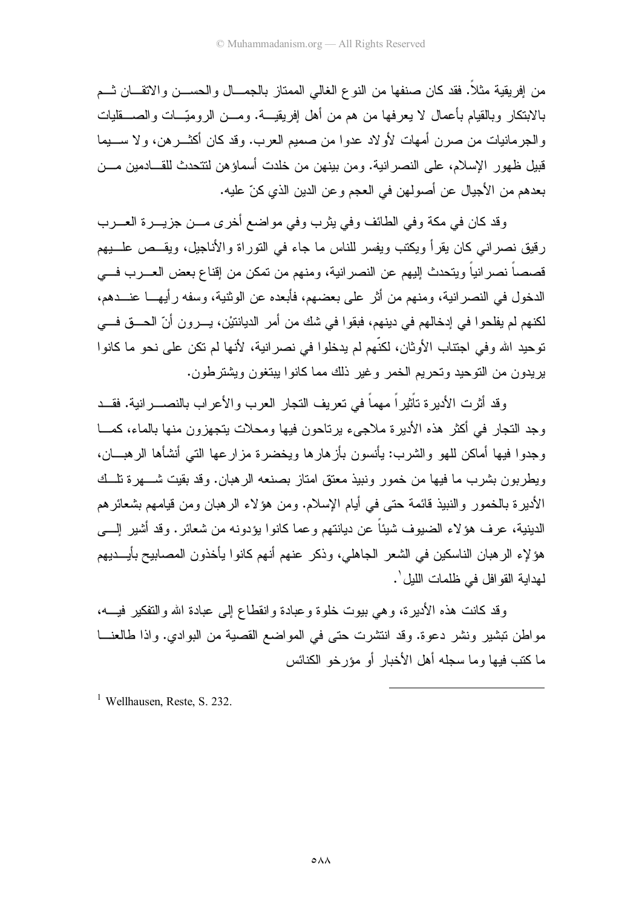من إفريقية مثلاً. فقد كان صنفها من النوع الغالي الممتاز بالجمال والحسن والاتقان ثم بالابتكار وبالقيام بأعمال لا يعرفها من هم من أهل إفريقية. ومن الروميّات والصقليات والجرمانيات من صرن أمهات لأولاد عدوا من صميم العرب. وقد كان أكثرهن، ولا سيما قبيل ظهور الإسلام، على النصرانية. ومن بينهن من خلدت أسماؤهن لتتحدث للقادمين من بعدهم من الأجيال عن أصولهن في العجم وعن الدين الذي كنّ عليه.

وقد كان في مكة وفي الطائف وفي يثرب وفي مواضع أخرى من جزيرة العرب رقيق نصراني كان يقرأ ويكتب ويفسر للناس ما جاء في التوراة والأناجيل، ويقص عليهم قصصاً نصرانياً ويتحدث إليهم عن النصرانية، ومنهم من تمكن من إقناع بعض العرب في الدخول في النصرانية، ومنهم من أثر على بعضهم، فأبعده عن الوثنية، وسفه رأيها عندهم، لكنهم لم يفلحوا في إدخالهم في دينهم، فبقوا في شك من أمر الديانتيْن، يرون أنّ الحق في توحيد الله وفي اجتناب الأوثان، لكنّهم لم يدخلوا في نصرانية، لأنها لم تكن على نحو ما كانوا يريدون من التوحيد وتحريم الخمر وغير ذلك مما كانوا يبتغون ويشترطون.

وقد أثرت الأديرة تأثيراً مهماً في تعريف التجار العرب والأعراب بالنصرانية. فقد وجد التجار في أكثر هذه الأديرة ملاجيء يرتاحون فيها ومحلات يتجهزون منها بالماء، كما وجدوا فيها أماكن للهو والشرب: يأنسون بأزهارها ويخضرة مزارعها التي أنشأها الرهبان، ويطربون بشرب ما فيها من خمور ونبيذ معتق امتاز بصنعه الرهبان. وقد بقيت شهرة تلك الأديرة بالخمور والنبيذ قائمة حتى في أيام الإسلام. ومن هؤلاء الرهبان ومن قيامهم بشعائرهم الدينية، عرف هؤلاء الضيوف شيئاً عن ديانتهم وعما كانوا يؤدونه من شعائر. وقد أشير إلى هؤلاء الرهبان الناسكين في الشعر الجاهلي، وذكر عنهم أنهم كانوا يأخذون المصابيح بأيديهم لهداية القوافل في ظلمات الليل[1].

وقد كانت هذه الأديرة، وهي بيوت خلوة وعبادة وانقطاع إلى عبادة الله والتفكير فيه، مواطن تبشير ونشر دعوة. وقد انتشرت حتى في المواضع القصية من البوادي. واذا طالعنا ما كتب فيها وما سجله أهل الأخبار أو مؤرخو الكنائس

---

[1] Wellhausen, Reste, S. 232.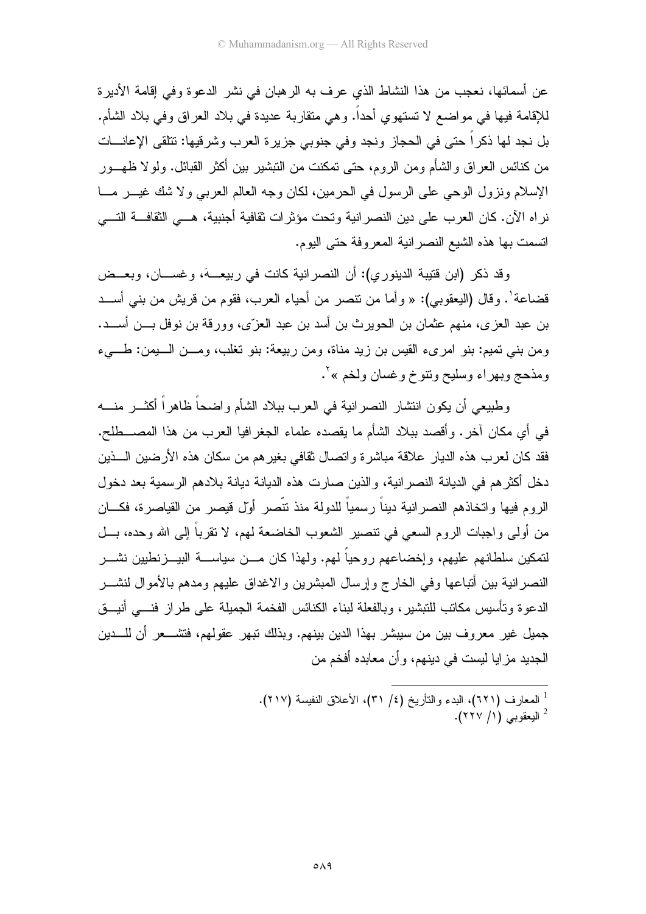عن أسمائها، نعجب من هذا النشاط الذي عرف به الرهبان في نشر الدعوة وفي إقامة الأديرة للإقامة فيها في مواضع لا تستهوي أحداً. وهي متقاربة عديدة في بلاد العراق وفي بلاد الشأم. بل نجد لها ذكراً حتى في الحجاز ونجد وفي جنوبي جزيرة العرب وشرقيها: تتلقى الإعانات من كنائس العراق والشأم ومن الروم، حتى تمكنت من التبشير بين أكثر القبائل. ولولا ظهور الإسلام ونزول الوحي على الرسول في الحرمين، لكان وجه العالم العربي ولا شك غير ما نراه الآن. كان العرب على دين النصرانية وتحت مؤثرات ثقافية أجنبية، هي الثقافة التي اتسمت بها هذه الشيع النصرانية المعروفة حتى اليوم.

وقد ذكر (ابن قتيبة الدينوري): أن النصرانية كانت في ربيعةَ، وغسان، وبعض قضاعة[1]. وقال (اليعقوبي): « وأما من تنصر من أحياء العرب، فقوم من قريش من بني أسد بن عبد العزى، منهم عثمان بن الحويرث بن أسد بن عبد العزّى، وورقة بن نوفل بن أسد. ومن بني تميم: بنو امرىء القيس بن زيد مناة، ومن ربيعة: بنو تغلب، ومن اليمن: طيء ومذحج وبهراء وسليح وتنوخ وغسان ولخم »[2].

وطبيعي أن يكون انتشار النصرانية في العرب ببلاد الشأم واضحاً ظاهراً أكثر منه في أي مكان آخر. وأقصد ببلاد الشأم ما يقصده علماء الجغرافيا العرب من هذا المصطلح. فقد كان لعرب هذه الديار علاقة مباشرة واتصال ثقافي بغيرهم من سكان هذه الأرضين الذين دخل أكثرهم في الديانة النصرانية، والذين صارت هذه الديانة ديانة بلادهم الرسمية بعد دخول الروم فيها واتخاذهم النصرانية ديناً رسمياً للدولة منذ تنّصر أوّل قيصر من القياصرة، فكان من أولى واجبات الروم السعي في تنصير الشعوب الخاضعة لهم، لا تقرباً إلى الله وحده، بل لتمكين سلطانهم عليهم، وإخضاعهم روحياً لهم. ولهذا كان من سياسة البيزنطيين نشر النصرانية بين أتباعها وفي الخارج وإرسال المبشرين والاغداق عليهم ومدهم بالأموال لنشر الدعوة وتأسيس مكاتب للتبشير، وبالفعلة لبناء الكنائس الفخمة الجميلة على طراز فني أنيق جميل غير معروف بين من سيبشر بهذا الدين بينهم. وبذلك تبهر عقولهم، فتشعر أن للدين الجديد مزايا ليست في دينهم، وأن معابده أفخم من

---

[1] المعارف (٦٢١)، البدء والتأريخ (٤/ ٣١)، الأعلاق النفيسة (٢١٧).

[2] اليعقوبي (١/ ٢٢٧).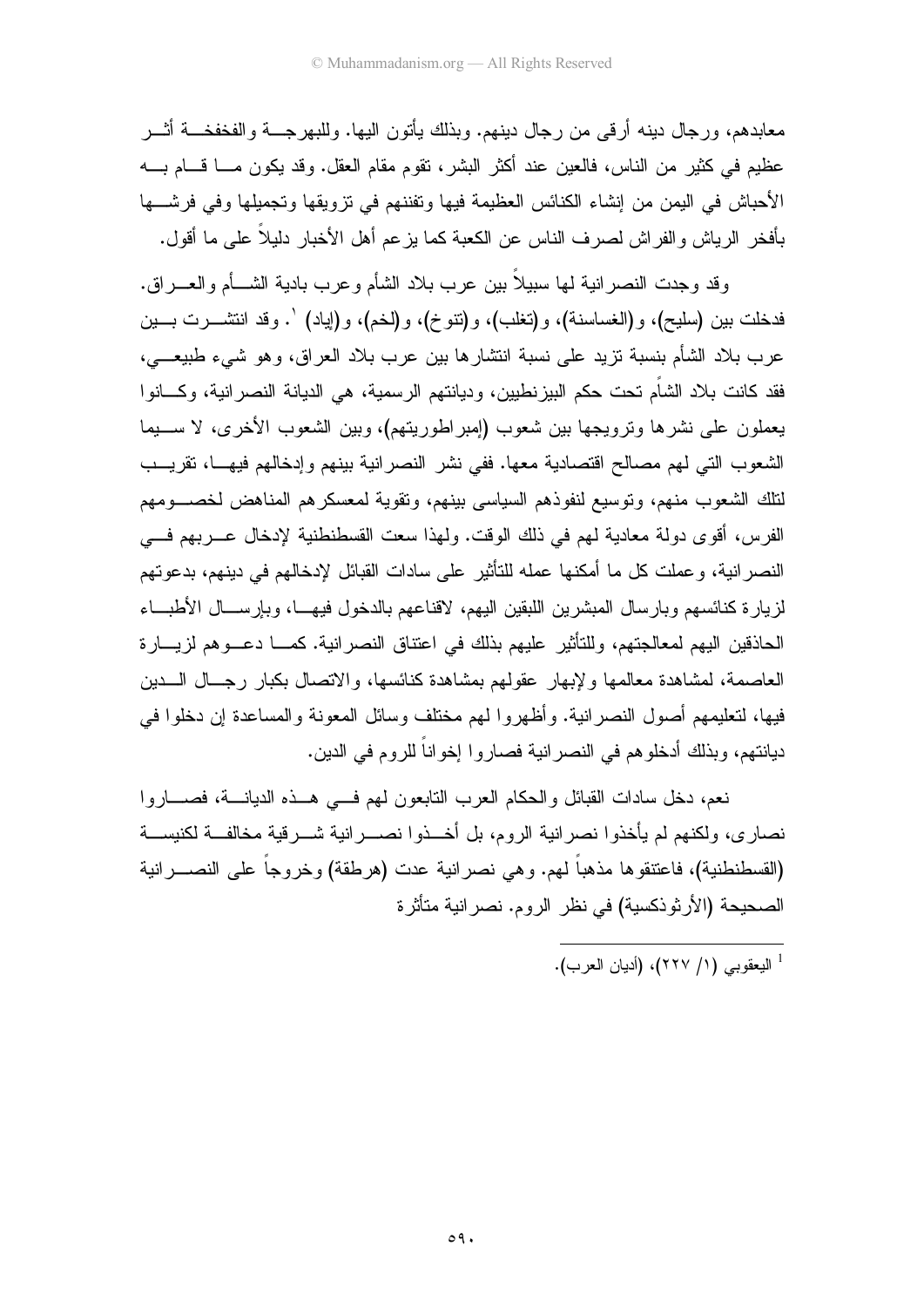معابدهم، ورجال دينه أرقى من رجال دينهم. وبذلك يأتون اليها. وللبهرجة والفخفخة أثر عظيم في كثير من الناس، فالعين عند أكثر البشر، تقوم مقام العقل. وقد يكون ما قام به الأحباش في اليمن من إنشاء الكنائس العظيمة فيها وتفننهم في تزويقها وتجميلها وفي فرشها بأفخر الرياش والفراش لصرف الناس عن الكعبة كما يزعم أهل الأخبار دليلاً على ما أقول.

وقد وجدت النصرانية لها سبيلاً بين عرب بلاد الشأم وعرب بادية الشأم والعراق. فدخلت بين (سليح)، و(الغساسنة)، و(تغلب)، و(تنوخ)، و(لخم)، و(إياد) [1]. وقد انتشرت بين عرب بلاد الشأم بنسبة تزيد على نسبة انتشارها بين عرب بلاد العراق، وهو شيء طبيعي، فقد كانت بلاد الشأم تحت حكم البيزنطيين، وديانتهم الرسمية، هي الديانة النصرانية، وكانوا يعملون على نشرها وترويجها بين شعوب (إمبراطوريتهم)، وبين الشعوب الأخرى، لا سيما الشعوب التي لهم مصالح اقتصادية معها. ففي نشر النصرانية بينهم وإدخالهم فيها، تقريب لتلك الشعوب منهم، وتوسيع لنفوذهم السياسي بينهم، وتقوية لمعسكرهم المناهض لخصومهم الفرس، أقوى دولة معادية لهم في ذلك الوقت. ولهذا سعت القسطنطنية لإدخال عربهم في النصرانية، وعملت كل ما أمكنها عمله للتأثير على سادات القبائل لإدخالهم في دينهم، بدعوتهم لزيارة كنائسهم وبارسال المبشرين اللبقين اليهم، لاقناعهم بالدخول فيها، وبإرسال الأطباء الحاذقين اليهم لمعالجتهم، وللتأثير عليهم بذلك في اعتناق النصرانية. كما دعوهم لزيارة العاصمة، لمشاهدة معالمها ولإبهار عقولهم بمشاهدة كنائسها، والاتصال بكبار رجال الدين فيها، لتعليمهم أصول النصرانية. وأظهروا لهم مختلف وسائل المعونة والمساعدة إن دخلوا في ديانتهم، وبذلك أدخلوهم في النصرانية فصاروا إخواناً للروم في الدين.

نعم، دخل سادات القبائل والحكام العرب التابعون لهم في هذه الديانة، فصاروا نصارى، ولكنهم لم يأخذوا نصرانية الروم، بل أخذوا نصرانية شرقية مخالفة لكنيسة (القسطنطنية)، فاعتنقوها مذهباً لهم. وهي نصرانية عدت (هرطقة) وخروجاً على النصرانية الصحيحة (الأرثوذكسية) في نظر الروم. نصرانية متأثرة

---

[1] اليعقوبي (١/ ٢٢٧)، (أديان العرب).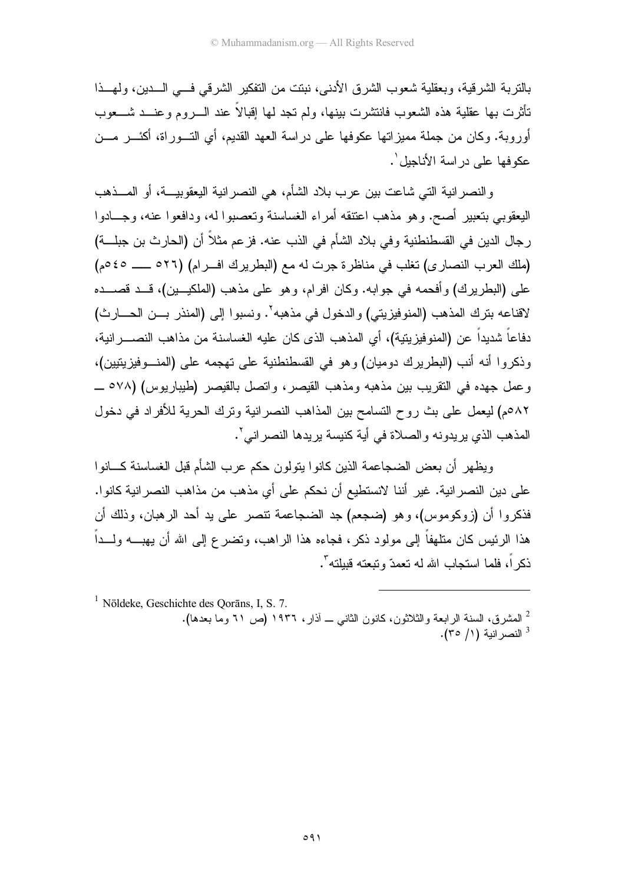بالتربة الشرقية، وبعقلية شعوب الشرق الأدنى، نبتت من التفكير الشرقي في الدين، ولهذا تأثرت بها عقلية هذه الشعوب فانتشرت بينها، ولم تجد لها إقبالاً عند الروم وعند شعوب أوروبة. وكان من جملة مميزاتها عكوفها على دراسة العهد القديم، أي التوراة، أكثر من عكوفها على دراسة الأناجيل[1].

والنصرانية التي شاعت بين عرب بلاد الشأم، هي النصرانية اليعقوبية، أو المذهب اليعقوبي بتعبير أصح. وهو مذهب اعتنقه أمراء الغساسنة وتعصبوا له، ودافعوا عنه، وجادلوا رجال الدين في القسطنطنية وفي بلاد الشأم في الذب عنه. فزعم مثلاً أن (الحارث بن جبلة) (ملك العرب النصارى) تغلب في مناظرة جرت له مع (البطريرك افرام) (٥٢٦ ـــ ٥٤٥م) على (البطريرك) وأفحمه في جوابه. وكان افرام، وهو على مذهب (الملكيين)، قد قصده لاقناعه بترك المذهب (المنوفيزيتي) والدخول في مذهبه[2]. ونسبوا إلى (المنذر بن الحارث) دفاعاً شديداً عن (المنوفيزيتية)، أي المذهب الذى كان عليه الغساسنة من مذاهب النصرانية، وذكروا أنه أنب (البطريرك دوميان) وهو في القسطنطنية على تهجمه على (المنوفيزيتيين)، وعمل جهده في التقريب بين مذهبه ومذهب القيصر، واتصل بالقيصر (طيباريوس) (٥٧٨ ــ ٥٨٢م) ليعمل على بث روح التسامح بين المذاهب النصرانية وترك الحرية للأفراد في دخول المذهب الذي يريدونه والصلاة في أية كنيسة يريدها النصراني[2].

ويظهر أن بعض الضجاعمة الذين كانوا يتولون حكم عرب الشأم قبل الغساسنة كانوا على دين النصرانية. غير أننا لانستطيع أن نحكم على أي مذهب من مذاهب النصرانية كانوا. فذكروا أن (زوكوموس)، وهو (ضجعم) جد الضجاعمة تنصر على يد أحد الرهبان، وذلك أن هذا الرئيس كان متلهفاً إلى مولود ذكر، فجاءه هذا الراهب، وتضرع إلى الله أن يهبه ولداً ذكراً، فلما استجاب الله له تعمدّ وتبعته قبيلته[3].

---

[1] Nöldeke, Geschichte des Qorāns, I, S. 7.

[2] المشرق، السنة الرابعة والثلاثون، كانون الثاني ــ آذار، ١٩٣٦ (ص ٦١ وما بعدها).

[3] النصرانية (١/ ٣٥).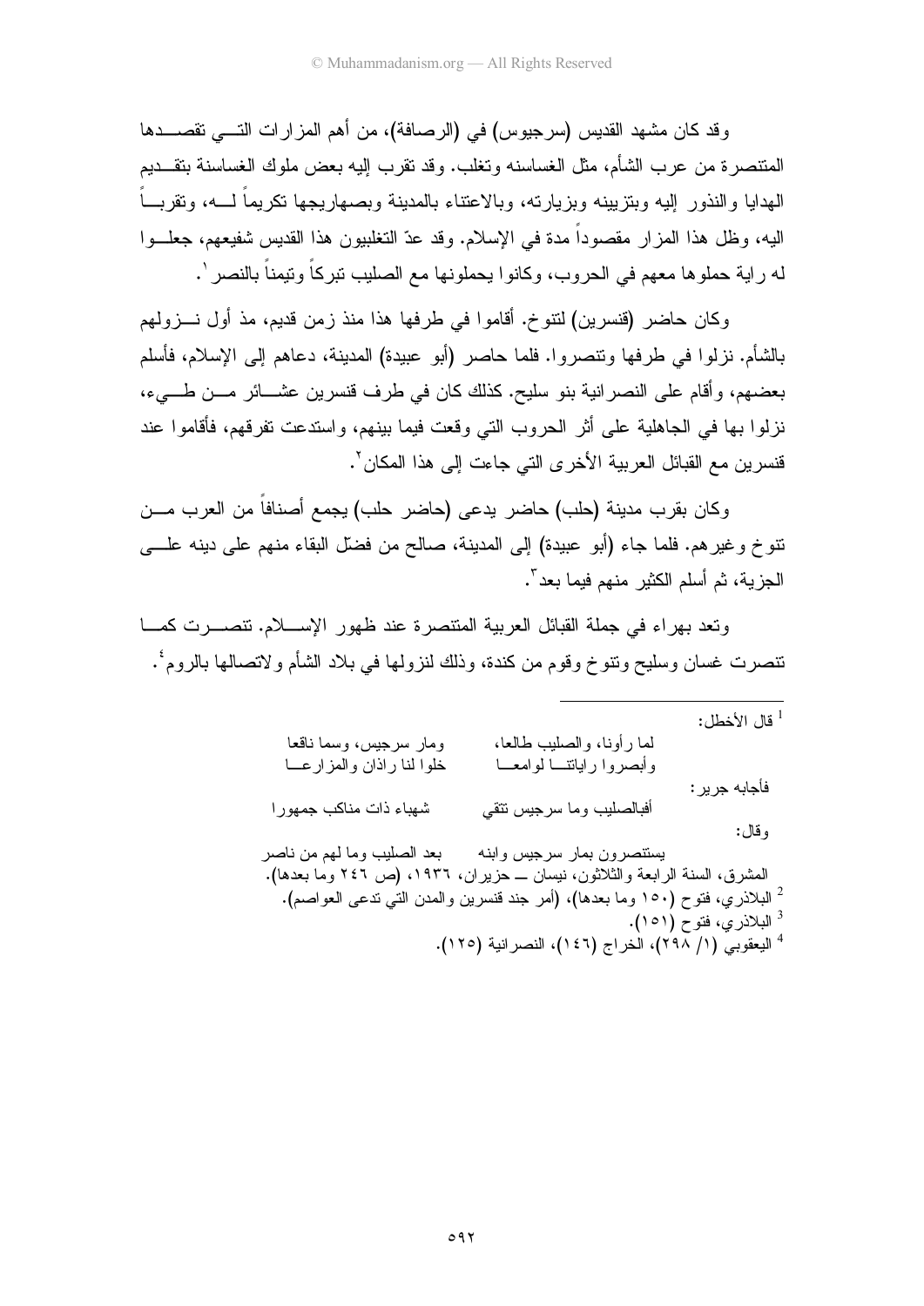وقد كان مشهد القديس (سرجيوس) في (الرصافة)، من أهم المزارات التي تقصدها المتنصرة من عرب الشأم، مثل الغساسنه وتغلب. وقد تقرب إليه بعض ملوك الغساسنة بتقديم الهدايا والنذور إليه وبتزيينه وبزيارته، وبالاعتناء بالمدينة وبصهاريجها تكريماً لـه، وتقرباً اليه، وظل هذا المزار مقصوداً مدة في الإسلام. وقد عدّ التغلبيون هذا القديس شفيعهم، جعلوا له راية حملوها معهم في الحروب، وكانوا يحملونها مع الصليب تبركاً وتيمناً بالنصر[1].

وكان حاضر (قنسرين) لتنوخ. أقاموا في طرفها هذا منذ زمن قديم، مذ أول نـزولهم بالشأم. نزلوا في طرفها وتنصروا. فلما حاصر (أبو عبيدة) المدينة، دعاهم إلى الإسلام، فأسلم بعضهم، وأقام على النصرانية بنو سليح. كذلك كان في طرف قنسرين عشائر من طيء، نزلوا بها في الجاهلية على أثر الحروب التي وقعت فيما بينهم، واستدعت تفرقهم، فأقاموا عند قنسرين مع القبائل العربية الأخرى التي جاءت إلى هذا المكان[2].

وكان بقرب مدينة (حلب) حاضر يدعى (حاضر حلب) يجمع أصنافاً من العرب من تنوخ وغيرهم. فلما جاء (أبو عبيدة) إلى المدينة، صالح من فضّل البقاء منهم على دينه على الجزية، ثم أسلم الكثير منهم فيما بعد[3].

وتعد بهراء في جملة القبائل العربية المتنصرة عند ظهور الإسلام. تنصرت كما تنصرت غسان وسليح وتنوخ وقوم من كندة، وذلك لنزولها في بلاد الشأم ولاتصالها بالروم[4].

---

[1] قال الأخطل:

لما رأونا، والصليب طالعا، ومار سرجيس، وسما ناقعا
وأبصروا راياتنا لوامعا خلوا لنا راذان والمزارعا

فأجابه جرير:

أفبالصليب وما سرجيس تتقي شهباء ذات مناكب جمهورا

وقال:

يستنصرون بمار سرجيس وابنه بعد الصليب وما لهم من ناصر

المشرق، السنة الرابعة والثلاثون، نيسان ــ حزيران، ١٩٣٦، (ص ٢٤٦ وما بعدها).

[2] البلاذري، فتوح (١٥٠ وما بعدها)، (أمر جند قنسرين والمدن التي تدعى العواصم).

[3] البلاذري، فتوح (١٥١).

[4] اليعقوبي (١/ ٢٩٨)، الخراج (١٤٦)، النصرانية (١٢٥).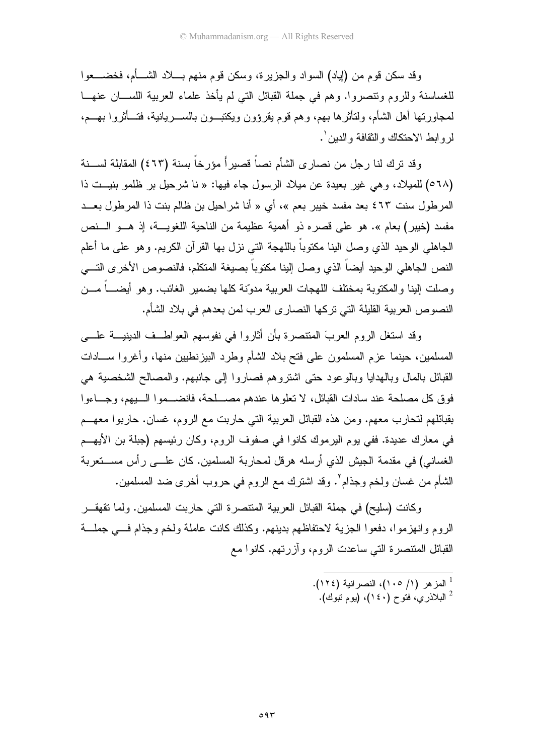وقد سكن قوم من (إياد) السواد والجزيرة، وسكن قوم منهم بلاد الشأم، فخضعوا للغساسنة وللروم وتنصروا. وهم في جملة القبائل التي لم يأخذ علماء العربية اللسان عنها لمجاورتها أهل الشأم، ولتأثرها بهم، وهم قوم يقرؤون ويكتبون بالسريانية، فتأثروا بهم، لروابط الاحتكاك والثقافة والدين[1].

وقد ترك لنا رجل من نصارى الشأم نصاً قصيراً مؤرخاً بسنة (٤٦٣) المقابلة لسنة (٥٦٨) للميلاد، وهي غير بعيدة عن ميلاد الرسول جاء فيها: « نا شرحيل بر ظلمو بنيت ذا المرطول سنت ٤٦٣ بعد مفسد خيبر بعم »، أي « أنا شراحيل بن ظالم بنت ذا المرطول بعد مفسد (خيبر) بعام ». هو على قصره ذو أهمية عظيمة من الناحية اللغوية، إذ هو النص الجاهلي الوحيد الذي وصل الينا مكتوباً باللهجة التي نزل بها القرآن الكريم. وهو على ما أعلم النص الجاهلي الوحيد أيضاً الذي وصل إلينا مكتوباً بصيغة المتكلم، فالنصوص الأخرى التي وصلت إلينا والمكتوبة بمختلف اللهجات العربية مدوّنة كلها بضمير الغائب. وهو أيضاً من النصوص العربية القليلة التي تركها النصارى العرب لمن بعدهم في بلاد الشأم.

وقد استغل الروم العربَ المتنصرة بأن أثاروا في نفوسهم العواطف الدينية على المسلمين، حينما عزم المسلمون على فتح بلاد الشأم وطرد البيزنطيين منها، وأغروا سادات القبائل بالمال وبالهدايا وبالوعود حتى اشتروهم فصاروا إلى جانبهم. والمصالح الشخصية هي فوق كل مصلحة عند سادات القبائل، لا تعلوها عندهم مصلحة، فانضموا اليهم، وجاءوا بقبائلهم لتحارب معهم. ومن هذه القبائل العربية التي حاربت مع الروم، غسان. حاربوا معهم في معارك عديدة. ففي يوم اليرموك كانوا في صفوف الروم، وكان رئيسهم (جبلة بن الأيهم الغساني) في مقدمة الجيش الذي أرسله هرقل لمحاربة المسلمين. كان على رأس مستعربة الشأم من غسان ولخم وجذام[2]. وقد اشترك مع الروم في حروب أخرى ضد المسلمين.

وكانت (سليح) في جملة القبائل العربية المتنصرة التي حاربت المسلمين. ولما تقهقر الروم وانهزموا، دفعوا الجزية لاحتفاظهم بدينهم. وكذلك كانت عاملة ولخم وجذام في جملة القبائل المتنصرة التي ساعدت الروم، وآزرتهم. كانوا مع

---

[1] المزهر (١/ ١٠٥)، النصرانية (١٢٤).
[2] البلاذري، فتوح (١٤٠)، (يوم تبوك).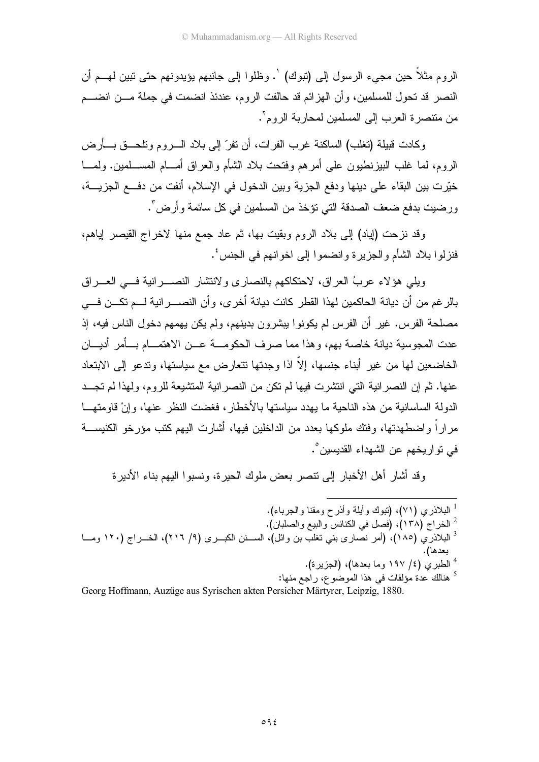الروم مثلاً حين مجيء الرسول إلى (تبوك) [1]. وظلوا إلى جانبهم يؤيدونهم حتى تبين لهم أن النصر قد تحول للمسلمين، وأن الهزائم قد حالفت الروم، عندئذ انضمت في جملة من انضم من متنصرة العرب إلى المسلمين لمحاربة الروم [2].

وكادت قبيلة (تغلب) الساكنة غرب الفرات، أن تفرّ إلى بلاد الروم وتلحق بأرض الروم، لما غلب البيزنطيون على أمرهم وفتحت بلاد الشأم والعراق أمام المسلمين. ولما خيّرت بين البقاء على دينها ودفع الجزية وبين الدخول في الإسلام، أنفت من دفع الجزية، ورضيت بدفع ضعف الصدقة التي تؤخذ من المسلمين في كل سائمة وأرض [3].

وقد نزحت (إياد) إلى بلاد الروم وبقيت بها، ثم عاد جمع منها لاخراج القيصر إياهم، فنزلوا بلاد الشأم والجزيرة وانضموا إلى اخوانهم في الجنس [4].

ويلي هؤلاء عربُ العراق، لاحتكاكهم بالنصارى ولانتشار النصرانية في العراق بالرغم من أن ديانة الحاكمين لهذا القطر كانت ديانة أخرى، وأن النصرانية لم تكن في مصلحة الفرس. غير أن الفرس لم يكونوا يبشرون بدينهم، ولم يكن يهمهم دخول الناس فيه، إذ عدت المجوسية ديانة خاصة بهم، وهذا مما صرف الحكومة عن الاهتمام بأمر أديان الخاضعين لها من غير أبناء جنسها، إلاّ اذا وجدتها تتعارض مع سياستها، وتدعو إلى الابتعاد عنها. ثم إن النصرانية التي انتشرت فيها لم تكن من النصرانية المتشيعة للروم، ولهذا لم تجد الدولة الساسانية من هذه الناحية ما يهدد سياستها بالأخطار، فغضت النظر عنها، وإنْ قاومتها مراراً واضطهدتها، وفتك ملوكها بعدد من الداخلين فيها، أشارت اليهم كتب مؤرخو الكنيسة في تواريخهم عن الشهداء القديسين [5].

وقد أشار أهل الأخبار إلى تنصر بعض ملوك الحيرة، ونسبوا اليهم بناء الأديرة

---

[1] البلاذري (٧١)، (تبوك وأيلة وأذرح ومقنا والجرباء).

[2] الخراج (١٣٨)، (فصل في الكنائس والبيع والصلبان).

[3] البلاذري (١٨٥)، (أمر نصارى بني تغلب بن وائل)، السنن الكبرى (٩/ ٢١٦)، الخراج (١٢٠ وما بعدها).

[4] الطبري (٤/ ١٩٧ وما بعدها)، (الجزيرة).

[5] هنالك عدة مؤلفات في هذا الموضوع، راجع منها:

Georg Hoffmann, Auzüge aus Syrischen akten Persicher Märtyrer, Leipzig, 1880.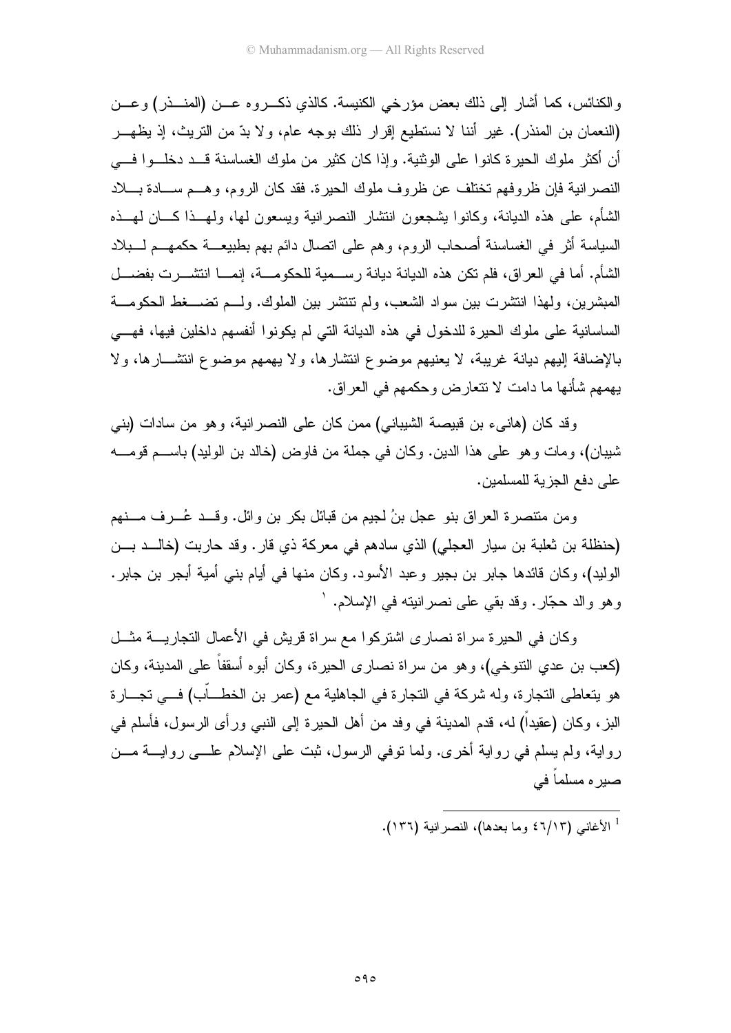والكنائس، كما أشار إلى ذلك بعض مؤرخي الكنيسة. كالذي ذكروه عن (المنذر) وعن (النعمان بن المنذر). غير أننا لا نستطيع إقرار ذلك بوجه عام، ولا بدّ من التريث، إذ يظهر أن أكثر ملوك الحيرة كانوا على الوثنية. وإذا كان كثير من ملوك الغساسنة قد دخلوا في النصرانية فإن ظروفهم تختلف عن ظروف ملوك الحيرة. فقد كان الروم، وهم سادة بلاد الشأم، على هذه الديانة، وكانوا يشجعون انتشار النصرانية ويسعون لها، ولهذا كان لهذه السياسة أثر في الغساسنة أصحاب الروم، وهم على اتصال دائم بهم بطبيعة حكمهم لبلاد الشأم. أما في العراق، فلم تكن هذه الديانة ديانة رسمية للحكومة، إنما انتشرت بفضل المبشرين، ولهذا انتشرت بين سواد الشعب، ولم تنتشر بين الملوك. ولم تضغط الحكومة الساسانية على ملوك الحيرة للدخول في هذه الديانة التي لم يكونوا أنفسهم داخلين فيها، فهي بالإضافة إليهم ديانة غريبة، لا يعنيهم موضوع انتشارها، ولا يهمهم موضوع انتشارها، ولا يهمهم شأنها ما دامت لا تتعارض وحكمهم في العراق.

وقد كان (هانىء بن قبيصة الشيباني) ممن كان على النصرانية، وهو من سادات (بني شيبان)، ومات وهو على هذا الدين. وكان في جملة من فاوض (خالد بن الوليد) باسم قومه على دفع الجزية للمسلمين.

ومن متنصرة العراق بنو عجل بنُ لجيم من قبائل بكر بن وائل. وقد عُرف منهم (حنظلة بن ثعلبة بن سيار العجلي) الذي سادهم في معركة ذي قار. وقد حاربت (خالد بن الوليد)، وكان قائدها جابر بن بجير وعبد الأسود. وكان منها في أيام بني أمية أبجر بن جابر. وهو والد حجّار. وقد بقي على نصرانيته في الإسلام. [1]

وكان في الحيرة سراة نصارى اشتركوا مع سراة قريش في الأعمال التجارية مثل (كعب بن عدي التنوخي)، وهو من سراة نصارى الحيرة، وكان أبوه أسقفاً على المدينة، وكان هو يتعاطى التجارة، وله شركة في التجارة في الجاهلية مع (عمر بن الخطّاب) في تجارة البز، وكان (عقيداً) له، قدم المدينة في وفد من أهل الحيرة إلى النبي ورأى الرسول، فأسلم في رواية، ولم يسلم في رواية أخرى. ولما توفي الرسول، ثبت على الإسلام على رواية من صيره مسلماً في

---

[1] الأغاني (١٣/٤٦ وما بعدها)، النصرانية (١٣٦).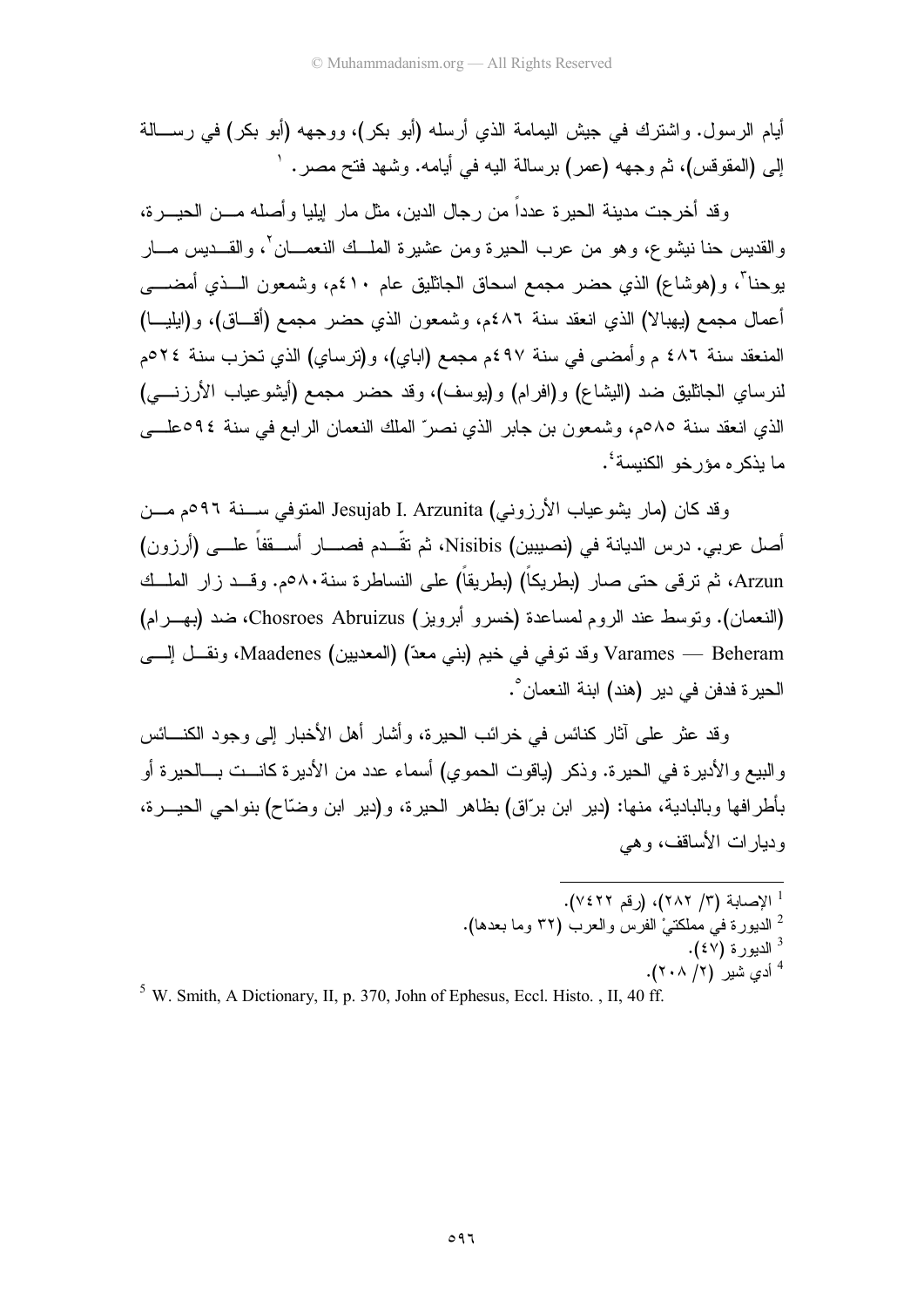أيام الرسول. واشترك في جيش اليمامة الذي أرسله (أبو بكر)، ووجهه (أبو بكر) في رسالة إلى (المقوقس)، ثم وجهه (عمر) برسالة اليه في أيامه. وشهد فتح مصر.[1]

وقد أخرجت مدينة الحيرة عدداً من رجال الدين، مثل مار إيليا وأصله من الحيرة، والقديس حنا نيشوع، وهو من عرب الحيرة ومن عشيرة الملك النعمان[2]، والقديس مار يوحنا[3]، و(هوشاع) الذي حضر مجمع اسحاق الجاثليق عام ٤١٠م، وشمعون الذي أمضى أعمال مجمع (يهبالا) الذي انعقد سنة ٤٨٦م، وشمعون الذي حضر مجمع (أقاق)، و(ايليا) المنعقد سنة ٤٨٦ م وأمضى في سنة ٤٩٧م مجمع (اباي)، و(ترساي) الذي تحزب سنة ٥٢٤م لنرساي الجاثليق ضد (اليشاع) و(افرام) و(يوسف)، وقد حضر مجمع (أيشوعياب الأرزني) الذي انعقد سنة ٥٨٥م، وشمعون بن جابر الذي نصرّ الملك النعمان الرابع في سنة ٥٩٤على ما يذكره مؤرخو الكنيسة[4].

وقد كان (مار يشوعياب الأرزوني) Jesujab I. Arzunita المتوفي سنة ٥٩٦م من أصل عربي. درس الديانة في (نصيبين) Nisibis، ثم تقّدم فصار أسقفاً على (أرزون) Arzun، ثم ترقى حتى صار (بطريكاً) (بطريقاً) على النساطرة سنة٥٨٠م. وقد زار الملك (النعمان). وتوسط عند الروم لمساعدة (خسرو أبرويز) Chosroes Abruizus، ضد (بهرام) Varames — Beheram وقد توفي في خيم (بني معدّ) (المعديين) Maadenes، ونقل إلى الحيرة فدفن في دير (هند) ابنة النعمان[5].

وقد عثر على آثار كنائس في خرائب الحيرة، وأشار أهل الأخبار إلى وجود الكنائس والبيع والأديرة في الحيرة. وذكر (ياقوت الحموي) أسماء عدد من الأديرة كانت بالحيرة أو بأطرافها وبالبادية، منها: (دير ابن برّاق) بظاهر الحيرة، و(دير ابن وضّاح) بنواحي الحيرة، وديارات الأساقف، وهي

---

[1] الإصابة (٣/ ٢٨٢)، (رقم ٧٤٢٢).
[2] الديورة في مملكتيْ الفرس والعرب (٣٢ وما بعدها).
[3] الديورة (٤٧).
[4] أدي شير (٢/ ٢٠٨).
[5] W. Smith, A Dictionary, II, p. 370, John of Ephesus, Eccl. Histo. , II, 40 ff.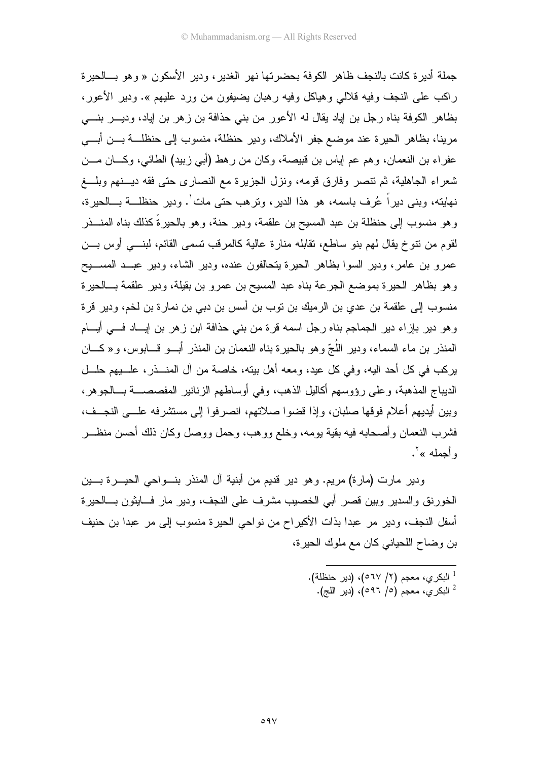جملة أديرة كانت بالنجف ظاهر الكوفة بحضرتها نهر الغدير، ودير الأسكون « وهو بالحيرة راكب على النجف وفيه قلالي وهياكل وفيه رهبان يضيفون من ورد عليهم ». ودير الأعور، بظاهر الكوفة بناه رجل بن إياد يقال له الأعور من بني حذافة بن زهر بن إياد، ودير بني مرينا، بظاهر الحيرة عند موضع جفر الأملاك، ودير حنظلة، منسوب إلى حنظلة بن أبي عفراء بن النعمان، وهم عم إياس بن قبيصة، وكان من رهط (أبي زبيد) الطائي، وكان من شعراء الجاهلية، ثم تنصر وفارق قومه، ونزل الجزيرة مع النصارى حتى فقه دينهم وبلغ نهايته، وبنى ديراً عُرف باسمه، هو هذا الدير، وترهب حتى مات[1]. ودير حنظلة بالحيرة، وهو منسوب إلى حنظلة بن عبد المسيح بن علقمة، ودير حنة، وهو بالحيرةّ كذلك بناه المنذر لقوم من تنوخ يقال لهم بنو ساطع، تقابله منارة عالية كالمرقب تسمى القائم، لبني أوس بن عمرو بن عامر، ودير السوا بظاهر الحيرة يتحالفون عنده، ودير الشاء، ودير عبد المسيح وهو بظاهر الحيرة بموضع الجرعة بناه عبد المسيح بن عمرو بن بقيلة، ودير علقمة بالحيرة منسوب إلى علقمة بن عدي بن الرميك بن توب بن أسس بن دبي بن نمارة بن لخم، ودير قرة وهو دير بإزاء دير الجماجم بناه رجل اسمه قرة من بني حذافة ابن زهر بن إياد في أيام المنذر بن ماء السماء، ودير اللُجّ وهو بالحيرة بناه النعمان بن المنذر أبو قابوس، و« كان يركب في كل أحد اليه، وفي كل عيد، ومعه أهل بيته، خاصة من آل المنذر، عليهم حلل الديباج المذهبة، وعلى رؤوسهم أكاليل الذهب، وفي أوساطهم الزنانير المفصصة بالجوهر، وبين أيديهم أعلام فوقها صلبان، وإذا قضوا صلاتهم، انصرفوا إلى مستشرفه على النجف، فشرب النعمان وأصحابه فيه بقية يومه، وخلع ووهب، وحمل ووصل وكان ذلك أحسن منظر وأجمله »[2].

ودير مارت (مارة) مريم. وهو دير قديم من أبنية آل المنذر بنواحي الحيرة بين الخورنق والسدير وبين قصر أبي الخصيب مشرف على النجف، ودير مار فايثون بالحيرة أسفل النجف، ودير مر عبدا بذات الأكيراح من نواحي الحيرة منسوب إلى مر عبدا بن حنيف بن وضاح اللحياني كان مع ملوك الحيرة،

---

[1] البكري، معجم (٢/ ٥٦٧)، (دير حنظلة).
[2] البكري، معجم (٥/ ٥٩٦)، (دير اللج).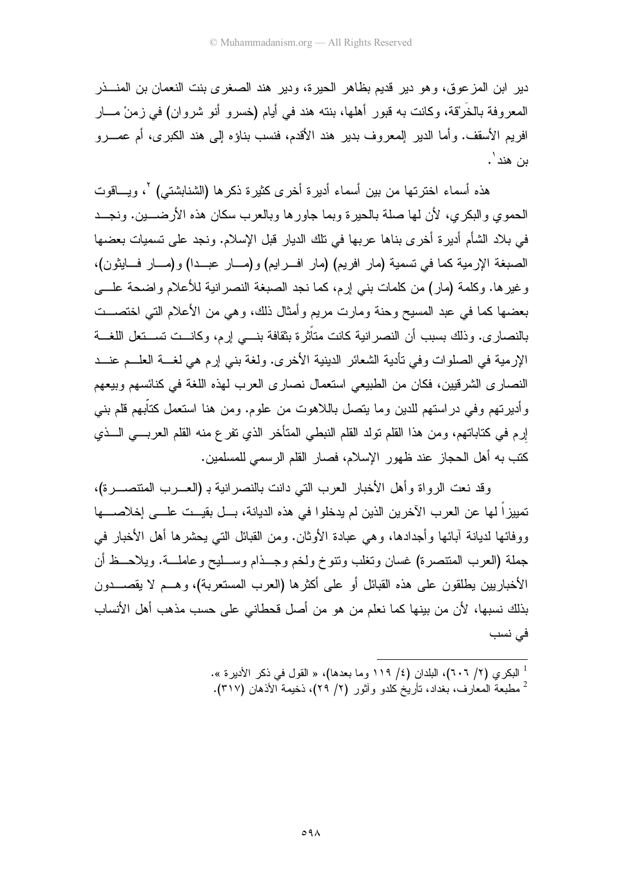دير ابن المزعوق، وهو دير قديم بظاهر الحيرة، ودير هند الصغرى بنت النعمان بن المنذر المعروفة بالحَرَقة، وكانت به قبور أهلها، بنته هند في أيام (خسرو أنو شروان) في زمنْ مار افريم الأسقف. وأما الدير المعروف بدير هند الأقدم، فنسب بناؤه إلى هند الكبرى، أم عمرو بن هند[1].

هذه أسماء اخترتها من بين أسماء أديرة أخرى كثيرة ذكرها (الشنابشتي)[2]، وياقوت الحموي والبكري، لأن لها صلة بالحيرة وبما جاورها وبالعرب سكان هذه الأرضين. ونجد في بلاد الشأم أديرة أخرى بناها عربها في تلك الديار قبل الإسلام. ونجد على تسميات بعضها الصبغة الإرمية كما في تسمية (مار افريم) (مار افرايم) و(مار عبدا) و(مار فايثون)، وغيرها. وكلمة (مار) من كلمات بني إرم، كما نجد الصبغة النصرانية للأعلام واضحة على بعضها كما في عبد المسيح وحنة ومارت مريم وأمثال ذلك، وهي من الأعلام التي اختصت بالنصارى. وذلك بسبب أن النصرانية كانت متأثرة بثقافة بني إرم، وكانت تستعل اللغة الإرمية في الصلوات وفي تأدية الشعائر الدينية الأخرى. ولغة بني إرم هي لغة العلم عند النصارى الشرقيين، فكان من الطبيعي استعمال نصارى العرب لهذه اللغة في كنائسهم وبيعهم وأديرتهم وفي دراستهم للدين وما يتصل باللاهوت من علوم. ومن هنا استعمل كتّابهم قلم بني إرم في كتاباتهم، ومن هذا القلم تولد القلم النبطي المتأخر الذي تفرع منه القلم العربي الذي كتب به أهل الحجاز عند ظهور الإسلام، فصار القلم الرسمي للمسلمين.

وقد نعت الرواة وأهل الأخبار العرب التي دانت بالنصرانية بـ (العرب المتنصرة)، تمييزاً لها عن العرب الآخرين الذين لم يدخلوا في هذه الديانة، بل بقيت على إخلاصها ووفائها لديانة آبائها وأجدادها، وهي عبادة الأوثان. ومن القبائل التي يحشرها أهل الأخبار في جملة (العرب المتنصرة) غسان وتغلب وتنوخ ولخم وجذام وسليح وعاملة. ويلاحظ أن الأخباريين يطلقون على هذه القبائل أو على أكثرها (العرب المستعربة)، وهم لا يقصدون بذلك نسبها، لأن من بينها كما نعلم من هو من أصل قحطاني على حسب مذهب أهل الأنساب في نسب

---

[1] البكري (٢/ ٦٠٦)، البلدان (٤/ ١١٩ وما بعدها)، « القول في ذكر الأديرة ».

[2] مطبعة المعارف، بغداد، تأريخ كلدو وآثور (٢/ ٢٩)، ذخيمة الأذهان (٣١٧).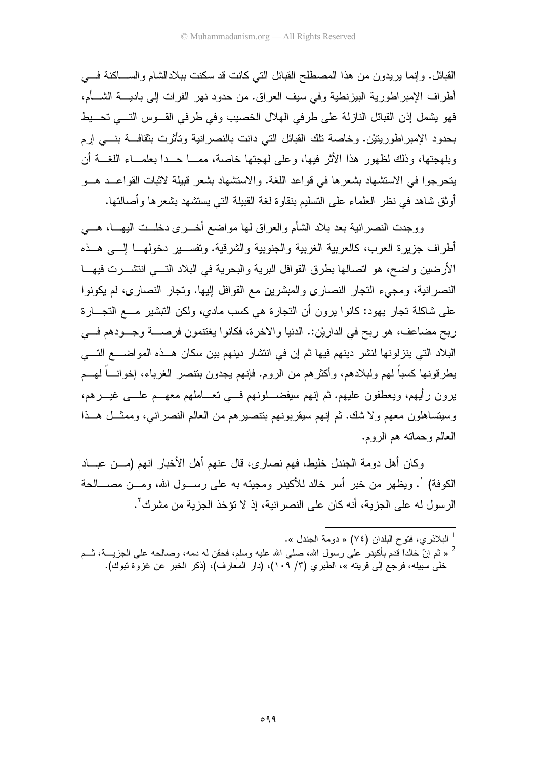القبائل. وإنما يريدون من هذا المصطلح القبائل التي كانت قد سكنت ببلادالشام والساكنة في أطراف الإمبراطورية البيزنطية وفي سيف العراق. من حدود نهر الفرات إلى بادية الشأم، فهو يشمل إذن القبائل النازلة على طرفي الهلال الخصيب وفي طرفي القوس التي تحيط بحدود الإمبراطوريتيْن. وخاصة تلك القبائل التي دانت بالنصرانية وتأثرت بثقافة بني إرم وبلهجتها، وذلك لظهور هذا الأثر فيها، وعلى لهجتها خاصة، مما حدا بعلماء اللغة أن يتحرجوا في الاستشهاد بشعرها في قواعد اللغة. والاستشهاد بشعر قبيلة لاثبات القواعد هو أوثق شاهد في نظر العلماء على التسليم بنقاوة لغة القبيلة التي يستشهد بشعرها وأصالتها.

ووجدت النصرانية بعد بلاد الشأم والعراق لها مواضع أخرى دخلت اليها، هي أطراف جزيرة العرب، كالعربية الغربية والجنوبية والشرقية. وتفسير دخولها إلى هذه الأرضين واضح، هو اتصالها بطرق القوافل البرية والبحرية في البلاد التي انتشرت فيها النصرانية، ومجيء التجار النصارى والمبشرين مع القوافل إليها. وتجار النصارى، لم يكونوا على شاكلة تجار يهود: كانوا يرون أن التجارة هي كسب مادي، ولكن التبشير مع التجارة ربح مضاعف، هو ربح في الداريْن:. الدنيا والاخرة، فكانوا يغتنمون فرصة وجودهم في البلاد التي ينزلونها لنشر دينهم فيها ثم إن في انتشار دينهم بين سكان هذه المواضع التي يطرقونها كسباً لهم ولبلادهم، وأكثرهم من الروم. فإنهم يجدون بتنصر الغرباء، إخواناً لهم يرون رأيهم، ويعطفون عليهم. ثم إنهم سيفضلونهم في تعاملهم معهم على غيرهم، وسيتساهلون معهم ولا شك. ثم إنهم سيقربونهم بتنصيرهم من العالم النصراني، وممثل هذا العالم وحماته هم الروم.

وكان أهل دومة الجندل خليط، فهم نصارى، قال عنهم أهل الأخبار انهم (من عباد الكوفة) [1]. ويظهر من خبر أسر خالد للأكيدر ومجيئه به على رسول الله، ومن مصالحة الرسول له على الجزية، أنه كان على النصرانية، إذ لا تؤخذ الجزية من مشرك[2].

---

[1] البلاذري، فتوح البلدان (٧٤) « دومة الجندل ».

[2] « ثم إنّ خالداً قدم بأكيدر على رسول الله، صلى الله عليه وسلم، فحقن له دمه، وصالحه على الجزية، ثم خلى سبيله، فرجع إلى قريته »، الطبري (٣/ ١٠٩)، (دار المعارف)، (ذكر الخبر عن غزوة تبوك).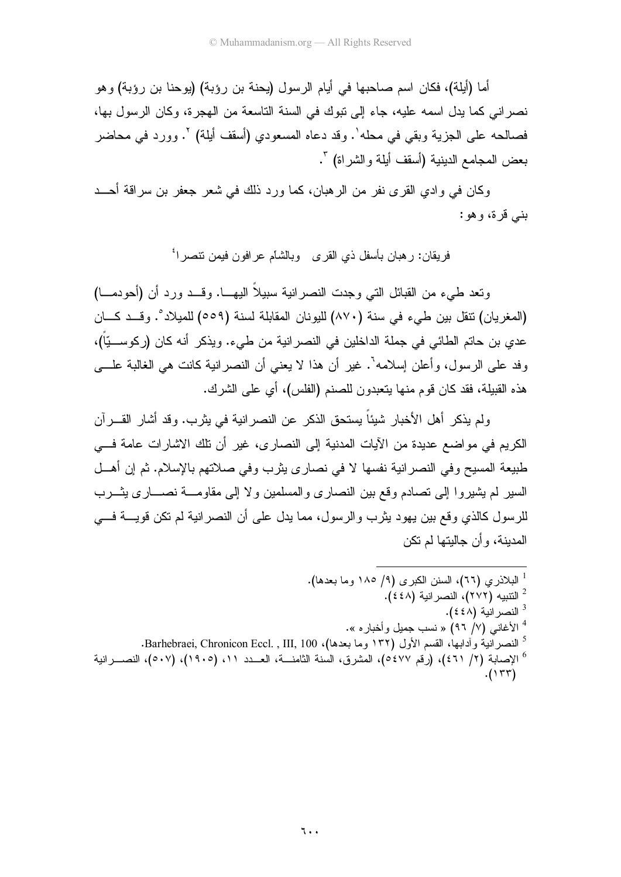أما (أيلة)، فكان اسم صاحبها في أيام الرسول (يحنة بن رؤبة) (يوحنا بن رؤبة) وهو نصراني كما يدل اسمه عليه، جاء إلى تبوك في السنة التاسعة من الهجرة، وكان الرسول بها، فصالحه على الجزية وبقي في محله[1]. وقد دعاه المسعودي (أسقف أيلة) [2]. وورد في محاضر بعض المجامع الدينية (أسقف أيلة والشراة) [3].

وكان في وادي القرى نفر من الرهبان، كما ورد ذلك في شعر جعفر بن سراقة أحد بني قرة، وهو:

فريقان: رهبان بأسفل ذي القرى وبالشأم عرافون فيمن تنصرا[4]

وتعد طيء من القبائل التي وجدت النصرانية سبيلاً اليها. وقد ورد أن (أحودما) (المغريان) تنقل بين طيء في سنة (٨٧٠) لليونان المقابلة لسنة (٥٥٩) للميلاد[5]. وقد كان عدي بن حاتم الطائي في جملة الداخلين في النصرانية من طيء. ويذكر أنه كان (ركوسيّاً)، وفد على الرسول، وأعلن إسلامه[6]. غير أن هذا لا يعني أن النصرانية كانت هي الغالبة على هذه القبيلة، فقد كان قوم منها يتعبدون للصنم (الفلس)، أي على الشرك.

ولم يذكر أهل الأخبار شيئاً يستحق الذكر عن النصرانية في يثرب. وقد أشار القرآن الكريم في مواضع عديدة من الآيات المدنية إلى النصارى، غير أن تلك الاشارات عامة في طبيعة المسيح وفي النصرانية نفسها لا في نصارى يثرب وفي صلاتهم بالإسلام. ثم إن أهل السير لم يشيروا إلى تصادم وقع بين النصارى والمسلمين ولا إلى مقاومة نصارى يثرب للرسول كالذي وقع بين يهود يثرب والرسول، مما يدل على أن النصرانية لم تكن قوية في المدينة، وأن جاليتها لم تكن

---

[1] البلاذري (٦٦)، السنن الكبرى (٩/ ١٨٥ وما بعدها).

[2] التنبيه (٢٧٢)، النصرانية (٤٤٨).

[3] النصرانية (٤٤٨).

[4] الأغاني (٧/ ٩٦) « نسب جميل وأخباره ».

[5] النصرانية وآدابها، القسم الأول (١٣٢ وما بعدها)، Barhebraei, Chronicon Eccl. , III, 100.

[6] الإصابة (٢/ ٤٦١)، (رقم ٥٤٧٧)، المشرق، السنة الثامنة، العدد ١١، (١٩٠٥)، (٥٠٧)، النصرانية (١٣٣).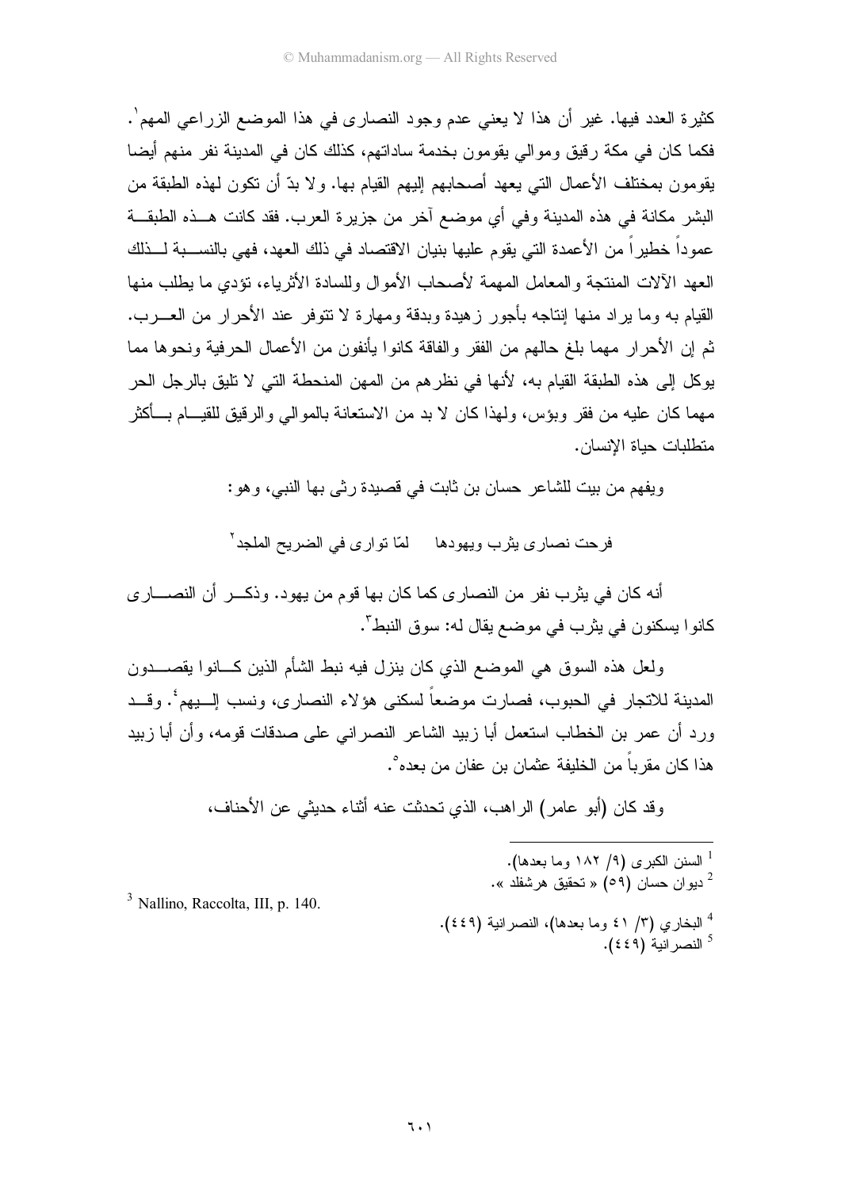كثيرة العدد فيها. غير أن هذا لا يعني عدم وجود النصارى في هذا الموضع الزراعي المهم[1]. فكما كان في مكة رقيق وموالي يقومون بخدمة ساداتهم، كذلك كان في المدينة نفر منهم أيضا يقومون بمختلف الأعمال التي يعهد أصحابهم إليهم القيام بها. ولا بدّ أن تكون لهذه الطبقة من البشر مكانة في هذه المدينة وفي أي موضع آخر من جزيرة العرب. فقد كانت هذه الطبقة عموداً خطيراً من الأعمدة التي يقوم عليها بنيان الاقتصاد في ذلك العهد، فهي بالنسبة لذلك العهد الآلات المنتجة والمعامل المهمة لأصحاب الأموال وللسادة الأثرياء، تؤدي ما يطلب منها القيام به وما يراد منها إنتاجه بأجور زهيدة وبدقة ومهارة لا تتوفر عند الأحرار من العرب. ثم إن الأحرار مهما بلغ حالهم من الفقر والفاقة كانوا يأنفون من الأعمال الحرفية ونحوها مما يوكل إلى هذه الطبقة القيام به، لأنها في نظرهم من المهن المنحطة التي لا تليق بالرجل الحر مهما كان عليه من فقر وبؤس، ولهذا كان لا بد من الاستعانة بالموالي والرقيق للقيام بأكثر متطلبات حياة الإنسان.

ويفهم من بيت للشاعر حسان بن ثابت في قصيدة رثى بها النبي، وهو:

فرحت نصارى يثرب ويهودها     لمّا توارى في الضريح الملجد[2]

أنه كان في يثرب نفر من النصارى كما كان بها قوم من يهود. وذكر أن النصارى كانوا يسكنون في يثرب في موضع يقال له: سوق النبط[3].

ولعل هذه السوق هي الموضع الذي كان ينزل فيه نبط الشأم الذين كانوا يقصدون المدينة للاتجار في الحبوب، فصارت موضعاً لسكنى هؤلاء النصارى، ونسب إليهم[4]. وقد ورد أن عمر بن الخطاب استعمل أبا زبيد الشاعر النصراني على صدقات قومه، وأن أبا زبيد هذا كان مقرباً من الخليفة عثمان بن عفان من بعده[5].

وقد كان (أبو عامر) الراهب، الذي تحدثت عنه أثناء حديثي عن الأحناف،

---

[1] السنن الكبرى (٩/ ١٨٢ وما بعدها).
[2] ديوان حسان (٥٩) « تحقيق هرشفلد ».
[3] Nallino, Raccolta, III, p. 140.
[4] البخاري (٣/ ٤١ وما بعدها)، النصرانية (٤٤٩).
[5] النصرانية (٤٤٩).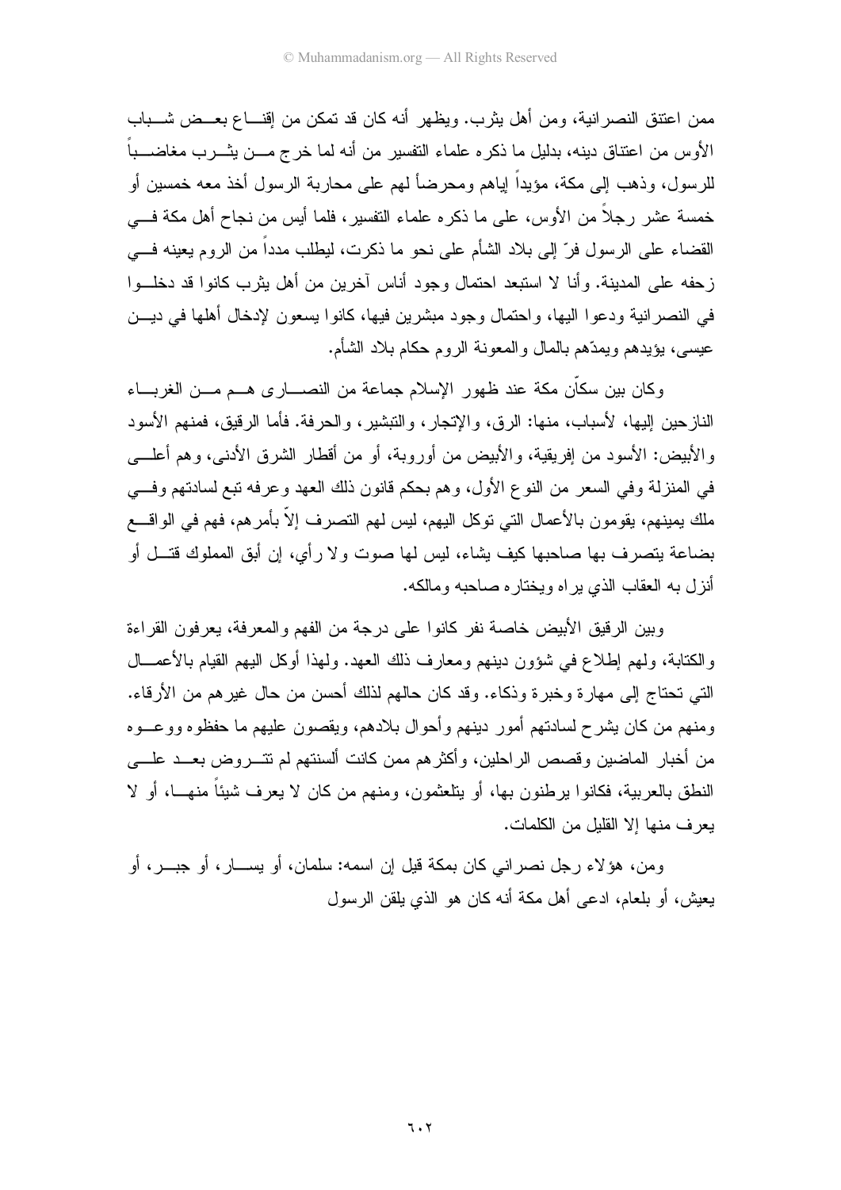ممن اعتنق النصرانية، ومن أهل يثرب. ويظهر أنه كان قد تمكن من إقناع بعض شباب الأوس من اعتناق دينه، بدليل ما ذكره علماء التفسير من أنه لما خرج من يثرب مغاضباً للرسول، وذهب إلى مكة، مؤيداً إياهم ومحرضاً لهم على محاربة الرسول أخذ معه خمسين أو خمسة عشر رجلاً من الأوس، على ما ذكره علماء التفسير، فلما أيس من نجاح أهل مكة في القضاء على الرسول فرّ إلى بلاد الشأم على نحو ما ذكرت، ليطلب مدداً من الروم يعينه في زحفه على المدينة. وأنا لا استبعد احتمال وجود أناس آخرين من أهل يثرب كانوا قد دخلوا في النصرانية ودعوا اليها، واحتمال وجود مبشرين فيها، كانوا يسعون لإدخال أهلها في دين عيسى، يؤيدهم ويمدّهم بالمال والمعونة الروم حكام بلاد الشأم.

وكان بين سكّان مكة عند ظهور الإسلام جماعة من النصارى هم من الغرباء النازحين إليها، لأسباب، منها: الرق، والإتجار، والتبشير، والحرفة. فأما الرقيق، فمنهم الأسود والأبيض: الأسود من إفريقية، والأبيض من أوروبة، أو من أقطار الشرق الأدنى، وهم أعلى في المنزلة وفي السعر من النوع الأول، وهم بحكم قانون ذلك العهد وعرفه تبع لسادتهم وفي ملك يمينهم، يقومون بالأعمال التي توكل اليهم، ليس لهم التصرف إلاّ بأمرهم، فهم في الواقع بضاعة يتصرف بها صاحبها كيف يشاء، ليس لها صوت ولا رأي، إن أبق المملوك قتل أو أنزل به العقاب الذي يراه ويختاره صاحبه ومالكه.

وبين الرقيق الأبيض خاصة نفر كانوا على درجة من الفهم والمعرفة، يعرفون القراءة والكتابة، ولهم إطلاع في شؤون دينهم ومعارف ذلك العهد. ولهذا أوكل اليهم القيام بالأعمال التي تحتاج إلى مهارة وخبرة وذكاء. وقد كان حالهم لذلك أحسن من حال غيرهم من الأرقاء. ومنهم من كان يشرح لسادتهم أمور دينهم وأحوال بلادهم، ويقصون عليهم ما حفظوه ووعوه من أخبار الماضين وقصص الراحلين، وأكثرهم ممن كانت ألسنتهم لم تتروض بعد على النطق بالعربية، فكانوا يرطنون بها، أو يتلعثمون، ومنهم من كان لا يعرف شيئاً منها، أو لا يعرف منها إلا القليل من الكلمات.

ومن، هؤلاء رجل نصراني كان بمكة قيل إن اسمه: سلمان، أو يسار، أو جبر، أو يعيش، أو بلعام، ادعى أهل مكة أنه كان هو الذي يلقن الرسول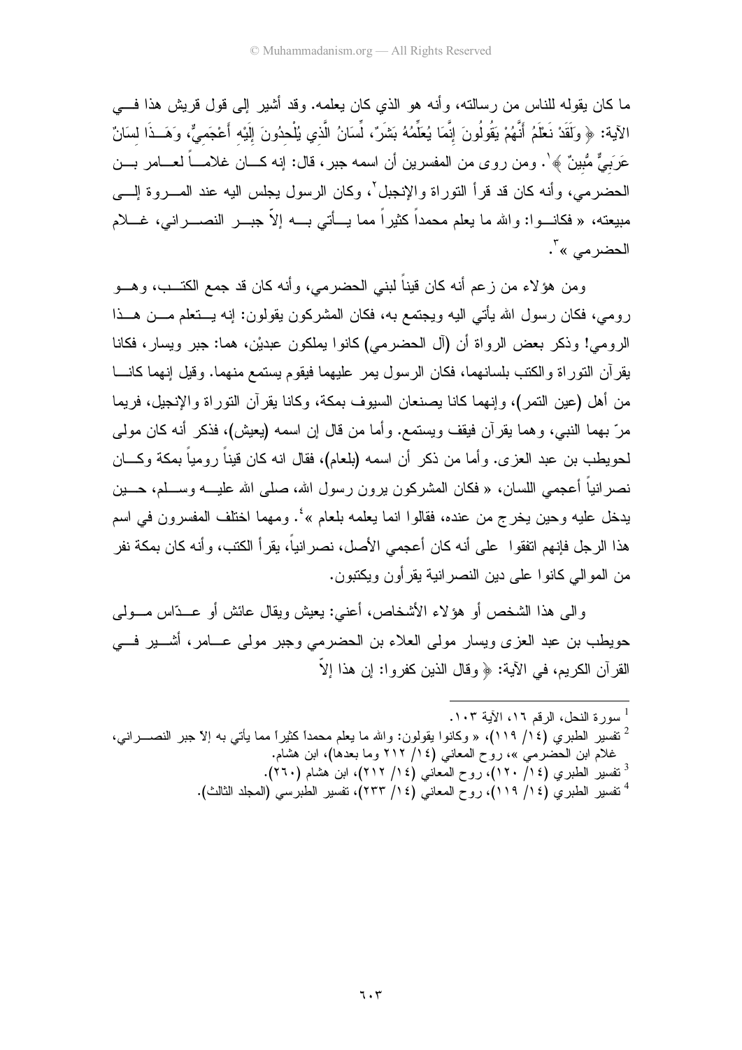ما كان يقوله للناس من رسالته، وأنه هو الذي كان يعلمه. وقد أشير إلى قول قريش هذا في الآية: ﴿ وَلَقَدْ نَعْلَمُ أَنَّهُمْ يَقُولُونَ إِنَّمَا يُعَلِّمُهُ بَشَرٌ، لِّسَانُ الَّذِي يُلْحِدُونَ إِلَيْهِ أَعْجَمِيٌّ، وَهَـذَا لِسَانٌ عَرَبِيٌّ مُّبِينٌ ﴾[1]. ومن روى من المفسرين أن اسمه جبر، قال: إنه كان غلاماً لعامر بن الحضرمي، وأنه كان قد قرأ التوراة والإنجيل[2]، وكان الرسول يجلس اليه عند المروة إلى مبيعته، « فكانوا: والله ما يعلم محمداً كثيراً مما يأتي به إلاّ جبر النصراني، غلام الحضرمي »[3].

ومن هؤلاء من زعم أنه كان قيناً لبني الحضرمي، وأنه كان قد جمع الكتب، وهو رومي، فكان رسول الله يأتي اليه ويجتمع به، فكان المشركون يقولون: إنه يتعلم من هذا الرومي! وذكر بعض الرواة أن (آل الحضرمي) كانوا يملكون عبديْن، هما: جبر ويسار، فكانا يقرآن التوراة والكتب بلسانهما، فكان الرسول يمر عليهما فيقوم يستمع منهما. وقيل إنهما كانا من أهل (عين التمر)، وإنهما كانا يصنعان السيوف بمكة، وكانا يقرآن التوراة والإنجيل، فربما مرّ بهما النبي، وهما يقرآن فيقف ويستمع. وأما من قال إن اسمه (يعيش)، فذكر أنه كان مولى لحويطب بن عبد العزى. وأما من ذكر أن اسمه (بلعام)، فقال انه كان قيناً رومياً بمكة وكان نصرانياً أعجمي اللسان، « فكان المشركون يرون رسول الله، صلى الله عليه وسلم، حين يدخل عليه وحين يخرج من عنده، فقالوا انما يعلمه بلعام »[4]. ومهما اختلف المفسرون في اسم هذا الرجل فإنهم اتفقوا على أنه كان أعجمي الأصل، نصرانياً، يقرأ الكتب، وأنه كان بمكة نفر من الموالي كانوا على دين النصرانية يقرأون ويكتبون.

والى هذا الشخص أو هؤلاء الأشخاص، أعني: يعيش ويقال عائش أو عدّاس مولى حويطب بن عبد العزى ويسار مولى العلاء بن الحضرمي وجبر مولى عامر، أشير في القرآن الكريم، في الآية: ﴿ وقال الذين كفروا: إن هذا إلاّ

---

[1] سورة النحل، الرقم ١٦، الآية ١٠٣.

[2] تفسير الطبري (١٤/ ١١٩)، « وكانوا يقولون: والله ما يعلم محمداً كثيراً مما يأتي به إلاّ جبر النصراني، غلام ابن الحضرمي »، روح المعاني (١٤/ ٢١٢ وما بعدها)، ابن هشام.

[3] تفسير الطبري (١٤/ ١٢٠)، روح المعاني (١٤/ ٢١٢)، ابن هشام (٢٦٠).

[4] تفسير الطبري (١٤/ ١١٩)، روح المعاني (١٤/ ٢٣٣)، تفسير الطبرسي (المجلد الثالث).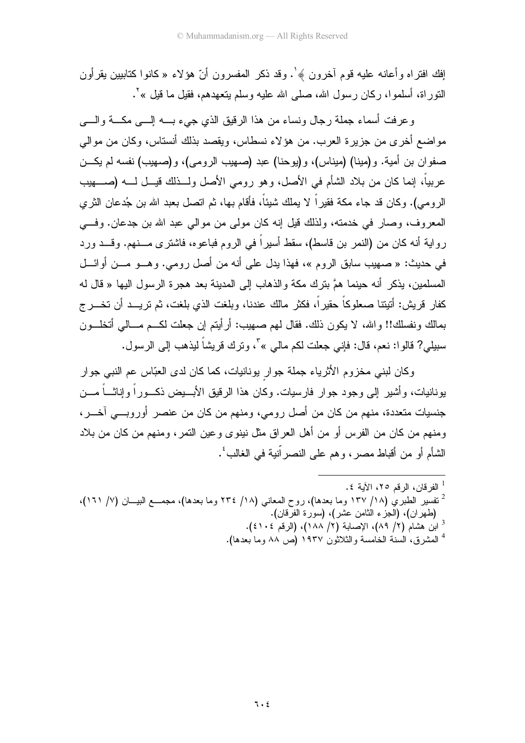إفك افتراه وأعانه عليه قوم آخرون ﴾[1]. وقد ذكر المفسرون أنّ هؤلاء « كانوا كتابيين يقرأون التوراة، أسلموا، ركان رسول الله، صلى الله عليه وسلم يتعهدهم، فقيل ما قيل »[2].

وعرفت أسماء جملة رجال ونساء من هذا الرقيق الذي جيء به إلى مكة والى مواضع أخرى من جزيرة العرب. من هؤلاء نسطاس، ويقصد بذلك أنستاس، وكان من موالي صفوان بن أمية. و(مينا) (ميناس)، و(يوحنا) عبد (صهيب الرومي)، و(صهيب) نفسه لم يكن عربياً، إنما كان من بلاد الشأم في الأصل، وهو رومي الأصل ولذلك قيل له (صهيب الرومي). وكان قد جاء مكة فقيراً لا يملك شيئاً، فأقام بها، ثم اتصل بعبد الله بن جُدعان الثري المعروف، وصار في خدمته، ولذلك قيل إنه كان مولى من موالي عبد الله بن جدعان. وفي رواية أنه كان من (النمر بن قاسط)، سقط أسيراً في الروم فباعوه، فاشترى منهم. وقد ورد في حديث: « صهيب سابق الروم »، فهذا يدل على أنه من أصل رومي. وهو من أوائل المسلمين، يذكر أنه حينما همَّ بترك مكة والذهاب إلى المدينة بعد هجرة الرسول اليها « قال له كفار قريش: أتيتنا صعلوكاً حقيراً، فكثر مالك عندنا، وبلغت الذي بلغت، ثم تريد أن تخرج بمالك ونفسلك!! والله، لا يكون ذلك. فقال لهم صهيب: أرأيتم إن جعلت لكم مالي أتخلون سبيلي؟ قالوا: نعم، قال: فإني جعلت لكم مالي »[3]، وترك قريشاً ليذهب إلى الرسول.

وكان لبني مخزوم الأثرياء جملة جوارٍ يونانيات، كما كان لدى العبّاس عم النبي جوار يونانيات، وأشير إلى وجود جوار فارسيات. وكان هذا الرقيق الأبيض ذكوراً وإناثاً من جنسيات متعددة، منهم من كان من أصل رومي، ومنهم من كان من عنصر أوروبي آخر، ومنهم من كان من الفرس أو من أهل العراق مثل نينوى وعين التمر، ومنهم من كان من بلاد الشأم أو من أقباط مصر، وهم على النصرانية في الغالب[4].

---

[1] الفرقان، الرقم ٢٥، الآية ٤.

[2] تفسير الطبري (١٨/ ١٣٧ وما بعدها)، روح المعاني (١٨/ ٢٣٤ وما بعدها)، مجمع البيان (٧/ ١٦١)، (طهران)، (الجزء الثامن عشر)، (سورة الفرقان).

[3] ابن هشام (٢/ ٨٩)، الإصابة (٢/ ١٨٨)، (الرقم ٤١٠٤).

[4] المشرق، السنة الخامسة والثلاثون ١٩٣٧ (ص ٨٨ وما بعدها).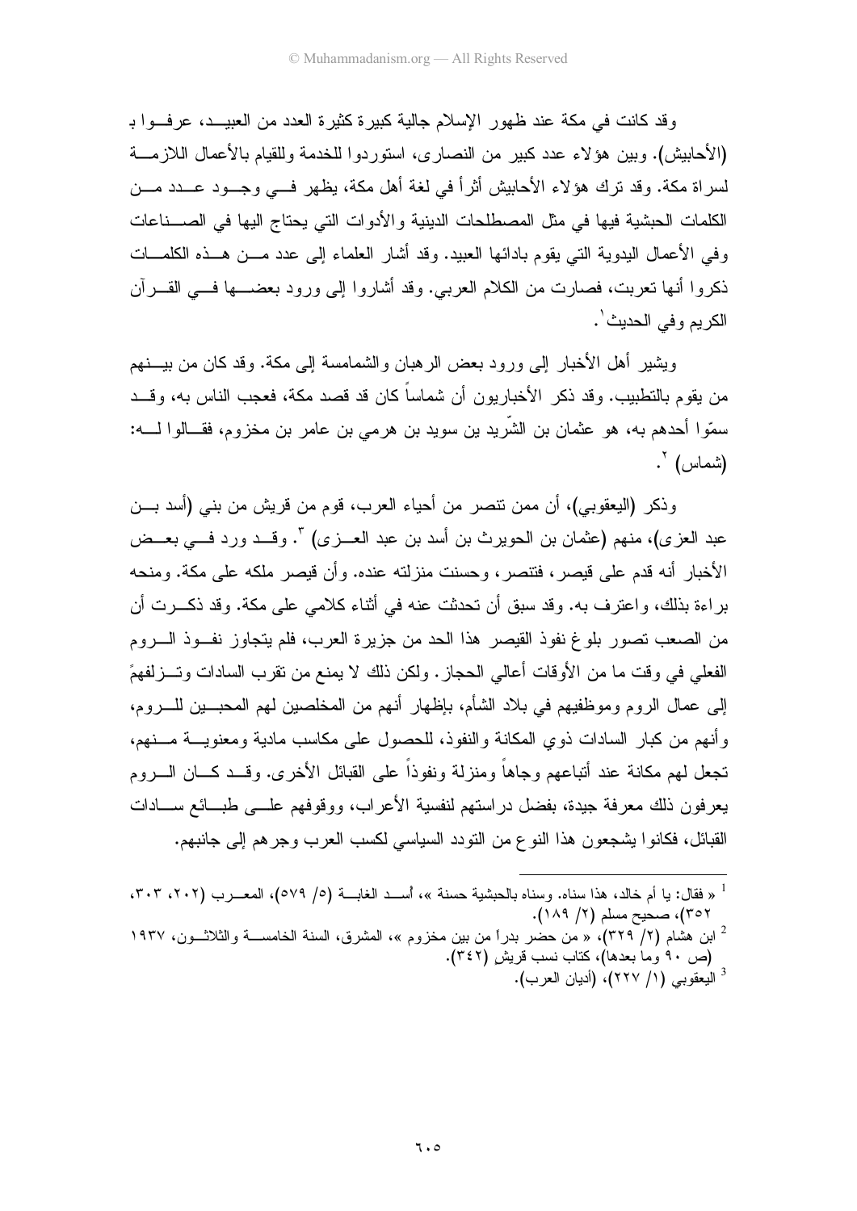وقد كانت في مكة عند ظهور الإسلام جالية كبيرة كثيرة العدد من العبيد، عرفوا بـ (الأحابيش). وبين هؤلاء عدد كبير من النصارى، استوردوا للخدمة وللقيام بالأعمال اللازمة لسراة مكة. وقد ترك هؤلاء الأحابيش أثراً في لغة أهل مكة، يظهر في وجود عدد من الكلمات الحبشية فيها في مثل المصطلحات الدينية والأدوات التي يحتاج اليها في الصناعات وفي الأعمال اليدوية التي يقوم بادائها العبيد. وقد أشار العلماء إلى عدد من هذه الكلمات ذكروا أنها تعربت، فصارت من الكلام العربي. وقد أشاروا إلى ورود بعضها في القرآن الكريم وفي الحديث[1].

ويشير أهل الأخبار إلى ورود بعض الرهبان والشمامسة إلى مكة. وقد كان من بينهم من يقوم بالتطبيب. وقد ذكر الأخباريون أن شماساً كان قد قصد مكة، فعجب الناس به، وقد سمّوا أحدهم به، هو عثمان بن الشّريد بن سويد بن هرمي بن عامر بن مخزوم، فقالوا له: (شماس)[2].

وذكر (اليعقوبي)، أن ممن تنصر من أحياء العرب، قوم من قريش من بني (أسد بن عبد العزى)، منهم (عثمان بن الحويرث بن أسد بن عبد العزى)[3]. وقد ورد في بعض الأخبار أنه قدم على قيصر، فتنصر، وحسنت منزلته عنده. وأن قيصر ملكه على مكة. ومنحه براءة بذلك، واعترف به. وقد سبق أن تحدثت عنه في أثناء كلامي على مكة. وقد ذكرت أن من الصعب تصور بلوغ نفوذ القيصر هذا الحد من جزيرة العرب، فلم يتجاوز نفوذ الروم الفعلي في وقت ما من الأوقات أعالي الحجاز. ولكن ذلك لا يمنع من تقرب السادات وتزلفهمً إلى عمال الروم وموظفيهم في بلاد الشأم، بإظهار أنهم من المخلصين لهم المحبين للروم، وأنهم من كبار السادات ذوي المكانة والنفوذ، للحصول على مكاسب مادية ومعنوية منهم، تجعل لهم مكانة عند أتباعهم وجاهاً ومنزلة ونفوذاً على القبائل الأخرى. وقد كان الروم يعرفون ذلك معرفة جيدة، بفضل دراستهم لنفسية الأعراب، ووقوفهم على طبائع سادات القبائل، فكانوا يشجعون هذا النوع من التودد السياسي لكسب العرب وجرهم إلى جانبهم.

---

[1] « فقال: يا أم خالد، هذا سناه. وسناه بالحبشية حسنة »، أسد الغابة (٥/ ٥٧٩)، المعرب (٢٠٢، ٣٠٣، ٣٥٢)، صحيح مسلم (٢/ ١٨٩).

[2] ابن هشام (٢/ ٣٢٩)، « من حضر بدراً من بين مخزوم »، المشرق، السنة الخامسة والثلاثون، ١٩٣٧ (ص ٩٠ وما بعدها)، كتاب نسب قريش (٣٤٢).

[3] اليعقوبي (١/ ٢٢٧)، (أديان العرب).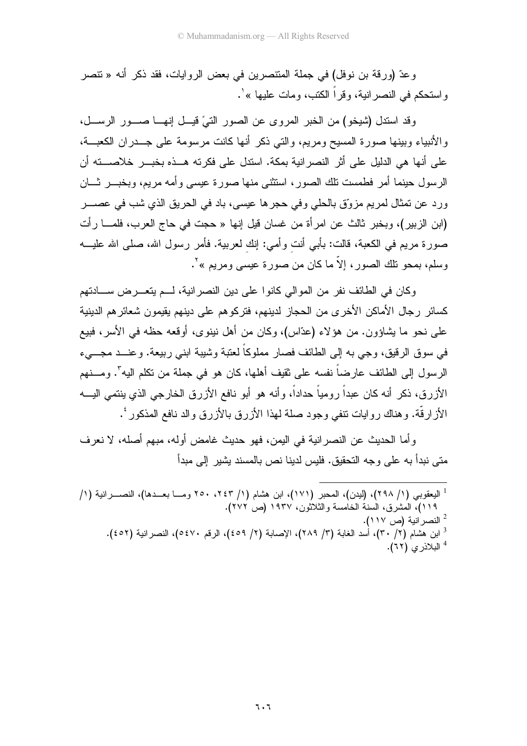وعدّ (ورقة بن نوفل) في جملة المتنصرين في بعض الروايات، فقد ذكر أنه « تنصر واستحكم في النصرانية، وقرأ الكتب، ومات عليها »[1].

وقد استدل (شيخو) من الخبر المروى عن الصور التيَ قيل إنها صور الرسل، والأنبياء وبينها صورة المسيح ومريم، والتي ذكر أنها كانت مرسومة على جدران الكعبة، على أنها هي الدليل على أثر النصرانية بمكة. استدل على فكرته هذه بخبر خلاصته أن الرسول حينما أمر فطمست تلك الصور، استثنى منها صورة عيسى وأمه مريم، وبخبر ثان ورد عن تمثال لمريم مزوّق بالحلي وفي حجرها عيسى، باد في الحريق الذي شب في عصر (ابن الزبير)، وبخبر ثالث عن امرأة من غسان قيل إنها « حجت في حاج العرب، فلما رأت صورة مريم في الكعبة، قالت: بأبي أنتِ وأمي: إنكِ لعربية. فأمر رسول الله، صلى الله عليه وسلم، بمحو تلك الصور، إلاّ ما كان من صورة عيسى ومريم »[2].

وكان في الطائف نفر من الموالي كانوا على دين النصرانية، لم يتعرض سادتهم كسائر رجال الأماكن الأخرى من الحجاز لدينهم، فتركوهم على دينهم يقيمون شعائرهم الدينية على نحو ما يشاؤون. من هؤلاء (عدّاس)، وكان من أهل نينوى، أوقعه حظه في الأسر، فبيع في سوق الرقيق، وجي به إلى الطائف فصار مملوكاً لعتبة وشيبة ابني ربيعة. وعند مجيء الرسول إلى الطائف عارضاً نفسه على ثقيف أهلها، كان هو في جملة من تكلم اليه[3]. ومنهم الأزرق، ذكر أنه كان عبداً رومياً حداداً، وأنه هو أبو نافع الأزرق الخارجي الذي ينتمي اليه الأزارقة. وهناك روايات تنفي وجود صلة لهذا الأزرق بالأزرق والد نافع المذكور[4].

وأما الحديث عن النصرانية في اليمن، فهو حديث غامض أوله، مبهم أصله، لا نعرف متى نبدأ به على وجه التحقيق. فليس لدينا نص بالمسند يشير إلى مبدأ

---

[1] اليعقوبي (١/ ٢٩٨)، (ليدن)، المحبر (١٧١)، ابن هشام (١/ ٢٤٣، ٢٥٠ وما بعدها)، النصرانية (١/ ١١٩)، المشرق، السنة الخامسة والثلاثون، ١٩٣٧ (ص ٢٧٢).

[2] النصرانية (ص ١١٧).

[3] ابن هشام (٢/ ٣٠)، أسد الغابة (٣/ ٢٨٩)، الإصابة (٢/ ٤٥٩)، الرقم ٥٤٧٠، النصرانية (٤٥٢).

[4] البلاذري (٦٢).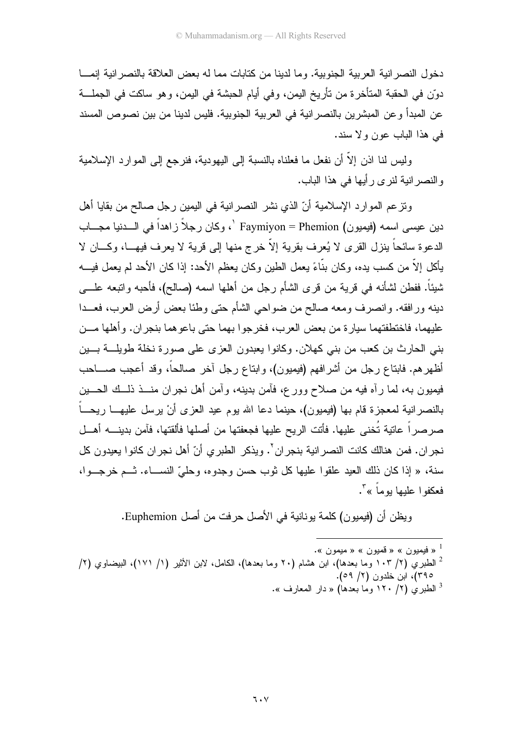دخول النصرانية العربية الجنوبية. وما لدينا من كتابات مما له بعض العلاقة بالنصرانية إنما دوّن في الحقبة المتأخرة من تأريخ اليمن، وفي أيام الحبشة في اليمن، وهو ساكت في الجملة عن المبدأ وعن المبشرين بالنصرانية في العربية الجنوبية. فليس لدينا من بين نصوص المسند في هذا الباب عون ولا سند.

وليس لنا اذن إلاّ أن نفعل ما فعلناه بالنسبة إلى اليهودية، فنرجع إلى الموارد الإسلامية والنصرانية لنرى رأيها في هذا الباب.

وتزعم الموارد الإسلامية أنّ الذي نشر النصرانية في اليمين رجل صالح من بقايا أهل دين عيسى اسمه (فيميون) Faymiyon = Phemion [1]، وكان رجلاً زاهداً في الدنيا مجاب الدعوة سائحاً ينزل القرى لا يُعرف بقرية إلاّ خرج منها إلى قرية لا يعرف فيها، وكان لا يأكل إلاّ من كسب يده، وكان بنّاءً يعمل الطين وكان يعظم الأحد: إذا كان الأحد لم يعمل فيه شيئاً. ففطن لشأنه في قرية من قرى الشأم رجل من أهلها اسمه (صالح)، فأحبه واتبعه على دينه ورافقه. وانصرف ومعه صالح من ضواحي الشأم حتى وطئا بعض أرض العرب، فعدا عليهما، فاختطفتهما سيارة من بعض العرب، فخرجوا بهما حتى باعوهما بنجران. وأهلها من بني الحارث بن كعب من بني كهلان. وكانوا يعبدون العزى على صورة نخلة طويلة بين أظهرهم. فابتاع رجل من أشرافهم (فيميون)، وابتاع رجل آخر صالحاً، وقد أعجب صاحب فيميون به، لما رآه فيه من صلاح وورع، فآمن بدينه، وآمن أهل نجران منذ ذلك الحين بالنصرانية لمعجزة قام بها (فيميون)، حينما دعا الله يوم عيد العزى أنْ يرسل عليها ريحاً صرصراً عاتية تُخنى عليها. فأتت الريح عليها فجعفتها من أصلها فألقتها، فآمن بدينه أهل نجران. فمن هنالك كانت النصرانية بنجران[2]. ويذكر الطبري أنّ أهل نجران كانوا يعيدون كل سنة، « إذا كان ذلك العيد علقوا عليها كل ثوب حسن وجدوه، وحليّ النساء. ثم خرجوا، فعكفوا عليها يوماً »[3].

ويظن أن (فيميون) كلمة يونانية في الأصل حرفت من أصل Euphemion.

---

[1] « فيميون » « قميون » « ميمون ».

[2] الطبري (٢/ ١٠٣ وما بعدها)، ابن هشام (٢٠ وما بعدها)، الكامل، لابن الأثير (١/ ١٧١)، البيضاوي (٢/ ٣٩٥)، ابن خلدون (٢/ ٥٩).

[3] الطبري (٢/ ١٢٠ وما بعدها) « دار المعارف ».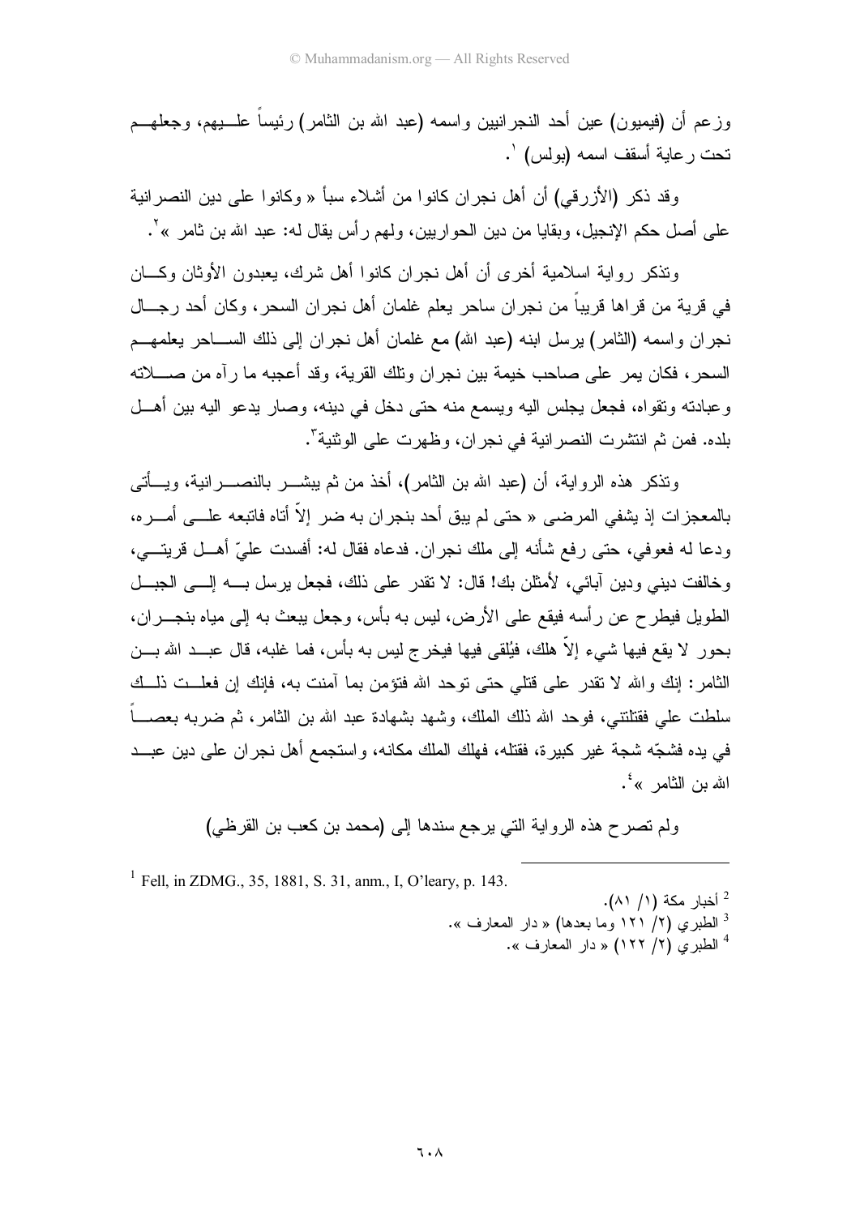وزعم أن (فيميون) عين أحد النجرانيين واسمه (عبد الله بن الثامر) رئيساً عليهم، وجعلهم تحت رعاية أسقف اسمه (بولس) [1].

وقد ذكر (الأزرقي) أن أهل نجران كانوا من أشلاء سبأ « وكانوا على دين النصرانية على أصل حكم الإنجيل، وبقايا من دين الحواريين، ولهم رأس يقال له: عبد الله بن ثامر »[2].

وتذكر رواية اسلامية أخرى أن أهل نجران كانوا أهل شرك، يعبدون الأوثان وكان في قرية من قراها قريباً من نجران ساحر يعلم غلمان أهل نجران السحر، وكان أحد رجال نجران واسمه (الثامر) يرسل ابنه (عبد الله) مع غلمان أهل نجران إلى ذلك الساحر يعلمهم السحر، فكان يمر على صاحب خيمة بين نجران وتلك القرية، وقد أعجبه ما رآه من صلاته وعبادته وتقواه، فجعل يجلس اليه ويسمع منه حتى دخل في دينه، وصار يدعو اليه بين أهل بلده. فمن ثم انتشرت النصرانية في نجران، وظهرت على الوثنية[3].

وتذكر هذه الرواية، أن (عبد الله بن الثامر)، أخذ من ثم يبشر بالنصرانية، ويأتي بالمعجزات إذ يشفي المرضى « حتى لم يبق أحد بنجران به ضر إلاّ أتاه فاتبعه على أمره، ودعا له فعوفي، حتى رفع شأنه إلى ملك نجران. فدعاه فقال له: أفسدت عليّ أهل قريتي، وخالفت ديني ودين آبائي، لأمثلن بك! قال: لا تقدر على ذلك، فجعل يرسل به إلى الجبل الطويل فيطرح عن رأسه فيقع على الأرض، ليس به بأس، وجعل يبعث به إلى مياه بنجران، بحور لا يقع فيها شيء إلاّ هلك، فيُلقى فيها فيخرج ليس به بأس، فما غلبه، قال عبد الله بن الثامر: إنك والله لا تقدر على قتلي حتى توحد الله فتؤمن بما آمنت به، فإنك إن فعلت ذلك سلطت علي فقتلتني، فوحد الله ذلك الملك، وشهد بشهادة عبد الله بن الثامر، ثم ضربه بعصاً في يده فشجّه شجة غير كبيرة، فقتله، فهلك الملك مكانه، واستجمع أهل نجران على دين عبد الله بن الثامر »[4].

ولم تصرح هذه الرواية التي يرجع سندها إلى (محمد بن كعب بن القرظي)

---

[1] Fell, in ZDMG., 35, 1881, S. 31, anm., I, O'leary, p. 143.

[2] أخبار مكة (١/ ٨١).

[3] الطبري (٢/ ١٢١ وما بعدها) « دار المعارف ».

[4] الطبري (٢/ ١٢٢) « دار المعارف ».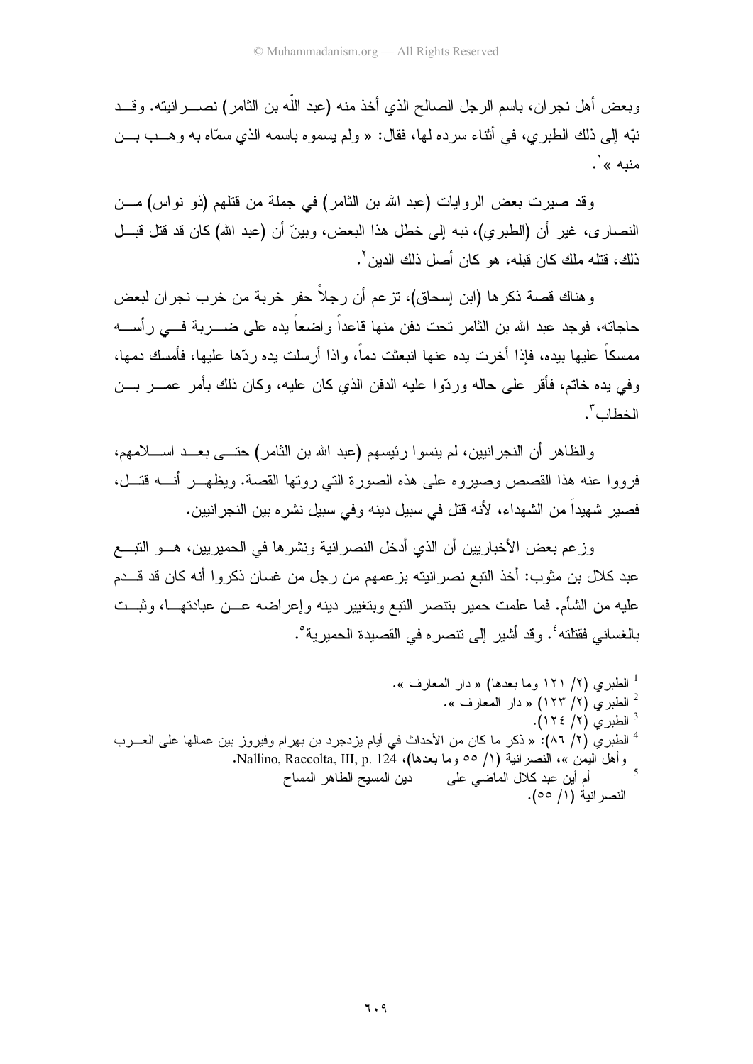وبعض أهل نجران، باسم الرجل الصالح الذي أخذ منه (عبد اللّه بن الثامر) نصرانيته. وقد نبّه إلى ذلك الطبري، في أثناء سرده لها، فقال: « ولم يسموه باسمه الذي سمّاه به وهب بن منبه »[1].

وقد صيرت بعض الروايات (عبد الله بن الثامر) في جملة من قتلهم (ذو نواس) من النصارى، غير أن (الطبري)، نبه إلى خطل هذا البعض، وبينّ أن (عبد الله) كان قد قتل قبل ذلك، قتله ملك كان قبله، هو كان أصل ذلك الدين[2].

وهناك قصة ذكرها (ابن إسحاق)، تزعم أن رجلاً حفر خربة من خرب نجران لبعض حاجاته، فوجد عبد الله بن الثامر تحت دفن منها قاعداً واضعاً يده على ضربة في رأسه ممسكاً عليها بيده، فإذا أخرت يده عنها انبعثت دماً، واذا أرسلت يده ردّها عليها، فأمسك دمها، وفي يده خاتم، فأقر على حاله وردّوا عليه الدفن الذي كان عليه، وكان ذلك بأمر عمر بن الخطاب[3].

والظاهر أن النجرانيين، لم ينسوا رئيسهم (عبد الله بن الثامر) حتى بعد اسلامهم، فرووا عنه هذا القصص وصيروه على هذه الصورة التي روتها القصة. ويظهر أنه قتل، فصير شهيداً من الشهداء، لأنه قتل في سبيل دينه وفي سبيل نشره بين النجرانيين.

وزعم بعض الأخباريين أن الذي أدخل النصرانية ونشرها في الحميريين، هو التبع عبد كلال بن مثوب: أخذ التبع نصرانيته بزعمهم من رجل من غسان ذكروا أنه كان قد قدم عليه من الشأم. فما علمت حمير بتنصر التبع وبتغيير دينه وإعراضه عن عبادتها، وثبت بالغساني فقتلته[4]. وقد أشير إلى تنصره في القصيدة الحميرية[5].

---

[1] الطبري (٢/ ١٢١ وما بعدها) « دار المعارف ».

[2] الطبري (٢/ ١٢٣) « دار المعارف ».

[3] الطبري (٢/ ١٢٤).

[4] الطبري (٢/ ٨٦): « ذكر ما كان من الأحداث في أيام يزدجرد بن بهرام وفيروز بين عمالها على العرب وأهل اليمن »، النصرانية (١/ ٥٥ وما بعدها)، Nallino, Raccolta, III, p. 124.

[5] أم أين عبد كلال الماضي على  دين المسيح الطاهر المساح
النصرانية (١/ ٥٥).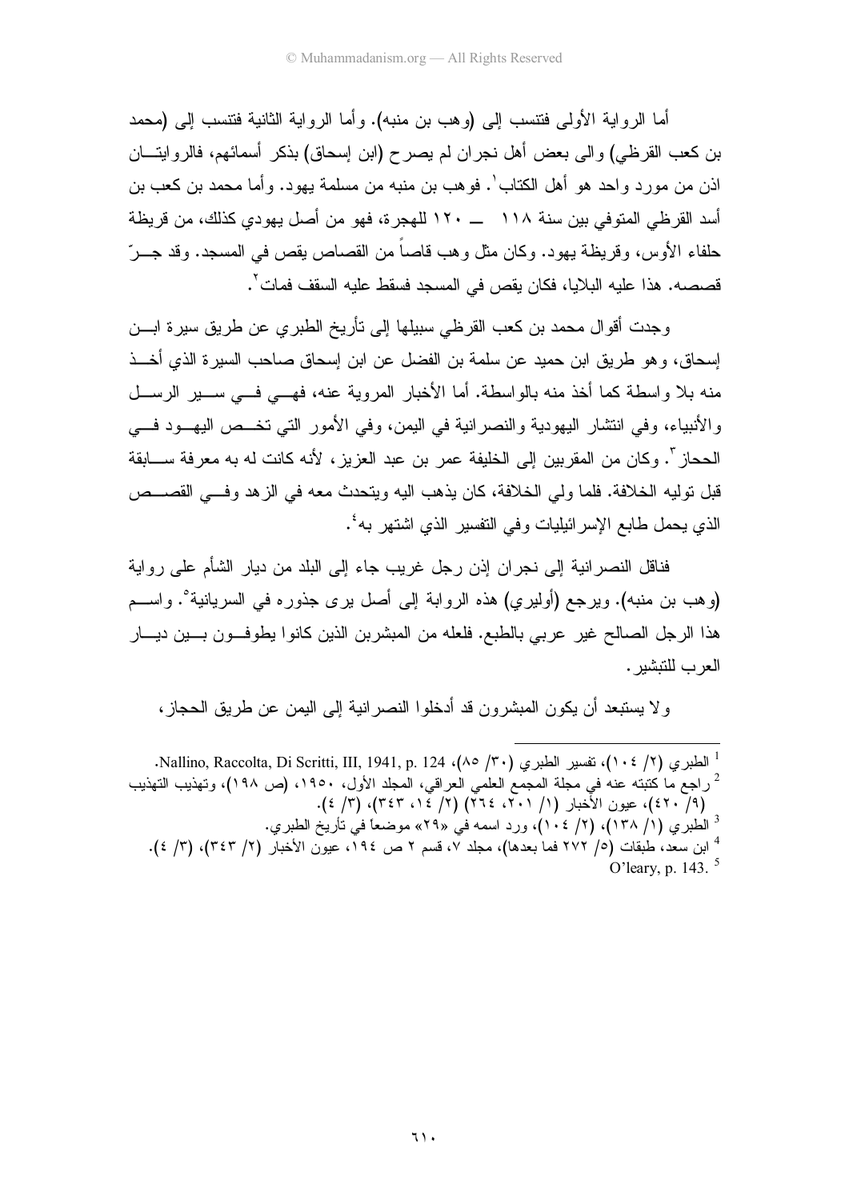أما الرواية الأولى فتنسب إلى (وهب بن منبه). وأما الرواية الثانية فتنسب إلى (محمد بن كعب القرظي) والى بعض أهل نجران لم يصرح (ابن إسحاق) بذكر أسمائهم، فالروايتان اذن من مورد واحد هو أهل الكتاب[1]. فوهب بن منبه من مسلمة يهود. وأما محمد بن كعب بن أسد القرظي المتوفي بين سنة ١١٨ ــ ١٢٠ للهجرة، فهو من أصل يهودي كذلك، من قريظة حلفاء الأوس، وقريظة يهود. وكان مثل وهب قاصاً من القصاص يقص في المسجد. وقد جرّ قصصه. هذا عليه البلايا، فكان يقص في المسجد فسقط عليه السقف فمات[2].

وجدت أقوال محمد بن كعب القرظي سبيلها إلى تأريخ الطبري عن طريق سيرة ابن إسحاق، وهو طريق ابن حميد عن سلمة بن الفضل عن ابن إسحاق صاحب السيرة الذي أخذ منه بلا واسطة كما أخذ منه بالواسطة. أما الأخبار المروية عنه، فهي في سير الرسل والأنبياء، وفي انتشار اليهودية والنصرانية في اليمن، وفي الأمور التي تخص اليهود في الحجاز[3]. وكان من المقربين إلى الخليفة عمر بن عبد العزيز، لأنه كانت له به معرفة سابقة قبل توليه الخلافة. فلما ولي الخلافة، كان يذهب اليه ويتحدث معه في الزهد وفي القصص الذي يحمل طابع الإسرائيليات وفي التفسير الذي اشتهر به[4].

فناقل النصرانية إلى نجران إذن رجل غريب جاء إلى البلد من ديار الشأم على رواية (وهب بن منبه). ويرجع (أوليري) هذه الروابة إلى أصل يرى جذوره في السريانية[5]. واسم هذا الرجل الصالح غير عربي بالطبع. فلعله من المبشرين الذين كانوا يطوفون بين ديار العرب للتبشير.

ولا يستبعد أن يكون المبشرون قد أدخلوا النصرانية إلى اليمن عن طريق الحجاز،

---

[1] الطبري (٢/ ١٠٤)، تفسير الطبري (٣٠/ ٨٥)، Nallino, Raccolta, Di Scritti, III, 1941, p. 124.

[2] راجع ما كتبته عنه في مجلة المجمع العلمي العراقي، المجلد الأول، ١٩٥٠، (ص ١٩٨)، وتهذيب التهذيب (٩/ ٤٢٠)، عيون الأخبار (١/ ٢٠١، ٢٦٤) (٢/ ١٤، ٣٤٣)، (٣/ ٤).

[3] الطبري (١/ ١٣٨)، (٢/ ١٠٤)، ورد اسمه في «٢٩» موضعاً في تأريخ الطبري.

[4] ابن سعد، طبقات (٥/ ٢٧٢ فما بعدها)، مجلد ٧، قسم ٢ ص ١٩٤، عيون الأخبار (٢/ ٣٤٣)، (٣/ ٤).

[5] O'leary, p. 143.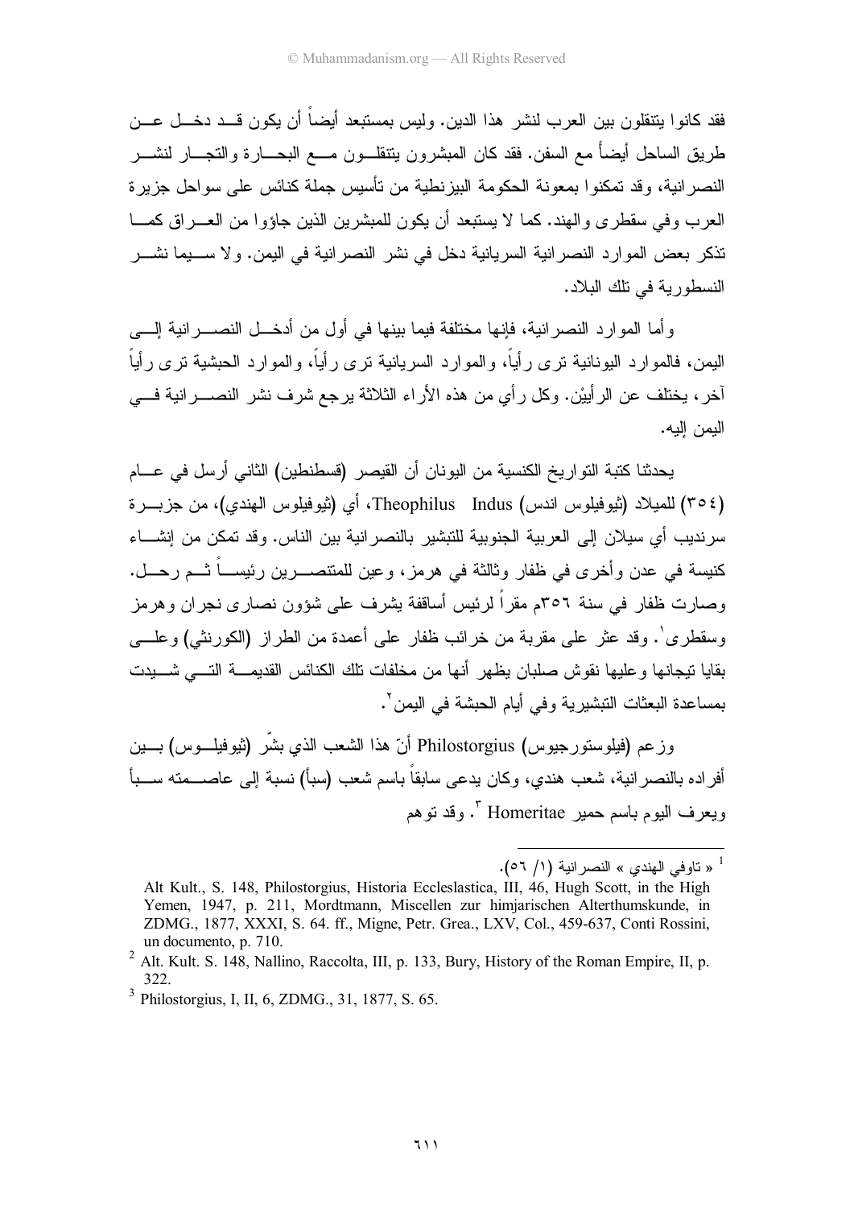فقد كانوا يتنقلون بين العرب لنشر هذا الدين. وليس بمستبعد أيضاً أن يكون قد دخل عن طريق الساحل أيضاً مع السفن. فقد كان المبشرون يتنقلون مع البحارة والتجار لنشر النصرانية، وقد تمكنوا بمعونة الحكومة البيزنطية من تأسيس جملة كنائس على سواحل جزيرة العرب وفي سقطرى والهند. كما لا يستبعد أن يكون للمبشرين الذين جاؤوا من العراق كما تذكر بعض الموارد النصرانية السريانية دخل في نشر النصرانية في اليمن. ولا سيما نشر النسطورية في تلك البلاد.

وأما الموارد النصرانية، فإنها مختلفة فيما بينها في أول من أدخل النصرانية إلى اليمن، فالموارد اليونانية ترى رأياً، والموارد السريانية ترى رأياً، والموارد الحبشية ترى رأياً آخر، يختلف عن الرأيين. وكل رأي من هذه الآراء الثلاثة يرجع شرف نشر النصرانية في اليمن إليه.

يحدثنا كتبة التواريخ الكنسية من اليونان أن القيصر (قسطنطين) الثاني أرسل في عام (٣٥٤) للميلاد (ثيوفيلوس اندس) Theophilus Indus، أي (ثيوفيلوس الهندي)، من جزيرة سرنديب أي سيلان إلى العربية الجنوبية للتبشير بالنصرانية بين الناس. وقد تمكن من إنشاء كنيسة في عدن وأخرى في ظفار وثالثة في هرمز، وعين للمتنصرين رئيساً ثم رحل. وصارت ظفار في سنة ٣٥٦م مقراً لرئيس أساقفة يشرف على شؤون نصارى نجران وهرمز وسقطرى[1]. وقد عثر على مقربة من خرائب ظفار على أعمدة من الطراز (الكورنثي) وعلى بقايا تيجانها وعليها نقوش صلبان يظهر أنها من مخلفات تلك الكنائس القديمة التي شيدت بمساعدة البعثات التبشيرية وفي أيام الحبشة في اليمن[2].

وزعم (فيلوستورجيوس) Philostorgius أنّ هذا الشعب الذي بشّر (ثيوفيلوس) بين أفراده بالنصرانية، شعب هندي، وكان يدعى سابقاً باسم شعب (سبأ) نسبة إلى عاصمته سبأ ويعرف اليوم باسم حمير Homeritae [3]. وقد توهم

---

[1] « تاوفي الهندي » النصرانية (١/ ٥٦).
Alt Kult., S. 148, Philostorgius, Historia Eccleslastica, III, 46, Hugh Scott, in the High Yemen, 1947, p. 211, Mordtmann, Miscellen zur himjarischen Alterthumskunde, in ZDMG., 1877, XXXI, S. 64. ff., Migne, Petr. Grea., LXV, Col., 459-637, Conti Rossini, un documento, p. 710.

[2] Alt. Kult. S. 148, Nallino, Raccolta, III, p. 133, Bury, History of the Roman Empire, II, p. 322.

[3] Philostorgius, I, II, 6, ZDMG., 31, 1877, S. 65.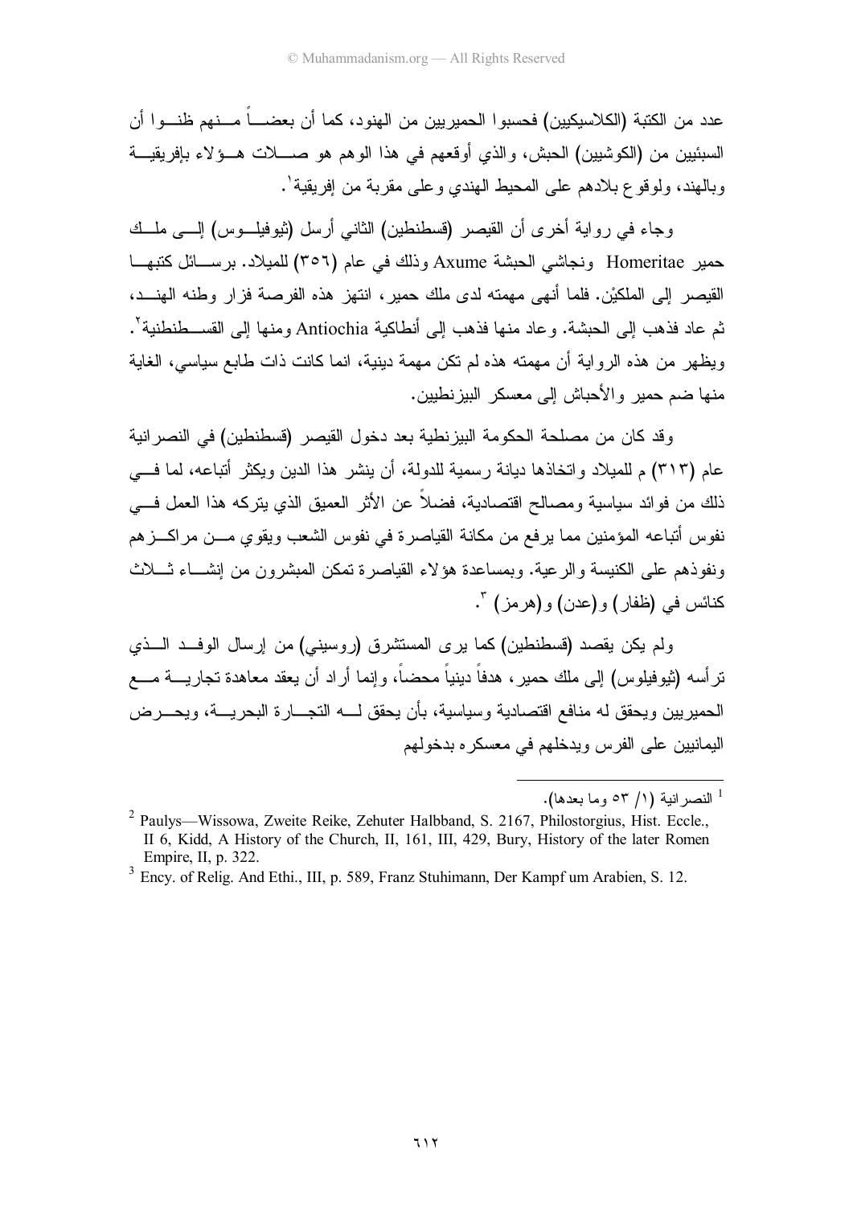عدد من الكتبة (الكلاسيكيين) فحسبوا الحميريين من الهنود، كما أن بعضاً منهم ظنوا أن السبئيين من (الكوشيين) الحبش، والذي أوقعهم في هذا الوهم هو صلات هؤلاء بإفريقية وبالهند، ولوقوع بلادهم على المحيط الهندي وعلى مقربة من إفريقية[1].

وجاء في رواية أخرى أن القيصر (قسطنطين) الثاني أرسل (ثيوفيلوس) إلى ملك حمير Homeritae ونجاشي الحبشة Axume وذلك في عام (٣٥٦) للميلاد. برسائل كتبها القيصر إلى الملكيْن. فلما أنهى مهمته لدى ملك حمير، انتهز هذه الفرصة فزار وطنه الهند، ثم عاد فذهب إلى الحبشة. وعاد منها فذهب إلى أنطاكية Antiochia ومنها إلى القسطنطينية[2]. ويظهر من هذه الرواية أن مهمته هذه لم تكن مهمة دينية، انما كانت ذات طابع سياسي، الغاية منها ضم حمير والأحباش إلى معسكر البيزنطيين.

وقد كان من مصلحة الحكومة البيزنطية بعد دخول القيصر (قسطنطين) في النصرانية عام (٣١٣) م للميلاد واتخاذها ديانة رسمية للدولة، أن ينشر هذا الدين ويكثر أتباعه، لما في ذلك من فوائد سياسية ومصالح اقتصادية، فضلاً عن الأثر العميق الذي يتركه هذا العمل في نفوس أتباعه المؤمنين مما يرفع من مكانة القياصرة في نفوس الشعب ويقوي من مراكزهم ونفوذهم على الكنيسة والرعية. وبمساعدة هؤلاء القياصرة تمكن المبشرون من إنشاء ثلاث كنائس في (ظفار) و(عدن) و(هرمز)[3].

ولم يكن يقصد (قسطنطين) كما يرى المستشرق (روسيني) من إرسال الوفد الذي ترأسه (ثيوفيلوس) إلى ملك حمير، هدفاً دينياً محضاً، وإنما أراد أن يعقد معاهدة تجارية مع الحميريين ويحقق له منافع اقتصادية وسياسية، بأن يحقق له التجارة البحرية، ويحرض اليمانيين على الفرس ويدخلهم في معسكره بدخولهم

---

[1] النصرانية (١/ ٥٣ وما بعدها).

[2] Paulys—Wissowa, Zweite Reike, Zehuter Halbband, S. 2167, Philostorgius, Hist. Eccle., II 6, Kidd, A History of the Church, II, 161, III, 429, Bury, History of the later Romen Empire, II, p. 322.

[3] Ency. of Relig. And Ethi., III, p. 589, Franz Stuhimann, Der Kampf um Arabien, S. 12.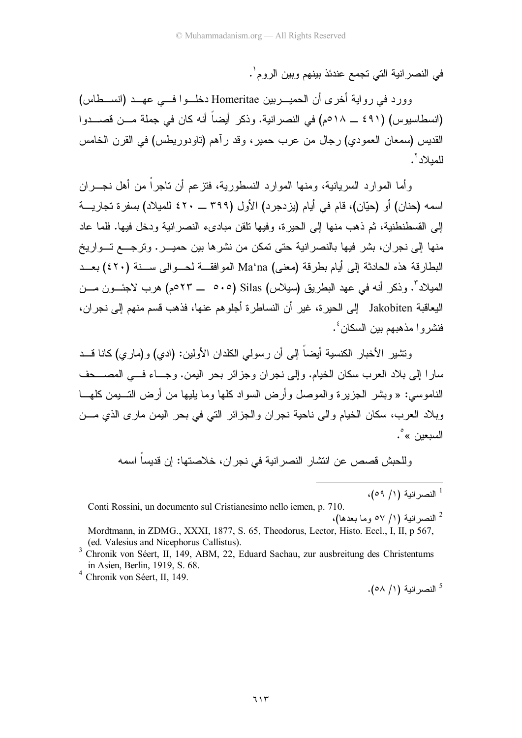في النصرانية التي تجمع عندئذ بينهم وبين الروم[1].

وورد في رواية أخرى أن الحميريين Homeritae دخلوا في عهد (انسطاس) (انسطاسيوس) (٤٩١ ــ ٥١٨م) في النصرانية. وذكر أيضاً أنه كان في جملة من قصدوا القديس (سمعان العمودي) رجال من عرب حمير، وقد رآهم (تاودوريطس) في القرن الخامس للميلاد[2].

وأما الموارد السريانية، ومنها الموارد النسطورية، فتزعم أن تاجراً من أهل نجران اسمه (حنان) أو (حيّان)، قام في أيام (يزدجرد) الأول (٣٩٩ ــ ٤٢٠ للميلاد) بسفرة تجارية إلى القسطنطنية، ثم ذهب منها إلى الحيرة، وفيها تلقن مبادىء النصرانية ودخل فيها. فلما عاد منها إلى نجران، بشر فيها بالنصرانية حتى تمكن من نشرها بين حمير. وترجع تواريخ البطارقة هذه الحادثة إلى أيام بطرقة (معنى) Ma'na الموافقة لحوالى سنة (٤٢٠) بعد الميلاد[3]. وذكر أنه في عهد البطريق (سيلاس) Silas (٥٠٥ ــ ٥٢٣م) هرب لاجئون من اليعاقبة Jakobiten إلى الحيرة، غير أن النساطرة أجلوهم عنها، فذهب قسم منهم إلى نجران، فنشروا مذهبهم بين السكان[4].

وتشير الأخبار الكنسية أيضاً إلى أن رسولي الكلدان الأولين: (ادي) و(ماري) كانا قد سارا إلى بلاد العرب سكان الخيام. وإلى نجران وجزائر بحر اليمن. وجاء في المصحف الناموسي: « وبشر الجزيرة والموصل وأرض السواد كلها وما يليها من أرض التيمن كلها وبلاد العرب، سكان الخيام والى ناحية نجران والجزائر التي في بحر اليمن مارى الذي من السبعين »[5].

وللحبش قصص عن انتشار النصرانية في نجران، خلاصتها: إن قديساً اسمه

---

[1] النصرانية (١/ ٥٩)، 
Conti Rossini, un documento sul Cristianesimo nello iemen, p. 710.

[2] النصرانية (١/ ٥٧ وما بعدها)، 
Mordtmann, in ZDMG., XXXI, 1877, S. 65, Theodorus, Lector, Histo. Eccl., I, II, p 567, (ed. Valesius and Nicephorus Callistus).

[3] Chronik von Séert, II, 149, ABM, 22, Eduard Sachau, zur ausbreitung des Christentums in Asien, Berlin, 1919, S. 68.

[4] Chronik von Séert, II, 149.

[5] النصرانية (١/ ٥٨).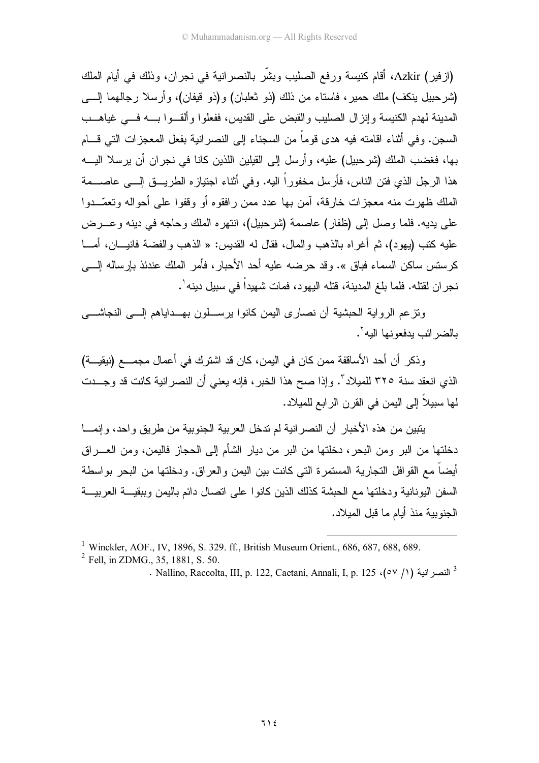(ازفير) Azkir، أقام كنيسة ورفع الصليب وبشّر بالنصرانية في نجران، وذلك في أيام الملك (شرحبيل ينكف) ملك حمير، فاستاء من ذلك (ذو ثعلبان) و(ذو قيفان)، وأرسلا رجالهما إلى المدينة لهدم الكنيسة وإنزال الصليب والقبض على القديس، ففعلوا وألقوا به في غياهب السجن. وفي أثناء اقامته فيه هدى قوماً من السجناء إلى النصرانية بفعل المعجزات التي قام بها، فغضب الملك (شرحبيل) عليه، وأرسل إلى القيلين اللذين كانا في نجران أن يرسلا اليه هذا الرجل الذي فتن الناس، فأرسل مخفوراً اليه. وفي أثناء اجتيازه الطريق إلى عاصمة الملك ظهرت منه معجزات خارقة، آمن بها عدد ممن رافقوه أو وقفوا على أحواله وتعمّدوا على يديه. فلما وصل إلى (ظفار) عاصمة (شرحبيل)، انتهره الملك وحاجه في دينه وعرض عليه كتب (يهود)، ثم أغراه بالذهب والمال، فقال له القديس: « الذهب والفضة فانيان، أما كرستس ساكن السماء فباق ». وقد حرضه عليه أحد الأحبار، فأمر الملك عندئذ بإرساله إلى نجران لقتله. فلما بلغ المدينة، قتله اليهود، فمات شهيداً في سبيل دينه[1].

وتزعم الرواية الحبشية أن نصارى اليمن كانوا يرسلون بهداياهم إلى النجاشي بالضرائب يدفعونها اليه[2].

وذكر أن أحد الأساقفة ممن كان في اليمن، كان قد اشترك في أعمال مجمع (نيقية) الذي انعقد سنة ٣٢٥ للميلاد[3]. وإذا صح هذا الخبر، فإنه يعني أن النصرانية كانت قد وجدت لها سبيلاً إلى اليمن في القرن الرابع للميلاد.

يتبين من هذه الأخبار أن النصرانية لم تدخل العربية الجنوبية من طريق واحد، وإنما دخلتها من البر ومن البحر، دخلتها من البر من ديار الشأم إلى الحجاز فاليمن، ومن العراق أيضاً مع القوافل التجارية المستمرة التي كانت بين اليمن والعراق. ودخلتها من البحر بواسطة السفن اليونانية ودخلتها مع الحبشة كذلك الذين كانوا على اتصال دائم باليمن وببقية العربية الجنوبية منذ أيام ما قبل الميلاد.

---

[1] Winckler, AOF., IV, 1896, S. 329. ff., British Museum Orient., 686, 687, 688, 689.

[2] Fell, in ZDMG., 35, 1881, S. 50.

[3] النصرانية (١/ ٥٧)، Nallino, Raccolta, III, p. 122, Caetani, Annali, I, p. 125.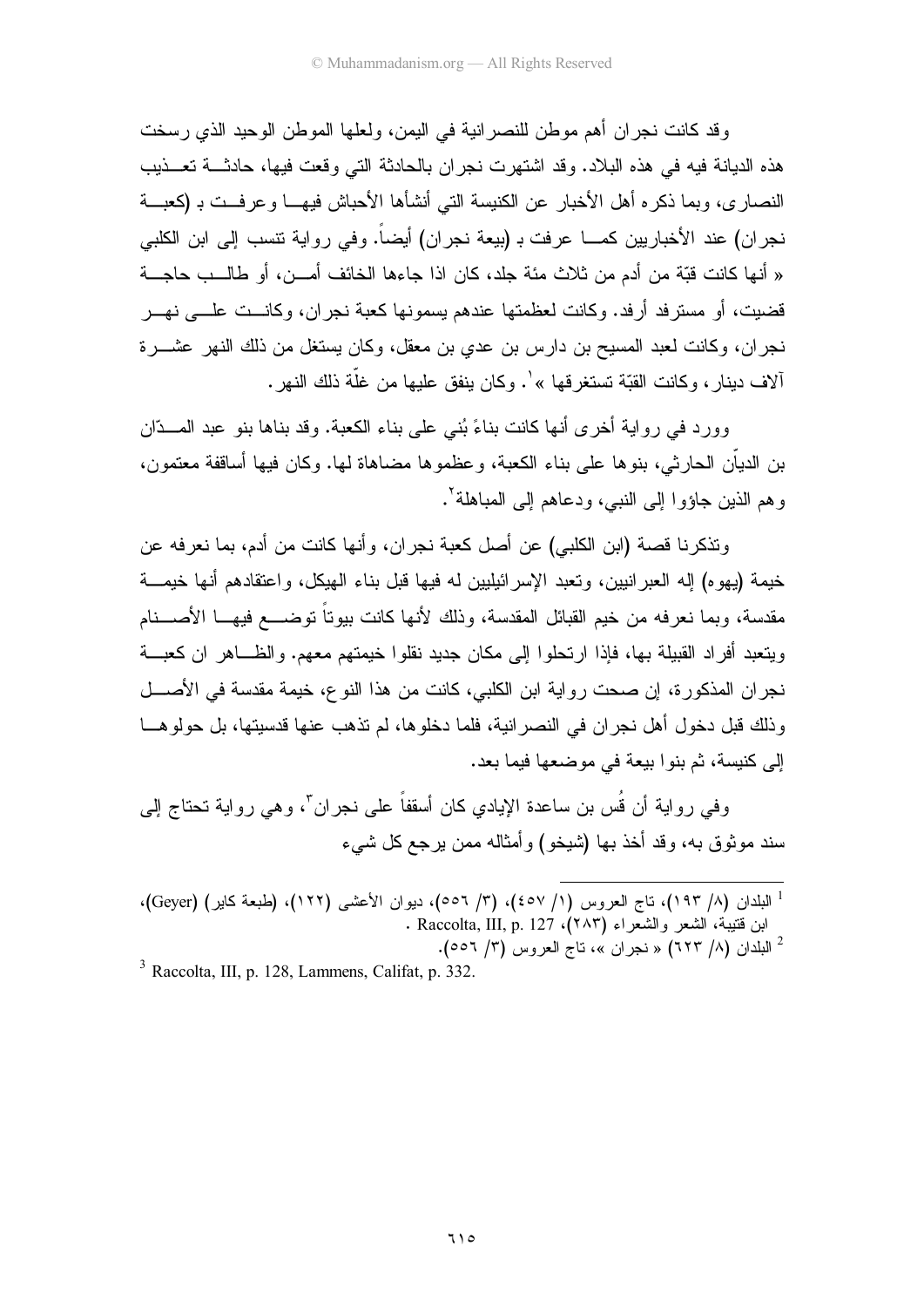وقد كانت نجران أهم موطن للنصرانية في اليمن، ولعلها الموطن الوحيد الذي رسخت هذه الديانة فيه في هذه البلاد. وقد اشتهرت نجران بالحادثة التي وقعت فيها، حادثة تعذيب النصارى، وبما ذكره أهل الأخبار عن الكنيسة التي أنشأها الأحباش فيها وعرفت بـ (كعبة نجران) عند الأخباريين كما عرفت بـ (بيعة نجران) أيضاً. وفي رواية تنسب إلى ابن الكلبي « أنها كانت قبّة من أدم من ثلاث مئة جلد، كان اذا جاءها الخائف أمن، أو طالب حاجة قضيت، أو مسترفد أرفد. وكانت لعظمتها عندهم يسمونها كعبة نجران، وكانت على نهر نجران، وكانت لعبد المسيح بن دارس بن عدي بن معقل، وكان يستغل من ذلك النهر عشرة آلاف دينار، وكانت القبّة تستغرقها »[1]. وكان ينفق عليها من غلّة ذلك النهر.

وورد في رواية أخرى أنها كانت بناءً بُني على بناء الكعبة. وقد بناها بنو عبد المدّان بن الديّان الحارثي، بنوها على بناء الكعبة، وعظموها مضاهاة لها. وكان فيها أساقفة معتمون، وهم الذين جاؤوا إلى النبي، ودعاهم إلى المباهلة[2].

وتذكرنا قصة (ابن الكلبي) عن أصل كعبة نجران، وأنها كانت من أدم، بما نعرفه عن خيمة (يهوه) إله العبرانيين، وتعبد الإسرائيليين له فيها قبل بناء الهيكل، واعتقادهم أنها خيمة مقدسة، وبما نعرفه من خيم القبائل المقدسة، وذلك لأنها كانت بيوتاً توضع فيها الأصنام ويتعبد أفراد القبيلة بها، فإذا ارتحلوا إلى مكان جديد نقلوا خيمتهم معهم. والظاهر ان كعبة نجران المذكورة، إن صحت رواية ابن الكلبي، كانت من هذا النوع، خيمة مقدسة في الأصل وذلك قبل دخول أهل نجران في النصرانية، فلما دخلوها، لم تذهب عنها قدسيتها، بل حولوها إلى كنيسة، ثم بنوا بيعة في موضعها فيما بعد.

وفي رواية أن قُس بن ساعدة الإيادي كان أسقفاً على نجران[3]، وهي رواية تحتاج إلى سند موثوق به، وقد أخذ بها (شيخو) وأمثاله ممن يرجع كل شيء

---

[1] البلدان (٨/ ١٩٣)، تاج العروس (١/ ٤٥٧)، (٣/ ٥٥٦)، ديوان الأعشى (١٢٢)، (طبعة كاير) (Geyer)، ابن قتيبة، الشعر والشعراء (٢٨٣)، Raccolta, III, p. 127 .

[2] البلدان (٨/ ٦٢٣) « نجران »، تاج العروس (٣/ ٥٥٦).

[3] Raccolta, III, p. 128, Lammens, Califat, p. 332.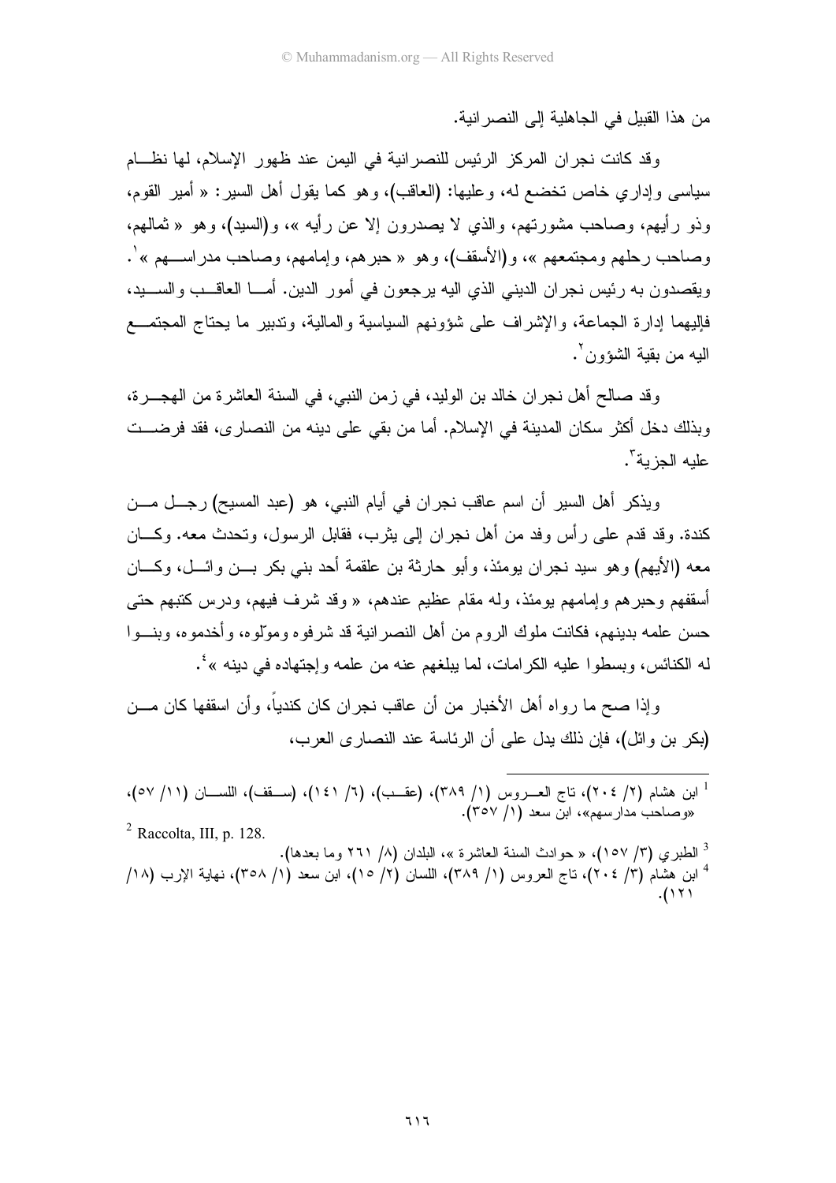من هذا القبيل في الجاهلية إلى النصرانية.

وقد كانت نجران المركز الرئيس للنصرانية في اليمن عند ظهور الإسلام، لها نظام سياسي وإداري خاص تخضع له، وعليها: (العاقب)، وهو كما يقول أهل السير: « أمير القوم، وذو رأيهم، وصاحب مشورتهم، والذي لا يصدرون إلا عن رأيه »، و(السيد)، وهو « ثمالهم، وصاحب رحلهم ومجتمعهم »، و(الأسقف)، وهو « حبرهم، وإمامهم، وصاحب مدراسهم »[1]. ويقصدون به رئيس نجران الديني الذي اليه يرجعون في أمور الدين. أما العاقب والسيد، فإليهما إدارة الجماعة، والإشراف على شؤونهم السياسية والمالية، وتدبير ما يحتاج المجتمع اليه من بقية الشؤون[2].

وقد صالح أهل نجران خالد بن الوليد، في زمن النبي، في السنة العاشرة من الهجرة، وبذلك دخل أكثر سكان المدينة في الإسلام. أما من بقي على دينه من النصارى، فقد فرضت عليه الجزية[3].

ويذكر أهل السير أن اسم عاقب نجران في أيام النبي، هو (عبد المسيح) رجل من كندة. وقد قدم على رأس وفد من أهل نجران إلى يثرب، فقابل الرسول، وتحدث معه. وكان معه (الأيهم) وهو سيد نجران يومئذ، وأبو حارثة بن علقمة أحد بني بكر بن وائل، وكان أسقفهم وحبرهم وإمامهم يومئذ، وله مقام عظيم عندهم، « وقد شرف فيهم، ودرس كتبهم حتى حسن علمه بدينهم، فكانت ملوك الروم من أهل النصرانية قد شرفوه وموّلوه، وأخدموه، وبنوا له الكنائس، وبسطوا عليه الكرامات، لما يبلغهم عنه من علمه وإجتهاده في دينه »[4].

وإذا صح ما رواه أهل الأخبار من أن عاقب نجران كان كندياً، وأن اسقفها كان من (بكر بن وائل)، فإن ذلك يدل على أن الرئاسة عند النصارى العرب،

---

[1] ابن هشام (٢/ ٢٠٤)، تاج العروس (١/ ٣٨٩)، (عقب)، (٦/ ١٤١)، (سقف)، اللسان (١١/ ٥٧)، «وصاحب مدارسهم»، ابن سعد (١/ ٣٥٧).

[2] Raccolta, III, p. 128.

[3] الطبري (٣/ ١٥٧)، « حوادث السنة العاشرة »، البلدان (٨/ ٢٦١ وما بعدها).

[4] ابن هشام (٣/ ٢٠٤)، تاج العروس (١/ ٣٨٩)، اللسان (٢/ ١٥)، ابن سعد (١/ ٣٥٨)، نهاية الإرب (١٨/ ١٢١).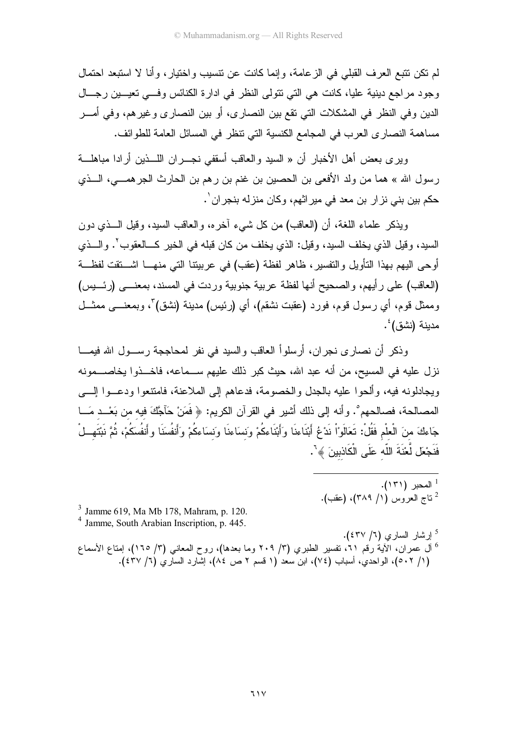لم تكن تتبع العرف القبلي في الزعامة، وإنما كانت عن تنسيب واختيار، وأنا لا استبعد احتمال وجود مراجع دينية عليا، كانت هي التي تتولى النظر في ادارة الكنائس وفي تعيين رجال الدين وفي النظر في المشكلات التي تقع بين النصارى، أو بين النصارى وغيرهم، وفي أمر مساهمة النصارى العرب في المجامع الكنسية التي تنظر في المسائل العامة للطوائف.

ويرى بعض أهل الأخبار أن « السيد والعاقب أسقفي نجران اللذين أرادا مباهلة رسول الله » هما من ولد الأفعى بن الحصين بن غنم بن رهم بن الحارث الجرهمي، الذي حكم بين بني نزار بن معد في ميراثهم، وكان منزله بنجران[1].

ويذكر علماء اللغة، أن (العاقب) من كل شيء آخره، والعاقب السيد، وقيل الذي دون السيد، وقيل الذي يخلف السيد، وقيل: الذي يخلف من كان قبله في الخير كالعقوب[2]. والذي أوحى اليهم بهذا التأويل والتفسير، ظاهر لفظة (عقب) في عربيتنا التي منها اشتقت لفظة (العاقب) على رأيهم، والصحيح أنها لفظة عربية جنوبية وردت في المسند، بمعنى (رئيس) وممثل قوم، أي رسول قوم، فورد (عقبت نشقم)، أي (رئيس) مدينة (نشق)[3]، وبمعنى ممثل مدينة (نشق)[4].

وذكر أن نصارى نجران، أرسلوا العاقب والسيد في نفر لمحاججة رسول الله فيما نزل عليه في المسيح، من أنه عبد الله، حيث كبر ذلك عليهم سماعه، فاخذوا يخاصمونه ويجادلونه فيه، وألحوا عليه بالجدل والخصومة، فدعاهم إلى الملاعنة، فامتنعوا ودعوا إلى المصالحة، فصالحهم[5]. وأنه إلى ذلك أشير في القرآن الكريم: ﴿ فَمَنْ حَآجَّكَ فيه من بَعْدِ مَا جَاءكَ منَ الْعِلْمِ فَقُلْ: تَعَالَوْاْ نَدْعُ أَبْنَاءنَا وَأَبْنَاءكُمْ وَنِسَاءنَا وَنِسَاءكُمْ وَأَنفُسَنَا وأَنفُسَكُمْ، ثُمَّ نَبْتَهِلْ فَنَجْعَل لَّعْنَةَ اللّهِ عَلَى الْكَاذِبِينَ ﴾[6].

---

[1] المحبر (١٣١).

[2] تاج العروس (١/ ٣٨٩)، (عقب).

[3] Jamme 619, Ma Mb 178, Mahram, p. 120.

[4] Jamme, South Arabian Inscription, p. 445.

[5] إرشار الساري (٦/ ٤٣٧).

[6] آل عمران، الآية رقم ٦١، تفسير الطبري (٣/ ٢٠٩ وما بعدها)، روح المعاني (٣/ ١٦٥)، إمتاع الأسماع (١/ ٥٠٢)، الواحدي، أسباب (٧٤)، ابن سعد (١ قسم ٢ ص ٨٤)، إشارد الساري (٦/ ٤٣٧).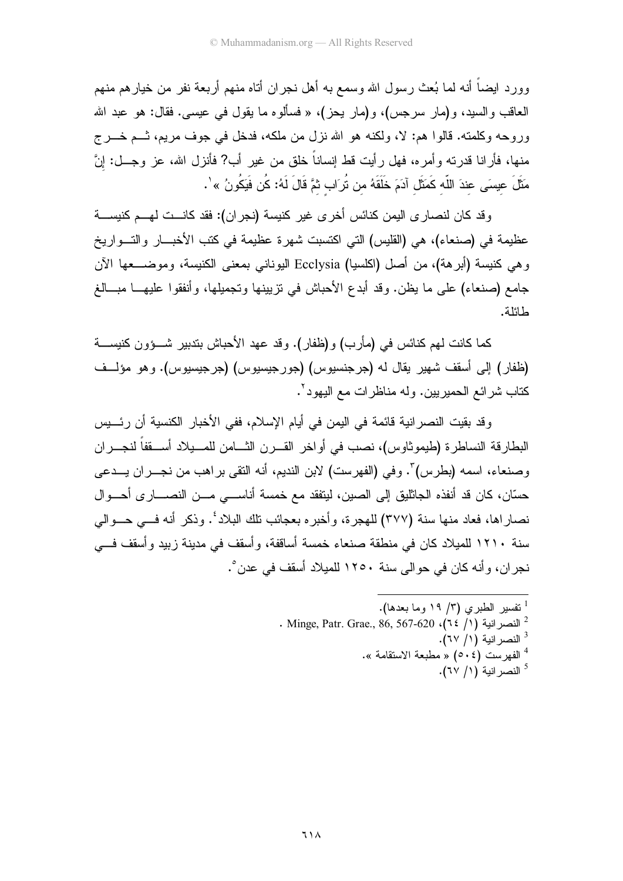وورد ايضاً أنه لما بُعث رسول الله وسمع به أهل نجران أتاه منهم أربعة نفر من خيارهم منهم العاقب والسيد، و(مار سرجس)، و(مار يحز)، « فسألوه ما يقول في عيسى. فقال: هو عبد الله وروحه وكلمته. قالوا هم: لا، ولكنه هو الله نزل من ملكه، فدخل في جوف مريم، ثم خرج منها، فأرانا قدرته وأمره، فهل رأيت قط إنساناً خلق من غير أب؟ فأنزل الله، عز وجل: إِنَّ مَثَلَ عِيسَى عِندَ اللّهِ كَمَثَلِ آدَمَ خَلَقَهُ مِن تُرَابٍ ثِمَّ قَالَ لَهُ: كُن فَيَكُونُ »[1].

وقد كان لنصارى اليمن كنائس أخرى غير كنيسة (نجران): فقد كانت لهم كنيسة عظيمة في (صنعاء)، هي (القليس) التي اكتسبت شهرة عظيمة في كتب الأخبار والتواريخ وهي كنيسة (أبرهة)، من أصل (اكلسيا) Ecclysia اليوناني بمعنى الكنيسة، وموضعها الآن جامع (صنعاء) على ما يظن. وقد أبدع الأحباش في تزيينها وتجميلها، وأنفقوا عليها مبالغ طائلة.

كما كانت لهم كنائس في (مأرب) و(ظفار). وقد عهد الأحباش بتدبير شؤون كنيسة (ظفار) إلى أسقف شهير يقال له (جرجنسيوس) (جورجيسيوس) (جرجيسيوس). وهو مؤلف كتاب شرائع الحميريين. وله مناظرات مع اليهود[2].

وقد بقيت النصرانية قائمة في اليمن في أيام الإسلام، ففي الأخبار الكنسية أن رئيس البطارقة النساطرة (طيموثاوس)، نصب في أواخر القرن الثامن للميلاد أسقفاً لنجران وصنعاء، اسمه (بطرس)[3]. وفي (الفهرست) لابن النديم، أنه التقى براهب من نجران يدعى حسّان، كان قد أنفذه الجاثليق إلى الصين، ليتفقد مع خمسة أناسي من النصارى أحوال نصاراها، فعاد منها سنة (٣٧٧) للهجرة، وأخبره بعجائب تلك البلاد[4]. وذكر أنه في حوالي سنة ١٢١٠ للميلاد كان في منطقة صنعاء خمسة أساقفة، وأسقف في مدينة زبيد وأسقف في نجران، وأنه كان في حوالى سنة ١٢٥٠ للميلاد أسقف في عدن[5].

---

[1] تفسير الطبري (٣/ ١٩ وما بعدها).

[2] النصرانية (١/ ٦٤)، Minge, Patr. Grae., 86, 567-620 .

[3] النصرانية (١/ ٦٧).

[4] الفهرست (٥٠٤) « مطبعة الاستقامة ».

[5] النصرانية (١/ ٦٧).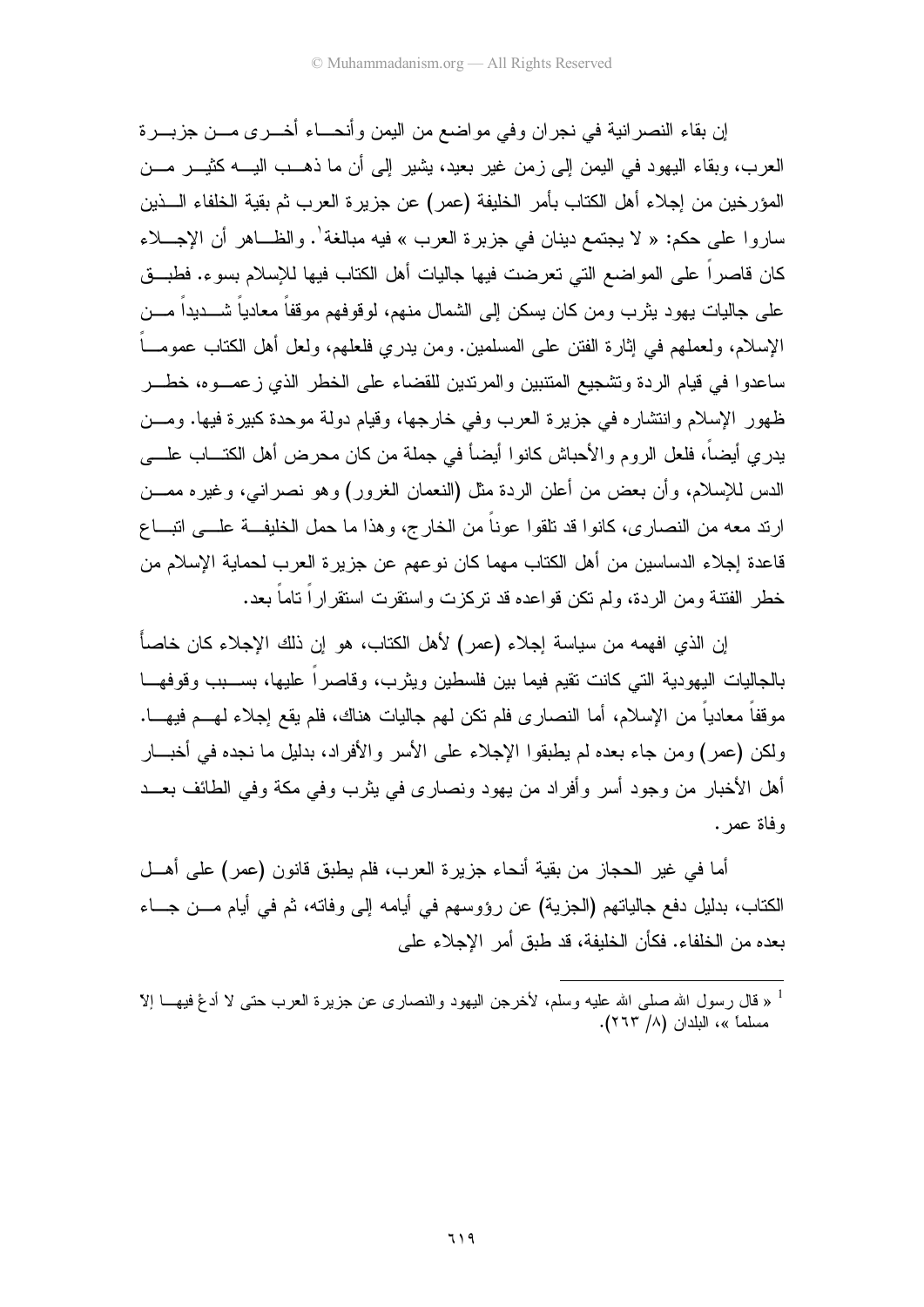إن بقاء النصرانية في نجران وفي مواضع من اليمن وأنحاء أخرى من جزيرة العرب، وبقاء اليهود في اليمن إلى زمن غير بعيد، يشير إلى أن ما ذهب اليه كثير من المؤرخين من إجلاء أهل الكتاب بأمر الخليفة (عمر) عن جزيرة العرب ثم بقية الخلفاء الذين ساروا على حكم: « لا يجتمع دينان في جزيرة العرب » فيه مبالغة[1]. والظاهر أن الإجلاء كان قاصراً على المواضع التي تعرضت فيها جاليات أهل الكتاب فيها للإسلام بسوء. فطبق على جاليات يهود يثرب ومن كان يسكن إلى الشمال منهم، لوقوفهم موقفاً معادياً شديداً من الإسلام، ولعملهم في إثارة الفتن على المسلمين. ومن يدري فلعلهم، ولعل أهل الكتاب عموماً ساعدوا في قيام الردة وتشجيع المتنبين والمرتدين للقضاء على الخطر الذي زعموه، خطر ظهور الإسلام وانتشاره في جزيرة العرب وفي خارجها، وقيام دولة موحدة كبيرة فيها. ومن يدري أيضاً، فلعل الروم والأحباش كانوا أيضاً في جملة من كان محرض أهل الكتاب على الدس للإسلام، وأن بعض من أعلن الردة مثل (النعمان الغرور) وهو نصراني، وغيره ممن ارتد معه من النصارى، كانوا قد تلقوا عوناً من الخارج، وهذا ما حمل الخليفة على اتباع قاعدة إجلاء الدساسين من أهل الكتاب مهما كان نوعهم عن جزيرة العرب لحماية الإسلام من خطر الفتنة ومن الردة، ولم تكن قواعده قد تركزت واستقرت استقراراً تاماً بعد.

إن الذي افهمه من سياسة إجلاء (عمر) لأهل الكتاب، هو إن ذلك الإجلاء كان خاصاً بالجاليات اليهودية التي كانت تقيم فيما بين فلسطين ويثرب، وقاصراً عليها، بسبب وقوفها موقفاً معادياً من الإسلام، أما النصارى فلم تكن لهم جاليات هناك، فلم يقع إجلاء لهم فيها. ولكن (عمر) ومن جاء بعده لم يطبقوا الإجلاء على الأسر والأفراد، بدليل ما نجده في أخبار أهل الأخبار من وجود أسر وأفراد من يهود ونصارى في يثرب وفي مكة وفي الطائف بعد وفاة عمر.

أما في غير الحجاز من بقية أنحاء جزيرة العرب، فلم يطبق قانون (عمر) على أهل الكتاب، بدليل دفع جالياتهم (الجزية) عن رؤوسهم في أيامه إلى وفاته، ثم في أيام من جاء بعده من الخلفاء. فكأن الخليفة، قد طبق أمر الإجلاء على

---

[1] « قال رسول الله صلى الله عليه وسلم، لأخرجن اليهود والنصارى عن جزيرة العرب حتى لا أدعْ فيها إلا مسلماً »، البلدان (٨/ ٢٦٣).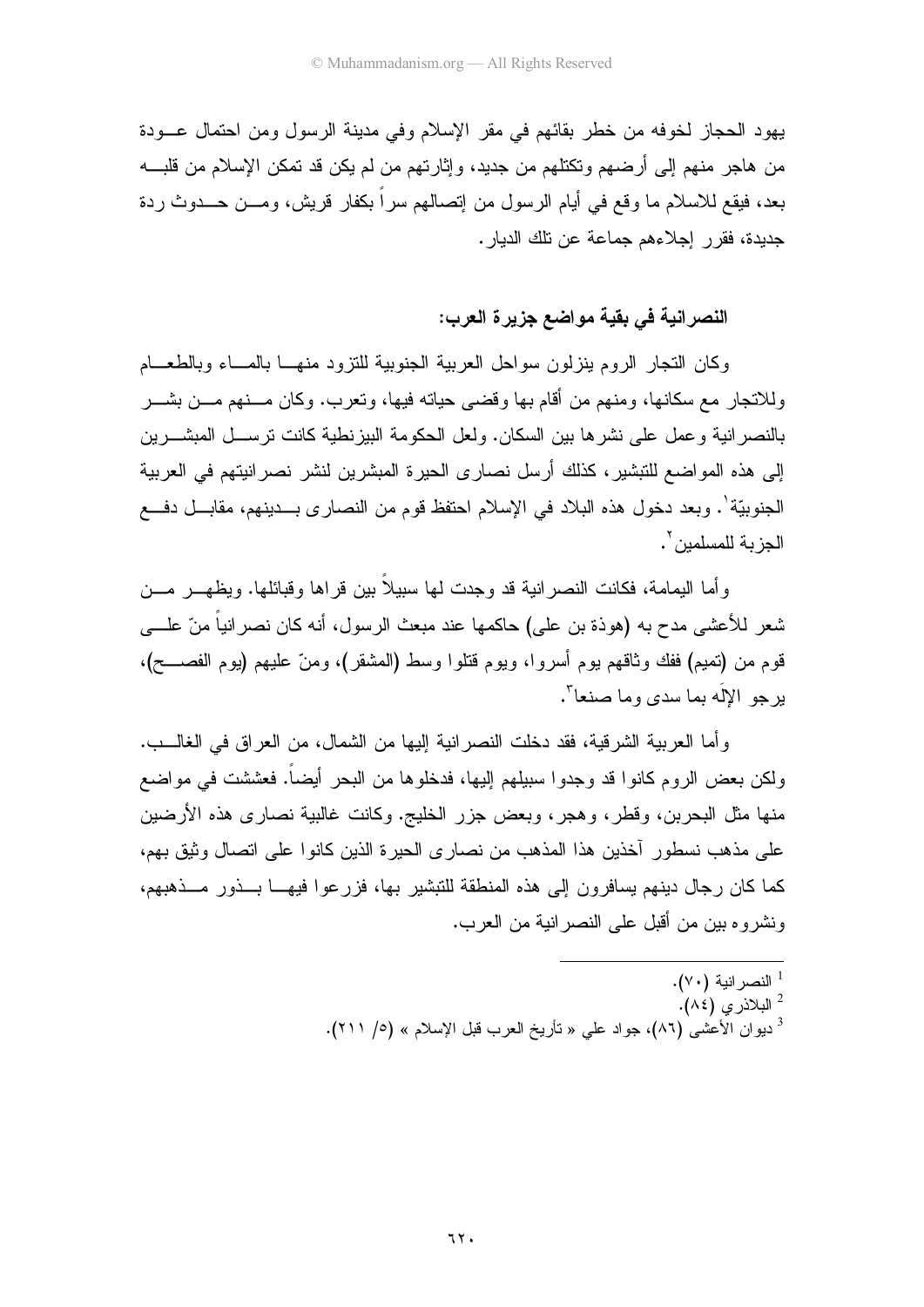يهود الحجاز لخوفه من خطر بقائهم في مقر الإسلام وفي مدينة الرسول ومن احتمال عودة من هاجر منهم إلى أرضهم وتكتلهم من جديد، وإثارتهم من لم يكن قد تمكن الإسلام من قلبه بعد، فيقع للاسلام ما وقع في أيام الرسول من إتصالهم سراً بكفار قريش، ومن حدوث ردة جديدة، فقرر إجلاءهم جماعة عن تلك الديار.

### النصرانية في بقية مواضع جزيرة العرب:

وكان التجار الروم ينزلون سواحل العربية الجنوبية للتزود منها بالماء وبالطعام وللاتجار مع سكانها، ومنهم من أقام بها وقضى حياته فيها، وتعرب. وكان منهم من بشر بالنصرانية وعمل على نشرها بين السكان. ولعل الحكومة البيزنطية كانت ترسل المبشرين إلى هذه المواضع للتبشير، كذلك أرسل نصارى الحيرة المبشرين لنشر نصرانيتهم في العربية الجنوبيّة[1]. وبعد دخول هذه البلاد في الإسلام احتفظ قوم من النصارى بدينهم، مقابل دفع الجزية للمسلمين[2].

وأما اليمامة، فكانت النصرانية قد وجدت لها سبيلاً بين قراها وقبائلها. ويظهر من شعر للأعشى مدح به (هوذة بن علي) حاكمها عند مبعث الرسول، أنه كان نصرانياً منّ على قوم من (تميم) ففك وثاقهم يوم أسروا، ويوم قتلوا وسط (المشقر)، ومنّ عليهم (يوم الفصح)، يرجو الإلَه بما سدى وما صنعا[3].

وأما العربية الشرقية، فقد دخلت النصرانية إليها من الشمال، من العراق في الغالب. ولكن بعض الروم كانوا قد وجدوا سبيلهم إليها، فدخلوها من البحر أيضاً. فعششت في مواضع منها مثل البحرين، وقطر، وهجر، وبعض جزر الخليج. وكانت غالبية نصارى هذه الأرضين على مذهب نسطور آخذين هذا المذهب من نصارى الحيرة الذين كانوا على اتصال وثيق بهم، كما كان رجال دينهم يسافرون إلى هذه المنطقة للتبشير بها، فزرعوا فيها بذور مذهبهم، ونشروه بين من أقبل على النصرانية من العرب.

---

[1] النصرانية (٧٠).

[2] البلاذري (٨٤).

[3] ديوان الأعشى (٨٦)، جواد علي « تأريخ العرب قبل الإسلام » (٥/ ٢١١).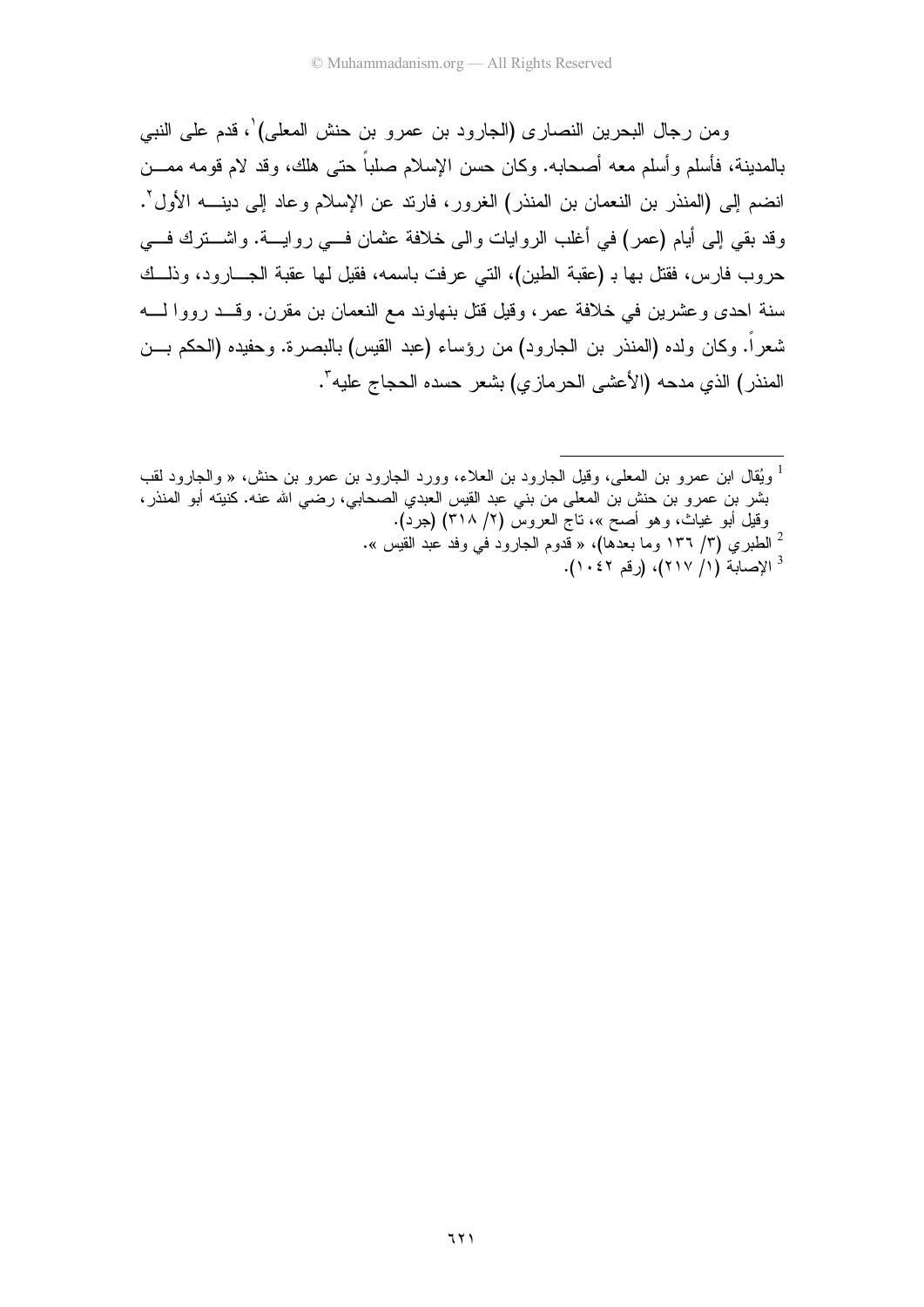ومن رجال البحرين النصارى (الجارود بن عمرو بن حنش المعلى)[1]، قدم على النبي بالمدينة، فأسلم وأسلم معه أصحابه. وكان حسن الإسلام صلباً حتى هلك، وقد لام قومه ممن انضم إلى (المنذر بن النعمان بن المنذر) الغرور، فارتد عن الإسلام وعاد إلى دينه الأول[2]. وقد بقي إلى أيام (عمر) في أغلب الروايات والى خلافة عثمان في رواية. واشترك في حروب فارس، فقتل بها بـ (عقبة الطين)، التي عرفت باسمه، فقيل لها عقبة الجارود، وذلك سنة احدى وعشرين في خلافة عمر، وقيل قتل بنهاوند مع النعمان بن مقرن. وقد رووا له شعراً. وكان ولده (المنذر بن الجارود) من رؤساء (عبد القيس) بالبصرة. وحفيده (الحكم بن المنذر) الذي مدحه (الأعشى الحرمازي) بشعر حسده الحجاج عليه[3].

---

[1] ويُقال ابن عمرو بن المعلى، وقيل الجارود بن العلاء، وورد الجارود بن عمرو بن حنش، « والجارود لقب بشر بن عمرو بن حنش بن المعلى من بني عبد القيس العبدي الصحابي، رضي الله عنه. كنيته أبو المنذر، وقيل أبو غياث، وهو أصح »، تاج العروس (٢/ ٣١٨) (جرد).

[2] الطبري (٣/ ١٣٦ وما بعدها)، « قدوم الجارود في وفد عبد القيس ».

[3] الإصابة (١/ ٢١٧)، (رقم ١٠٤٢).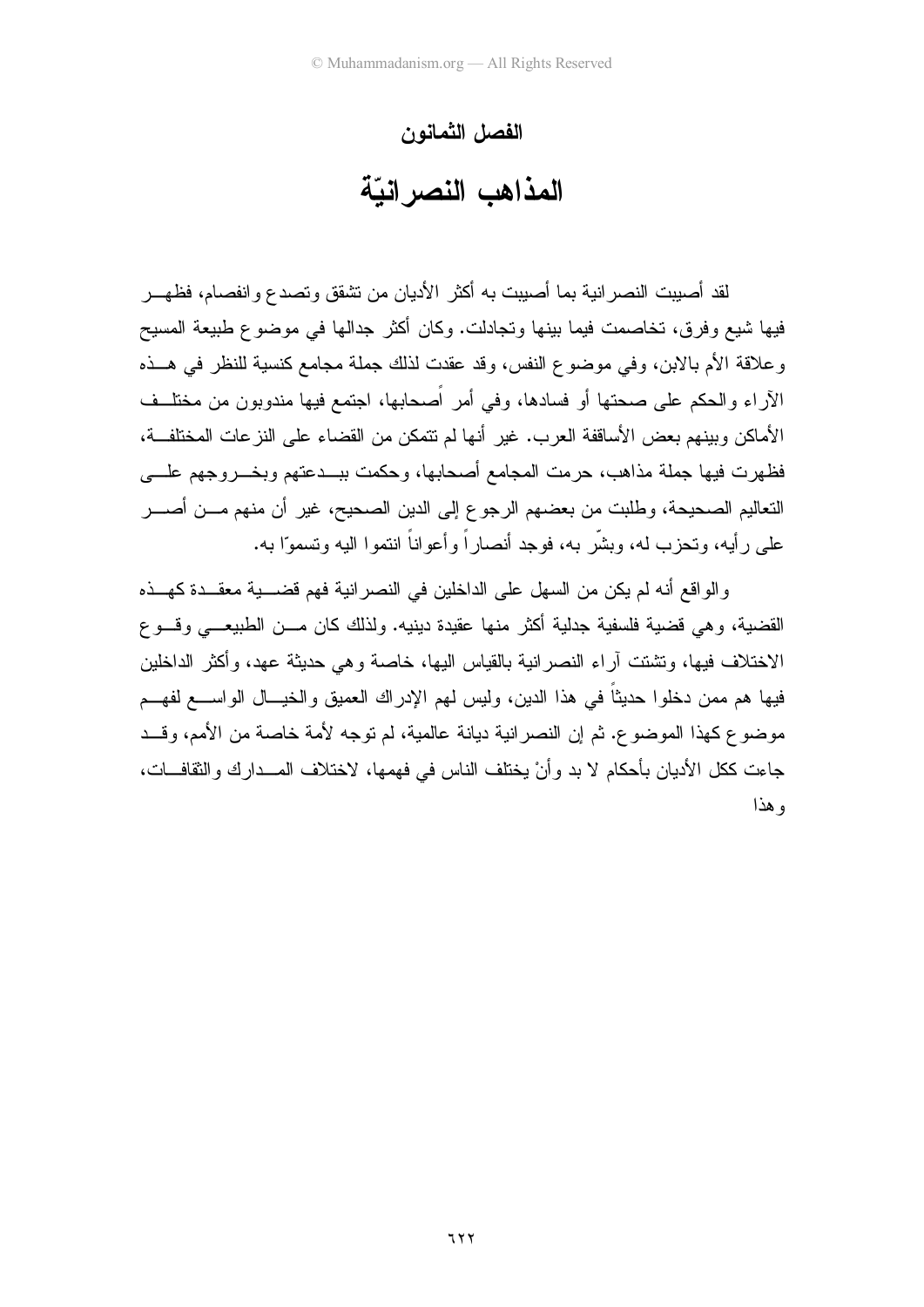## الفصل الثمانون

# المذاهب النصرانيّة

لقد أصيبت النصرانية بما أصيبت به أكثر الأديان من تشقق وتصدع وانفصام، فظهر فيها شيع وفرق، تخاصمت فيما بينها وتجادلت. وكان أكثر جدالها في موضوع طبيعة المسيح وعلاقة الأم بالابن، وفي موضوع النفس، وقد عقدت لذلك جملة مجامع كنسية للنظر في هذه الآراء والحكم على صحتها أو فسادها، وفي أمر أصحابها، اجتمع فيها مندوبون من مختلف الأماكن وبينهم بعض الأساقفة العرب. غير أنها لم تتمكن من القضاء على النزعات المختلفة، فظهرت فيها جملة مذاهب، حرمت المجامع أصحابها، وحكمت ببدعتهم وبخروجهم على التعاليم الصحيحة، وطلبت من بعضهم الرجوع إلى الدين الصحيح، غير أن منهم من أصر على رأيه، وتحزب له، وبشّر به، فوجد أنصاراً وأعواناً انتموا اليه وتسموّا به.

والواقع أنه لم يكن من السهل على الداخلين في النصرانية فهم قضية معقدة كهذه القضية، وهي قضية فلسفية جدلية أكثر منها عقيدة دينيه. ولذلك كان من الطبيعي وقوع الاختلاف فيها، وتشتت آراء النصرانية بالقياس اليها، خاصة وهي حديثة عهد، وأكثر الداخلين فيها هم ممن دخلوا حديثاً في هذا الدين، وليس لهم الإدراك العميق والخيال الواسع لفهم موضوع كهذا الموضوع. ثم إن النصرانية ديانة عالمية، لم توجه لأمة خاصة من الأمم، وقد جاءت ككل الأديان بأحكام لا بد وأنْ يختلف الناس في فهمها، لاختلاف المدارك والثقافات، وهذا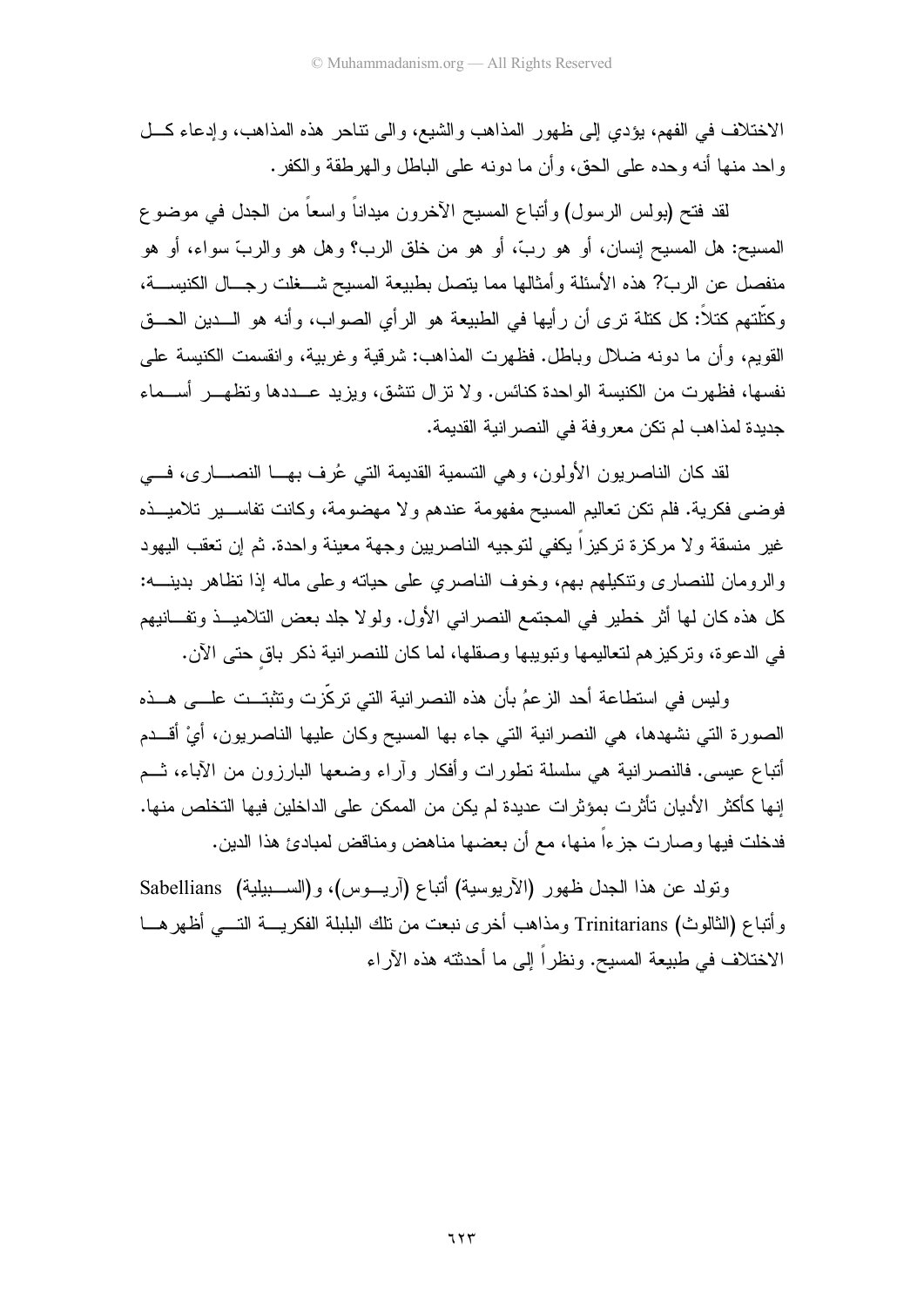الاختلاف في الفهم، يؤدي إلى ظهور المذاهب والشيع، والى تناحر هذه المذاهب، وإدعاء كل واحد منها أنه وحده على الحق، وأن ما دونه على الباطل والهرطقة والكفر.

لقد فتح (بولس الرسول) وأتباع المسيح الآخرون ميداناً واسعاً من الجدل في موضوع المسيح: هل المسيح إنسان، أو هو ربّ، أو هو من خلق الرب؟ وهل هو والربّ سواء، أو هو منفصل عن الربّ؟ هذه الأسئلة وأمثالها مما يتصل بطبيعة المسيح شغلت رجال الكنيسة، وكتّلتهم كتلاً: كل كتلة ترى أن رأيها في الطبيعة هو الرأي الصواب، وأنه هو الدين الحق القويم، وأن ما دونه ضلال وباطل. فظهرت المذاهب: شرقية وغربية، وانقسمت الكنيسة على نفسها، فظهرت من الكنيسة الواحدة كنائس. ولا تزال تنشق، ويزيد عددها وتظهر أسماء جديدة لمذاهب لم تكن معروفة في النصرانية القديمة.

لقد كان الناصريون الأولون، وهي التسمية القديمة التي عُرف بها النصارى، في فوضى فكرية. فلم تكن تعاليم المسيح مفهومة عندهم ولا مهضومة، وكانت تفاسير تلاميذه غير منسقة ولا مركزة تركيزاً يكفي لتوجيه الناصريين وجهة معينة واحدة. ثم إن تعقب اليهود والرومان للنصارى وتنكيلهم بهم، وخوف الناصري على حياته وعلى ماله إذا تظاهر بدينه: كل هذه كان لها أثر خطير في المجتمع النصراني الأول. ولولا جلد بعض التلاميذ وتفانيهم في الدعوة، وتركيزهم لتعاليمها وتبويبها وصقلها، لما كان للنصرانية ذكر باقٍ حتى الآن.

وليس في استطاعة أحد الزعمُ بأن هذه النصرانية التي تركّزت وتثبتت على هذه الصورة التي نشهدها، هي النصرانية التي جاء بها المسيح وكان عليها الناصريون، أيْ أقدم أتباع عيسى. فالنصرانية هي سلسلة تطورات وأفكار وآراء وضعها البارزون من الآباء، ثم إنها كأكثر الأديان تأثرت بمؤثرات عديدة لم يكن من الممكن على الداخلين فيها التخلص منها. فدخلت فيها وصارت جزءاً منها، مع أن بعضها مناهض ومناقض لمبادئ هذا الدين.

وتولد عن هذا الجدل ظهور (الآريوسية) أتباع (آريوس)، و(السبيلية) Sabellians وأتباع (الثالوث) Trinitarians ومذاهب أخرى نبعت من تلك البلبلة الفكرية التي أظهرها الاختلاف في طبيعة المسيح. ونظراً إلى ما أحدثته هذه الآراء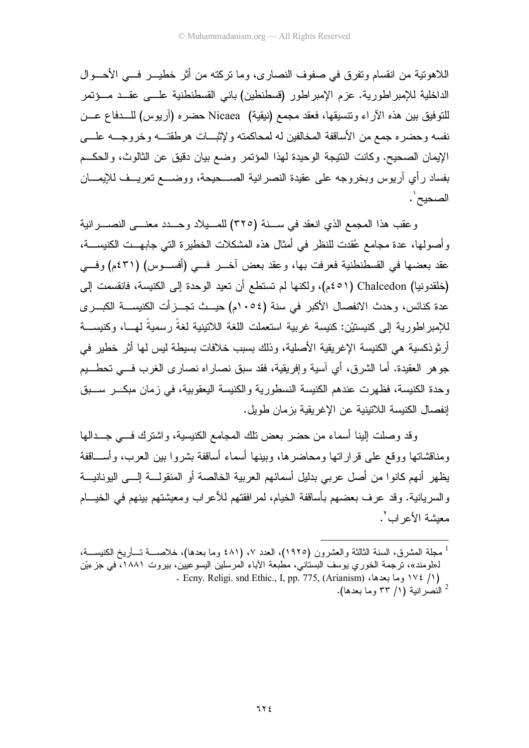اللاهوتية من انقسام وتفرق في صفوف النصارى، وما تركته من أثر خطير في الأحوال الداخلية للإمبراطورية. عزم الإمبراطور (قسطنطين) باني القسطنطنية على عقد مؤتمر للتوفيق بين هذه الآراء وتنسيقها، فعقد مجمع (نيقية) Nicaea حضره (آريوس) للدفاع عن نفسه وحضره جمع من الأساقفة المخالفين له لمحاكمته ولإثبات هرطقته وخروجه على الإيمان الصحيح. وكانت النتيجة الوحيدة لهذا المؤتمر وضع بيان دقيق عن الثالوث، والحكم بفساد رأي آريوس وبخروجه على عقيدة النصرانية الصحيحة، ووضع تعريف للإيمان الصحيح[1].

وعقب هذا المجمع الذي انعقد في سنة (٣٢٥) للميلاد وحدد معنى النصرانية وأصولها، عدة مجامع عُقدت للنظر في أمثال هذه المشكلات الخطيرة التي جابهت الكنيسة، عقد بعضها في القسطنطنية فعرفت بها، وعقد بعض آخر في (أفسوس) (٤٣١م) وفي (خلقدونيا) Chalcedon (٤٥١م)، ولكنها لم تستطع أن تعيد الوحدة إلى الكنيسة، فانقسمت إلى عدة كنائس، وحدث الانفصال الأكبر في سنة (١٠٥٤م) حيث تجزأت الكنيسة الكبرى للإمبراطورية إلى كنيستيْن: كنيسة غربية استعملت اللغة اللاتينية لغةً رسميةً لها، وكنيسة أرثوذكسية هي الكنيسة الإغريقية الأصلية، وذلك بسبب خلافات بسيطة ليس لها أثر خطير في جوهر العقيدة. أما الشرق، أي آسية وإفريقية، فقد سبق نصاراه نصارى الغرب في تحطيم وحدة الكنيسة، فظهرت عندهم الكنيسة النسطورية والكنيسة اليعقوبية، في زمان مبكر سبق إنفصال الكنيسة اللاتينية عن الإغريقية بزمان طويل.

وقد وصلت إلينا أسماء من حضر بعض تلك المجامع الكنيسية، واشترك في جدالها ومناقشاتها ووقع على قراراتها ومحاضرها، وبينها أسماء أساقفة بشروا بين العرب، وأساقفة يظهر أنهم كانوا من أصل عربي بدليل أسمائهم العربية الخالصة أو المنقولة إلى اليونانية والسريانية. وقد عرف بعضهم بأساقفة الخيام، لمرافقتهم للأعراب ومعيشتهم بينهم في الخيام معيشة الأعراب[2].

---

[1] مجلة المشرق، السنة الثالثة والعشرون (١٩٢٥)، العدد ٧، (٤٨١ وما بعدها)، خلاصة تأريخ الكنيسة، لـ«لومند»، ترجمة الخوري يوسف البستاني، مطبعة الآباء المرسلين اليسوعيين، بيروت ١٨٨١، في جزءيْن (١/ ١٧٤ وما بعدها)، Ecny. Religi. snd Ethic., I, pp. 775, (Arianism).

[2] النصرانية (١/ ٣٣ وما بعدها).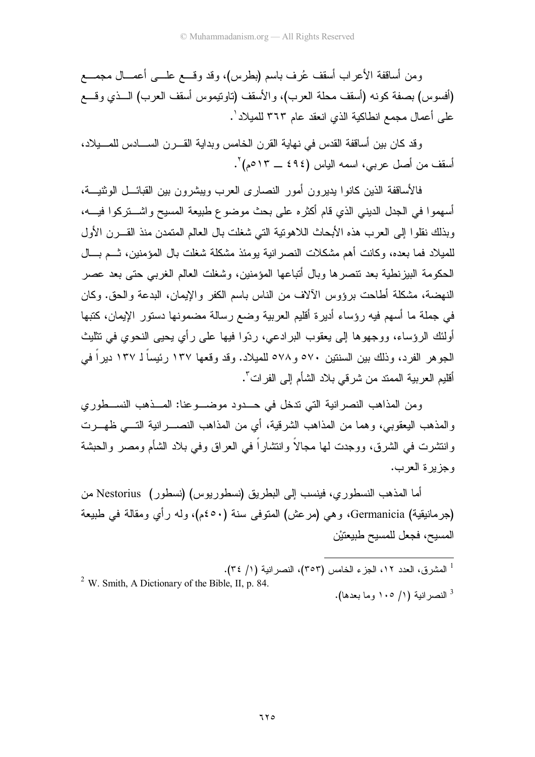ومن أساقفة الأعراب أسقف عُرف باسم (بطرس)، وقد وقع على أعمال مجمع (أفسوس) بصفة كونه (أسقف محلة العرب)، والأسقف (تاوتيموس أسقف العرب) الذي وقع على أعمال مجمع انطاكية الذي انعقد عام ٣٦٣ للميلاد[1].

وقد كان بين أساقفة القدس في نهاية القرن الخامس وبداية القرن السادس للميلاد، أسقف من أصل عربي، اسمه الياس (٤٩٤ ــ ٥١٣م)[2].

فالأساقفة الذين كانوا يديرون أمور النصارى العرب ويبشرون بين القبائل الوثنية، أسهموا في الجدل الديني الذي قام أكثره على بحث موضوع طبيعة المسيح واشتركوا فيه، وبذلك نقلوا إلى العرب هذه الأبحاث اللاهوتية التي شغلت بال العالم المتمدن منذ القرن الأول للميلاد فما بعده، وكانت أهم مشكلات النصرانية يومئذ مشكلة شغلت بال المؤمنين، ثم بال الحكومة البيزنطية بعد تنصرها وبال أتباعها المؤمنين، وشغلت العالم الغربي حتى بعد عصر النهضة، مشكلة أطاحت برؤوس الآلاف من الناس باسم الكفر والإيمان، البدعة والحق. وكان في جملة ما أسهم فيه رؤساء أديرة أقليم العربية وضع رسالة مضمونها دستور الإيمان، كتبها أولئك الرؤساء، ووجهوها إلى يعقوب البرادعي، ردّوا فيها على رأي يحيى النحوي في تثليث الجوهر الفرد، وذلك بين السنتين ٥٧٠ و٥٧٨ للميلاد. وقد وقعها ١٣٧ رئيساً لـ ١٣٧ ديراً في أقليم العربية الممتد من شرقي بلاد الشأم إلى الفرات[3].

ومن المذاهب النصرانية التي تدخل في حدود موضوعنا: المذهب النسطوري والمذهب اليعقوبي، وهما من المذاهب الشرقية، أي من المذاهب النصرانية التي ظهرت وانتشرت في الشرق، ووجدت لها مجالاً وانتشاراً في العراق وفي بلاد الشأم ومصر والحبشة وجزيرة العرب.

أما المذهب النسطوري، فينسب إلى البطريق (نسطوريوس) (نسطور) Nestorius من (جرمانيقية) Germanicia، وهي (مرعش) المتوفى سنة (٤٥٠م)، وله رأي ومقالة في طبيعة المسيح، فجعل للمسيح طبيعتيْن

---

[1] المشرق، العدد ١٢، الجزء الخامس (٣٥٣)، النصرانية (١/ ٣٤).

[2] W. Smith, A Dictionary of the Bible, II, p. 84.

[3] النصرانية (١/ ١٠٥ وما بعدها).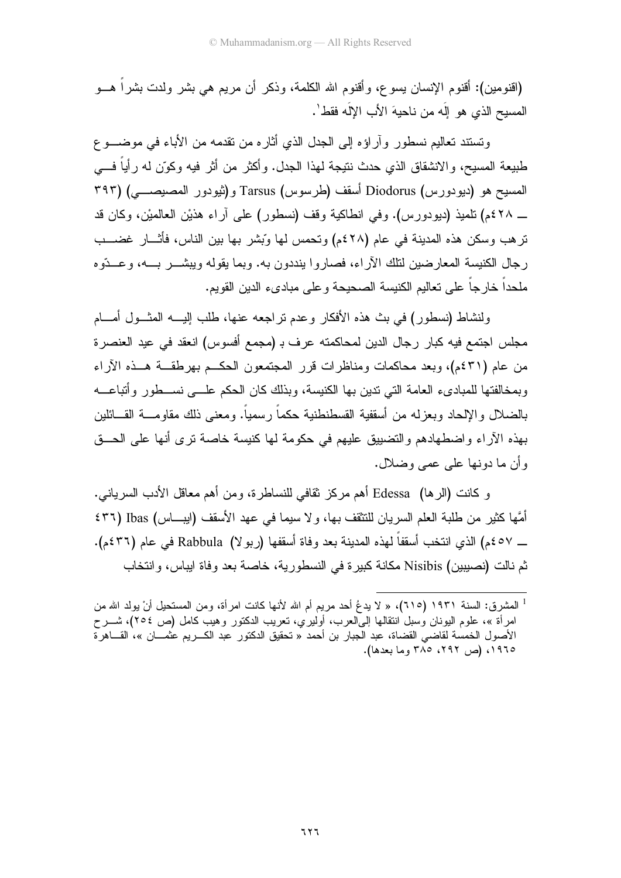(اقنومين): أقنوم الإنسان يسوع، وأقنوم الله الكلمة، وذكر أن مريم هي بشر ولدت بشراً هــو المسيح الذي هو إلَه من ناحيةَ الأب الإلَه فقط[1].

وتستند تعاليم نسطور وآراؤه إلى الجدل الذي أثاره من تقدمه من الأباء في موضــوع طبيعة المسيح، والانشقاق الذي حدث نتيجة لهذا الجدل. وأكثر من أثر فيه وكوّن له رأياً فــي المسيح هو (ديودورس) Diodorus أسقف (طرسوس) Tarsus و(ثيودور المصيصــي) (٣٩٣ ــ ٤٢٨م) تلميذ (ديودورس). وفي انطاكية وقف (نسطور) على آراء هذيْن العالميْن، وكان قد ترهب وسكن هذه المدينة في عام (٤٢٨م) وتحمس لها وبّشر بها بين الناس، فأثــار غضــب رجال الكنيسة المعارضين لتلك الآراء، فصاروا يندِّدون به. وبما يقوله ويبشــر بــه، وعــدّوه ملحداً خارجاً على تعاليم الكنيسة الصحيحة وعلى مبادىء الدين القويم.

ولنشاط (نسطور) في بث هذه الأفكار وعدم تراجعه عنها، طلب إليــه المثــول أمــام مجلس اجتمع فيه كبار رجال الدين لمحاكمته عرف بـ (مجمع أفسوس) انعقد في عيد العنصرة من عام (٤٣١م)، وبعد محاكمات ومناظرات قرر المجتمعون الحكــم بهرطقــة هــذه الآراء وبمخالفتها للمبادىء العامة التي تدين بها الكنيسة، وبذلك كان الحكم علــى نســطور وأتباعــه بالضلال والإلحاد وبعزله من أسقفية القسطنطنية حكماً رسمياً. ومعنى ذلك مقاومــة القــائلين بهذه الآراء واضطهادهم والتضييق عليهم في حكومة لها كنيسة خاصة ترى أنها على الحــق وأن ما دونها على عمى وضلال.

و كانت (الرها) Edessa أهم مركز ثقافي للنساطرة، ومن أهم معاقل الأدب السرياني. أمَّها كثير من طلبة العلم السريان للتثقف بها، ولا سيما في عهد الأسقف (ايبــاس) Ibas (٤٣٦ ــ ٤٥٧م) الذي انتخب أسقفاً لهذه المدينة بعد وفاة أسقفها (ربولا) Rabbula في عام (٤٣٦م). ثم نالت (نصيبين) Nisibis مكانة كبيرة في النسطورية، خاصة بعد وفاة ايباس، وانتخاب

---

[1] المشرق: السنة ١٩٣١ (٦١٥)، « لا يدعُ أحد مريم أم الله لأنها كانت امرأة، ومن المستحيل أنْ يولد الله من امرأة »، علوم اليونان وسبل انتقالها إلىالعرب، أوليري، تعريب الدكتور وهيب كامل (ص ٢٥٤)، شــرح الأصول الخمسة لقاضي القضاة، عبد الجبار بن أحمد « تحقيق الدكتور عبد الكــريم عثمــان »، القــاهرة ١٩٦٥، (ص ٢٩٢، ٣٨٥ وما بعدها).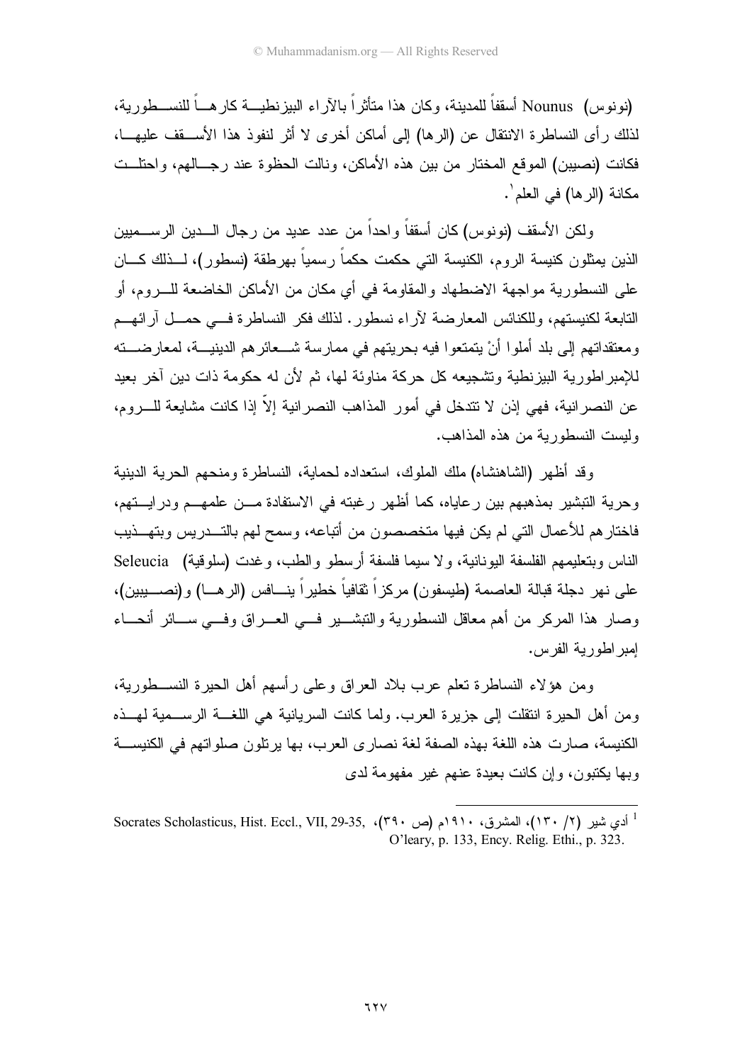(نونوس) Nounus أسقفاً للمدينة، وكان هذا متأثراً بالآراء البيزنطية كارهاً للنسطورية، لذلك رأى النساطرة الانتقال عن (الرها) إلى أماكن أخرى لا أثر لنفوذ هذا الأسقف عليها، فكانت (نصيبين) الموقع المختار من بين هذه الأماكن، ونالت الحظوة عند رجالهم، واحتلت مكانة (الرها) في العلم[1].

ولكن الأسقف (نونوس) كان أسقفاً واحداً من عدد عديد من رجال الدين الرسميين الذين يمثلون كنيسة الروم، الكنيسة التي حكمت حكماً رسمياً بهرطقة (نسطور)، لذلك كان على النسطورية مواجهة الاضطهاد والمقاومة في أي مكان من الأماكن الخاضعة للروم، أو التابعة لكنيستهم، وللكنائس المعارضة لآراء نسطور. لذلك فكر النساطرة في حمل آرائهم ومعتقداتهم إلى بلد أملوا أنْ يتمتعوا فيه بحريتهم في ممارسة شعائرهم الدينية، لمعارضته للإمبراطورية البيزنطية وتشجيعه كل حركة مناوئة لها، ثم لأن له حكومة ذات دين آخر بعيد عن النصرانية، فهي إذن لا تتدخل في أمور المذاهب النصرانية إلاّ إذا كانت مشايعة للروم، وليست النسطورية من هذه المذاهب.

وقد أظهر (الشاهنشاه) ملك الملوك، استعداده لحماية، النساطرة ومنحهم الحرية الدينية وحرية التبشير بمذهبهم بين رعاياه، كما أظهر رغبته في الاستفادة من علمهم ودرايتهم، فاختارهم للأعمال التي لم يكن فيها متخصصون من أتباعه، وسمح لهم بالتدريس وبتهذيب الناس وبتعليمهم الفلسفة اليونانية، ولا سيما فلسفة أرسطو والطب، وغدت (سلوقية) Seleucia على نهر دجلة قبالة العاصمة (طيسفون) مركزاً ثقافياً خطيراً ينافس (الرها) و(نصيبين)، وصار هذا المركز من أهم معاقل النسطورية والتبشير في العراق وفي سائر أنحاء إمبراطورية الفرس.

ومن هؤلاء النساطرة تعلم عرب بلاد العراق وعلى رأسهم أهل الحيرة النسطورية، ومن أهل الحيرة انتقلت إلى جزيرة العرب. ولما كانت السريانية هي اللغة الرسمية لهذه الكنيسة، صارت هذه اللغة بهذه الصفة لغة نصارى العرب، بها يرتلون صلواتهم في الكنيسة وبها يكتبون، وإن كانت بعيدة عنهم غير مفهومة لدى

---

[1] أدي شير (٢/ ١٣٠)، المشرق، ١٩١٠م (ص ٣٩٠)، Socrates Scholasticus, Hist. Eccl., VII, 29-35, O'leary, p. 133, Ency. Relig. Ethi., p. 323.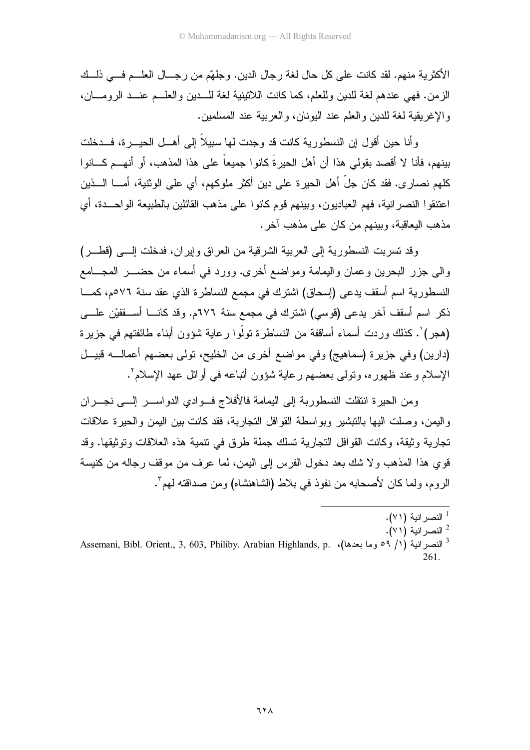الأكثرية منهم. لقد كانت على كل حال لغة رجال الدين. وجلهّم من رجال العلم في ذلك الزمن. فهي عندهم لغة للدين وللعلم، كما كانت اللاتينية لغة للدين والعلم عند الرومان، والإغريقية لغة للدين والعلم عند اليونان، والعربية عند المسلمين.

وأنا حين أقول إن النسطورية كانت قد وجدت لها سبيلاً إلى أهل الحيرة، فدخلت بينهم، فأنا لا أقصد بقولي هذا أن أهل الحيرةَ كانوا جميعاً على هذا المذهب، أو أنهم كانوا كلهم نصارى. فقد كان جلّ أهل الحيرة على دين أكثر ملوكهم، أي على الوثنية، أما الذين اعتنقوا النصرانية، فهم العباديون، وبينهم قوم كانوا على مذهب القائلين بالطبيعة الواحدة، أي مذهب اليعاقبة، وبينهم من كان على مذهب آخر.

وقد تسربت النسطورية إلى العربية الشرقية من العراق وإيران، فدخلت إلى (قطر) والى جزر البحرين وعمان واليمامة ومواضع أخرى. وورد في أسماء من حضر المجامع النسطورية اسم أسقف يدعى (إسحاق) اشترك في مجمع النساطرة الذي عقد سنة ٥٧٦م، كما ذكر اسم أسقف آخر يدعى (قوسي) اشترك في مجمع سنة ٦٧٦م. وقد كانا أسقفيْن على (هجر)[1]. كذلك وردت أسماء أساقفة من النساطرة تولّوا رعاية شؤون أبناء طائفتهم في جزيرة (دارين) وفي جزيرة (سماهيج) وفي مواضع أخرى من الخليج، تولى بعضهم أعماله قبيل الإسلام وعند ظهوره، وتولى بعضهم رعاية شؤون أتباعه في أوائل عهد الإسلام[2].

ومن الحيرة انتقلت النسطوربة إلى اليمامة فالأفلاج فوادي الدواسر إلى نجران واليمن، وصلت اليها بالتبشير وبواسطة القوافل التجاربة، فقد كانت بين اليمن والحيرة علاقات تجارية وثيقة، وكانت القوافل التجارية تسلك جملة طرق في تنمية هذه العلاقات وتوثيقها. وقد قوي هذا المذهب ولا شك بعد دخول الفرس إلى اليمن، لما عرف من موقف رجاله من كنيسة الروم، ولما كان لأصحابه من نفوذ في بلاط (الشاهنشاه) ومن صداقته لهم[3].

---

[1] النصرانية (٧١).

[2] النصرانية (٧١).

[3] النصرانية (١/ ٥٩ وما بعدها)، Assemani, Bibl. Orient., 3, 603, Philiby. Arabian Highlands, p. 261.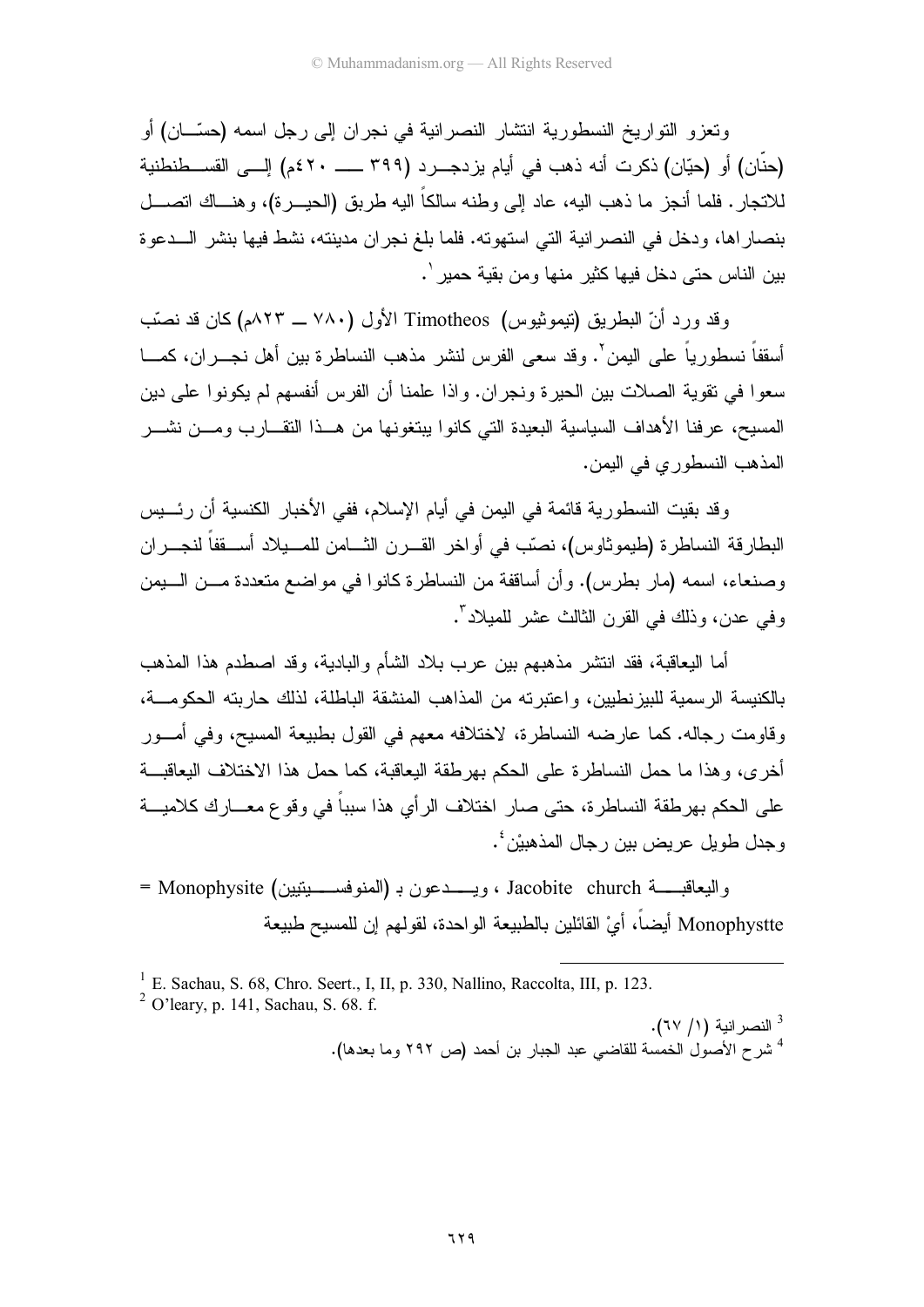وتعزو التواريخ النسطورية انتشار النصرانية في نجران إلى رجل اسمه (حسّان) أو (حنّان) أو (حيّان) ذكرت أنه ذهب في أيام يزدجرد (٣٩٩ ــ ٤٢٠م) إلى القسطنطنية للاتجار. فلما أنجز ما ذهب اليه، عاد إلى وطنه سالكاً اليه طريق (الحيرة)، وهناك اتصل بنصاراها، ودخل في النصرانية التي استهوته. فلما بلغ نجران مدينته، نشط فيها بنشر الدعوة بين الناس حتى دخل فيها كثير منها ومن بقية حمير[1].

وقد ورد أنّ البطريق (تيموثيوس) Timotheos الأول (٧٨٠ ــ ٨٢٣م) كان قد نصّب أسقفاً نسطورياً على اليمن[2]. وقد سعى الفرس لنشر مذهب النساطرة بين أهل نجران، كما سعوا في تقوية الصلات بين الحيرة ونجران. واذا علمنا أن الفرس أنفسهم لم يكونوا على دين المسيح، عرفنا الأهداف السياسية البعيدة التي كانوا يبتغونها من هذا التقارب ومن نشر المذهب النسطوري في اليمن.

وقد بقيت النسطورية قائمة في اليمن في أيام الإسلام، ففي الأخبار الكنسية أن رئيس البطارقة النساطرة (طيموثاوس)، نصّب في أواخر القرن الثامن للميلاد أسقفاً لنجران وصنعاء، اسمه (مار بطرس). وأن أساقفة من النساطرة كانوا في مواضع متعددة من اليمن وفي عدن، وذلك في القرن الثالث عشر للميلاد[3].

أما اليعاقبة، فقد انتشر مذهبهم بين عرب بلاد الشأم والبادية، وقد اصطدم هذا المذهب بالكنيسة الرسمية للبيزنطيين، واعتبرته من المذاهب المنشقة الباطلة، لذلك حاربته الحكومة، وقاومت رجاله. كما عارضه النساطرة، لاختلافه معهم في القول بطبيعة المسيح، وفي أمور أخرى، وهذا ما حمل النساطرة على الحكم بهرطقة اليعاقبة، كما حمل هذا الاختلاف اليعاقبة على الحكم بهرطقة النساطرة، حتى صار اختلاف الرأي هذا سبباً في وقوع معارك كلامية وجدل طويل عريض بين رجال المذهبيْن[4].

واليعاقبة Jacobite church ، ويدعون بـ (المنوفسيتيين) Monophysite = Monophystte أيضاً، أيْ القائلين بالطبيعة الواحدة، لقولهم إن للمسيح طبيعة

---

[1] E. Sachau, S. 68, Chro. Seert., I, II, p. 330, Nallino, Raccolta, III, p. 123.

[2] O'leary, p. 141, Sachau, S. 68. f.

[3] النصرانية (١/ ٦٧).

[4] شرح الأصول الخمسة للقاضي عبد الجبار بن أحمد (ص ٢٩٢ وما بعدها).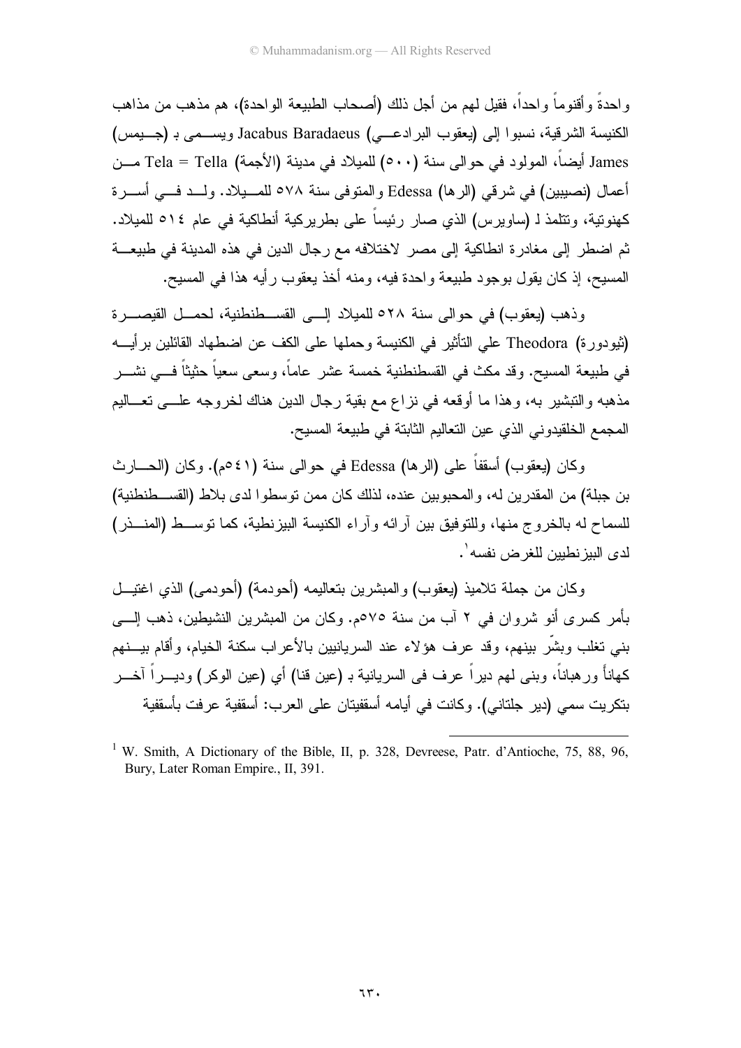واحدةً وأقنوماً واحداً، فقيل لهم من أجل ذلك (أصحاب الطبيعة الواحدة)، هم مذهب من مذاهب الكنيسة الشرقية، نسبوا إلى (يعقوب البرادعي) Jacabus Baradaeus ويسمى بـ (جيمس) James أيضاً، المولود في حوالى سنة (٥٠٠) للميلاد في مدينة (الأجمة) Tela = Tella من أعمال (نصيبين) في شرقي (الرها) Edessa والمتوفى سنة ٥٧٨ للميلاد. ولد في أسرة كهنوتية، وتتلمذ لـ (ساويرس) الذي صار رئيساً على بطريركية أنطاكية في عام ٥١٤ للميلاد. ثم اضطر إلى مغادرة انطاكية إلى مصر لاختلافه مع رجال الدين في هذه المدينة في طبيعة المسيح، إذ كان يقول بوجود طبيعة واحدة فيه، ومنه أخذ يعقوب رأيه هذا في المسيح.

وذهب (يعقوب) في حوالى سنة ٥٢٨ للميلاد إلى القسطنطنية، لحمل القيصرة (ثيودورة) Theodora علي التأثير في الكنيسة وحملها على الكف عن اضطهاد القائلين برأيه في طبيعة المسيح. وقد مكث في القسطنطنية خمسة عشر عاماً، وسعى سعياً حثيثاً في نشر مذهبه والتبشير به، وهذا ما أوقعه في نزاع مع بقية رجال الدين هناك لخروجه على تعاليم المجمع الخلقيدوني الذي عين التعاليم الثابتة في طبيعة المسيح.

وكان (يعقوب) أسقفاً على (الرها) Edessa في حوالى سنة (٥٤١م). وكان (الحارث بن جبلة) من المقدرين له، والمحبوبين عنده، لذلك كان ممن توسطوا لدى بلاط (القسطنطنية) للسماح له بالخروج منها، وللتوفيق بين آرائه وآراء الكنيسة البيزنطية، كما توسط (المنذر) لدى البيزنطيين للغرض نفسه[1].

وكان من جملة تلاميذ (يعقوب) والمبشرين بتعاليمه (أحودمة) (أحودمى) الذي اغتيل بأمر كسرى أنو شروان في ٢ آب من سنة ٥٧٥م. وكان من المبشرين النشيطين، ذهب إلى بني تغلب وبشّر بينهم، وقد عرف هؤلاء عند السريانيين بالأعراب سكنة الخيام، وأقام بينهم كهاناً ورهباناً، وبنى لهم ديراً عرف في السريانية بـ (عين قنا) أي (عين الوكر) وديراً آخر بتكريت سمي (دير جلتاني). وكانت في أيامه أسقفيتان على العرب: أسقفية عرفت بأسقفية

---

[1] W. Smith, A Dictionary of the Bible, II, p. 328, Devreese, Patr. d'Antioche, 75, 88, 96, Bury, Later Roman Empire., II, 391.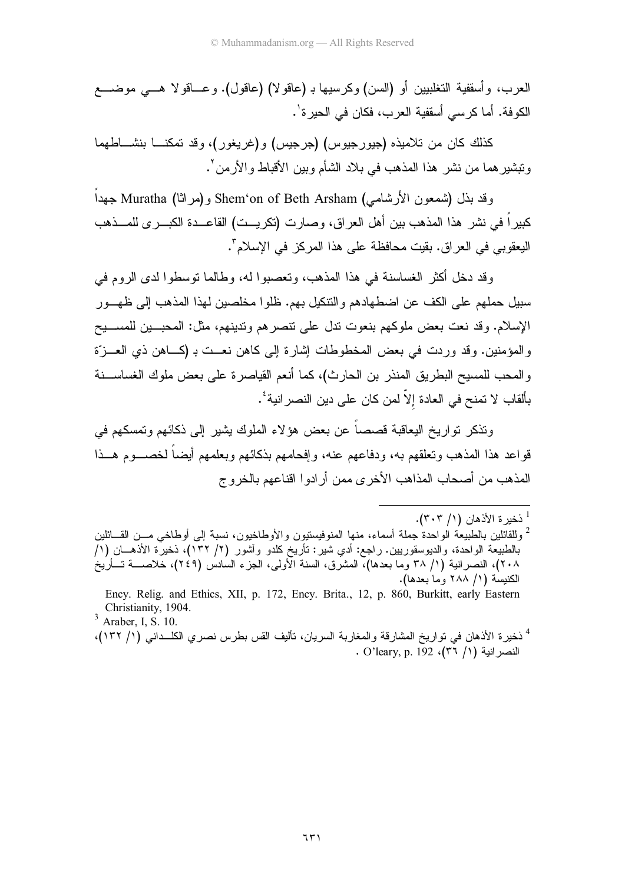العرب، وأسقفية التغلبيين أو (السن) وكرسيها بـ (عاقولا) (عاقول). وعاقولا هي موضع الكوفة. أما كرسي أسقفية العرب، فكان في الحيرة[1].

كذلك كان من تلاميذه (جيورجيوس) (جرجيس) و(غريغور)، وقد تمكنا بنشاطهما وتبشيرهما من نشر هذا المذهب في بلاد الشأم وبين الأقباط والأرمن[2].

وقد بذل (شمعون الأرشامي) Shem'on of Beth Arsham و(مراثا) Muratha جهداً كبيراً في نشر هذا المذهب بين أهل العراق، وصارت (تكريت) القاعدة الكبرى للمذهب اليعقوبي في العراق. بقيت محافظة على هذا المركز في الإسلام[3].

وقد دخل أكثر الغساسنة في هذا المذهب، وتعصبوا له، وطالما توسطوا لدى الروم في سبيل حملهم على الكف عن اضطهادهم والتنكيل بهم. ظلوا مخلصين لهذا المذهب إلى ظهور الإسلام. وقد نعت بعض ملوكهم بنعوت تدل على تنصرهم وتدينهم، مثل: المحبين للمسيح والمؤمنين. وقد وردت في بعض المخطوطات إشارة إلى كاهن نعت بـ (كاهن ذي العزّة والمحب للمسيح البطريق المنذر بن الحارث)، كما أنعم القياصرة على بعض ملوك الغساسنة بألقاب لا تمنح في العادة إلاّ لمن كان على دين النصرانية[4].

وتذكر تواريخ اليعاقبة قصصاً عن بعض هؤلاء الملوك يشير إلى ذكائهم وتمسكهم في قواعد هذا المذهب وتعلقهم به، ودفاعهم عنه، وإفحامهم بذكائهم وبعلمهم أيضاً لخصوم هذا المذهب من أصحاب المذاهب الأخرى ممن أرادوا اقناعهم بالخروج

---

[1] ذخيرة الأذهان (١/ ٣٠٣).

[2] وللقائلين بالطبيعة الواحدة جملة أسماء، منها المنوفيستيون والأوطاخيون، نسبة إلى أوطاخي من القائلين بالطبيعة الواحدة، والديوسقوريين. راجع: أدي شير: تأريخ كلدو وآشور (٢/ ١٣٢)، ذخيرة الأذهان (١/ ٢٠٨)، النصرانية (١/ ٣٨ وما بعدها)، المشرق، السنة الأولى، الجزء السادس (٢٤٩)، خلاصة تأريخ الكنيسة (١/ ٢٨٨ وما بعدها).

Ency. Relig. and Ethics, XII, p. 172, Ency. Brita., 12, p. 860, Burkitt, early Eastern Christianity, 1904.

[3] Araber, I, S. 10.

[4] ذخيرة الأذهان في تواريخ المشارقة والمغاربة السريان، تأليف القس بطرس نصري الكلداني (١/ ١٣٢)، النصرانية (١/ ٣٦)، O'leary, p. 192 .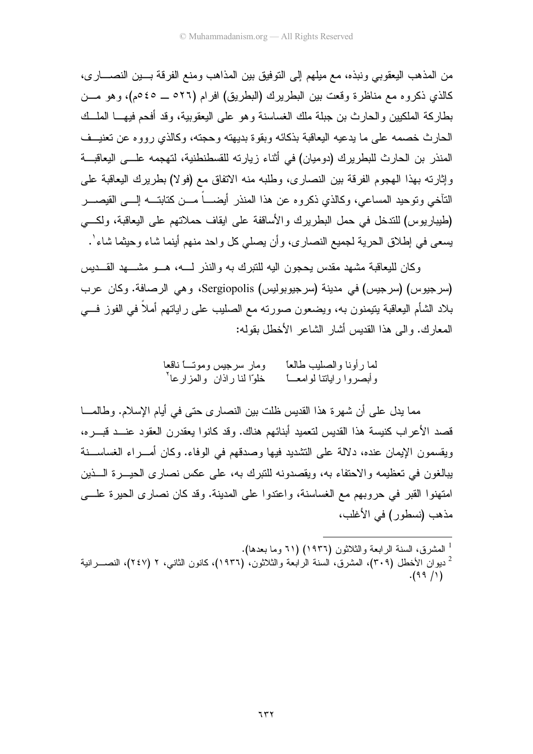من المذهب اليعقوبي ونبذه، مع ميلهم إلى التوفيق بين المذاهب ومنع الفرقة بين النصارى، كالذي ذكروه مع مناظرة وقعت بين البطريرك (البطريق) افرام (٥٢٦ ــ ٥٤٥م)، وهو من بطاركة الملكيين والحارث بن جبلة ملك الغساسنة وهو على اليعقوبية، وقد أفحم فيها الملك الحارث خصمه على ما يدعيه اليعاقبة بذكائه وبقوة بديهته وحجته، وكالذي رووه عن تعنيف المنذر بن الحارث للبطريرك (دوميان) في أثناء زيارته للقسطنطنية، لتهجمه على اليعاقبة وإثارته بهذا الهجوم الفرقة بين النصارى، وطلبه منه الاتفاق مع (فولا) بطريرك اليعاقبة على التآخي وتوحيد المساعي، وكالذي ذكروه عن هذا المنذر أيضاً من كتابته إلى القيصر (طيباريوس) للتدخل في حمل البطريرك والأساقفة على ايقاف حملاتهم على اليعاقبة، ولكي يسعى في إطلاق الحرية لجميع النصارى، وأن يصلي كل واحد منهم أينما شاء وحيثما شاء[1].

وكان لليعاقبة مشهد مقدس يحجون اليه للتبرك به والنذر له، هو مشهد القديس (سرجيوس) (سرجيس) في مدينة (سرجيوبوليس) Sergiopolis، وهي الرصافة. وكان عرب بلاد الشأم اليعاقبة يتيمنون به، ويضعون صورته مع الصليب على راياتهم أملاً في الفوز في المعارك. والى هذا القديس أشار الشاعر الأخطل بقوله:

لما رأونا والصليب طالعاً ... ومار سرجيس وموتاً ناقعا
وأبصروا راياتنا لوامعاً ... خلوّا لنا راذان والمزارعا[2]

مما يدل على أن شهرة هذا القديس ظلت بين النصارى حتى في أيام الإسلام. وطالما قصد الأعراب كنيسة هذا القديس لتعميد أبنائهم هناك. وقد كانوا يعقدرن العقود عند قبره، ويقسمون الإيمان عنده، دلالة على التشديد فيها وصدقهم في الوفاء. وكان أمراء الغساسنة يبالغون في تعظيمه والاحتفاء به، ويقصدونه للتبرك به، على عكس نصارى الحيرة الذين امتهنوا القبر في حروبهم مع الغساسنة، واعتدوا على المدينة. وقد كان نصارى الحيرة على مذهب (نسطور) في الأغلب،

---

[1] المشرق، السنة الرابعة والثلاثون (١٩٣٦) (٦١ وما بعدها).

[2] ديوان الأخطل (٣٠٩)، المشرق، السنة الرابعة والثلاثون، (١٩٣٦)، كانون الثاني، ٢ (٢٤٧)، النصرانية (١/ ٩٩).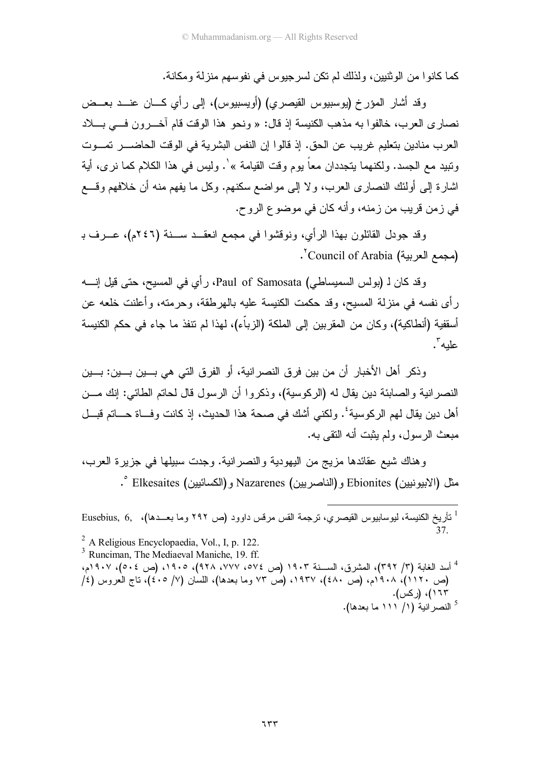كما كانوا من الوثنيين، ولذلك لم تكن لسرجيوس في نفوسهم منزلة ومكانة.

وقد أشار المؤرخ (يوسبيوس القيصري) (أويسبيوس)، إلى رأي كان عند بعض نصارى العرب، خالفوا به مذهب الكنيسة إذ قال: « ونحو هذا الوقت قام آخرون في بلاد العرب منادين بتعليم غريب عن الحق. إذ قالوا إن النفس البشرية في الوقت الحاضر تموت وتبيد مع الجسد. ولكنهما يتجددان معاً يوم وقت القيامة »[1]. وليس في هذا الكلام كما نرى، أية اشارة إلى أولئك النصارى العرب، ولا إلى مواضع سكنهم. وكل ما يفهم منه أن خلافهم وقع في زمن قريب من زمنه، وأنه كان في موضوع الروح.

وقد جودل القائلون بهذا الرأي، ونوقشوا في مجمع انعقد سنة (٢٤٦م)، عرف بـ (مجمع العربية) Council of Arabia[2].

وقد كان لـ (بولس السميساطي) Paul of Samosata، رأي في المسيح، حتى قيل إنه رأى نفسه في منزلة المسيح، وقد حكمت الكنيسة عليه بالهرطقة، وحرمته، وأعلنت خلعه عن أسقفية (أنطاكية)، وكان من المقربين إلى الملكة (الزبّاء)، لهذا لم تنفذ ما جاء في حكم الكنيسة عليه[3].

وذكر أهل الأخبار أن من بين فرق النصرانية، أو الفرق التي هي بين بين: بين النصرانية والصابئة دين يقال له (الركوسية)، وذكروا أن الرسول قال لحاتم الطائي: إنك من أهل دين يقال لهم الركوسية[4]. ولكني أشك في صحة هذا الحديث، إذ كانت وفاة حاتم قبل مبعث الرسول، ولم يثبت أنه التقى به.

وهناك شيع عقائدها مزيج من اليهودية والنصرانية. وجدت سبيلها في جزيرة العرب، مثل (الابيونيين) Ebionites و(الناصريين) Nazarenes و(الكسائيين) Elkesaites[5].

---

[1] تأريخ الكنيسة، ليوسابيوس القيصري، ترجمة القس مرقس داوود (ص ٢٩٢ وما بعدها)، Eusebius, 6, 37.

[2] A Religious Encyclopaedia, Vol., I, p. 122.

[3] Runciman, The Mediaeval Maniche, 19. ff.

[4] أسد الغابة (٣/ ٣٩٢)، المشرق، السنة ١٩٠٣ (ص ٥٧٤، ٧٧٧، ٩٢٨)، ١٩٠٥، (ص ٥٠٤)، ١٩٠٧م، (ص ١١٢٠)، ١٩٠٨م، (ص ٤٨٠)، ١٩٣٧، (ص ٧٣ وما بعدها)، اللسان (٧/ ٤٠٥)، تاج العروس (٤/ ١٦٣)، (ركس).

[5] النصرانية (١/ ١١١ ما بعدها).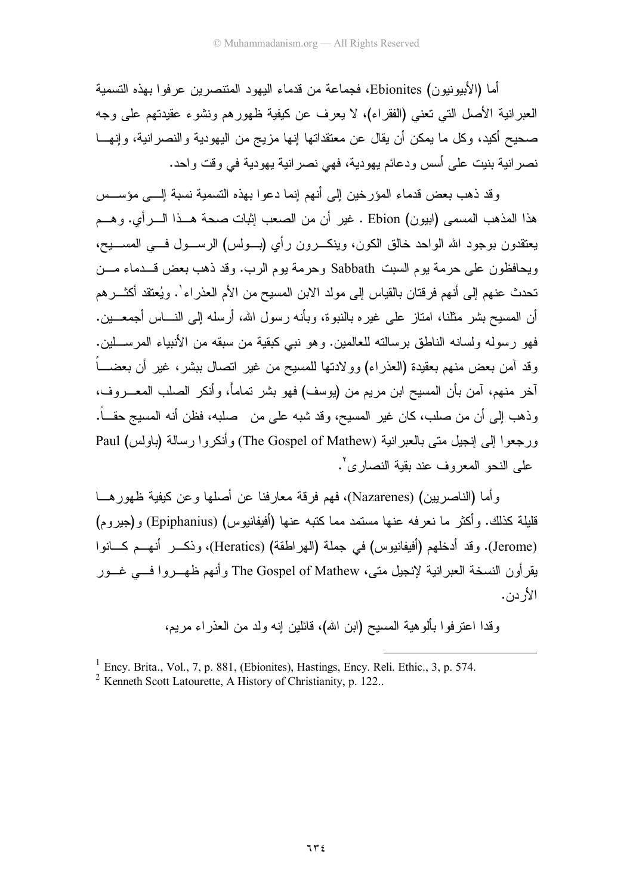أما (الأبيونيون) Ebionites، فجماعة من قدماء اليهود المتنصرين عرفوا بهذه التسمية العبرانية الأصل التي تعني (الفقراء)، لا يعرف عن كيفية ظهورهم ونشوء عقيدتهم على وجه صحيح أكيد، وكل ما يمكن أن يقال عن معتقداتها إنها مزيج من اليهودية والنصرانية، وإنها نصرانية بنيت على أسس ودعائم يهودية، فهي نصرانية يهودية في وقت واحد.

وقد ذهب بعض قدماء المؤرخين إلى أنهم إنما دعوا بهذه التسمية نسبة إلى مؤسس هذا المذهب المسمى (ابيون) Ebion . غير أن من الصعب إثبات صحة هذا الرأي. وهم يعتقدون بوجود الله الواحد خالق الكون، وينكرون رأي (بولس) الرسول في المسيح، ويحافظون على حرمة يوم السبت Sabbath وحرمة يوم الرب. وقد ذهب بعض قدماء من تحدث عنهم إلى أنهم فرقتان بالقياس إلى مولد الابن المسيح من الأم العذراء[1]. ويُعتقد أكثرهم أن المسيح بشر مثلنا، امتاز على غيره بالنبوة، وبأنه رسول الله، أرسله إلى الناس أجمعين. فهو رسوله ولسانه الناطق برسالته للعالمين. وهو نبي كبقية من سبقه من الأنبياء المرسلين. وقد آمن بعض منهم بعقيدة (العذراء) وولادتها للمسيح من غير اتصال ببشر، غير أن بعضاً آخر منهم، آمن بأن المسيح ابن مريم من (يوسف) فهو بشر تماماً، وأنكر الصلب المعروف، وذهب إلى أن من صلب، كان غير المسيح، وقد شبه على من صلبه، فظن أنه المسيح حقاً. ورجعوا إلى إنجيل متى بالعبرانية (The Gospel of Mathew) وأنكروا رسالة (باولس) Paul على النحو المعروف عند بقية النصارى[2].

وأما (الناصريين) (Nazarenes)، فهم فرقة معارفنا عن أصلها وعن كيفية ظهورها قليلة كذلك. وأكثر ما نعرفه عنها مستمد مما كتبه عنها (أفيفانيوس) (Epiphanius) و(جيروم) (Jerome). وقد أدخلهم (أفيفانيوس) في جملة (الهراطقة) (Heratics)، وذكر أنهم كانوا يقرأون النسخة العبرانية لإنجيل متى، The Gospel of Mathew وأنهم ظهروا في غور الأردن.

وقدا اعترفوا بألوهية المسيح (ابن الله)، قائلين إنه ولد من العذراء مريم،

---

[1] Ency. Brita., Vol., 7, p. 881, (Ebionites), Hastings, Ency. Reli. Ethic., 3, p. 574.

[2] Kenneth Scott Latourette, A History of Christianity, p. 122..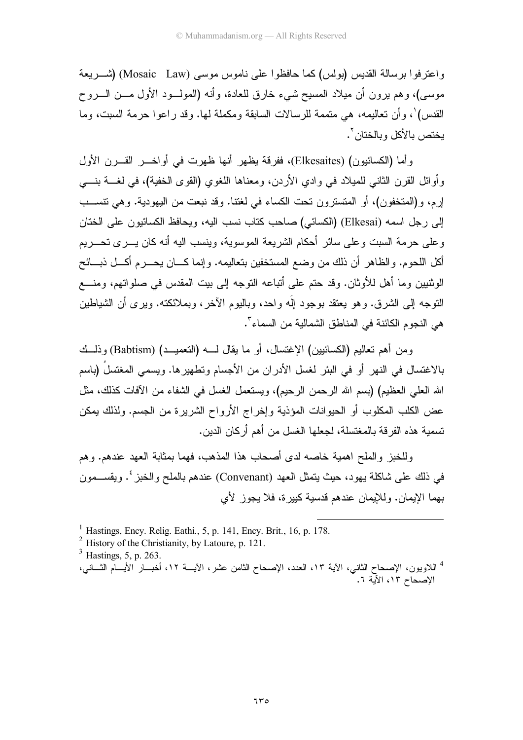واعترفوا برسالة القديس (بولس) كما حافظوا على ناموس موسى (Mosaic Law) (شريعة موسى)، وهم يرون أن ميلاد المسيح شيء خارق للعادة، وأنه (المولود الأول من الروح القدس)[1]، وأن تعاليمه، هي متممة للرسالات السابقة ومكملة لها. وقد راعوا حرمة السبت، وما يختص بالأكل وبالختان[2].

وأما (الكسائيون) (Elkesaites)، ففرقة يظهر أنها ظهرت في أواخر القرن الأول وأوائل القرن الثاني للميلاد في وادي الأردن، ومعناها اللغوي (القوى الخفية)، في لغة بني إرم، و(المتخفون)، أو المتسترون تحت الكساء في لغتنا. وقد نبعت من اليهودية. وهي تنسب إلى رجل اسمه (Elkesai) (الكسائي) صاحب كتاب نسب اليه، ويحافظ الكسائيون على الختان وعلى حرمة السبت وعلى سائر أحكام الشريعة الموسوية، وينسب اليه أنه كان يرى تحريم أكل اللحوم. والظاهر أن ذلك من وضع المستخفين بتعاليمه. وإنما كان يحرم أكل ذبائح الوثنيين وما أهل للأوثان. وقد حتم على أتباعه التوجه إلى بيت المقدس في صلواتهم، ومنع التوجه إلى الشرق. وهو يعتقد بوجود إلَه واحد، وباليوم الآخر، وبملائكته. ويرى أن الشياطين هي النجوم الكائنة في المناطق الشمالية من السماء[3].

ومن أهم تعاليم (الكسائيين) الإغتسال، أو ما يقال له (التعميد) (Babtism) وذلك بالاغتسال في النهر أو في البئر لغسل الأدران من الأجسام وتطهيرها. ويسمي المغتسلُ (باسم الله العلي العظيم) (بسم الله الرحمن الرحيم)، ويستعمل الغسل في الشفاء من الآفات كذلك، مثل عض الكلب المكلوب أو الحيوانات المؤذية وإخراج الأرواح الشريرة من الجسم. ولذلك يمكن تسمية هذه الفرقة بالمغتسلة، لجعلها الغسل من أهم أركان الدين.

وللخبز والملح اهمية خاصه لدى أصحاب هذا المذهب، فهما بمثابة العهد عندهم. وهم في ذلك على شاكلة يهود، حيث يتمثل العهد (Convenant) عندهم بالملح والخبز[4]. ويقسمون بهما الإيمان. وللإيمان عندهم قدسية كبيرة، فلا يجوز لأي

---

[1] Hastings, Ency. Relig. Eathi., 5, p. 141, Ency. Brit., 16, p. 178.

[2] History of the Christianity, by Latoure, p. 121.

[3] Hastings, 5, p. 263.

[4] اللاويون، الإصحاح الثاني، الآية ١٣، العدد، الإصحاح الثامن عشر، الآية ١٢، أخبار الأيام الثاني، الإصحاح ١٣، الآية ٦.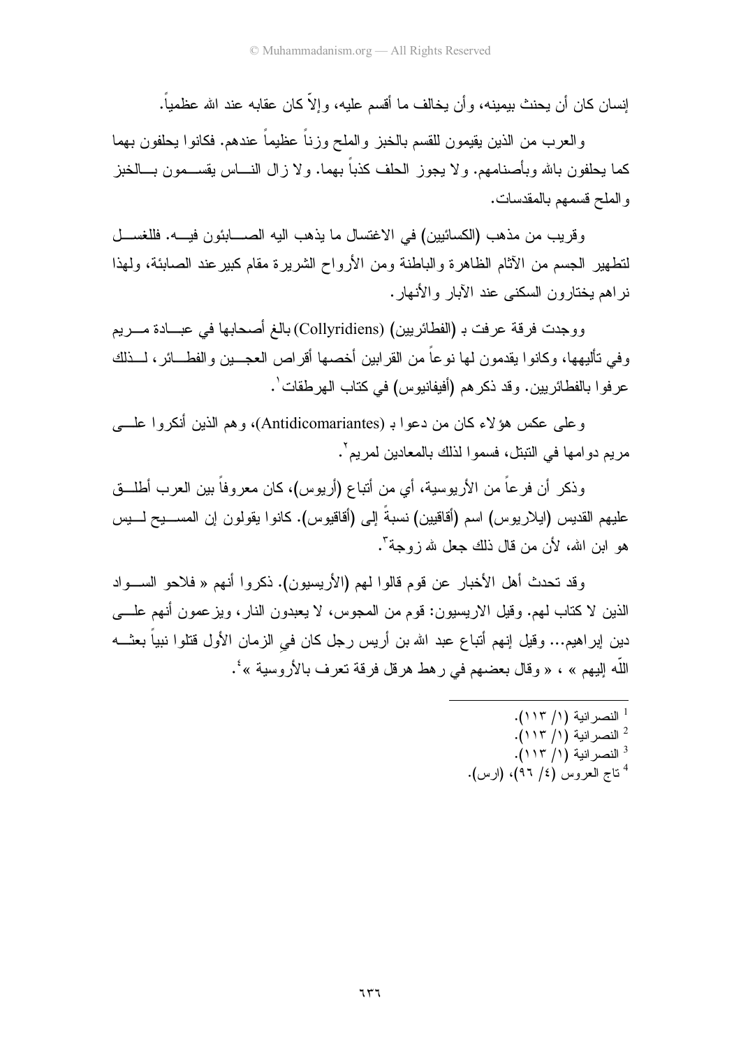إنسان كان أن يحنث بيمينه، وأن يخالف ما أقسم عليه، وإلاّ كان عقابه عند الله عظمياً.

والعرب من الذين يقيمون للقسم بالخبز والملح وزناً عظيماً عندهم. فكانوا يحلفون بهما كما يحلفون بالله وبأصنامهم. ولا يجوز الحلف كذباً بهما. ولا زال الناس يقسمون بالخبز والملح قسمهم بالمقدسات.

وقريب من مذهب (الكسائيين) في الاغتسال ما يذهب اليه الصابئون فيه. فللغسل لتطهير الجسم من الآثام الظاهرة والباطنة ومن الأرواح الشريرة مقام كبيرعند الصابئة، ولهذا نراهم يختارون السكنى عند الآبار والأنهار.

ووجدت فرقة عرفت بـ (الفطائريين) (Collyridiens) بالغ أصحابها في عبادة مريم وفي تأليهها، وكانوا يقدمون لها نوعاً من القرابين أخصها أقراص العجين والفطائر، لذلك عرفوا بالفطائريين. وقد ذكرهم (أفيفانيوس) في كتاب الهرطقات[1].

وعلى عكس هؤلاء كان من دعوا بـ (Antidicomariantes)، وهم الذين أنكروا على مريم دوامها في التبتل، فسموا لذلك بالمعادين لمريم[2].

وذكر أن فرعاً من الأريوسية، أي من أتباع (أريوس)، كان معروفاً بين العرب أطلق عليهم القديس (ايلاريوس) اسم (أقاقيين) نسبةً إلى (أقاقيوس). كانوا يقولون إن المسيح ليس هو ابن الله، لأن من قال ذلك جعل لله زوجة[3].

وقد تحدث أهل الأخبار عن قوم قالوا لهم (الأريسيون). ذكروا أنهم « فلاحو السواد الذين لا كتاب لهم. وقيل الاريسيون: قوم من المجوس، لا يعبدون النار، ويزعمون أنهم على دين إبراهيم... وقيل إنهم أتباع عبد الله بن أريس رجل كان في الزمان الأول قتلوا نبياً بعثه اللّه إليهم » ، « وقال بعضهم في رهط هرقل فرقة تعرف بالأروسية »[4].

---

[1] النصرانية (١/ ١١٣).
[2] النصرانية (١/ ١١٣).
[3] النصرانية (١/ ١١٣).
[4] تاج العروس (٤/ ٩٦)، (ارس).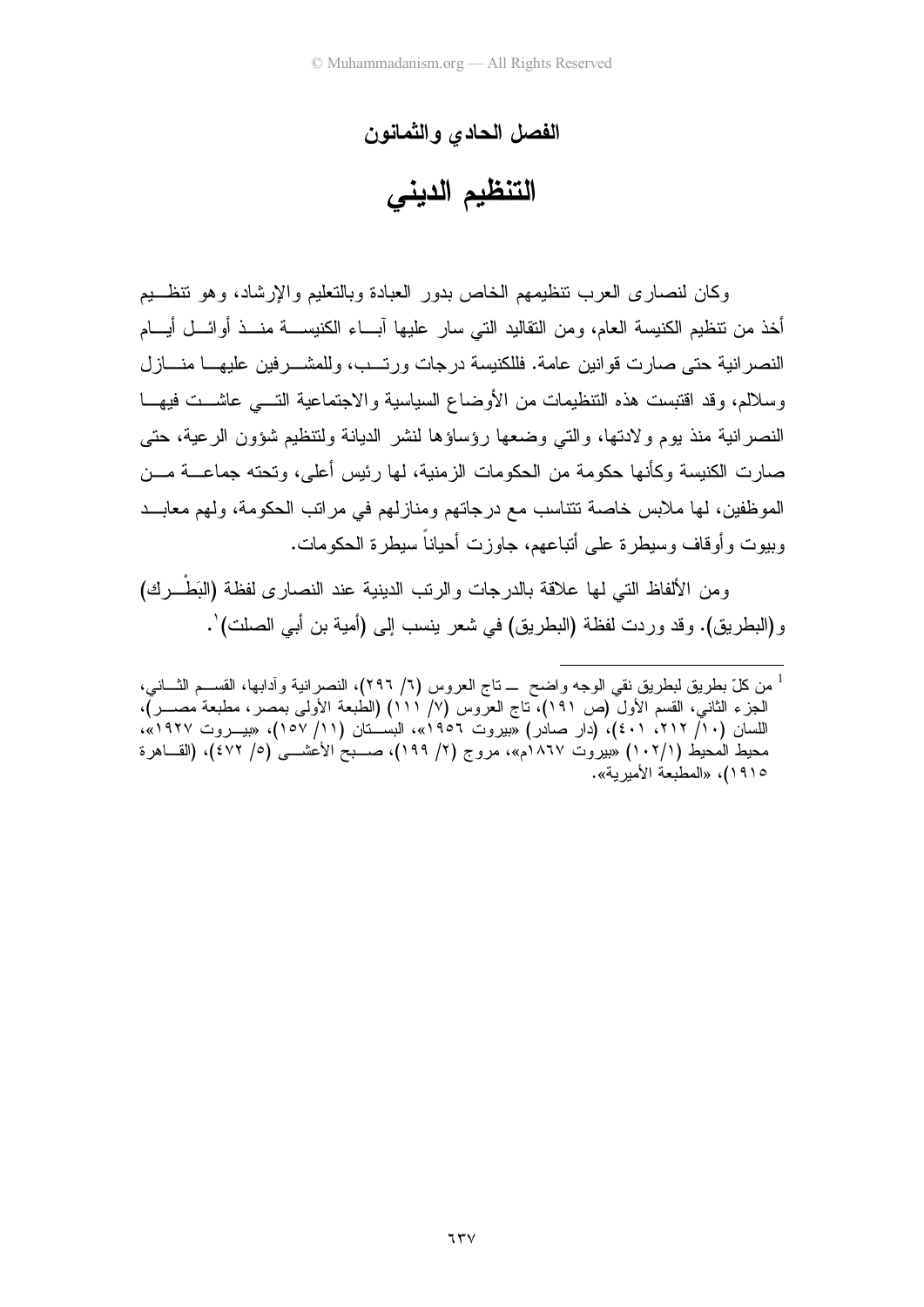## الفصل الحادي والثمانون

# التنظيم الديني

وكان لنصارى العرب تنظيمهم الخاص بدور العبادة وبالتعليم والإرشاد، وهو تنظيم أخذ من تنظيم الكنيسة العام، ومن التقاليد التي سار عليها آباء الكنيسة منذ أوائل أيام النصرانية حتى صارت قوانين عامة. فللكنيسة درجات ورتب، وللمشرفين عليها منازل وسلالم، وقد اقتبست هذه التنظيمات من الأوضاع السياسية والاجتماعية التي عاشت فيها النصرانية منذ يوم ولادتها، والتي وضعها رؤساؤها لنشر الديانة ولتنظيم شؤون الرعية، حتى صارت الكنيسة وكأنها حكومة من الحكومات الزمنية، لها رئيس أعلى، وتحته جماعة من الموظفين، لها ملابس خاصة تتناسب مع درجاتهم ومنازلهم في مراتب الحكومة، ولهم معابد وبيوت وأوقاف وسيطرة على أتباعهم، جاوزت أحياناً سيطرة الحكومات.

ومن الألفاظ التي لها علاقة بالدرجات والرتب الدينية عند النصارى لفظة (البَطْرك) و(البطريق). وقد وردت لفظة (البطريق) في شعر ينسب إلى (أمية بن أبي الصلت)[1].

---

[1] من كلّ بطريق لبطريق نقي الوجه واضح ـــ تاج العروس (٦/ ٢٩٦)، النصرانية وآدابها، القسم الثاني، الجزء الثاني، القسم الأول (ص ١٩١)، تاج العروس (٧/ ١١١) (الطبعة الأولى بمصر، مطبعة مصر)، اللسان (١٠/ ٢١٢، ٤٠١)، (دار صادر) «بيروت ١٩٥٦»، البستان (١١/ ١٥٧)، «بيروت ١٩٢٧»، محيط المحيط (١٠٢/١) «بيروت ١٨٦٧م»، مروج (٢/ ١٩٩)، صبح الأعشى (٥/ ٤٧٢)، (القاهرة ١٩١٥)، «المطبعة الأميرية».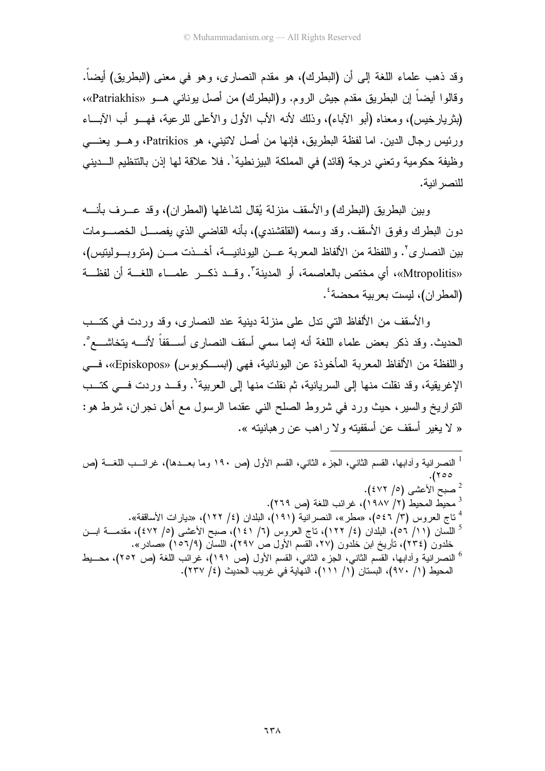وقد ذهب علماء اللغة إلى أن (البطرك)، هو مقدم النصارى، وهو في معنى (البطريق) أيضاً. وقالوا أيضاً إن البطريق مقدم جيش الروم. و(البطرك) من أصل يوناني هـو «Patriakhis»، (بثريارخيس)، ومعناه (أبو الآباء)، وذلك لأنه الأب الأول والأعلى للرعية، فهـو أب الآبـاء ورئيس رجال الدين. اما لفظة البطريق، فإنها من أصل لاتيني، هو Patrikios، وهـو يعنـي وظيفة حكومية وتعني درجة (قائد) في المملكة البيزنطية[1]. فلا علاقة لها إذن بالتنظيم الـديني للنصرانية.

وبين البطريق (البطرك) والأسقف منزلة يُقال لشاغلها (المطران)، وقد عـرف بأنـه دون البطرك وفوق الأسقف. وقد وسمه (القلقشندي)، بأنه القاضي الذي يفصـل الخصـومات بين النصارى[2]. واللفظة من الألفاظ المعربة عـن اليونانيـة، أخـذت مـن (متروبـوليتيس)، «Mtropolitis»، أي مختص بالعاصمة، أو المدينة[3]. وقـد ذكـر علمـاء اللغـة أن لفظـة (المطران)، ليست بعربية محضة[4].

والأسقف من الألفاظ التي تدل على منزلة دينية عند النصارى، وقد وردت في كتـب الحديث. وقد ذكر بعض علماء اللغة أنه إنما سمي أسقف النصارى أسـقفاً لأنـه يتخاشـع[5]. واللفظة من الألفاظ المعربة المأخوذة عن اليونانية، فهي (ابسـكوبوس) «Episkopos»، فـي الإغريقية، وقد نقلت منها إلى السريانية، ثم نقلت منها إلى العربية[6]. وقـد وردت فـي كتـب التواريخ والسير، حيث ورد في شروط الصلح الني عقدما الرسول مع أهل نجران، شرط هو: « لا يغير أسقف عن أسقفيته ولا راهب عن رهبانيته ».

---

[1] النصرانية وآدابها، القسم الثاني، الجزء الثاني، القسم الأول (ص ١٩٠ وما بعـدها)، غرائـب اللغـة (ص ٢٥٥).

[2] صبح الأعشى (٥/ ٤٧٢).

[3] محيط المحيط (٢/ ١٩٨٧)، غرائب اللغة (ص ٢٦٩).

[4] تاج العروس (٣/ ٥٤٦)، «مطر»، النصرانية (١٩١)، البلدان (٤/ ١٢٢)، «ديارات الأساقفة».

[5] اللسان (١١/ ٥٦)، البلدان (٤/ ١٢٢)، تاج العروس (٦/ ١٤١)، صبح الأعشى (٥/ ٤٧٢)، مقدمـة ابـن خلدون (٢٣٤)، تأريخ ابن خلدون (٢٧، القسم الأول ص ٢٩٧)، اللسان (٩/١٥٦) «صادر».

[6] النصرانية وآدابها، القسم الثاني، الجزء الثاني، القسم الأول (ص ١٩١)، غرائب اللغة (ص ٢٥٢)، محـيط المحيط (١/ ٩٧٠)، البستان (١/ ١١١)، النهاية في غريب الحديث (٤/ ٢٣٧).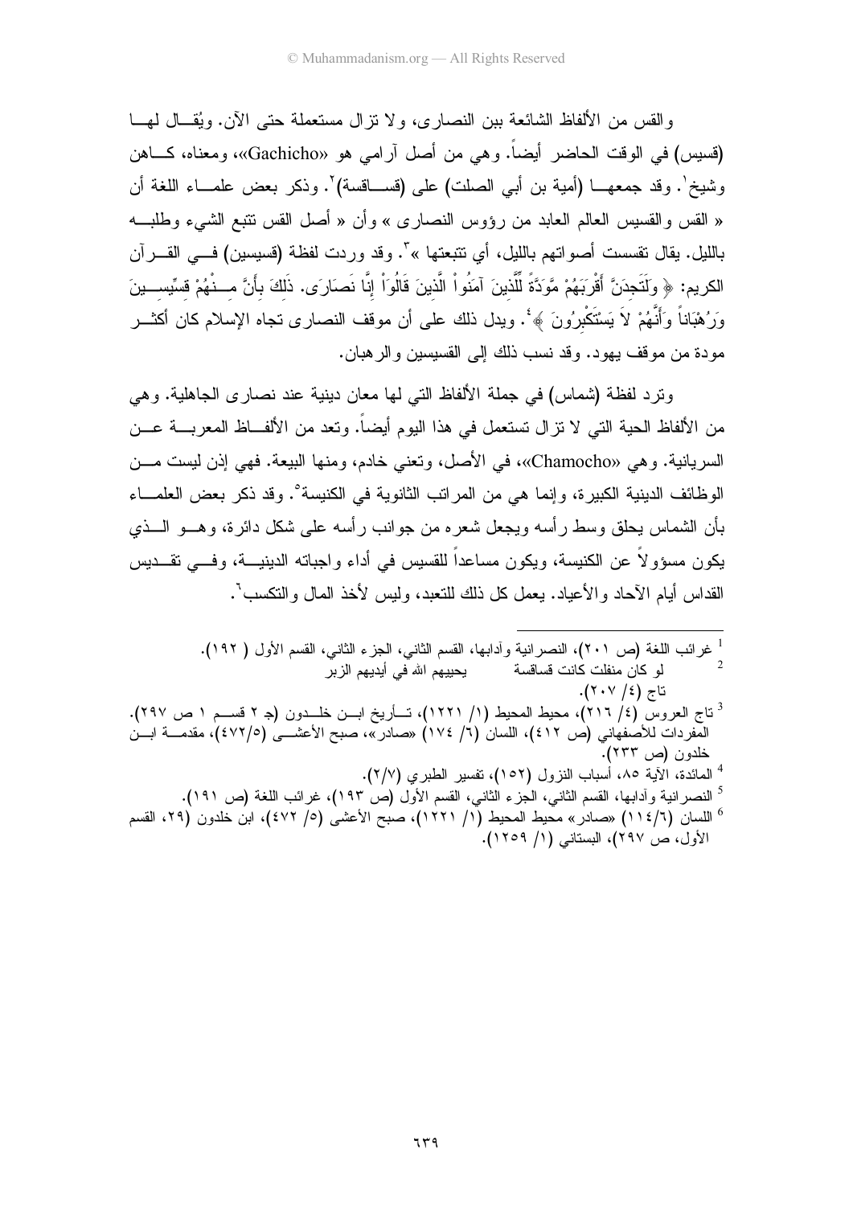والقس من الألفاظ الشائعة بين النصارى، ولا تزال مستعملة حتى الآن. ويُقال لها (قسيس) في الوقت الحاضر أيضاً. وهي من أصل آرامي هو «Gachicho»، ومعناه، كاهن وشيخ[1]. وقد جمعها (أمية بن أبي الصلت) على (قساقسة)[2]. وذكر بعض علماء اللغة أن « القس والقسيس العالم العابد من رؤوس النصارى » وأن « أصل القس تتبع الشيء وطلبه بالليل. يقال تقسست أصواتهم بالليل، أي تتبعتها »[3]. وقد وردت لفظة (قسيسين) في القرآن الكريم: ﴿ وَلَتَجِدَنَّ أَقْرَبَهُمْ مَّوَدَّةً لِّلَّذِينَ آمَنُواْ الَّذِينَ قَالُوَاْ إِنَّا نَصَارَى. ذَلِكَ بِأَنَّ مِنْهُمْ قِسِّيسِينَ وَرُهْبَاناً وَأَنَّهُمْ لاَ يَسْتَكْبِرُونَ ﴾[4]. ويدل ذلك على أن موقف النصارى تجاه الإسلام كان أكثر مودة من موقف يهود. وقد نسب ذلك إلى القسيسين والرهبان.

وترد لفظة (شماس) في جملة الألفاظ التي لها معان دينية عند نصارى الجاهلية. وهي من الألفاظ الحية التي لا تزال تستعمل في هذا اليوم أيضاً. وتعد من الألفاظ المعربة عن السريانية. وهي «Chamocho»، في الأصل، وتعني خادم، ومنها البيعة. فهي إذن ليست من الوظائف الدينية الكبيرة، وإنما هي من المراتب الثانوية في الكنيسة[5]. وقد ذكر بعض العلماء بأن الشماس يحلق وسط رأسه ويجعل شعره من جوانب رأسه على شكل دائرة، وهو الذي يكون مسؤولاً عن الكنيسة، ويكون مساعداً للقسيس في أداء واجباته الدينية، وفي تقديس القداس أيام الآحاد والأعياد. يعمل كل ذلك للتعبد، وليس لأخذ المال والتكسب[6].

---

[1] غرائب اللغة (ص ٢٠١)، النصرانية وآدابها، القسم الثاني، الجزء الثاني، القسم الأول ( ١٩٢).

[2] لو كان منفلت كانت قساقسة     يحييهم الله في أيديهم الزبر
تاج (٤/ ٢٠٧).

[3] تاج العروس (٤/ ٢١٦)، محيط المحيط (١/ ١٢٢١)، تأريخ ابن خلدون (جـ ٢ قسم ١ ص ٢٩٧). المفردات للأصفهاني (ص ٤١٢)، اللسان (٦/ ١٧٤) «صادر»، صبح الأعشى (٥/٤٧٢)، مقدمة ابن خلدون (ص ٢٣٣).

[4] المائدة، الآية ٨٥، أسباب النزول (١٥٢)، تفسير الطبري (٢/٧).

[5] النصرانية وآدابها، القسم الثاني، الجزء الثاني، القسم الأول (ص ١٩٣)، غرائب اللغة (ص ١٩١).

[6] اللسان (٦/١١٤) «صادر» محيط المحيط (١/ ١٢٢١)، صبح الأعشى (٥/ ٤٧٢)، ابن خلدون (٢٩، القسم الأول، ص ٢٩٧)، البستاني (١/ ١٢٥٩).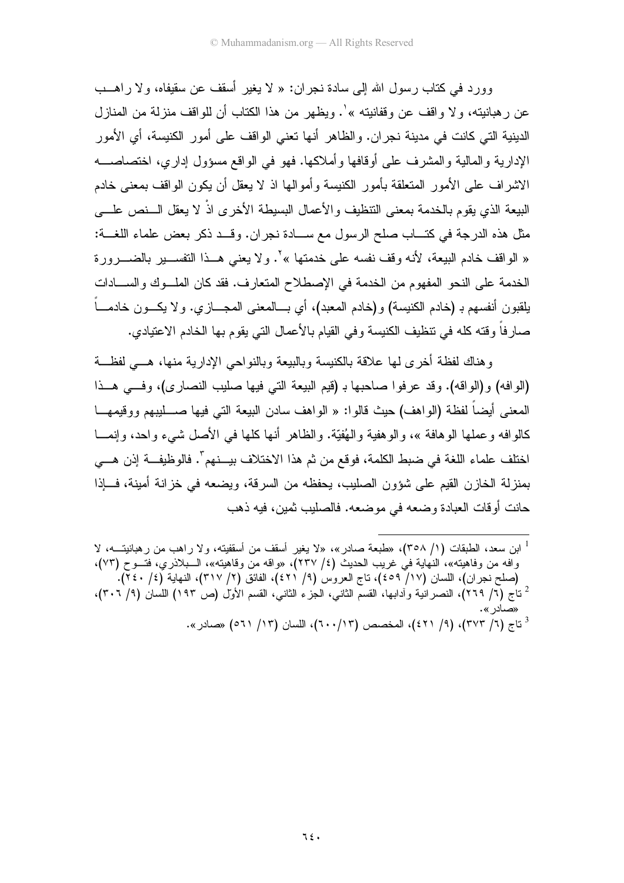وورد في كتاب رسول الله إلى سادة نجران: « لا يغير أسقف عن سقيفاه، ولا راهب عن رهبانيته، ولا واقف عن وقفانيته »[1]. ويظهر من هذا الكتاب أن للواقف منزلة من المنازل الدينية التي كانت في مدينة نجران. والظاهر أنها تعني الواقف على أمور الكنيسة، أي الأمور الإدارية والمالية والمشرف على أوقافها وأملاكها. فهو في الواقع مسؤول إداري، اختصاصه الاشراف على الأمور المتعلقة بأمور الكنيسة وأموالها اذ لا يعقل أن يكون الواقف بمعنى خادم البيعة الذي يقوم بالخدمة بمعنى التنظيف والأعمال البسيطة الأخرى اذْ لا يعقل النص على مثل هذه الدرجة في كتاب صلح الرسول مع سادة نجران. وقد ذكر بعض علماء اللغة: « الواقف خادم البيعة، لأنه وقف نفسه على خدمتها »[2]. ولا يعني هذا التفسير بالضرورة الخدمة على النحو المفهوم من الخدمة في الإصطلاح المتعارف. فقد كان الملوك والسادات يلقبون أنفسهم بـ (خادم الكنيسة) و(خادم المعبد)، أي بالمعنى المجازي. ولا يكون خادماً صارفاً وقته كله في تنظيف الكنيسة وفي القيام بالأعمال التي يقوم بها الخادم الاعتيادي.

وهناك لفظة أخرى لها علاقة بالكنيسة وبالبيعة وبالنواحي الإدارية منها، هي لفظة (الوافه) و(الواقه). وقد عرفوا صاحبها بـ (قيم البيعة التي فيها صليب النصارى)، وفي هذا المعنى أيضاً لفظة (الواهف) حيث قالوا: « الواهف سادن البيعة التي فيها صليبهم وقيمها كالوافه وعملها الوهافة »، والوهفية والهُفِيّة. والظاهر أنها كلها في الأصل شيء واحد، وإنما اختلف علماء اللغة في ضبط الكلمة، فوقع من ثم هذا الاختلاف بينهم[3]. فالوظيفة إذن هي بمنزلة الخازن القيم على شؤون الصليب، يحفظه من السرقة، ويضعه في خزانة أمينة، فإذا حانت أوقات العبادة وضعه في موضعه. فالصليب ثمين، فيه ذهب

---

[1] ابن سعد، الطبقات (١/ ٣٥٨)، «طبعة صادر»، «لا يغير أسقف من أسقفيته، ولا راهب من رهبانيته، لا وافه من وفاهيته»، النهاية في غريب الحديث (٤/ ٢٣٧)، «واقه من وقاهيته»، البلاذري، فتوح (٧٣)، (صلح نجران)، اللسان (١٧/ ٤٥٩)، تاج العروس (٩/ ٤٢١)، الفائق (٢/ ٣١٧)، النهاية (٤/ ٢٤٠).

[2] تاج (٦/ ٢٦٩)، النصرانية وآدابها، القسم الثاني، الجزء الثاني، القسم الأول (ص ١٩٣) اللسان (٩/ ٣٠٦)، «صادر».

[3] تاج (٦/ ٣٧٣)، (٩/ ٤٢١)، المخصص (٦٠٠/١٣)، اللسان (١٣/ ٥٦١) «صادر».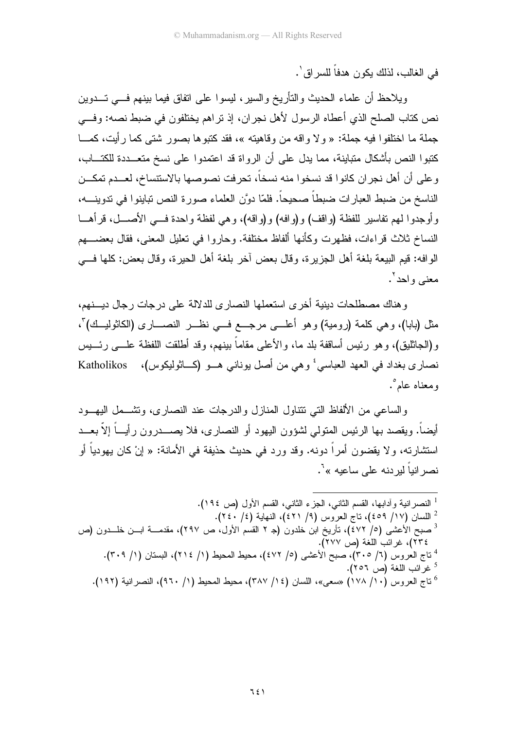في الغالب، لذلك يكون هدفاً للسراق[1].

ويلاحظ أن علماء الحديث والتأريخ والسير، ليسوا على اتفاق فيما بينهم في تدوين نص كتاب الصلح الذي أعطاه الرسول لأهل نجران، إذ تراهم يختلفون في ضبط نصه: وفي جملة ما اختلفوا فيه جملة: « ولا واقه من وقاهيته »، فقد كتبوها بصور شتى كما رأيت، كما كتبوا النص بأشكال متباينة، مما يدل على أن الرواة قد اعتمدوا على نسخ متعددة للكتاب، وعلى أن أهل نجران كانوا قد نسخوا منه نسخاً، تحرفت نصوصها بالاستنساخ، لعدم تمكن الناسخ من ضبط العبارات ضبطاً صحيحاً. فلمّا دوَّن العلماء صورة النص تباينوا في تدوينه، وأوجدوا لهم تفاسير للفظة (واقف) و(وافه) و(واقه)، وهي لفظة واحدة في الأصل، قرأها النساخ ثلاث قراءات، فظهرت وكأنها ألفاظ مختلفة. وحاروا في تعليل المعنى، فقال بعضهم الوافه: قيم البيعة بلغة أهل الجزيرة، وقال بعض آخر بلغة أهل الحيرة، وقال بعض: كلها في معنى واحد[2].

وهناك مصطلحات دينية أخرى استعملها النصارى للدلالة على درجات رجال دينهم، مثل (بابا)، وهي كلمة (رومية) وهو أعلى مرجع في نظر النصارى (الكاثوليك)[3]، و(الجاثليق)، وهو رئيس أساقفة بلد ما، والأعلى مقاماً بينهم، وقد أطلقت اللفظة على رئيس نصارى بغداد في العهد العباسي[4] وهي من أصل يوناني هو (كاثوليكوس)، Katholikos ومعناه عام[5].

والساعي من الألفاظ التي تتناول المنازل والدرجات عند النصارى، وتشمل اليهود أيضاً. ويقصد بها الرئيس المتولي لشؤون اليهود أو النصارى، فلا يصدرون رأياً إلاّ بعد استشارته، ولا يقضون أمراً دونه. وقد ورد في حديث حذيفة في الأمانة: « إنْ كان يهودياً أو نصرانياً ليردنه على ساعيه »[6].

---

[1] النصرانية وآدابها، القسم الثاني، الجزء الثاني، القسم الأول (ص ١٩٤).

[2] اللسان (١٧/ ٤٥٩)، تاج العروس (٩/ ٤٢١)، النهاية (٤/ ٢٤٠).

[3] صبح الأعشى (٥/ ٤٧٢)، تأريخ ابن خلدون (جـ ٢ القسم الأول، ص ٢٩٧)، مقدمة ابن خلدون (ص ٢٣٤)، غرائب اللغة (ص ٢٧٧).

[4] تاج العروس (٦/ ٣٠٥)، صبح الأعشى (٥/ ٤٧٢)، محيط المحيط (١/ ٢١٤)، البستان (١/ ٣٠٩).

[5] غرائب اللغة (ص ٢٥٦).

[6] تاج العروس (١٠/ ١٧٨) «سعى»، اللسان (١٤/ ٣٨٧)، محيط المحيط (١/ ٩٦٠)، النصرانية (١٩٢).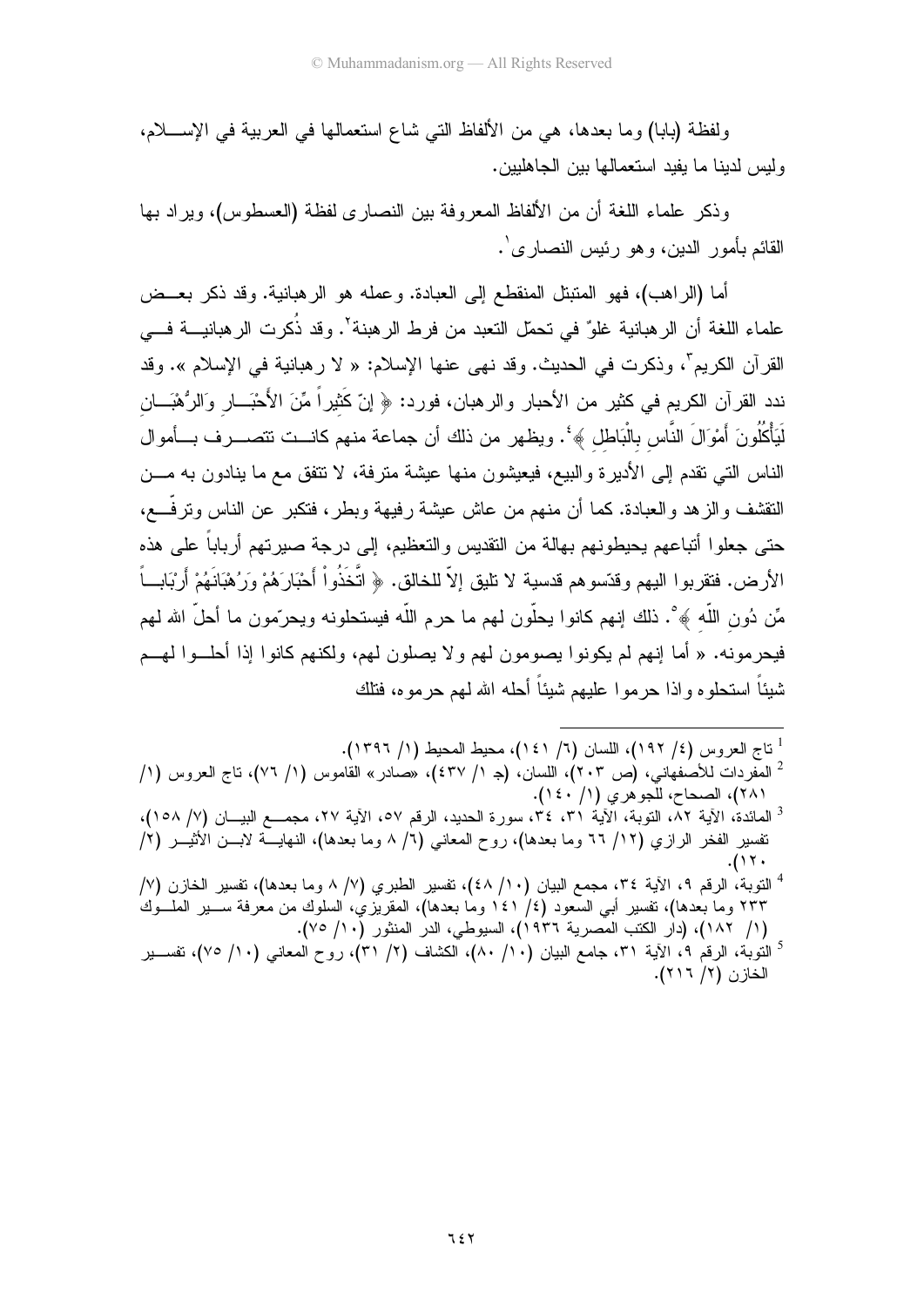ولفظة (بابا) وما بعدها، هي من الألفاظ التي شاع استعمالها في العربية في الإسلام، وليس لدينا ما يفيد استعمالها بين الجاهليين.

وذكر علماء اللغة أن من الألفاظ المعروفة بين النصارى لفظة (العسطوس)، ويراد بها القائم بأمور الدين، وهو رئيس النصارى[1].

أما (الراهب)، فهو المتبتل المنقطع إلى العبادة. وعمله هو الرهبانية. وقد ذكر بعض علماء اللغة أن الرهبانية غلوّ في تحمّل التعبد من فرط الرهبة[2]. وقد ذُكرت الرهبانية في القرآن الكريم[3]، وذكرت في الحديث. وقد نهى عنها الإسلام: « لا رهبانية في الإسلام ». وقد ندد القرآن الكريم في كثير من الأحبار والرهبان، فورد: ﴿ إنّ كَثِيراً مِّنَ الأَحْبَارِ وَالرُّهْبَانِ لَيَأْكُلُونَ أَمْوَالَ النَّاسِ بِالْبَاطِلِ ﴾[4]. ويظهر من ذلك أن جماعة منهم كانت تتصرف بأموال الناس التي تقدم إلى الأديرة والبيع، فيعيشون منها عيشة مترفة، لا تتفق مع ما ينادون به من التقشف والزهد والعبادة. كما أن منهم من عاش عيشة رفيهة وبطر، فتكبر عن الناس وترفّع، حتى جعلوا أتباعهم يحيطونهم بهالة من التقديس والتعظيم، إلى درجة صيرتهم أرباباً على هذه الأرض. فتقربوا اليهم وقدّسوهم قدسية لا تليق إلاّ للخالق. ﴿ اتَّخَذُواْ أَحْبَارَهُمْ وَرُهْبَانَهُمْ أَرْبَاباً مِّن دُونِ اللّهِ ﴾[5]. ذلك إنهم كانوا يحلّون لهم ما حرم اللّه فيستحلونه ويحرّمون ما أحلّ الله لهم فيحرمونه. « أما إنهم لم يكونوا يصومون لهم ولا يصلون لهم، ولكنهم كانوا إذا أحلوا لهم شيئاً استحلوه واذا حرموا عليهم شيئاً أحله الله لهم حرموه، فتلك

---

[1] تاج العروس (٤/ ١٩٢)، اللسان (٦/ ١٤١)، محيط المحيط (١/ ١٣٩٦).

[2] المفردات للأصفهاني، (ص ٢٠٣)، اللسان، (جـ ١/ ٤٣٧)، «صادر» القاموس (١/ ٧٦)، تاج العروس (١/ ٢٨١)، الصحاح، للجوهري (١/ ١٤٠).

[3] المائدة، الآية ٨٢، التوبة، الآية ٣١، ٣٤، سورة الحديد، الرقم ٥٧، الآية ٢٧، مجمع البيان (٧/ ١٥٨)، تفسير الفخر الرازي (١٢/ ٦٦ وما بعدها)، روح المعاني (٦/ ٨ وما بعدها)، النهاية لابن الأثير (٢/ ١٢٠).

[4] التوبة، الرقم ٩، الآية ٣٤، مجمع البيان (١٠/ ٤٨)، تفسير الطبري (٧/ ٨ وما بعدها)، تفسير الخازن (٧/ ٢٣٣ وما بعدها)، تفسير أبي السعود (٤/ ١٤١ وما بعدها)، المقريزي، السلوك من معرفة سير الملوك (١/ ١٨٢)، (دار الكتب المصرية ١٩٣٦)، السيوطي، الدر المنثور (١٠/ ٧٥).

[5] التوبة، الرقم ٩، الآية ٣١، جامع البيان (١٠/ ٨٠)، الكشاف (٢/ ٣١)، روح المعاني (١٠/ ٧٥)، تفسير الخازن (٢/ ٢١٦).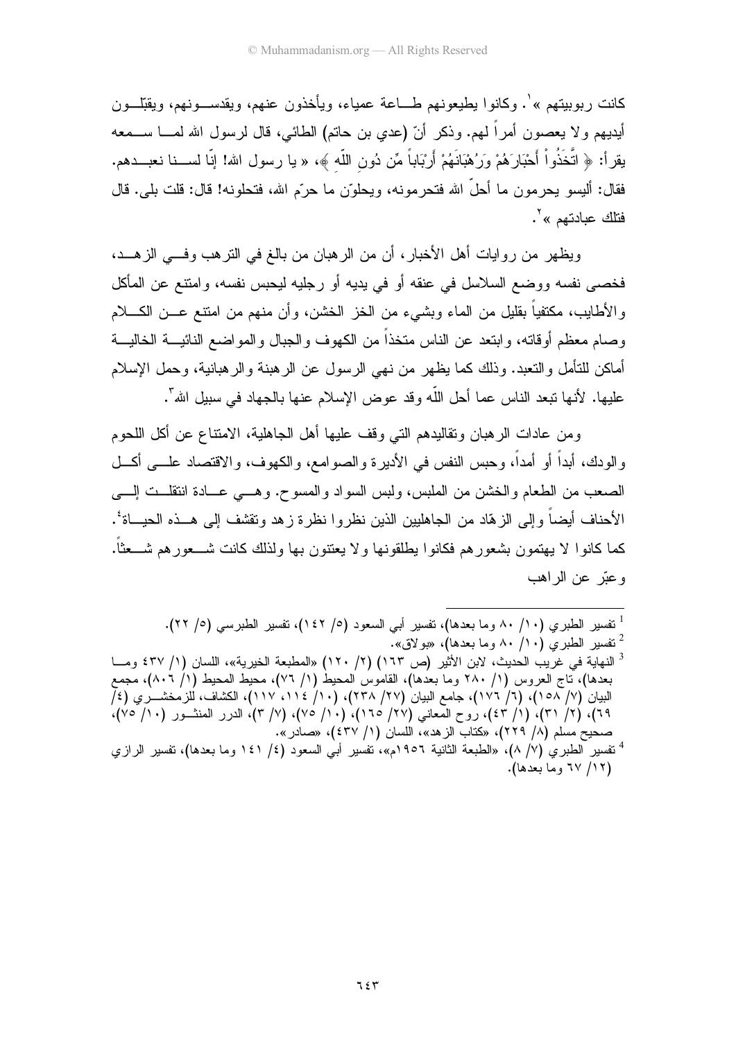كانت ربوبيتهم »[1]. وكانوا يطيعونهم طـاعة عمياء، ويأخذون عنهم، ويقدسـونهم، ويقبّلـون أيديهم ولا يعصون أمراً لهم. وذكر أنّ (عدي بن حاتم) الطائي، قال لرسول الله لمـا سـمعه يقرأ: ﴿ اتَّخَذُواْ أَحْبَارَهُمْ وَرُهْبَانَهُمْ أَرْبَاباً مِّن دُونِ اللّهِ ﴾، « يا رسول الله! إنّا لسـنا نعبـدهم. فقال: أليسو يحرمون ما أحلّ الله فتحرمونه، ويحلوّن ما حرّم الله، فتحلونه! قال: قلت بلى. قال فتلك عبادتهم »[2].

ويظهر من روايات أهل الأخبار، أن من الرهبان من بالغ في الترهب وفـي الزهـد، فخصى نفسه ووضع السلاسل في عنقه أو في يديه أو رجليه ليحبس نفسه، وامتنع عن المأكل والأطايب، مكتفياً بقليل من الماء وبشيء من الخز الخشن، وأن منهم من امتنع عـن الكـلام وصام معظم أوقاته، وابتعد عن الناس متخذاً من الكهوف والجبال والمواضع النائيـة الخاليـة أماكن للتأمل والتعبد. وذلك كما يظهر من نهي الرسول عن الرهبنة والرهبانية، وحمل الإسلام عليها. لأنها تبعد الناس عما أحل اللّه وقد عوض الإسلام عنها بالجهاد في سبيل الله[3].

ومن عادات الرهبان وتقاليدهم التي وقف عليها أهل الجاهلية، الامتناع عن أكل اللحوم والودك، أبداً أو أمداً، وحبس النفس في الأديرة والصوامع، والكهوف، والاقتصاد علـى أكـل الصعب من الطعام والخشن من الملبس، ولبس السواد والمسوح. وهـي عـادة انتقلـت إلـى الأحناف أيضاً وإلى الزهّاد من الجاهليين الذين نظروا نظرة زهد وتقشف إلى هـذه الحيـاة[4]. كما كانوا لا يهتمون بشعورهم فكانوا يطلقونها ولا يعتنون بها ولذلك كانت شـعورهم شـعثاً. وعبّر عن الراهب

---

[1] تفسير الطبري (١٠/ ٨٠ وما بعدها)، تفسير أبي السعود (٥/ ١٤٢)، تفسير الطبرسي (٥/ ٢٢).

[2] تفسير الطبري (١٠/ ٨٠ وما بعدها)، «بولاق».

[3] النهاية في غريب الحديث، لابن الأثير (ص ١٦٣) (٢/ ١٢٠) «المطبعة الخيرية»، اللسان (١/ ٤٣٧ ومـا بعدها)، تاج العروس (١/ ٢٨٠ وما بعدها)، القاموس المحيط (١/ ٧٦)، محيط المحيط (١/ ٨٠٦)، مجمع البيان (٧/ ١٥٨)، (٦/ ١٧٦)، جامع البيان (٢٧/ ٢٣٨)، (١٠/ ١١٤، ١١٧)، الكشاف، للزمخشـري (٤/ ٦٩)، (٢/ ٣١)، (١/ ٤٣)، روح المعاني (٢٧/ ١٦٥)، (١٠/ ٧٥)، (٧/ ٣)، الدرر المنثـور (١٠/ ٧٥)، صحيح مسلم (٨/ ٢٢٩)، «كتاب الزهد»، اللسان (١/ ٤٣٧)، «صادر».

[4] تفسير الطبري (٧/ ٨)، «الطبعة الثانية ١٩٥٦م»، تفسير أبي السعود (٤/ ١٤١ وما بعدها)، تفسير الرازي (١٢/ ٦٧ وما بعدها).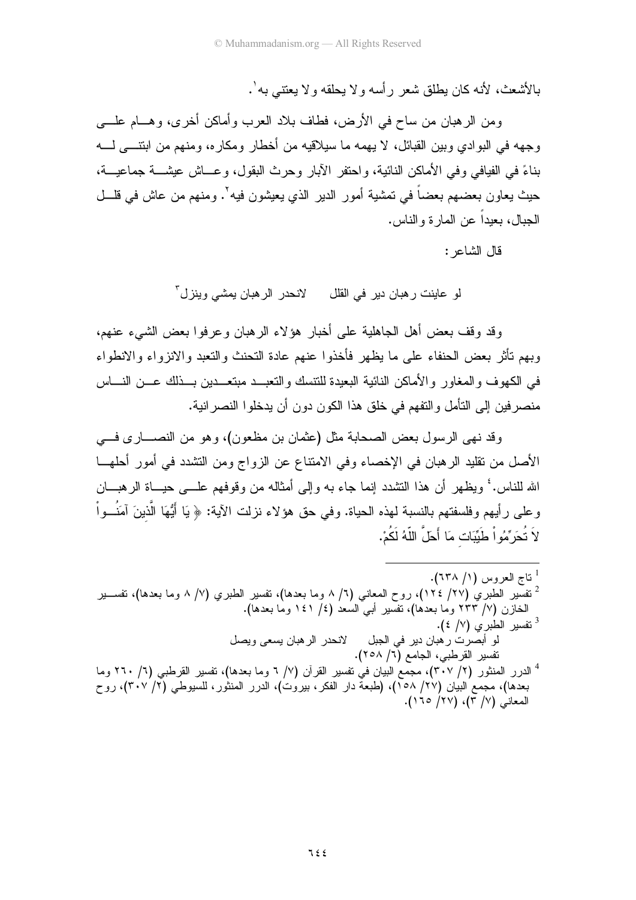بالأشعث، لأنه كان يطلق شعر رأسه ولا يحلقه ولا يعتني به[1].

ومن الرهبان من ساح في الأرض، فطاف بلاد العرب وأماكن أخرى، وهام على وجهه في البوادي وبين القبائل، لا يهمه ما سيلاقيه من أخطار ومكاره، ومنهم من ابتنى له بناءً في الفيافي وفي الأماكن النائية، واحتفر الآبار وحرث البقول، وعاش عيشة جماعية، حيث يعاون بعضهم بعضاً في تمشية أمور الدير الذي يعيشون فيه[2]. ومنهم من عاش في قلل الجبال، بعيداً عن المارة والناس.

قال الشاعر:

لو عاينت رهبان دير في القلل     لانحدر الرهبان يمشي وينزل[3]

وقد وقف بعض أهل الجاهلية على أخبار هؤلاء الرهبان وعرفوا بعض الشيء عنهم، وبهم تأثر بعض الحنفاء على ما يظهر فأخذوا عنهم عادة التحنث والتعبد والانزواء والانطواء في الكهوف والمغاور والأماكن النائية البعيدة للتنسك والتعبد مبتعدين بذلك عن الناس منصرفين إلى التأمل والتفهم في خلق هذا الكون دون أن يدخلوا النصرانية.

وقد نهى الرسول بعض الصحابة مثل (عثمان بن مظعون)، وهو من النصارى في الأصل من تقليد الرهبان في الإخصاء وفي الامتناع عن الزواج ومن التشدد في أمور أحلها الله للناس.[4] ويظهر أن هذا التشدد إنما جاء به وإلى أمثاله من وقوفهم على حياة الرهبان وعلى رأيهم وفلسفتهم بالنسبة لهذه الحياة. وفي حق هؤلاء نزلت الآية: ﴿ يَا أَيُّهَا الَّذِينَ آمَنُواْ لاَ تُحَرِّمُواْ طَيِّبَاتِ مَا أَحَلَّ اللّهُ لَكُمْ.

---

[1] تاج العروس (١/ ٦٣٨).

[2] تفسير الطبري (٢٧/ ١٢٤)، روح المعاني (٦/ ٨ وما بعدها)، تفسير الطبري (٧/ ٨ وما بعدها)، تفسير الخازن (٧/ ٢٣٣ وما بعدها)، تفسير أبي السعد (٤/ ١٤١ وما بعدها).

[3] تفسير الطبري (٧/ ٤).

لو أبصرت رهبان دير في الجبل     لانحدر الرهبان يسعى ويصل

تفسير القرطبي، الجامع (٦/ ٢٥٨).

[4] الدرر المنثور (٢/ ٣٠٧)، مجمع البيان في تفسير القرآن (٧/ ٦ وما بعدها)، تفسير القرطبي (٦/ ٢٦٠ وما بعدها)، مجمع البيان (٢٧/ ١٥٨)، (طبعة دار الفكر، بيروت)، الدرر المنثور، للسيوطي (٢/ ٣٠٧)، روح المعاني (٧/ ٣)، (٢٧/ ١٦٥).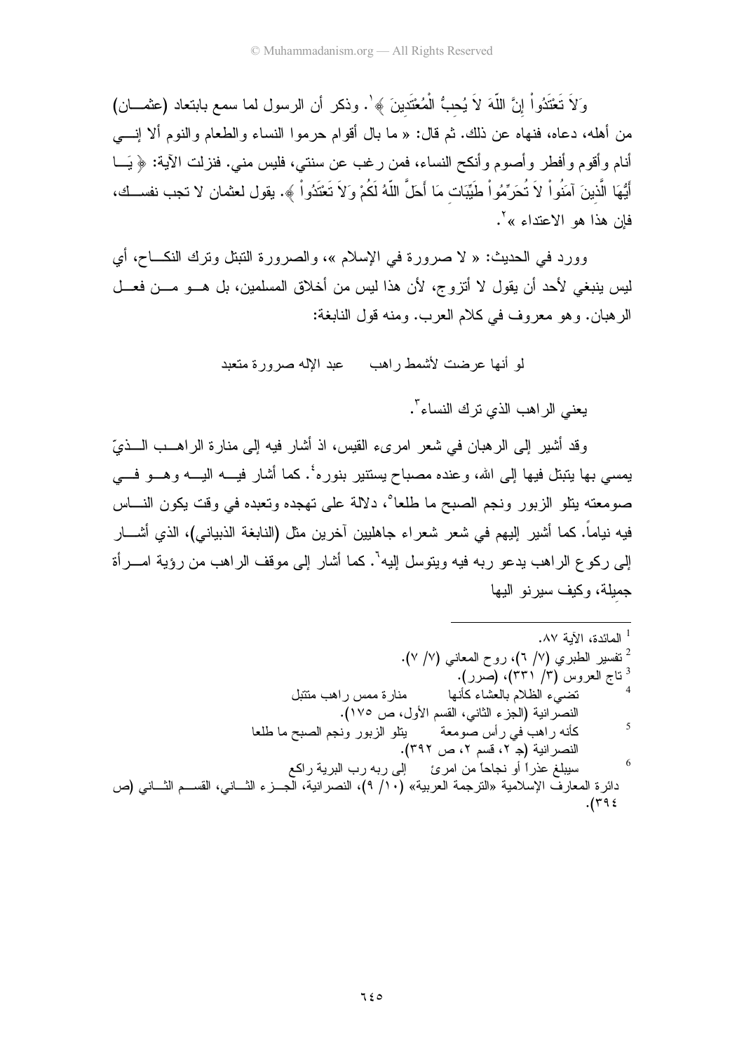وَلاَ تَعْتَدُواْ إِنَّ اللّهَ لاَ يُحِبُّ الْمُعْتَدِينَ ﴾[1]. وذكر أن الرسول لما سمع بابتعاد (عثمان) من أهله، دعاه، فنهاه عن ذلك. ثم قال: « ما بال أقوام حرموا النساء والطعام والنوم ألا إني أنام وأقوم وأفطر وأصوم وأنكح النساء، فمن رغب عن سنتي، فليس مني. فنزلت الآية: ﴿ يَا أَيُّهَا الَّذِينَ آمَنُواْ لاَ تُحَرِّمُواْ طَيِّبَاتِ مَا أَحَلَّ اللّهُ لَكُمْ وَلاَ تَعْتَدُواْ ﴾. يقول لعثمان لا تجب نفسك، فإن هذا هو الاعتداء »[2].

وورد في الحديث: « لا صرورة في الإسلام »، والصرورة التبتل وترك النكاح، أي ليس ينبغي لأحد أن يقول لا أتزوج، لأن هذا ليس من أخلاق المسلمين، بل هو من فعل الرهبان. وهو معروف في كلام العرب. ومنه قول النابغة:

لو أنها عرضت لأشمط راهب    عبد الإله صرورة متعبد

يعني الراهب الذي ترك النساء[3].

وقد أشير إلى الرهبان في شعر امرىء القيس، اذ أشار فيه إلى منارة الراهب الذيّ يمسي بها يتبتل فيها إلى الله، وعنده مصباح يستنير بنوره[4]. كما أشار فيه اليه وهو في صومعته يتلو الزبور ونجم الصبح ما طلعا[5]، دلالة على تهجده وتعبده في وقت يكون الناس فيه نياماً. كما أشير إليهم في شعر شعراء جاهليين آخرين مثل (النابغة الذبياني)، الذي أشار إلى ركوع الراهب يدعو ربه فيه ويتوسل إليه[6]. كما أشار إلى موقف الراهب من رؤية امرأة جميلة، وكيف سيرنو اليها

---

[1] المائدة، الآية ٨٧.

[2] تفسير الطبري (٧/ ٦)، روح المعاني (٧/ ٧).

[3] تاج العروس (٣/ ٣٣١)، (صرر).

[4] تضيء الظلام بالعشاء كأنها    منارة ممس راهب متبتل
النصرانية (الجزء الثاني، القسم الأول، ص ١٧٥).

[5] كأنه راهب في رأس صومعة    يتلو الزبور ونجم الصبح ما طلعا
النصرانية (جـ ٢، قسم ٢، ص ٣٩٢).

[6] سيبلغ عذراً أو نجاحاً من امرئ    إلى ربه رب البرية راكع
دائرة المعارف الإسلامية «الترجمة العربية» (١٠/ ٩)، النصرانية، الجزء الثاني، القسم الثاني (ص ٣٩٤).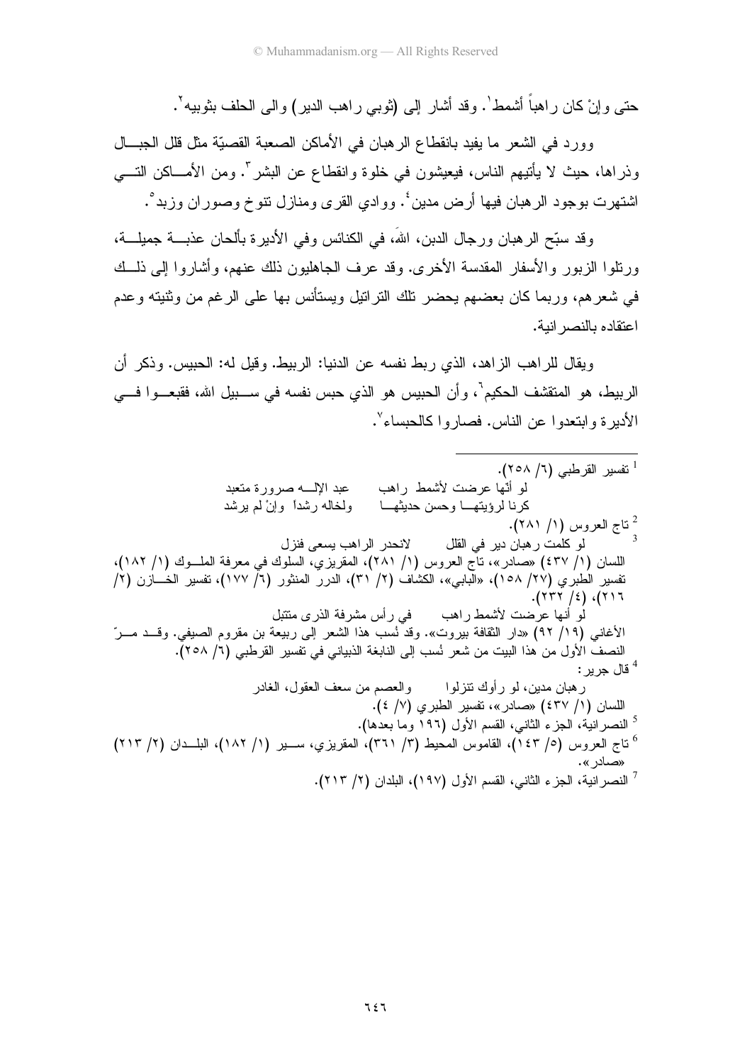حتى وإنْ كان راهباً أشمط[1]. وقد أشار إلى (ثوبي راهب الدير) والى الحلف بثوبيه[2].

وورد في الشعر ما يفيد بانقطاع الرهبان في الأماكن الصعبة القصيّة مثل قلل الجبال وذراها، حيث لا يأتيهم الناس، فيعيشون في خلوة وانقطاع عن البشر[3]. ومن الأماكن التي اشتهرت بوجود الرهبان فيها أرض مدين[4]. ووادي القرى ومنازل تنوخ وصوران وزبد[5].

وقد سبّح الرهبان ورجال الدبن، اللهَ، في الكنائس وفي الأديرة بألحان عذبة جميلة، ورتلوا الزبور والأسفار المقدسة الأخرى. وقد عرف الجاهليون ذلك عنهم، وأشاروا إلى ذلك في شعرهم، وربما كان بعضهم يحضر تلك التراتيل ويستأنس بها على الرغم من وثنيته وعدم اعتقاده بالنصرانية.

ويقال للراهب الزاهد، الذي ربط نفسه عن الدنيا: الربيط. وقيل له: الحبيس. وذكر أن الربيط، هو المتقشف الحكيم[6]، وأن الحبيس هو الذي حبس نفسه في سبيل الله، فقبعوا في الأديرة وابتعدوا عن الناس. فصاروا كالحبساء[7].

---

[1] تفسير القرطبي (٦/ ٢٥٨).

لو أنّها عرضت لأشمط راهب ... عبد الإلـه صرورة متعبد
كرنا لرؤيتها وحسن حديثها ... ولخاله رشداً وإنْ لم يرشد

[2] تاج العروس (١/ ٢٨١).

[3] لو كلمت رهبان دير في القلل ... لانحدر الراهب يسعى فنزل

اللسان (١/ ٤٣٧) «صادر»، تاج العروس (١/ ٢٨١)، المقريزي، السلوك في معرفة الملوك (١/ ١٨٢)، تفسير الطبري (٢٧/ ١٥٨)، «البابي»، الكشاف (٢/ ٣١)، الدرر المنثور (٦/ ١٧٧)، تفسير الخازن (٢/ ٢١٦)، (٤/ ٢٣٢).

لو أنها عرضت لأشمط راهب ... في رأس مشرفة الذرى متبتل

الأغاني (١٩/ ٩٢) «دار الثقافة بيروت». وقد نُسب هذا الشعر إلى ربيعة بن مقروم الصيفي. وقد مرّ النصف الأول من هذا البيت من شعر نُسب إلى النابغة الذبياني في تفسير القرطبي (٦/ ٢٥٨).

[4] قال جرير:

رهبان مدين، لو رأوك تنزلوا ... والعصم من سعف العقول، الغادر

اللسان (١/ ٤٣٧) «صادر»، تفسير الطبري (٧/ ٤).

[5] النصرانية، الجزء الثاني، القسم الأول (١٩٦ وما بعدها).

[6] تاج العروس (٥/ ١٤٣)، القاموس المحيط (٣/ ٣٦١)، المقريزي، سير (١/ ١٨٢)، البلدان (٢/ ٢١٣) «صادر».

[7] النصرانية، الجزء الثاني، القسم الأول (١٩٧)، البلدان (٢/ ٢١٣).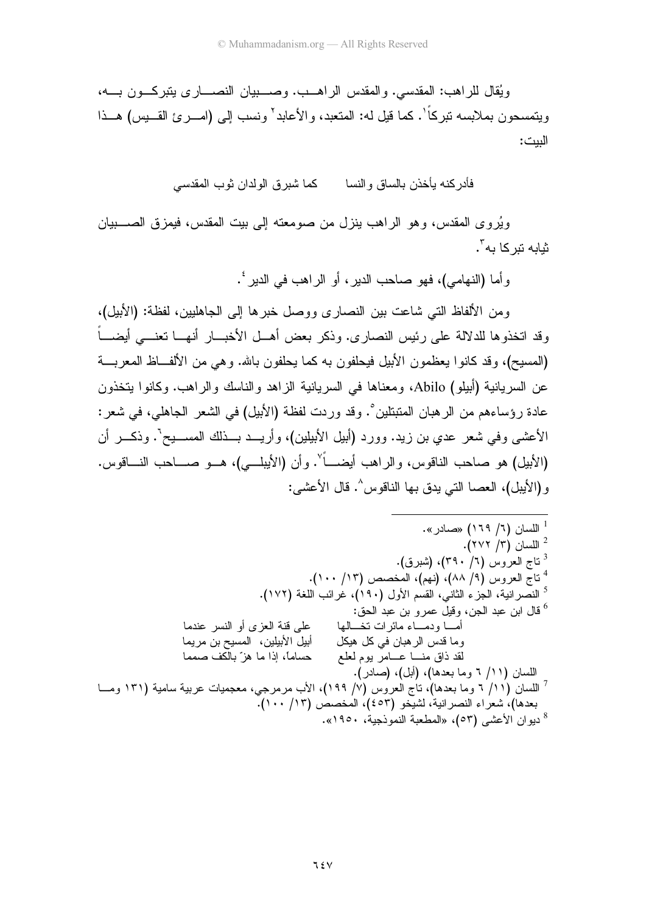ويُقال للراهب: المقدسي. والمقدس الراهب. وصبيان النصارى يتبركون به، ويتمسحون بملابسه تبركاً[1]. كما قيل له: المتعبد، والأعابد[2] ونسب إلى (امرئ القيس) هذا البيت:

فأدركنه يأخذن بالساق والنسا    كما شبرق الولدان ثوب المقدسي

ويُروى المقدس، وهو الراهب ينزل من صومعته إلى بيت المقدس، فيمزق الصبيان ثيابه تبركا به[3].

وأما (النهامي)، فهو صاحب الدير، أو الراهب في الدير[4].

ومن الألفاظ التي شاعت بين النصارى ووصل خبرها إلى الجاهليين، لفظة: (الأبيل)، وقد اتخذوها للدلالة على رئيس النصارى. وذكر بعض أهل الأخبار أنها تعني أيضاً (المسيح)، وقد كانوا يعظمون الأبيل فيحلفون به كما يحلفون بالله. وهي من الألفاظ المعربة عن السريانية (أبيلو) Abilo، ومعناها في السريانية الزاهد والناسك والراهب. وكانوا يتخذون عادة رؤساءهم من الرهبان المتبتلين[5]. وقد وردت لفظة (الأبيل) في الشعر الجاهلي، في شعر: الأعشى وفي شعر عدي بن زيد. وورد (أبيل الأبيلين)، وأريد بذلك المسيح[6]. وذكر أن (الأبيل) هو صاحب الناقوس، والراهب أيضاً[7]. وأن (الأيبلي)، هو صاحب الناقوس. و(الأيبل)، العصا التي يدق بها الناقوس[8]. قال الأعشى:

---

[1] اللسان (٦/ ١٦٩) «صادر».

[2] اللسان (٣/ ٢٧٢).

[3] تاج العروس (٦/ ٣٩٠)، (شبرق).

[4] تاج العروس (٩/ ٨٨)، (نهم)، المخصص (١٣/ ١٠٠).

[5] النصرانية، الجزء الثاني، القسم الأول (١٩٠)، غرائب اللغة (١٧٢).

[6] قال ابن عبد الجن، وقيل عمرو بن عبد الحق:

أمـا ودمـاء مائرات تخـالها    على قنة العزى أو النسر عندما

وما قدس الرهبان في كل هيكل    أبيل الأبيلين، المسيح بن مريما

لقد ذاق منـا عـامر يوم لعلع    حساماً، إذا ما هزّ بالكف صمما

اللسان (١١/ ٦ وما بعدها)، (أبل)، (صادر).

[7] اللسان (١١/ ٦ وما بعدها)، تاج العروس (٧/ ١٩٩)، الأب مرمرجي، معجميات عربية سامية (١٣١ وما بعدها)، شعراء النصرانية، لشيخو (٤٥٣)، المخصص (١٣/ ١٠٠).

[8] ديوان الأعشى (٥٣)، «المطبعة النموذجية، ١٩٥٠».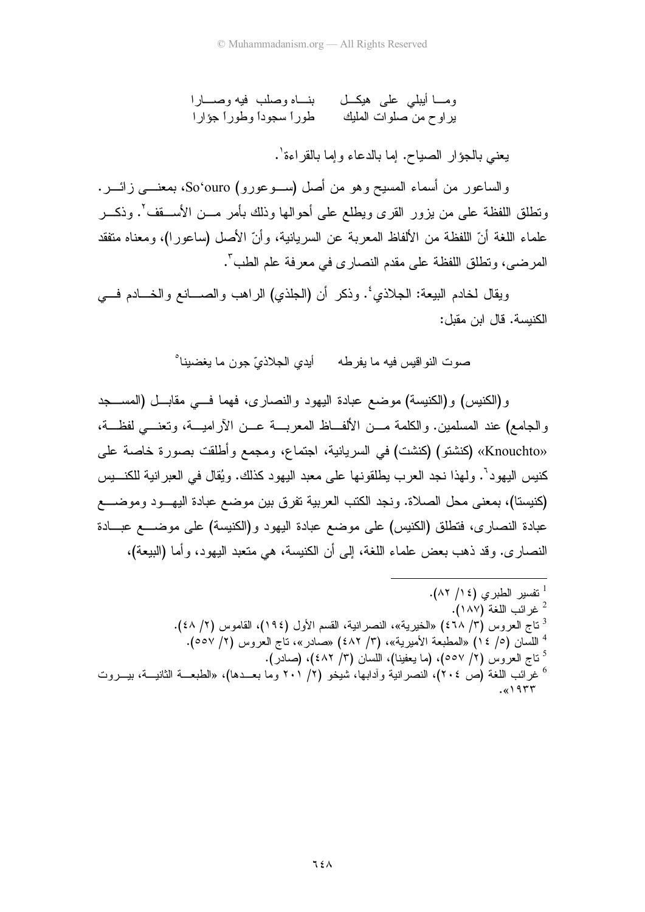ومــا أبيلي على هيكــل بنــاه وصلب فيه وصــارا
يراوح من صلوات المليك طوراً سجوداً وطوراً جؤارا

يعني بالجؤار الصياح. إما بالدعاء وإما بالقراءة[1].

والساعور من أسماء المسيح وهو من أصل (ســوعورو) So'ouro، بمعنــى زائــر. وتطلق اللفظة على من يزور القرى ويطلع على أحوالها وذلك بأمر مــن الأســقف[2]. وذكــر علماء اللغة أنّ اللفظة من الألفاظ المعربة عن السريانية، وأنّ الأصل (ساعورا)، ومعناه متفقد المرضى، وتطلق اللفظة على مقدم النصارى في معرفة علم الطب[3].

ويقال لخادم البيعة: الجلاذي[4]. وذكر أن (الجلذي) الراهب والصــانع والخــادم فــي الكنيسة. قال ابن مقبل:

صوت النواقيس فيه ما يفرطه أيدي الجلاذيّ جون ما يغضينا[5]

و(الكنيس) و(الكنيسة) موضع عبادة اليهود والنصارى، فهما فــي مقابــل (المســجد والجامع) عند المسلمين. والكلمة مــن الألفــاظ المعربــة عــن الآراميــة، وتعنــي لفظــة، «Knouchto» (كنشتو) (كنشت) في السريانية، اجتماع، ومجمع وأطلقت بصورة خاصة على كنيس اليهود[6]. ولهذا نجد العرب يطلقونها على معبد اليهود كذلك. ويُقال في العبرانية للكنــيس (كنيستا)، بمعنى محل الصلاة. ونجد الكتب العربية تفرق بين موضع عبادة اليهــود وموضــع عبادة النصارى، فتطلق (الكنيس) على موضع عبادة اليهود و(الكنيسة) على موضــع عبــادة النصارى. وقد ذهب بعض علماء اللغة، إلى أن الكنيسة، هي متعبد اليهود، وأما (البيعة)،

---

[1] تفسير الطبري (١٤/ ٨٢).
[2] غرائب اللغة (١٨٧).
[3] تاج العروس (٣/ ٤٦٨) «الخيرية»، النصرانية، القسم الأول (١٩٤)، القاموس (٢/ ٤٨).
[4] اللسان (٥/ ١٤) «المطبعة الأميرية»، (٣/ ٤٨٢) «صادر»، تاج العروس (٢/ ٥٥٧).
[5] تاج العروس (٢/ ٥٥٧)، (ما يعفينا)، اللسان (٣/ ٤٨٢)، (صادر).
[6] غرائب اللغة (ص ٢٠٤)، النصرانية وآدابها، شيخو (٢/ ٢٠١ وما بعــدها)، «الطبعــة الثانيــة، بيــروت ١٩٣٣».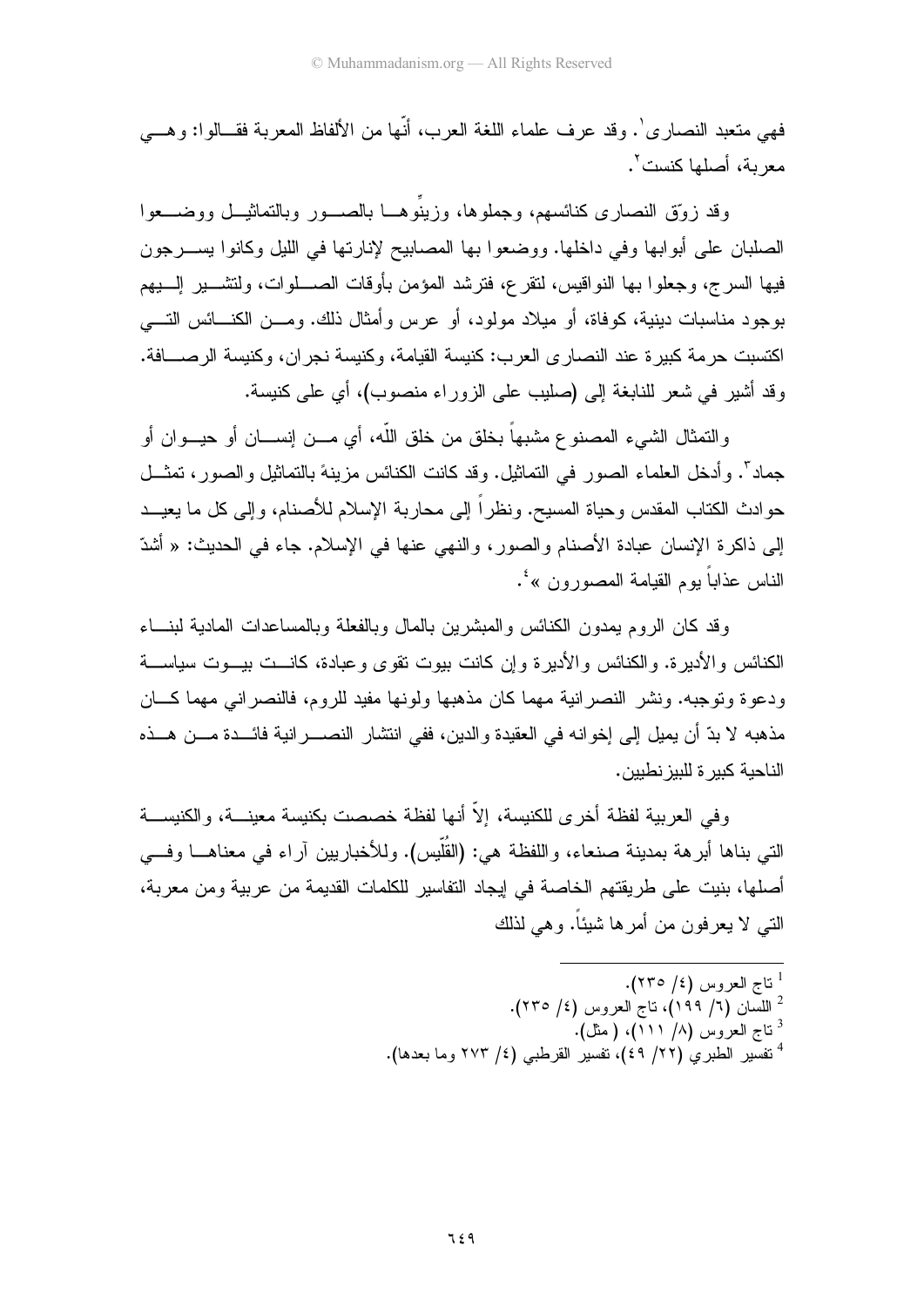فهي متعبد النصارى[1]. وقد عرف علماء اللغة العرب، أنّها من الألفاظ المعربة فقالوا: وهي معربة، أصلها كنست[2].

وقد زوّق النصارى كنائسهم، وجملوها، وزينّوها بالصور وبالتماثيل ووضعوا الصلبان على أبوابها وفي داخلها. ووضعوا بها المصابيح لإنارتها في الليل وكانوا يسرجون فيها السرج، وجعلوا بها النواقيس، لتقرع، فترشد المؤمن بأوقات الصلوات، ولتشير إليهم بوجود مناسبات دينية، كوفاة، أو ميلاد مولود، أو عرس وأمثال ذلك. ومن الكنائس التي اكتسبت حرمة كبيرة عند النصارى العرب: كنيسة القيامة، وكنيسة نجران، وكنيسة الرصافة. وقد أشير في شعر للنابغة إلى (صليب على الزوراء منصوب)، أي على كنيسة.

والتمثال الشيء المصنوع مشبهاً بخلق من خلق اللّه، أي من إنسان أو حيوان أو جماد[3]. وأدخل العلماء الصور في التماثيل. وقد كانت الكنائس مزينةً بالتماثيل والصور، تمثل حوادث الكتاب المقدس وحياة المسيح. ونظراً إلى محاربة الإسلام للأصنام، وإلى كل ما يعيد إلى ذاكرة الإنسان عبادة الأصنام والصور، والنهي عنها في الإسلام. جاء في الحديث: « أشدّ الناس عذاباً يوم القيامة المصورون »[4].

وقد كان الروم يمدون الكنائس والمبشرين بالمال وبالفعلة وبالمساعدات المادية لبناء الكنائس والأديرة. والكنائس والأديرة وإن كانت بيوت تقوى وعبادة، كانت بيوت سياسة ودعوة وتوجيه. ونشر النصرانية مهما كان مذهبها ولونها مفيد للروم، فالنصراني مهما كان مذهبه لا بدّ أن يميل إلى إخوانه في العقيدة والدين، ففي انتشار النصرانية فائدة من هذه الناحية كبيرة للبيزنطيين.

وفي العربية لفظة أخرى للكنيسة، إلاّ أنها لفظة خصصت بكنيسة معينة، والكنيسة التي بناها أبرهة بمدينة صنعاء، واللفظة هي: (القُلّيس). وللأخباريين آراء في معناها وفي أصلها، بنيت على طريقتهم الخاصة في إيجاد التفاسير للكلمات القديمة من عربية ومن معربة، التي لا يعرفون من أمرها شيئاً. وهي لذلك

---

[1] تاج العروس (٤/ ٢٣٥).
[2] اللسان (٦/ ١٩٩)، تاج العروس (٤/ ٢٣٥).
[3] تاج العروس (٨/ ١١١)، ( مثل).
[4] تفسير الطبري (٢٢/ ٤٩)، تفسير القرطبي (٤/ ٢٧٣ وما بعدها).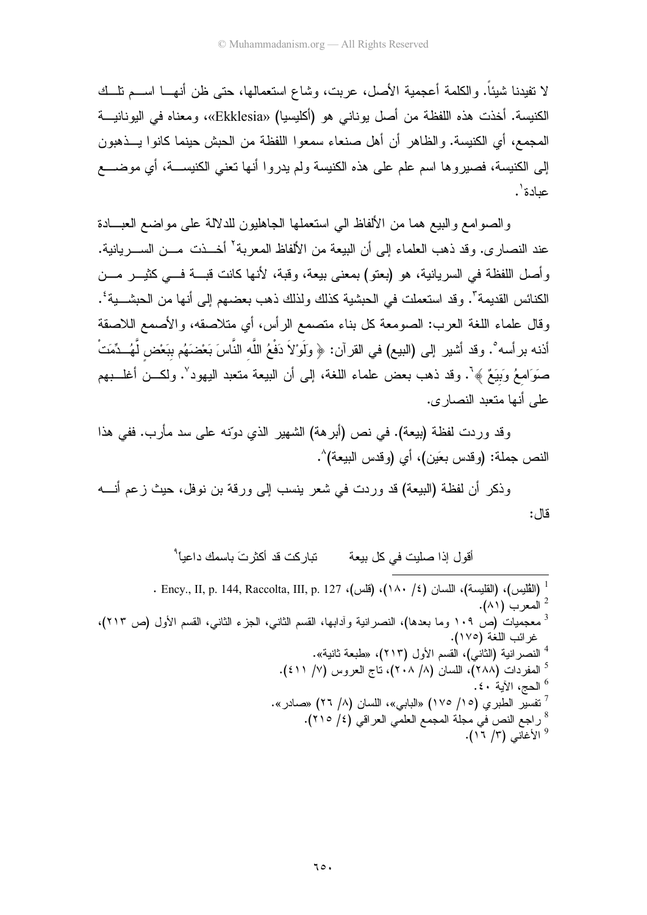لا تفيدنا شيئاً. والكلمة أعجمية الأصل، عربت، وشاع استعمالها، حتى ظن أنها اسم تلك الكنيسة. أخذت هذه اللفظة من أصل يوناني هو (أكليسيا) «Ekklesia»، ومعناه في اليونانية المجمع، أي الكنيسة. والظاهر أن أهل صنعاء سمعوا اللفظة من الحبش حينما كانوا يذهبون إلى الكنيسة، فصيروها اسم علم على هذه الكنيسة ولم يدروا أنها تعني الكنيسة، أي موضع عبادة[1].

والصوامع والبيع هما من الألفاظ الي استعملها الجاهليون للدلالة على مواضع العبادة عند النصارى. وقد ذهب العلماء إلى أن البيعة من الألفاظ المعربة[2] أخذت من السريانية. وأصل اللفظة في السريانية، هو (بعتو) بمعنى بيعة، وقبة، لأنها كانت قبة في كثير من الكنائس القديمة[3]. وقد استعملت في الحبشية كذلك ولذلك ذهب بعضهم إلى أنها من الحبشية[4]. وقال علماء اللغة العرب: الصومعة كل بناء متصمع الرأس، أي متلاصقه، والأصمع اللاصقة أذنه برأسه[5]. وقد أشير إلى (البيع) في القرآن: ﴿ وَلَوْلاَ دَفْعُ اللَّهِ النَّاسَ بَعْضَهُم بِبَعْضٍ لَّهُدِّمَتْ صَوَامِعُ وَبِيَعٌ ﴾[6]. وقد ذهب بعض علماء اللغة، إلى أن البيعة متعبد اليهود[7]. ولكن أغلبهم على أنها متعبد النصارى.

وقد وردت لفظة (بيعة). في نص (أبرهة) الشهير الذي دوّنه على سد مأرب. ففي هذا النص جملة: (وقدس بعَين)، أي (وقدس البيعة)[8].

وذكر أن لفظة (البيعة) قد وردت في شعر ينسب إلى ورقة بن نوفل، حيث زعم أنه قال:

أقول إذا صليت في كل بيعة     تباركت قد أكثرتَ باسمك داعياً[9]

---

[1] (القُليس)، (القليسة)، اللسان (٤/ ١٨٠)، (قلس)، Ency., II, p. 144, Raccolta, III, p. 127 .

[2] المعرب (٨١).

[3] معجميات (ص ١٠٩ وما بعدها)، النصرانية وآدابها، القسم الثاني، الجزء الثاني، القسم الأول (ص ٢١٣)، غرائب اللغة (١٧٥).

[4] النصرانية (الثاني)، القسم الأول (٢١٣)، «طبعة ثانية».

[5] المفردات (٢٨٨)، اللسان (٨/ ٢٠٨)، تاج العروس (٧/ ٤١١).

[6] الحج، الآية ٤٠.

[7] تفسير الطبري (١٥/ ١٧٥) «البابي»، اللسان (٨/ ٢٦) «صادر».

[8] راجع النص في مجلة المجمع العلمي العراقي (٤/ ٢١٥).

[9] الأغاني (٣/ ١٦).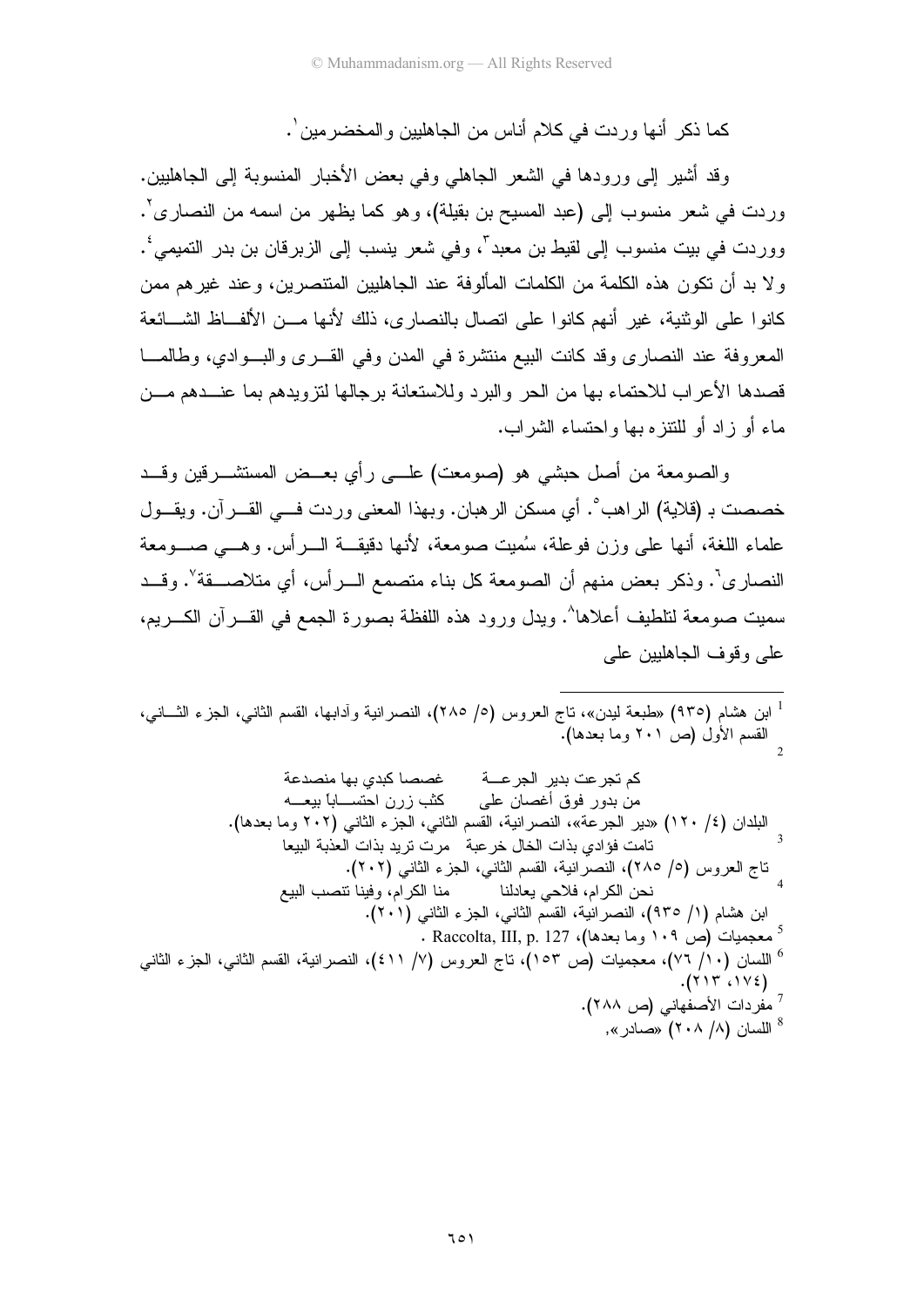كما ذكر أنها وردت في كلام أناس من الجاهليين والمخضرمين[1].

وقد أشير إلى ورودها في الشعر الجاهلي وفي بعض الأخبار المنسوبة إلى الجاهليين. وردت في شعر منسوب إلى (عبد المسيح بن بقيلة)، وهو كما يظهر من اسمه من النصارى[2]. ووردت في بيت منسوب إلى لقيط بن معبد[3]، وفي شعر ينسب إلى الزبرقان بن بدر التميمي[4]. ولا بد أن تكون هذه الكلمة من الكلمات المألوفة عند الجاهليين المتنصرين، وعند غيرهم ممن كانوا على الوثنية، غير أنهم كانوا على اتصال بالنصارى، ذلك لأنها من الألفاظ الشائعة المعروفة عند النصارى وقد كانت البيع منتشرة في المدن وفي القرى والبوادي، وطالما قصدها الأعراب للاحتماء بها من الحر والبرد وللاستعانة برجالها لتزويدهم بما عندهم من ماء أو زاد أو للتنزه بها واحتساء الشراب.

والصومعة من أصل حبشي هو (صومعت) على رأي بعض المستشرقين وقد خصصت بـ (قلاية) الراهب[5]. أي مسكن الرهبان. وبهذا المعنى وردت في القرآن. ويقول علماء اللغة، أنها على وزن فوعلة، سُميت صومعة، لأنها دقيقة الرأس. وهي صومعة النصارى[6]. وذكر بعض منهم أن الصومعة كل بناء متصمع الرأس، أي متلاصقة[7]. وقد سميت صومعة لتلطيف أعلاها[8]. ويدل ورود هذه اللفظة بصورة الجمع في القرآن الكريم، على وقوف الجاهليين على

---

[1] ابن هشام (٩٣٥) «طبعة ليدن»، تاج العروس (٥/ ٢٨٥)، النصرانية وآدابها، القسم الثاني، الجزء الثاني، القسم الأول (ص ٢٠١ وما بعدها).

[2]
كم تجرعت بدير الجرعة    غصصا كبدي بها منصدعة
من بدور فوق أغصان على    كثب زرن احتسابا بيعه

البلدان (٤/ ١٢٠) «دير الجرعة»، النصرانية، القسم الثاني، الجزء الثاني (٢٠٢ وما بعدها).

[3]
تامت فؤادي بذات الخال خرعبة    مرت تريد بذات العذبة البيعا

تاج العروس (٥/ ٢٨٥)، النصرانية، القسم الثاني، الجزء الثاني (٢٠٢).

[4]
نحن الكرام، فلاحي يعادلنا    منا الكرام، وفينا تنصب البيع

ابن هشام (١/ ٩٣٥)، النصرانية، القسم الثاني، الجزء الثاني (٢٠١).

[5] معجميات (ص ١٠٩ وما بعدها)، Raccolta, III, p. 127 .

[6] اللسان (١٠/ ٧٦)، معجميات (ص ١٥٣)، تاج العروس (٧/ ٤١١)، النصرانية، القسم الثاني، الجزء الثاني (١٧٤، ٢١٣).

[7] مفردات الأصفهاني (ص ٢٨٨).

[8] اللسان (٨/ ٢٠٨) «صادر».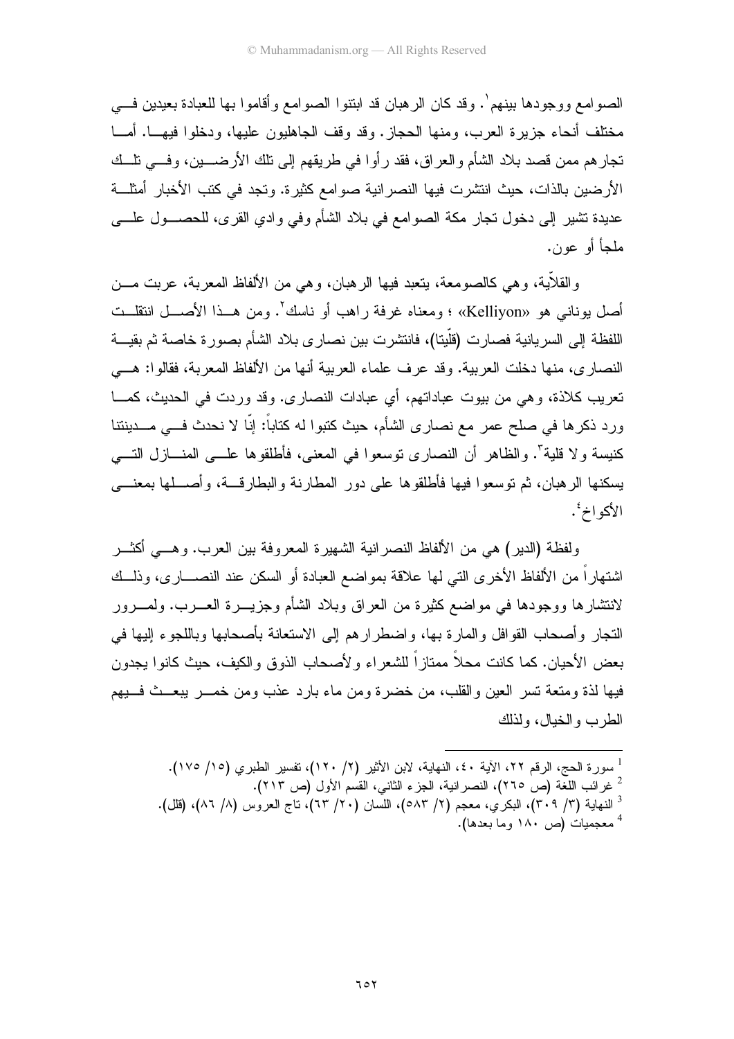الصوامع ووجودها بينهم[1]. وقد كان الرهبان قد ابتنوا الصوامع وأقاموا بها للعبادة بعيدين في مختلف أنحاء جزيرة العرب، ومنها الحجاز. وقد وقف الجاهليون عليها، ودخلوا فيها. أما تجارهم ممن قصد بلاد الشأم والعراق، فقد رأوا في طريقهم إلى تلك الأرضين، وفي تلك الأرضين بالذات، حيث انتشرت فيها النصرانية صوامع كثيرة. وتجد في كتب الأخبار أمثلة عديدة تشير إلى دخول تجار مكة الصوامع في بلاد الشأم وفي وادي القرى، للحصول على ملجأ أو عون.

والقلّية، وهي كالصومعة، يتعبد فيها الرهبان، وهي من الألفاظ المعربة، عربت من أصل يوناني هو «Kelliyon» ؛ ومعناه غرفة راهب أو ناسك[2]. ومن هذا الأصل انتقلت اللفظة إلى السريانية فصارت (قلّيتا)، فانتشرت بين نصارى بلاد الشأم بصورة خاصة ثم بقية النصارى، منها دخلت العربية. وقد عرف علماء العربية أنها من الألفاظ المعربة، فقالوا: هي تعريب كلاذة، وهي من بيوت عباداتهم، أي عبادات النصارى. وقد وردت في الحديث، كما ورد ذكرها في صلح عمر مع نصارى الشأم، حيث كتبوا له كتاباً: إنّا لا نحدث في مدينتنا كنيسة ولا قلية[3]. والظاهر أن النصارى توسعوا في المعنى، فأطلقوها على المنازل التي يسكنها الرهبان، ثم توسعوا فيها فأطلقوها على دور المطارنة والبطارقة، وأصلها بمعنى الأكواخ[4].

ولفظة (الدير) هي من الألفاظ النصرانية الشهيرة المعروفة بين العرب. وهي أكثر اشتهاراً من الألفاظ الأخرى التي لها علاقة بمواضع العبادة أو السكن عند النصارى، وذلك لانتشارها ووجودها في مواضع كثيرة من العراق وبلاد الشأم وجزيرة العرب. ولمرور التجار وأصحاب القوافل والمارة بها، واضطرارهم إلى الاستعانة بأصحابها وباللجوء إليها في بعض الأحيان. كما كانت محلاً ممتازاً للشعراء ولأصحاب الذوق والكيف، حيث كانوا يجدون فيها لذة ومتعة تسر العين والقلب، من خضرة ومن ماء بارد عذب ومن خمر يبعث فيهم الطرب والخيال، ولذلك

---

[1] سورة الحج، الرقم ٢٢، الآية ٤٠، النهاية، لابن الأثير (٢/ ١٢٠)، تفسير الطبري (١٥/ ١٧٥).
[2] غرائب اللغة (ص ٢٦٥)، النصرانية، الجزء الثاني، القسم الأول (ص ٢١٣).
[3] النهاية (٣/ ٣٠٩)، البكري، معجم (٢/ ٥٨٣)، اللسان (٢٠/ ٦٣)، تاج العروس (٨/ ٨٦)، (قلل).
[4] معجميات (ص ١٨٠ وما بعدها).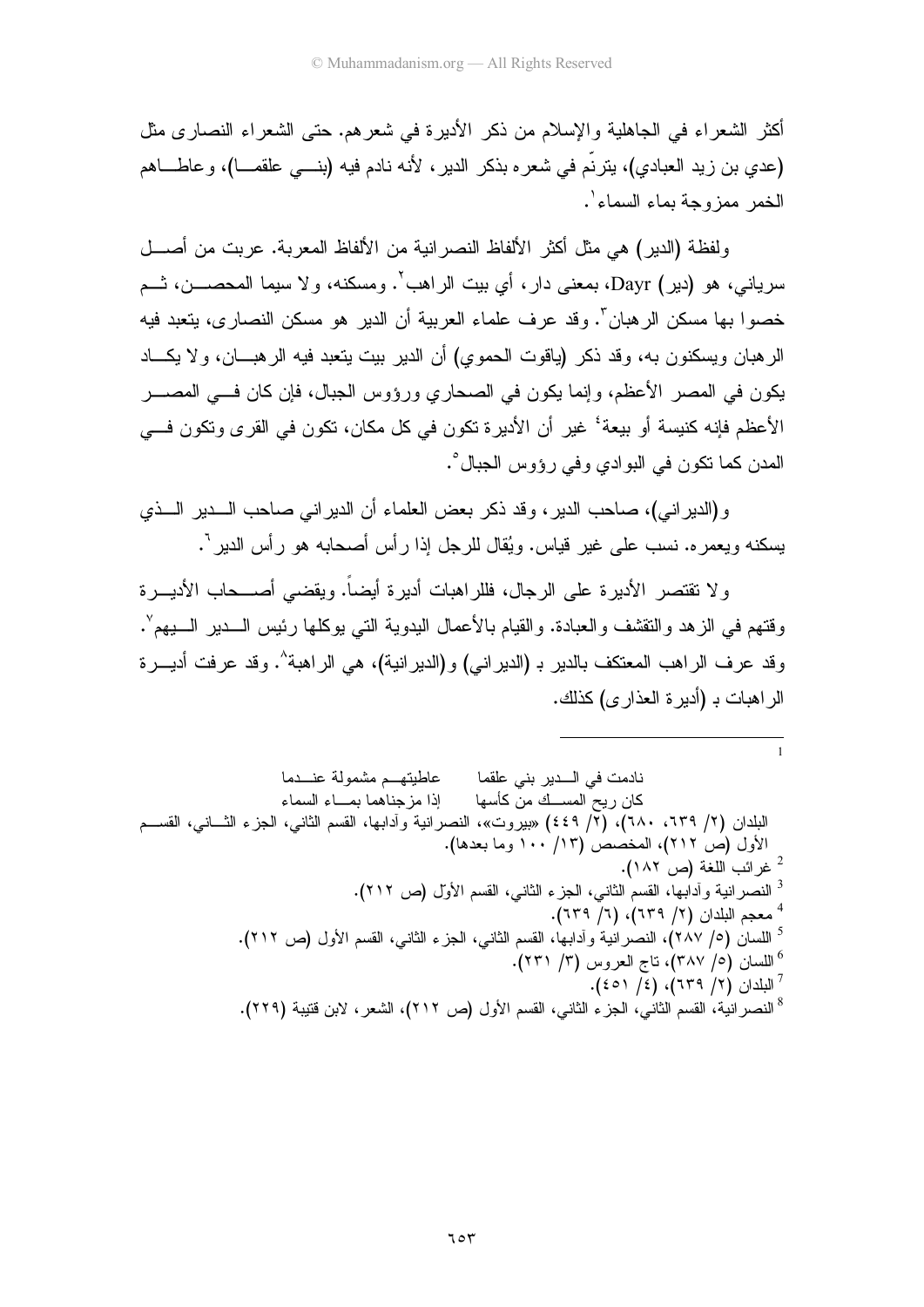أكثر الشعراء في الجاهلية والإسلام من ذكر الأديرة في شعرهم. حتى الشعراء النصارى مثل (عدي بن زيد العبادي)، يترنّم في شعره بذكر الدير، لأنه نادم فيه (بنـــي علقمـــا)، وعاطـــاهم الخمر ممزوجة بماء السماء[1].

ولفظة (الدير) هي مثل أكثر الألفاظ النصرانية من الألفاظ المعربة. عربت من أصـــل سرياني، هو (دير) Dayr، بمعنى دار، أي بيت الراهب[2]. ومسكنه، ولا سيما المحصـــن، ثـــم خصوا بها مسكن الرهبان[3]. وقد عرف علماء العربية أن الدير هو مسكن النصارى، يتعبد فيه الرهبان ويسكنون به، وقد ذكر (ياقوت الحموي) أن الدير بيت يتعبد فيه الرهبـــان، ولا يكـــاد يكون في المصر الأعظم، وإنما يكون في الصحاري ورؤوس الجبال، فإن كان فـــي المصـــر الأعظم فإنه كنيسة أو بيعة[4] غير أن الأديرة تكون في كل مكان، تكون في القرى وتكون فـــي المدن كما تكون في البوادي وفي رؤوس الجبال[5].

و(الديراني)، صاحب الدير، وقد ذكر بعض العلماء أن الديراني صاحب الـــدير الـــذي يسكنه ويعمره. نسب على غير قياس. ويُقال للرجل إذا رأس أصحابه هو رأس الدير[6].

ولا تقتصر الأديرة على الرجال، فللراهبات أديرة أيضاً. ويقضي أصـــحاب الأديـــرة وقتهم في الزهد والتقشف والعبادة. والقيام بالأعمال اليدوية التي يوكلها رئيس الـــدير الـــيهم[7]. وقد عرف الراهب المعتكف بالدير بـ (الديراني) و(الديرانية)، هي الراهبة[8]. وقد عرفت أديـــرة الراهبات بـ (أديرة العذارى) كذلك.

---

[1]
نادمت في الـــدير بني علقما عاطيتهـــم مشمولة عنـــدما
كان ريح المســـك من كأسها إذا مزجناهما بمـــاء السماء

البلدان (٢/ ٦٣٩، ٦٨٠)، (٢/ ٤٤٩) «بيروت»، النصرانية وآدابها، القسم الثاني، الجزء الثـــاني، القســـم الأول (ص ٢١٢)، المخصص (١٣/ ١٠٠ وما بعدها).

[2] غرائب اللغة (ص ١٨٢).

[3] النصرانية وآدابها، القسم الثاني، الجزء الثاني، القسم الأول (ص ٢١٢).

[4] معجم البلدان (٢/ ٦٣٩)، (٦/ ٦٣٩).

[5] اللسان (٥/ ٢٨٧)، النصرانية وآدابها، القسم الثاني، الجزء الثاني، القسم الأول (ص ٢١٢).

[6] اللسان (٥/ ٣٨٧)، تاج العروس (٣/ ٢٣١).

[7] البلدان (٢/ ٦٣٩)، (٤/ ٤٥١).

[8] النصرانية، القسم الثاني، الجزء الثاني، القسم الأول (ص ٢١٢)، الشعر، لابن قتيبة (٢٢٩).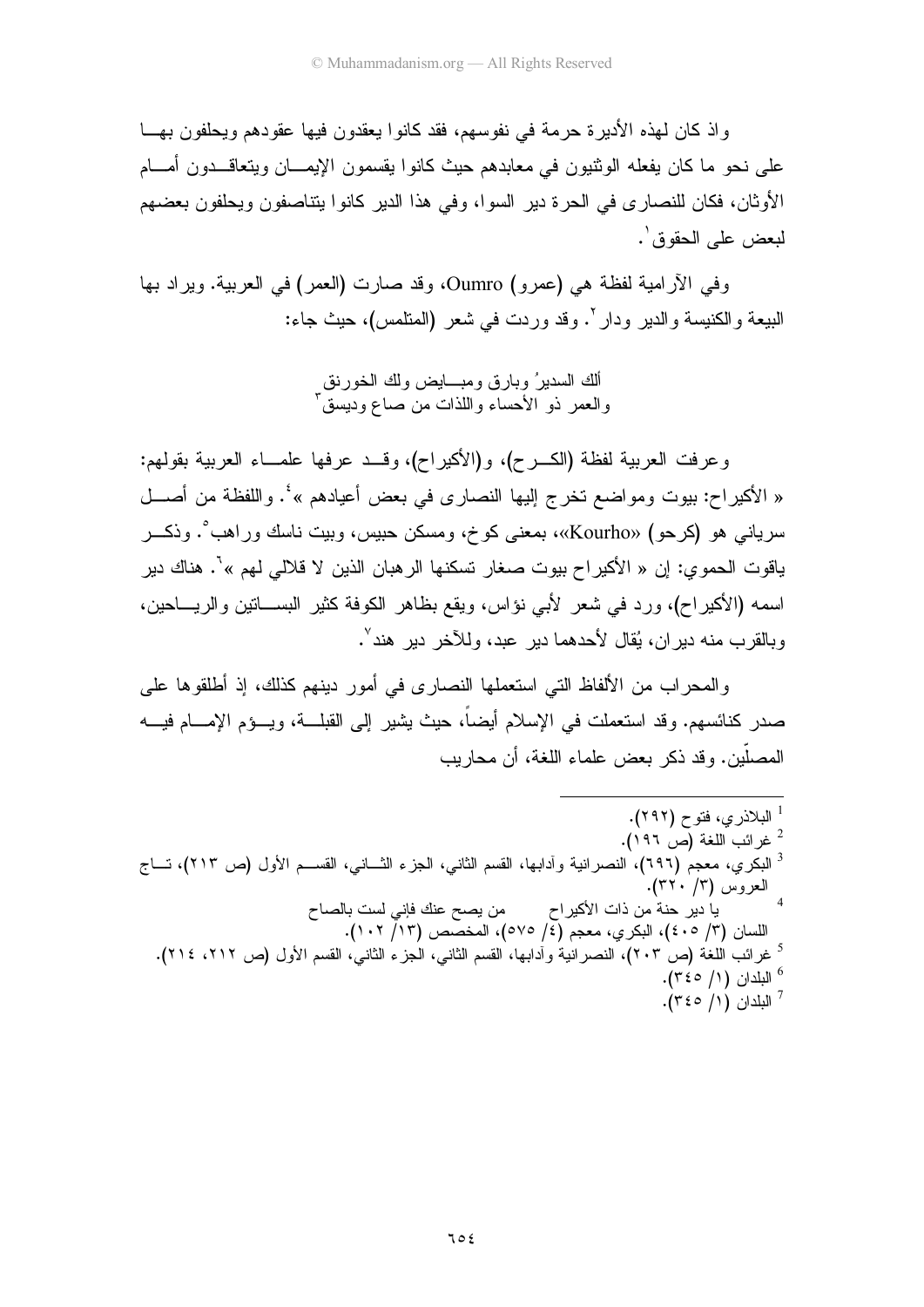واذ كان لهذه الأديرة حرمة في نفوسهم، فقد كانوا يعقدون فيها عقودهم ويحلفون بها على نحو ما كان يفعله الوثنيون في معابدهم حيث كانوا يقسمون الإيمان ويتعاقدون أمام الأوثان، فكان للنصارى في الحرة دير السوا، وفي هذا الدير كانوا يتناصفون ويحلفون بعضهم لبعض على الحقوق[1].

وفي الآرامية لفظة هي (عمرو) Oumro، وقد صارت (العمر) في العربية. ويراد بها البيعة والكنيسة والدير ودار[2]. وقد وردت في شعر (المتلمس)، حيث جاء:

ألك السديرُ وبارق ومبايض ولك الخورنق
والعمر ذو الأحساء واللذات من صاع وديسق[3]

وعرفت العربية لفظة (الكرح)، و(الأكيراح)، وقد عرفها علماء العربية بقولهم: « الأكيراح: بيوت ومواضع تخرج إليها النصارى في بعض أعيادهم »[4]. واللفظة من أصل سرياني هو (كرحو) «Kourho»، بمعنى كوخ، ومسكن حبيس، وبيت ناسك وراهب[5]. وذكر ياقوت الحموي: إن « الأكيراح بيوت صغار تسكنها الرهبان الذين لا قلالي لهم »[6]. هناك دير اسمه (الأكيراح)، ورد في شعر لأبي نؤاس، ويقع بظاهر الكوفة كثير البساتين والرياحين، وبالقرب منه ديران، يُقال لأحدهما دير عبد، وللآخر دير هند[7].

والمحراب من الألفاظ التي استعملها النصارى في أمور دينهم كذلك، إذ أطلقوها على صدر كنائسهم. وقد استعملت في الإسلام أيضاً، حيث يشير إلى القبلة، ويؤم الإمام فيه المصلّين. وقد ذكر بعض علماء اللغة، أن محاريب

---

[1] البلاذري، فتوح (٢٩٢).

[2] غرائب اللغة (ص ١٩٦).

[3] البكري، معجم (٦٩٦)، النصرانية وآدابها، القسم الثاني، الجزء الثاني، القسم الأول (ص ٢١٣)، تاج العروس (٣/ ٣٢٠).

[4] يا دير حنة من ذات الأكيراح      من يصح عنك فإني لست بالصاح
اللسان (٣/ ٤٠٥)، البكري، معجم (٤/ ٥٧٥)، المخصص (١٣/ ١٠٢).

[5] غرائب اللغة (ص ٢٠٣)، النصرانية وآدابها، القسم الثاني، الجزء الثاني، القسم الأول (ص ٢١٢، ٢١٤).

[6] البلدان (١/ ٣٤٥).

[7] البلدان (١/ ٣٤٥).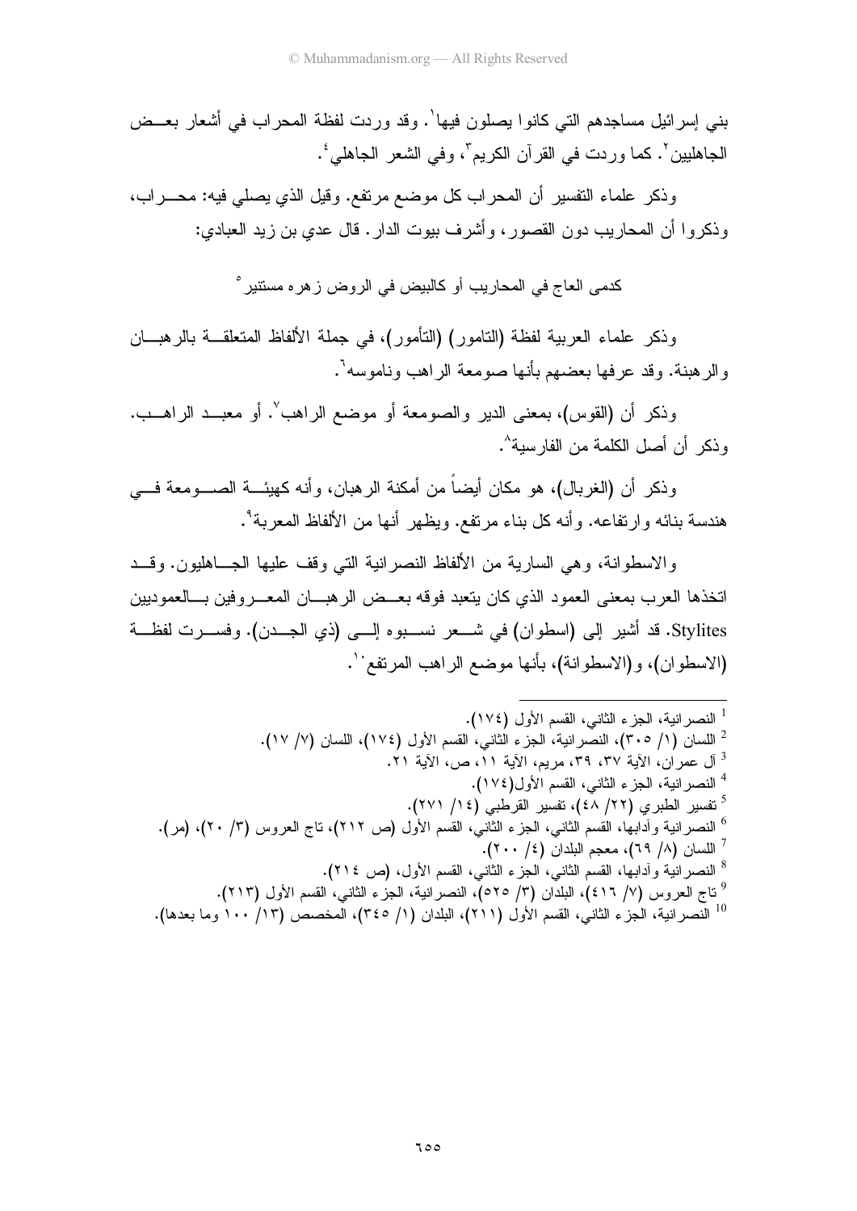بني إسرائيل مساجدهم التي كانوا يصلون فيها[1]. وقد وردت لفظة المحراب في أشعار بعض الجاهليين[2]. كما وردت في القرآن الكريم[3]، وفي الشعر الجاهلي[4].

وذكر علماء التفسير أن المحراب كل موضع مرتفع. وقيل الذي يصلي فيه: محراب، وذكروا أن المحاريب دون القصور، وأشرف بيوت الدار. قال عدي بن زيد العبادي:

كدمى العاج في المحاريب أو كالبيض في الروض زهره مستنير[5]

وذكر علماء العربية لفظة (التامور) (التأمور)، في جملة الألفاظ المتعلقة بالرهبان والرهبنة. وقد عرفها بعضهم بأنها صومعة الراهب وناموسه[6].

وذكر أن (القوس)، بمعنى الدير والصومعة أو موضع الراهب[7]. أو معبد الراهب. وذكر أن أصل الكلمة من الفارسية[8].

وذكر أن (الغربال)، هو مكان أيضاً من أمكنة الرهبان، وأنه كهيئة الصومعة في هندسة بنائه وارتفاعه. وأنه كل بناء مرتفع. ويظهر أنها من الألفاظ المعربة[9].

والاسطوانة، وهي السارية من الألفاظ النصرانية التي وقف عليها الجاهليون. وقد اتخذها العرب بمعنى العمود الذي كان يتعبد فوقه بعض الرهبان المعروفين بالعموديين Stylites. قد أشير إلى (اسطوان) في شعر نسبوه إلى (ذي الجدن). وفسرت لفظة (الاسطوان)، و(الاسطوانة)، بأنها موضع الراهب المرتفع[10].

---

[1] النصرانية، الجزء الثاني، القسم الأول (١٧٤).

[2] اللسان (١/ ٣٠٥)، النصرانية، الجزء الثاني، القسم الأول (١٧٤)، اللسان (٧/ ١٧).

[3] آل عمران، الآية ٣٧، ٣٩، مريم، الآية ١١، ص، الآية ٢١.

[4] النصرانية، الجزء الثاني، القسم الأول(١٧٤).

[5] تفسير الطبري (٢٢/ ٤٨)، تفسير القرطبي (١٤/ ٢٧١).

[6] النصرانية وآدابها، القسم الثاني، الجزء الثاني، القسم الأول (ص ٢١٢)، تاج العروس (٣/ ٢٠)، (مر).

[7] اللسان (٨/ ٦٩)، معجم البلدان (٤/ ٢٠٠).

[8] النصرانية وآدابها، القسم الثاني، الجزء الثاني، القسم الأول، (ص ٢١٤).

[9] تاج العروس (٧/ ٤١٦)، البلدان (٣/ ٥٢٥)، النصرانية، الجزء الثاني، القسم الأول (٢١٣).

[10] النصرانية، الجزء الثاني، القسم الأول (٢١١)، البلدان (١/ ٣٤٥)، المخصص (١٣/ ١٠٠ وما بعدها).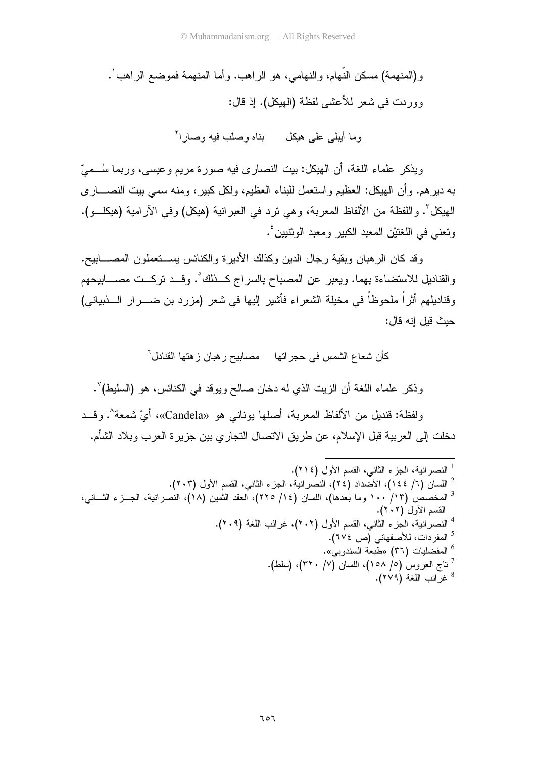و(المنهمة) مسكن النّهام، والنهامي، هو الراهب. وأما المنهمة فموضع الراهب[1].

ووردت في شعر للأعشى لفظة (الهيكل). إذ قال:

وما أيبلى على هيكل    بناه وصلّب فيه وصارا[2]

ويذكر علماء اللغة، أن الهيكل: بيت النصارى فيه صورة مريم وعيسى، وربما سُميّ به ديرهم. وأن الهيكل: العظيم واستعمل للبناء العظيم، ولكل كبير، ومنه سمي بيت النصارى الهيكل[3]. واللفظة من الألفاظ المعربة، وهي ترد في العبرانية (هيكل) وفي الآرامية (هيكلو). وتعني في اللغتيْن المعبد الكبير ومعبد الوثنيين[4].

وقد كان الرهبان وبقية رجال الدين وكذلك الأديرة والكنائس يستعملون المصابيح. والقناديل للاستضاءة بهما. ويعبر عن المصباح بالسراج كذلك[5]. وقد تركت مصابيحهم وقناديلهم أثراً ملحوظاً في مخيلة الشعراء فأشير إليها في شعر (مزرد بن ضرار الذبياني) حيث قيل إنه قال:

كأن شعاع الشمس في حجراتها    مصابيح رهبان زهتها القنادل[6]

وذكر علماء اللغة أن الزيت الذي له دخان صالح ويوقد في الكنائس، هو (السليط)[7].

ولفظة: قنديل من الألفاظ المعربة، أصلها يوناني هو «Candela»، أيْ شمعة[8]. وقد دخلت إلى العربية قبل الإسلام، عن طريق الاتصال التجاري بين جزيرة العرب وبلاد الشأم.

---

[1] النصرانية، الجزء الثاني، القسم الأول (٢١٤).

[2] اللسان (٦/ ١٤٤)، الأضداد (٢٤)، النصرانية، الجزء الثاني، القسم الأول (٢٠٣).

[3] المخصص (١٣/ ١٠٠ وما بعدها)، اللسان (١٤/ ٢٢٥)، العقد الثمين (١٨)، النصرانية، الجزء الثاني، القسم الأول (٢٠٢).

[4] النصرانية، الجزء الثاني، القسم الأول (٢٠٢)، غرائب اللغة (٢٠٩).

[5] المفردات، للأصفهاني (ص ٦٧٤).

[6] المفضليات (٣٦) «طبعة السندوبي».

[7] تاج العروس (٥/ ١٥٨)، اللسان (٧/ ٣٢٠)، (سلط).

[8] غرائب اللغة (٢٧٩).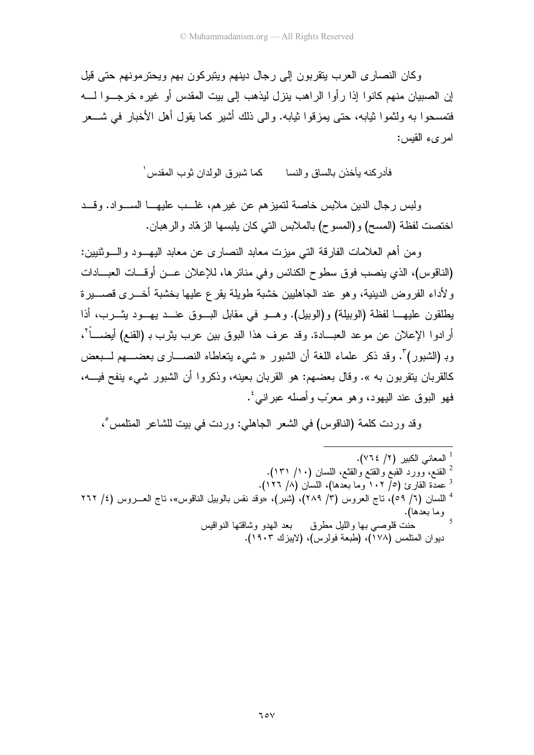وكان النصارى العرب يتقربون إلى رجال دينهم ويتبركون بهم ويحترمونهم حتى قيل إن الصبيان منهم كانوا إذا رأوا الراهب ينزل ليذهب إلى بيت المقدس أو غيره خرجوا له فتمسحوا به ولثموا ثيابه، حتى يمزقوا ثيابه. والى ذلك أشير كما يقول أهل الأخبار في شعر امرىء القيس:

فأدركنه يأخذن بالساق والنسا كما شبرق الولدان ثوب المقدس[1]

ولبس رجال الدين ملابس خاصة لتميزهم عن غيرهم، غلب عليها السواد. وقد اختصت لفظة (المسح) و(المسوح) بالملابس التي كان يلبسها الزهّاد والرهبان.

ومن أهم العلامات الفارقة التي ميزت معابد النصارى عن معابد اليهود والوثنيين: (الناقوس)، الذي ينصب فوق سطوح الكنائس وفي منائرها، للإعلان عن أوقات العبادات ولأداء الفروض الدينية، وهو عند الجاهليين خشبة طويلة يقرع عليها بخشبة أخرى قصيرة يطلقون عليها لفظة (الوبيلة) و(الوبيل). وهو في مقابل البوق عند يهود يثرب، أذا أرادوا الإعلان عن موعد العبادة. وقد عرف هذا البوق بين عرب يثرب بـ (القنع) أيضاً[2]، وبـ (الشبور)[3]. وقد ذكر علماء اللغة أن الشبور « شيء يتعاطاه النصارى بعضهم لبعض كالقربان يتقربون به ». وقال بعضهم: هو القربان بعينه، وذكروا أن الشبور شيء ينفخ فيه، فهو البوق عند اليهود، وهو معرّب وأصله عبراني[4].

وقد وردت كلمة (الناقوس) في الشعر الجاهلي: وردت في بيت للشاعر المتلمس[5]،

---

[1] المعاني الكبير (٢/ ٧٦٤).

[2] القنع، وورد القبع والقتع والقثع، اللسان (١٠/ ١٣١).

[3] عمدة القارئ (٥/ ١٠٢ وما بعدها)، اللسان (٨/ ١٢٦).

[4] اللسان (٦/ ٥٩)، تاج العروس (٣/ ٢٨٩)، (شبر)، «وقد نقس بالوبيل الناقوس»، تاج العروس (٤/ ٢٦٢ وما بعدها).

[5] حنت قلوصي بها والليل مطرق بعد الهدو وشاقتها النواقيس

ديوان المتلمس (١٧٨)، (طبعة فولرس)، (لايبزك ١٩٠٣).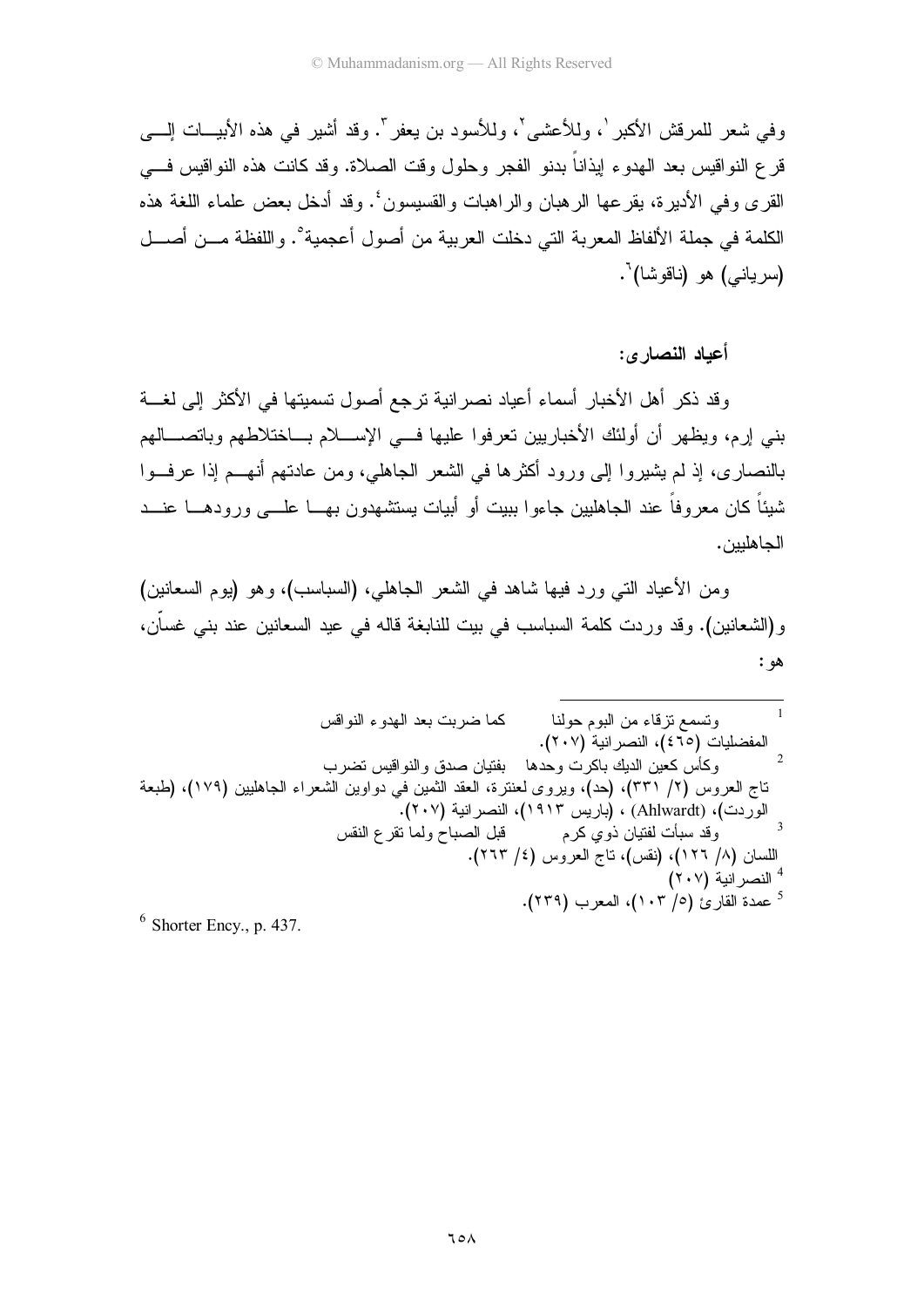وفي شعر للمرقش الأكبر[1]، وللأعشى[2]، وللأسود بن يعفر[3]. وقد أشير في هذه الأبيات إلى قرع النواقيس بعد الهدوء إيذاناً بدنو الفجر وحلول وقت الصلاة. وقد كانت هذه النواقيس في القرى وفي الأديرة، يقرعها الرهبان والراهبات والقسيسون[4]. وقد أدخل بعض علماء اللغة هذه الكلمة في جملة الألفاظ المعربة التي دخلت العربية من أصول أعجمية[5]. واللفظة من أصل (سرياني) هو (ناقوشا)[6].

### أعياد النصارى:

وقد ذكر أهل الأخبار أسماء أعياد نصرانية ترجع أصول تسميتها في الأكثر إلى لغة بني إرم، ويظهر أن أولئك الأخباريين تعرفوا عليها في الإسلام باختلاطهم وباتصالهم بالنصارى، إذ لم يشيروا إلى ورود أكثرها في الشعر الجاهلي، ومن عادتهم أنهم إذا عرفوا شيئاً كان معروفاً عند الجاهليين جاءوا ببيت أو أبيات يستشهدون بها على ورودها عند الجاهليين.

ومن الأعياد التي ورد فيها شاهد في الشعر الجاهلي، (السباسب)، وهو (يوم السعانين) و(الشعانين). وقد وردت كلمة السباسب في بيت للنابغة قاله في عيد السعانين عند بني غسان، هو:

---

[1] وتسمع تزقاء من البوم حولنا ... كما ضربت بعد الهدوء النواقس
المفضليات (٤٦٥)، النصرانية (٢٠٧).

[2] وكأس كعين الديك باكرت وحدها ... بفتيان صدق والنواقيس تضرب
تاج العروس (٢/ ٣٣١)، (حد)، ويروى لعنترة، العقد الثمين في دواوين الشعراء الجاهليين (١٧٩)، (طبعة الوردت)، (Ahlwardt) ، (باريس ١٩١٣)، النصرانية (٢٠٧).

[3] وقد سبأت لفتيان ذوي كرم ... قبل الصباح ولما تقرع النقس
اللسان (٨/ ١٢٦)، (نقس)، تاج العروس (٤/ ٢٦٣).

[4] النصرانية (٢٠٧)

[5] عمدة القارئ (٥/ ١٠٣)، المعرب (٢٣٩).

[6] Shorter Ency., p. 437.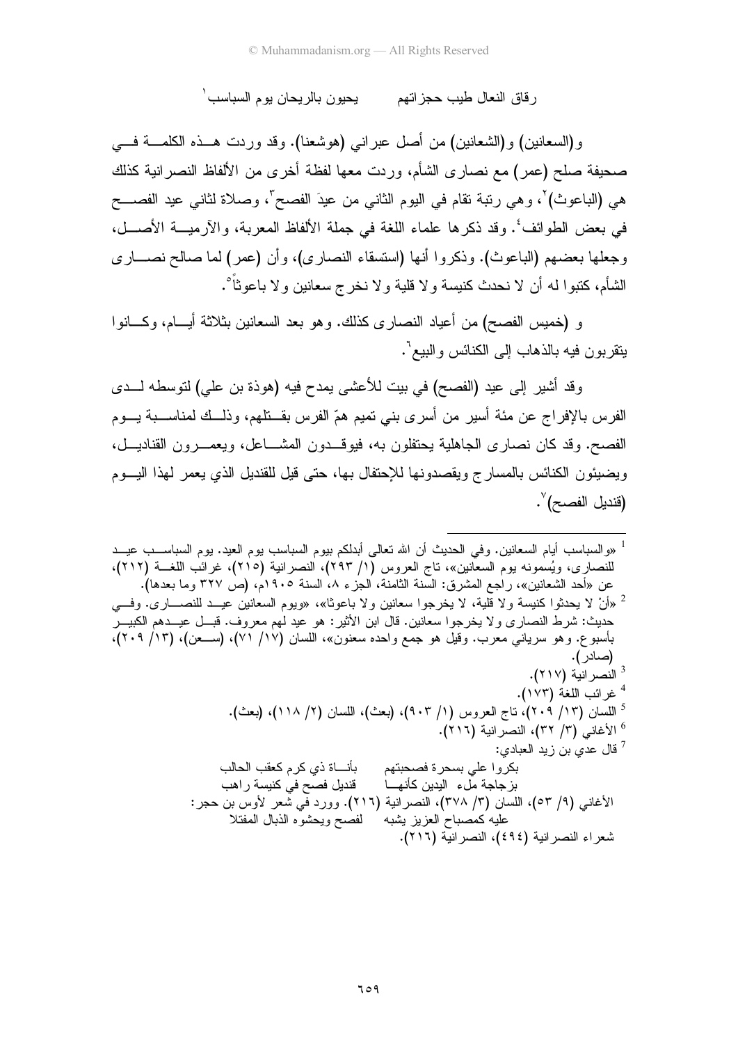رقاق النعال طيب حجزاتهم        يحيون بالريحان يوم السباسب[1]

و(السعانين) و(الشعانين) من أصل عبراني (هوشعنا). وقد وردت هذه الكلمة في صحيفة صلح (عمر) مع نصارى الشأم، وردت معها لفظة أخرى من الألفاظ النصرانية كذلك هي (الباعوث)[2]، وهي رتبة تقام في اليوم الثاني من عيدَ الفصح[3]، وصلاة لثاني عيد الفصح في بعض الطوائف[4]. وقد ذكرها علماء اللغة في جملة الألفاظ المعربة، والآرمية الأصل، وجعلها بعضهم (الباعوث). وذكروا أنها (استسقاء النصارى)، وأن (عمر) لما صالح نصارى الشأم، كتبوا له أن لا نحدث كنيسة ولا قلية ولا نخرج سعانين ولا باعوثاً[5].

و (خميس الفصح) من أعياد النصارى كذلك. وهو بعد السعانين بثلاثة أيام، وكانوا يتقربون فيه بالذهاب إلى الكنائس والبيع[6].

وقد أشير إلى عيد (الفصح) في بيت للأعشى يمدح فيه (هوذة بن علي) لتوسطه لدى الفرس بالإفراج عن مئة أسير من أسرى بني تميم همّ الفرس بقتلهم، وذلك لمناسبة يوم الفصح. وقد كان نصارى الجاهلية يحتفلون به، فيوقدون المشاعل، ويعمرون القناديل، ويضيئون الكنائس بالمسارج ويقصدونها للإحتفال بها، حتى قيل للقنديل الذي يعمر لهذا اليوم (قنديل الفصح)[7].

---

[1] «والسباسب أيام السعانين. وفي الحديث أن الله تعالى أبدلكم بيوم السباسب يوم العيد. يوم السباسب عيد للنصارى، ويُسمونه يوم السعانين»، تاج العروس (١/ ٢٩٣)، النصرانية (٢١٥)، غرائب اللغة (٢١٢)، عن «أحد الشعانين»، راجع المشرق: السنة الثامنة، الجزء ٨، السنة ١٩٠٥م، (ص ٣٢٧ وما بعدها).

[2] «أنْ لا يحدثوا كنيسة ولا قلية، لا يخرجوا سعانين ولا باعوثا»، «ويوم السعانين عيد للنصارى. وفي حديث: شرط النصارى ولا يخرجوا سعانين. قال ابن الأثير: هو عيد لهم معروف. قبل عيدهم الكبير بأسبوع. وهو سرياني معرب. وقيل هو جمع واحده سعنون»، اللسان (١٧/ ٧١)، (سعن)، (١٣/ ٢٠٩)، (صادر).

[3] النصرانية (٢١٧).

[4] غرائب اللغة (١٧٣).

[5] اللسان (١٣/ ٢٠٩)، تاج العروس (١/ ٩٠٣)، (بعث)، اللسان (٢/ ١١٨)، (بعث).

[6] الأغاني (٣/ ٣٢)، النصرانية (٢١٦).

[7] قال عدي بن زيد العبادي:

بكروا علي بسحرة فصحبتهم        بأناة ذي كرم كعقب الحالب
بزجاجة ملء اليدين كأنها        قنديل فصح في كنيسة راهب

الأغاني (٩/ ٥٣)، اللسان (٣/ ٣٧٨)، النصرانية (٢١٦). وورد في شعر لأوس بن حجر:

عليه كمصباح العزيز يشبه        لفصح ويحشوه الذبال المفتلا

شعراء النصرانية (٤٩٤)، النصرانية (٢١٦).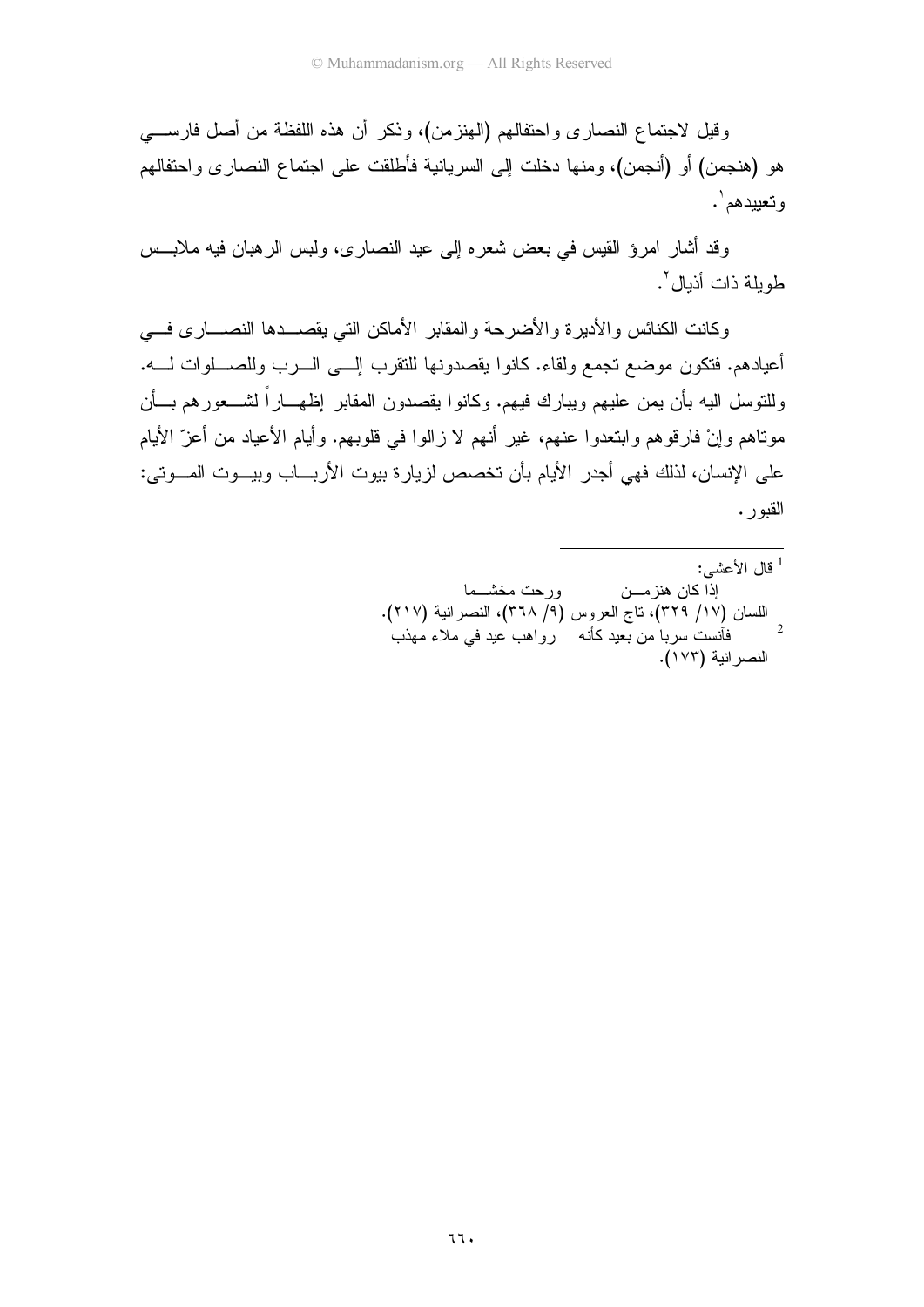وقيل لاجتماع النصارى واحتفالهم (الهنزمن)، وذكر أن هذه اللفظة من أصل فارسي هو (هنجمن) أو (أنجمن)، ومنها دخلت إلى السريانية فأطلقت على اجتماع النصارى واحتفالهم وتعييدهم[1].

وقد أشار امرؤ القيس في بعض شعره إلى عيد النصارى، ولبس الرهبان فيه ملابس طويلة ذات أذيال[2].

وكانت الكنائس والأديرة والأضرحة والمقابر الأماكن التي يقصدها النصارى في أعيادهم. فتكون موضع تجمع ولقاء. كانوا يقصدونها للتقرب إلى الرب وللصلوات له. وللتوسل اليه بأن يمن عليهم ويبارك فيهم. وكانوا يقصدون المقابر إظهاراً لشعورهم بأن موتاهم وإنْ فارقوهم وابتعدوا عنهم، غير أنهم لا زالوا في قلوبهم. وأيام الأعياد من أعزّ الأيام على الإنسان، لذلك فهي أجدر الأيام بأن تخصص لزيارة بيوت الأرباب وبيوت الموتى: القبور.

---

[1] قال الأعشى:

إذا كان هنزمن ورحت مخشما

اللسان (١٧/ ٣٢٩)، تاج العروس (٩/ ٣٦٨)، النصرانية (٢١٧).

[2] فآنست سربا من بعيد كأنه رواهب عيد في ملاء مهذب

النصرانية (١٧٣).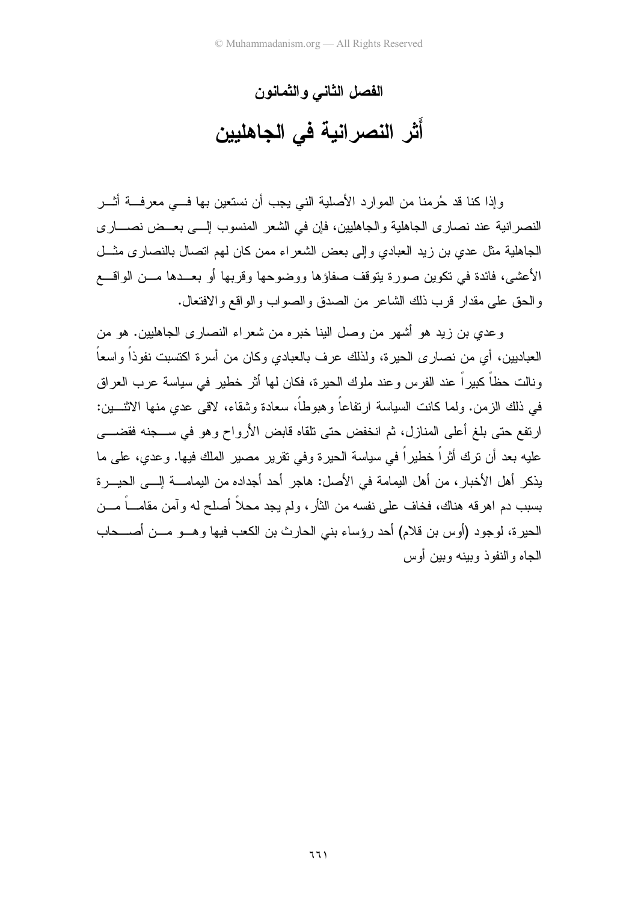## الفصل الثاني والثمانون

# أَثر النصرانية في الجاهليين

وإذا كنا قد حُرمنا من الموارد الأصلية التي يجب أن نستعين بها في معرفة أثر النصرانية عند نصارى الجاهلية والجاهليين، فإن في الشعر المنسوب إلى بعض نصارى الجاهلية مثل عدي بن زيد العبادي وإلى بعض الشعراء ممن كان لهم اتصال بالنصارى مثل الأعشى، فائدة في تكوين صورة يتوقف صفاؤها ووضوحها وقربها أو بعدها من الواقع والحق على مقدار قرب ذلك الشاعر من الصدق والصواب والواقع والافتعال.

وعدي بن زيد هو أشهر من وصل الينا خبره من شعراء النصارى الجاهليين. هو من العباديين، أي من نصارى الحيرة، ولذلك عرف بالعبادي وكان من أسرة اكتسبت نفوذاً واسعاً ونالت حظاً كبيراً عند الفرس وعند ملوك الحيرة، فكان لها أثر خطير في سياسة عرب العراق في ذلك الزمن. ولما كانت السياسة ارتفاعاً وهبوطاً، سعادة وشقاء، لاقى عدي منها الاثنين: ارتفع حتى بلغ أعلى المنازل، ثم انخفض حتى تلقاه قابض الأرواح وهو في سجنه فقضى عليه بعد أن ترك أثراً خطيراً في سياسة الحيرة وفي تقرير مصير الملك فيها. وعدي، على ما يذكر أهل الأخبار، من أهل اليمامة في الأصل: هاجر أحد أجداده من اليمامة إلى الحيرة بسبب دم اهرقه هناك، فخاف على نفسه من الثأر، ولم يجد محلاً أصلح له وآمن مقاماً من الحيرة، لوجود (أوس بن قلام) أحد رؤساء بني الحارث بن الكعب فيها وهو من أصحاب الجاه والنفوذ وبينه وبين أوس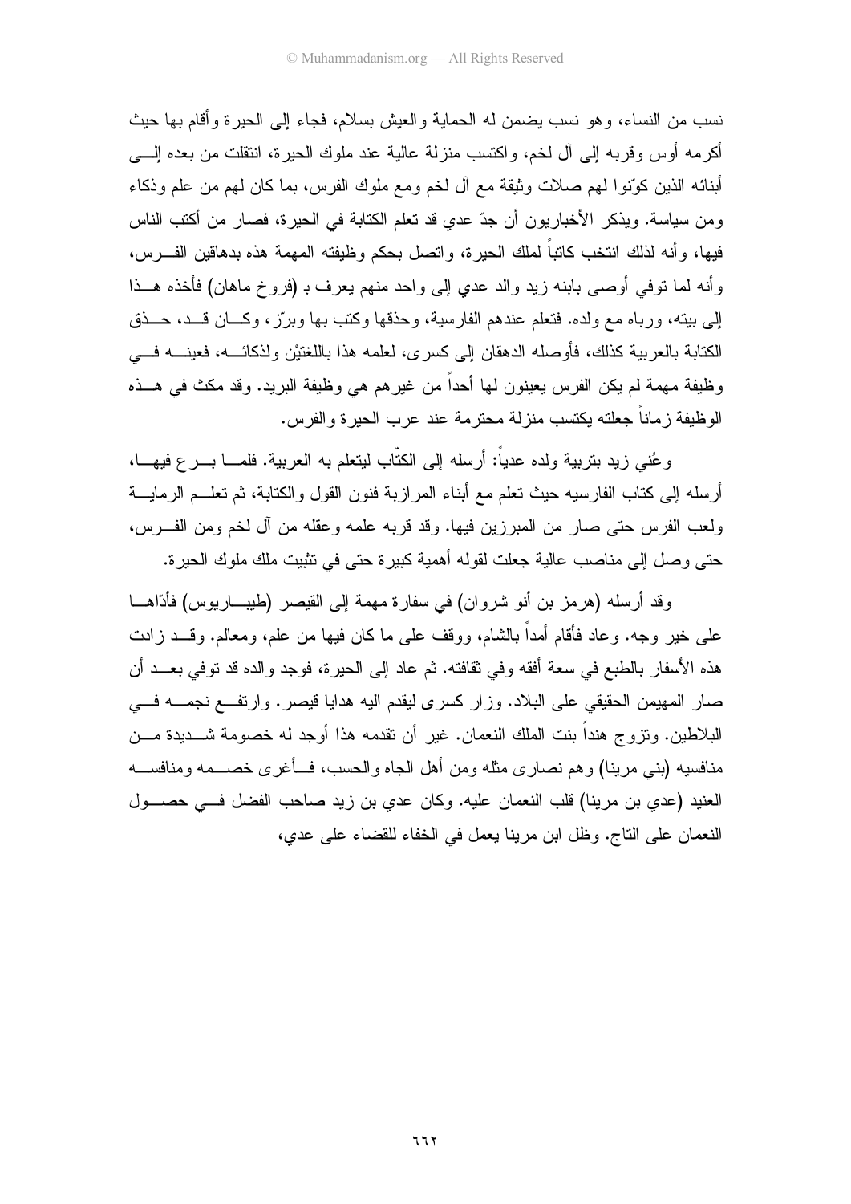نسب من النساء، وهو نسب يضمن له الحماية والعيش بسلام، فجاء إلى الحيرة وأقام بها حيث أكرمه أوس وقربه إلى آل لخم، واكتسب منزلة عالية عند ملوك الحيرة، انتقلت من بعده إلى أبنائه الذين كوّنوا لهم صلات وثيقة مع آل لخم ومع ملوك الفرس، بما كان لهم من علم وذكاء ومن سياسة. ويذكر الأخباريون أن جدّ عدي قد تعلم الكتابة في الحيرة، فصار من أكتب الناس فيها، وأنه لذلك انتخب كاتباً لملك الحيرة، واتصل بحكم وظيفته المهمة هذه بدهاقين الفرس، وأنه لما توفي أوصى بابنه زيد والد عدي إلى واحد منهم يعرف بـ (فروخ ماهان) فأخذه هذا إلى بيته، ورباه مع ولده. فتعلم عندهم الفارسية، وحذقها وكتب بها وبرّز، وكان قد، حذق الكتابة بالعربية كذلك، فأوصله الدهقان إلى كسرى، لعلمه هذا باللغتيْن ولذكائه، فعينه في وظيفة مهمة لم يكن الفرس يعينون لها أحداً من غيرهم هي وظيفة البريد. وقد مكث في هذه الوظيفة زماناً جعلته يكتسب منزلة محترمة عند عرب الحيرة والفرس.

وعُني زيد بتربية ولده عدياً: أرسله إلى الكتّاب ليتعلم به العربية. فلما برع فيها، أرسله إلى كتاب الفارسيه حيث تعلم مع أبناء المرازبة فنون القول والكتابة، ثم تعلم الرماية ولعب الفرس حتى صار من المبرزين فيها. وقد قربه علمه وعقله من آل لخم ومن الفرس، حتى وصل إلى مناصب عالية جعلت لقوله أهمية كبيرة حتى في تثبيت ملك ملوك الحيرة.

وقد أرسله (هرمز بن أنو شروان) في سفارة مهمة إلى القيصر (طيباريوس) فأدّاها على خير وجه. وعاد فأقام أمداً بالشام، ووقف على ما كان فيها من علم، ومعالم. وقد زادت هذه الأسفار بالطبع في سعة أفقه وفي ثقافته. ثم عاد إلى الحيرة، فوجد والده قد توفي بعد أن صار المهيمن الحقيقي على البلاد. وزار كسرى ليقدم اليه هدايا قيصر. وارتفع نجمه في البلاطين. وتزوج هنداً بنت الملك النعمان. غير أن تقدمه هذا أوجد له خصومة شديدة من منافسيه (بني مرينا) وهم نصارى مثله ومن أهل الجاه والحسب، فأغرى خصمه ومنافسه العنيد (عدي بن مرينا) قلب النعمان عليه. وكان عدي بن زيد صاحب الفضل في حصول النعمان على التاج. وظل ابن مرينا يعمل في الخفاء للقضاء على عدي،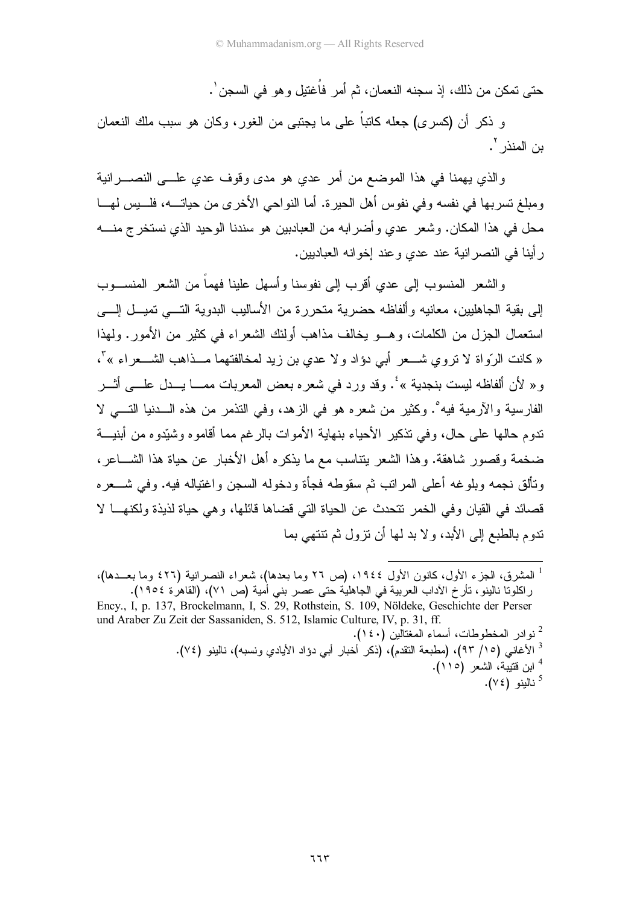حتى تمكن من ذلك، إذ سجنه النعمان، ثم أمر فاُغتيل وهو في السجن[1].

و ذكر أن (كسرى) جعله كاتباً على ما يجتبى من الغور، وكان هو سبب ملك النعمان بن المنذر[2].

والذي يهمنا في هذا الموضع من أمر عدي هو مدى وقوف عدي على النصرانية ومبلغ تسربها في نفسه وفي نفوس أهل الحيرة. أما النواحي الأخرى من حياته، فليس لها محل في هذا المكان. وشعر عدي وأضرابه من العباديين هو سندنا الوحيد الذي نستخرج منه رأينا في النصرانية عند عدي وعند إخوانه العباديين.

والشعر المنسوب إلى عدي أقرب إلى نفوسنا وأسهل علينا فهماً من الشعر المنسوب إلى بقية الجاهليين، معانيه وألفاظه حضرية متحررة من الأساليب البدوية التي تميل إلى استعمال الجزل من الكلمات، وهو يخالف مذاهب أولئك الشعراء في كثير من الأمور. ولهذا « كانت الرّواة لا تروي شعر أبي دؤاد ولا عدي بن زيد لمخالفتهما مذاهب الشعراء »[3]، و« لأن ألفاظه ليست بنجدية »[4]. وقد ورد في شعره بعض المعربات مما يدل على أثر الفارسية والآرمية فيه[5]. وكثير من شعره هو في الزهد، وفي التذمر من هذه الدنيا التي لا تدوم حالها على حال، وفي تذكير الأحياء بنهاية الأموات بالرغم مما أقاموه وشيّدوه من أبنية ضخمة وقصور شاهقة. وهذا الشعر يتناسب مع ما يذكره أهل الأخبار عن حياة هذا الشاعر، وتألق نجمه وبلوغه أعلى المراتب ثم سقوطه فجأة ودخوله السجن واغتياله فيه. وفي شعره قصائد في القيان وفي الخمر تتحدث عن الحياة التي قضاها قائلها، وهي حياة لذيذة ولكنها لا تدوم بالطبع إلى الأبد، ولا بد لها أن تزول ثم تنتهي بما

---

[1] المشرق، الجزء الأول، كانون الأول ١٩٤٤، (ص ٢٦ وما بعدها)، شعراء النصرانية (٤٢٦ وما بعدها)، راكلوتا نالينو، تأرخ الآداب العربية في الجاهلية حتى عصر بني أمية (ص ٧١)، (القاهرة ١٩٥٤).
Ency., I, p. 137, Brockelmann, I, S. 29, Rothstein, S. 109, Nöldeke, Geschichte der Perser und Araber Zu Zeit der Sassaniden, S. 512, Islamic Culture, IV, p. 31, ff.

[2] نوادر المخطوطات، أسماء المغتالين (١٤٠).

[3] الأغاني (١٥/ ٩٣)، (مطبعة التقدم)، (ذكر أخبار أبي دؤاد الأيادي ونسبه)، نالينو (٧٤).

[4] ابن قتيبة، الشعر (١١٥).

[5] نالينو (٧٤).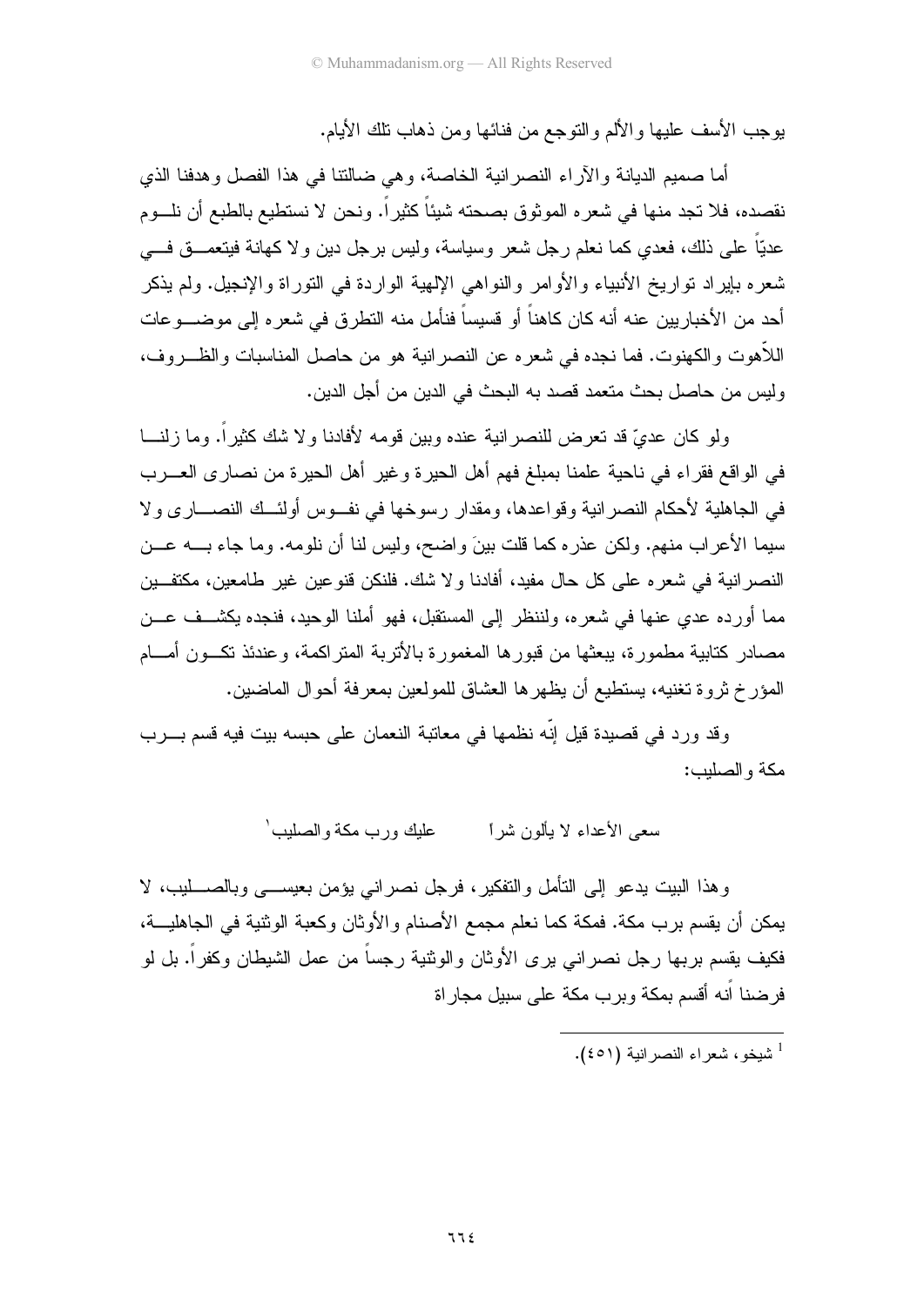يوجب الأسف عليها والألم والتوجع من فنائها ومن ذهاب تلك الأيام.

أما صميم الديانة والآراء النصرانية الخاصة، وهي ضالتنا في هذا الفصل وهدفنا الذي نقصده، فلا تجد منها في شعره الموثوق بصحته شيئاً كثيراً. ونحن لا نستطيع بالطبع أن نلوم عديّاً على ذلك، فعدي كما نعلم رجل شعر وسياسة، وليس برجل دين ولا كهانة فيتعمق في شعره بإيراد تواريخ الأنبياء والأوامر والنواهي الإلهية الواردة في التوراة والإنجيل. ولم يذكر أحد من الأخباريين عنه أنه كان كاهناً أو قسيساً فنأمل منه التطرق في شعره إلى موضوعات اللاّهوت والكهنوت. فما نجده في شعره عن النصرانية هو من حاصل المناسبات والظروف، وليس من حاصل بحث متعمد قصد به البحث في الدين من أجل الدين.

ولو كان عديّ قد تعرض للنصرانية عنده وبين قومه لأفادنا ولا شك كثيراً. وما زلنا في الواقع فقراء في ناحية علمنا بمبلغ فهم أهل الحيرة وغير أهل الحيرة من نصارى العرب في الجاهلية لأحكام النصرانية وقواعدها، ومقدار رسوخها في نفوس أولئك النصارى ولا سيما الأعراب منهم. ولكن عذره كما قلت بينَ واضح، وليس لنا أن نلومه. وما جاء به عن النصرانية في شعره على كل حال مفيد، أفادنا ولا شك. فلنكن قنوعين غير طامعين، مكتفين مما أورده عدي عنها في شعره، ولننظر إلى المستقبل، فهو أملنا الوحيد، فنجده يكشف عن مصادر كتابية مطمورة، يبعثها من قبورها المغمورة بالأتربة المتراكمة، وعندئذ تكون أمام المؤرخ ثروة تغنيه، يستطيع أن يظهرها العشاق للمولعين بمعرفة أحوال الماضين.

وقد ورد في قصيدة قيل إنّه نظمها في معاتبة النعمان على حبسه بيت فيه قسم برب مكة والصليب:

سعى الأعداء لا يألون شراً ‏‏ عليك ورب مكة والصليب[1]

وهذا البيت يدعو إلى التأمل والتفكير، فرجل نصراني يؤمن بعيسى وبالصليب، لا يمكن أن يقسم برب مكة. فمكة كما نعلم مجمع الأصنام والأوثان وكعبة الوثنية في الجاهلية، فكيف يقسم بربها رجل نصراني يرى الأوثان والوثنية رجساً من عمل الشيطان وكفراً. بل لو فرضنا أنه أقسم بمكة وبرب مكة على سبيل مجاراة

---

[1] شيخو، شعراء النصرانية (٤٥١).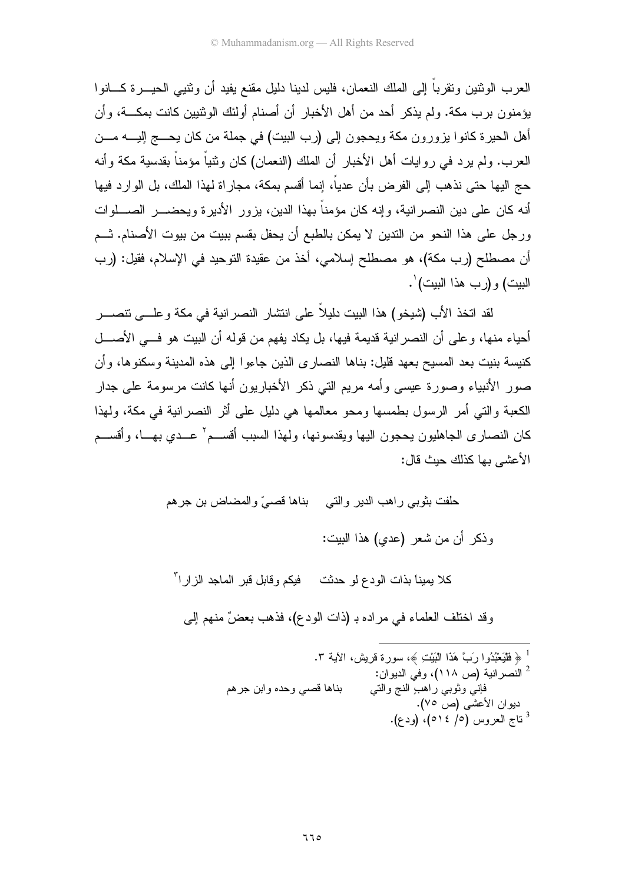العرب الوثنين وتقرباً إلى الملك النعمان، فليس لدينا دليل مقنع يفيد أن وثنيي الحيرة كانوا يؤمنون برب مكة. ولم يذكر أحد من أهل الأخبار أن أصنام أولئك الوثنيين كانت بمكة، وأن أهل الحيرة كانوا يزورون مكة ويحجون إلى (رب البيت) في جملة من كان يحج إليه من العرب. ولم يرد في روايات أهل الأخبار أن الملك (النعمان) كان وثنياً مؤمناً بقدسية مكة وأنه حج اليها حتى نذهب إلى الفرض بأن عدياً، إنما أقسم بمكة، مجاراة لهذا الملك، بل الوارد فيها أنه كان على دين النصرانية، وإنه كان مؤمناً بهذا الدين، يزور الأديرة ويحضر الصلوات ورجل على هذا النحو من التدين لا يمكن بالطبع أن يحفل بقسم ببيت من بيوت الأصنام. ثم أن مصطلح (رب مكة)، هو مصطلح إسلامي، أخذ من عقيدة التوحيد في الإسلام، فقيل: (رب البيت) و(رب هذا البيت)[1].

لقد اتخذ الأب (شيخو) هذا البيت دليلاً على انتشار النصرانية في مكة وعلى تنصر أحياء منها، وعلى أن النصرانية قديمة فيها، بل يكاد يفهم من قوله أن البيت هو في الأصل كنيسة بنيت بعد المسيح بعهد قليل: بناها النصارى الذين جاءوا إلى هذه المدينة وسكنوها، وأن صور الأنبياء وصورة عيسى وأمه مريم التي ذكر الأخباريون أنها كانت مرسومة على جدار الكعبة والتي أمر الرسول بطمسها ومحو معالمها هي دليل على أثر النصرانية في مكة، ولهذا كان النصارى الجاهليون يحجون اليها ويقدسونها، ولهذا السبب أقسم[2] عدي بها، وأقسم الأعشى بها كذلك حيث قال:

حلفت بثوبي راهب الدير والتي     بناها قصيّ والمضاض بن جرهم

وذكر أن من شعر (عدي) هذا البيت:

كلا يميناً بذات الودع لو حدثت     فيكم وقابل قبر الماجد الزارا[3]

وقد اختلف العلماء في مراده بـ (ذات الودع)، فذهب بعضٌ منهم إلى

---

[1] ﴿ فَلْيَعْبُدُوا رَبَّ هَذَا الْبَيْتِ ﴾، سورة قريش، الآية ٣.

[2] النصرانية (ص ١١٨)، وفي الديوان:

فإني وثوبي راهبِ النج والتي     بناها قصي وحده وابن جرهم

ديوان الأعشى (ص ٧٥).

[3] تاج العروس (٥/ ٥١٤)، (ودع).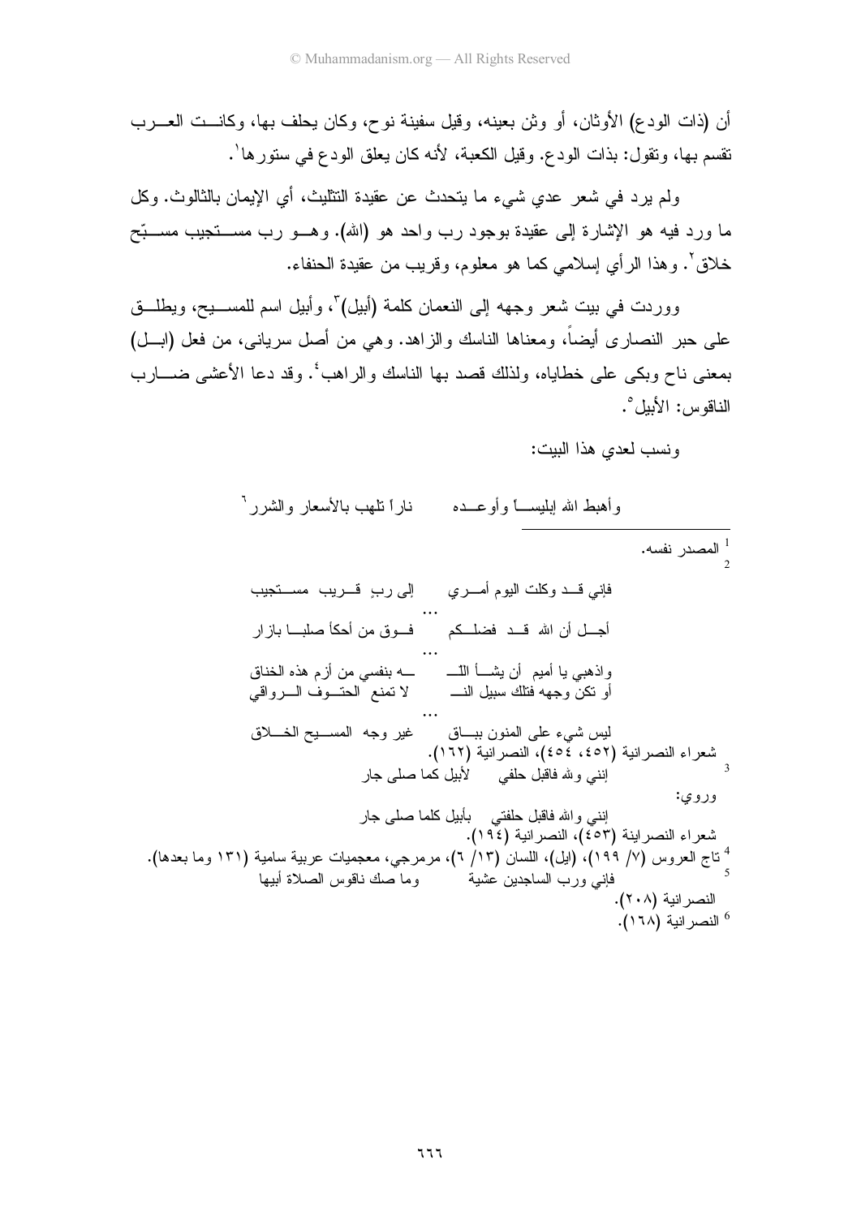أن (ذات الودع) الأوثان، أو وثن بعينه، وقيل سفينة نوح، وكان يحلف بها، وكانــت العــرب تقسم بها، وتقول: بذات الودع. وقيل الكعبة، لأنه كان يعلق الودع في ستورها[1].

ولم يرد في شعر عدي شيء ما يتحدث عن عقيدة التثليث، أي الإيمان بالثالوث. وكل ما ورد فيه هو الإشارة إلى عقيدة بوجود رب واحد هو (الله). وهــو رب مســتجيب مسبّح خلاق[2]. وهذا الرأي إسلامي كما هو معلوم، وقريب من عقيدة الحنفاء.

ووردت في بيت شعر وجهه إلى النعمان كلمة (أبيل)[3]، وأبيل اسم للمســيح، ويطلــق على حبر النصارى أيضاً، ومعناها الناسك والزاهد. وهي من أصل سرياني، من فعل (ابــل) بمعنى ناح وبكى على خطاياه، ولذلك قصد بها الناسك والراهب[4]. وقد دعا الأعشى ضــارب الناقوس: الأبيل[5].

ونسب لعدي هذا البيت:

وأهبط الله إبليســاً وأوعــده ... ناراً تلهب بالأسعار والشرر[6]

---

[1] المصدر نفسه.

[2]

فإني قــد وكلت اليوم أمــري ... إلى ربٍ قــريب مســتجيب

...

أجــل أن الله قــد فضلــكم ... فــوق من أحكأ صلبــا بازار

...

واذهبي يا أميم أن يشــأ اللــ ... ــه بنفسي من أزم هذه الخناق

أو تكن وجهه فتلك سبيل النــ ... لا تمنع الحتــوف الــرواقي

...

ليس شيء على المنون ببــاق ... غير وجه المســيح الخــلاق

شعراء النصرانية (٤٥٢، ٤٥٤)، النصرانية (١٦٢).

[3]

إنني وﷲ فاقبل حلفي ... لأبيل كما صلى جار

وروي:

إنني والله فاقبل حلفتي ... بأبيل كلما صلى جار

شعراء النصراينة (٤٥٣)، النصرانية (١٩٤).

[4] تاج العروس (٧/ ١٩٩)، (ايل)، اللسان (١٣/ ٦)، مرمرجي، معجميات عربية سامية (١٣١ وما بعدها).

[5]

فإني ورب الساجدين عشية ... وما صك ناقوس الصلاة أبيها

النصرانية (٢٠٨).

[6] النصرانية (١٦٨).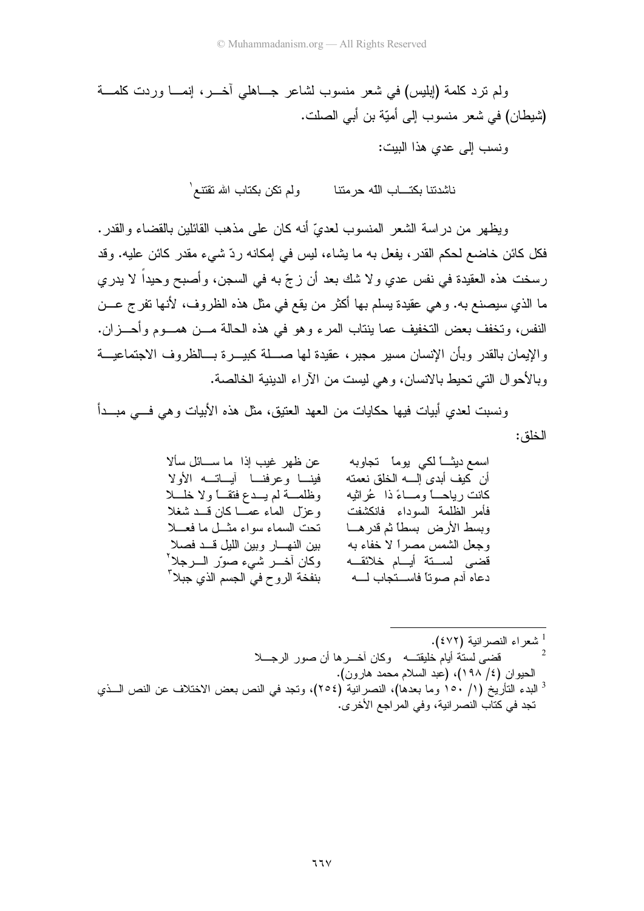ولم ترد كلمة (إبليس) في شعر منسوب لشاعر جاهلي آخر، إنما وردت كلمة (شيطان) في شعر منسوب إلى أميّة بن أبي الصلت.

ونسب إلى عدي هذا البيت:

ناشدتنا بكتاب الله حرمتنا ولم تكن بكتاب الله تقتنع[1]

ويظهر من دراسة الشعر المنسوب لعديّ أنه كان على مذهب القائلين بالقضاء والقدر. فكل كائن خاضع لحكم القدر، يفعل به ما يشاء، ليس في إمكانه ردّ شيء مقدر كائن عليه. وقد رسخت هذه العقيدة في نفس عدي ولا شك بعد أن زجّ به في السجن، وأصبح وحيداً لا يدري ما الذي سيصنع به. وهي عقيدة يسلم بها أكثر من يقع في مثل هذه الظروف، لأنها تفرج عن النفس، وتخفف بعض التخفيف عما ينتاب المرء وهو في هذه الحالة من هموم وأحزان. والإيمان بالقدر وبأن الإنسان مسير مجبر، عقيدة لها صلة كبيرة بالظروف الاجتماعية وبالأحوال التي تحيط بالانسان، وهي ليست من الآراء الدينية الخالصة.

ونسبت لعدي أبيات فيها حكايات من العهد العتيق، مثل هذه الأبيات وهي في مبدأ الخلق:

اسمع ديثاً لكي يوماً تجاوبه عن ظهر غيب إذا ما سائل سألا

أن كيف أبدى إله الخلق نعمته فينا وعرفنا آياته الأولا

كانت رياحاً وماءً ذا عُراثيه وظلمة لم يدع فتقاً ولا خللا

فأمر الظلمة السوداء فانكشفت وعزّل الماء عما كان قد شغلا

وبسط الأرض بسطاً ثم قدرها تحت السماء سواء مثل ما فعلا

وجعل الشمس مصراً لا خفاء به بين النهار وبين الليل قد فصلا

قضى لستة أيام خلائقه وكان آخر شيء صوّر الرجلا[2]

دعاه آدم صوتاً فاستجاب له بنفخة الروح في الجسم الذي جبلا[3]

---

[1] شعراء النصرانية (٤٧٢).

[2] قضى لستة أيام خليقته وكان آخرها أن صور الرجلا
الحيوان (٤/ ١٩٨)، (عبد السلام محمد هارون).

[3] البدء التأريخ (١/ ١٥٠ وما بعدها)، النصرانية (٢٥٤)، وتجد في النص بعض الاختلاف عن النص الذي تجد في كتاب النصرانية، وفي المراجع الأخرى.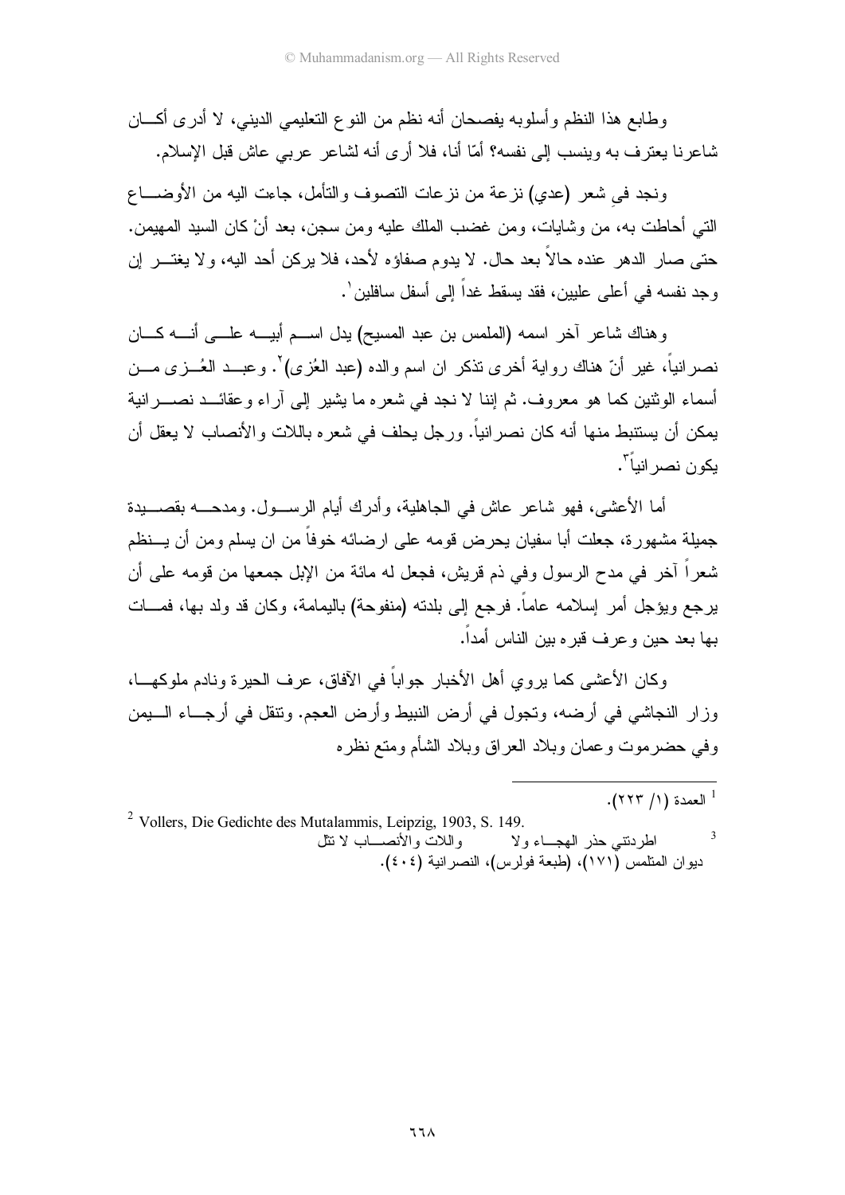وطابع هذا النظم وأسلوبه يفصحان أنه نظم من النوع التعليمي الديني، لا أدرى أكان شاعرنا يعترف به وينسب إلى نفسه؟ أمّا أنا، فلا أرى أنه لشاعر عربي عاش قبل الإسلام.

ونجد في شعر (عدي) نزعة من نزعات التصوف والتأمل، جاءت اليه من الأوضاع التي أحاطت به، من وشايات، ومن غضب الملك عليه ومن سجن، بعد أنْ كان السيد المهيمن. حتى صار الدهر عنده حالاً بعد حال. لا يدوم صفاؤه لأحد، فلا يركن أحد اليه، ولا يغتر إن وجد نفسه في أعلى عليين، فقد يسقط غداً إلى أسفل سافلين[1].

وهناك شاعر آخر اسمه (الملمس بن عبد المسيح) يدل اسم أبيه على أنه كان نصرانياً، غير أنّ هناك رواية أخرى تذكر ان اسم والده (عبد العُزى)[2]. وعبد العُزى من أسماء الوثنين كما هو معروف. ثم إننا لا نجد في شعره ما يشير إلى آراء وعقائد نصرانية يمكن أن يستنبط منها أنه كان نصرانياً. ورجل يحلف في شعره باللات والأنصاب لا يعقل أن يكون نصرانياً[3].

أما الأعشى، فهو شاعر عاش في الجاهلية، وأدرك أيام الرسول. ومدحه بقصيدة جميلة مشهورة، جعلت أبا سفيان يحرض قومه على ارضائه خوفاً من ان يسلم ومن أن ينظم شعراً آخر في مدح الرسول وفي ذم قريش، فجعل له مائة من الإبل جمعها من قومه على أن يرجع ويؤجل أمر إسلامه عاماً. فرجع إلى بلدته (منفوحة) باليمامة، وكان قد ولد بها، فمات بها بعد حين وعرف قبره بين الناس أمداً.

وكان الأعشى كما يروي أهل الأخبار جواباً في الآفاق، عرف الحيرة ونادم ملوكها، وزار النجاشي في أرضه، وتجول في أرض النبيط وأرض العجم. وتنقل في أرجاء اليمن وفي حضرموت وعمان وبلاد العراق وبلاد الشأم ومتع نظره

---

[1] العمدة (١/ ٢٢٣).

[2] Vollers, Die Gedichte des Mutalammis, Leipzig, 1903, S. 149.

[3] اطردتني حذر الهجاء ولا واللات والأنصاب لا تئل
ديوان المتلمس (١٧١)، (طبعة فولرس)، النصرانية (٤٠٤).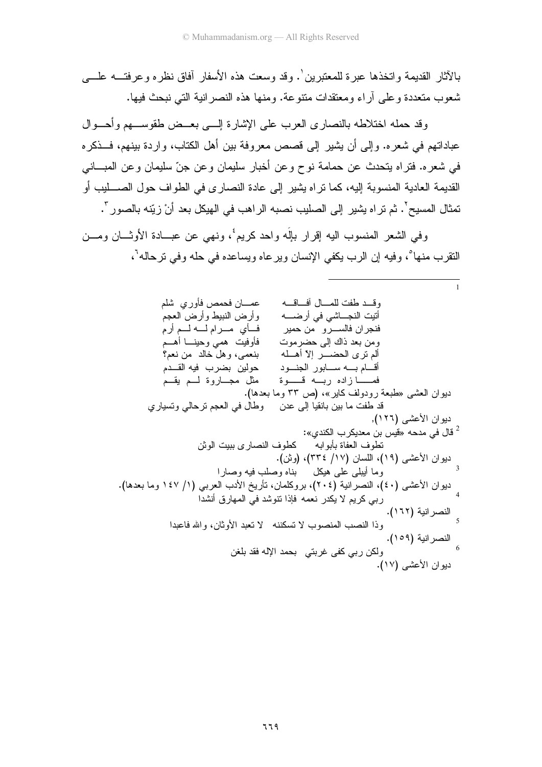بالآثار القديمة واتخذها عبرة للمعتبرين[1]. وقد وسعت هذه الأسفار آفاق نظره وعرفته على شعوب متعددة وعلى آراء ومعتقدات متنوعة. ومنها هذه النصرانية التي نبحث فيها.

وقد حمله اختلاطه بالنصارى العرب على الإشارة إلى بعض طقوسهم وأحوال عباداتهم في شعره. وإلى أن يشير إلى قصص معروفة بين أهل الكتاب، واردة بينهم، فذكره في شعره. فتراه يتحدث عن حمامة نوح وعن أخبار سليمان وعن جنّ سليمان وعن المباني القديمة العادية المنسوبة إليه، كما تراه يشير إلى عادة النصارى في الطواف حول الصليب أو تمثال المسيح[2]. ثم تراه يشير إلى الصليب نصبه الراهب في الهيكل بعد أنْ زيّنه بالصور[3].

وفي الشعر المنسوب اليه إقرار بإلَه واحد كريم[4]، ونهي عن عبادة الأوثان ومن التقرب منها[5]، وفيه إن الرب يكفي الإنسان ويرعاه ويساعده في حله وفي ترحاله[6]،

---

[1]

وقد طفت للمال آفاقه　　عمان فحمص فأوري شلم
أتيت النجاشي في أرضه　　وأرض النبيط وأرض العجم
فنجران فالسرو من حمير　　فأي مرام له لم أرم
ومن بعد ذاك إلى حضرموت　　فأوفيت همي وحيناً أهم
ألم ترى الحضر إلا أهله　　بنعمى، وهل خالد من نعم؟
أقام به سابور الجنود　　حولين بضرب فيه القدم
فما زاده ربه قوة　　مثل مجاورة لم يقم

ديوان العشى «طبعة رودولف كاير»، (ص ٣٣ وما بعدها).

قد طفت ما بين بانقيا إلى عدن　　وطال في العجم ترحالي وتسياري

ديوان الأعشى (١٢٦).

[2] قال في مدحه «قيس بن معديكرب الكندي»:

تطوف العفاة بأبوابه　　كطوف النصارى ببيت الوثن

ديوان الأعشى (١٩)، اللسان (١٧/ ٣٣٤)، (وثن).

[3] وما أيبلى على هيكل　　بناه وصلب فيه وصارا

ديوان الأعشى (٤٠)، النصرانية (٢٠٤)، بروكلمان، تأريخ الأدب العربي (١/ ١٤٧ وما بعدها).

[4] ربي كريم لا يكدر نعمه فإذا تنوشد في المهارق أنشدا

النصرانية (١٦٢).

[5] وذا النصب المنصوب لا تسكننه　　لا تعبد الأوثان، والله فاعبدا

النصرانية (١٥٩).

[6] ولكن ربي كفى غربتي　　بحمد الإله فقد بلغن

ديوان الأعشى (١٧).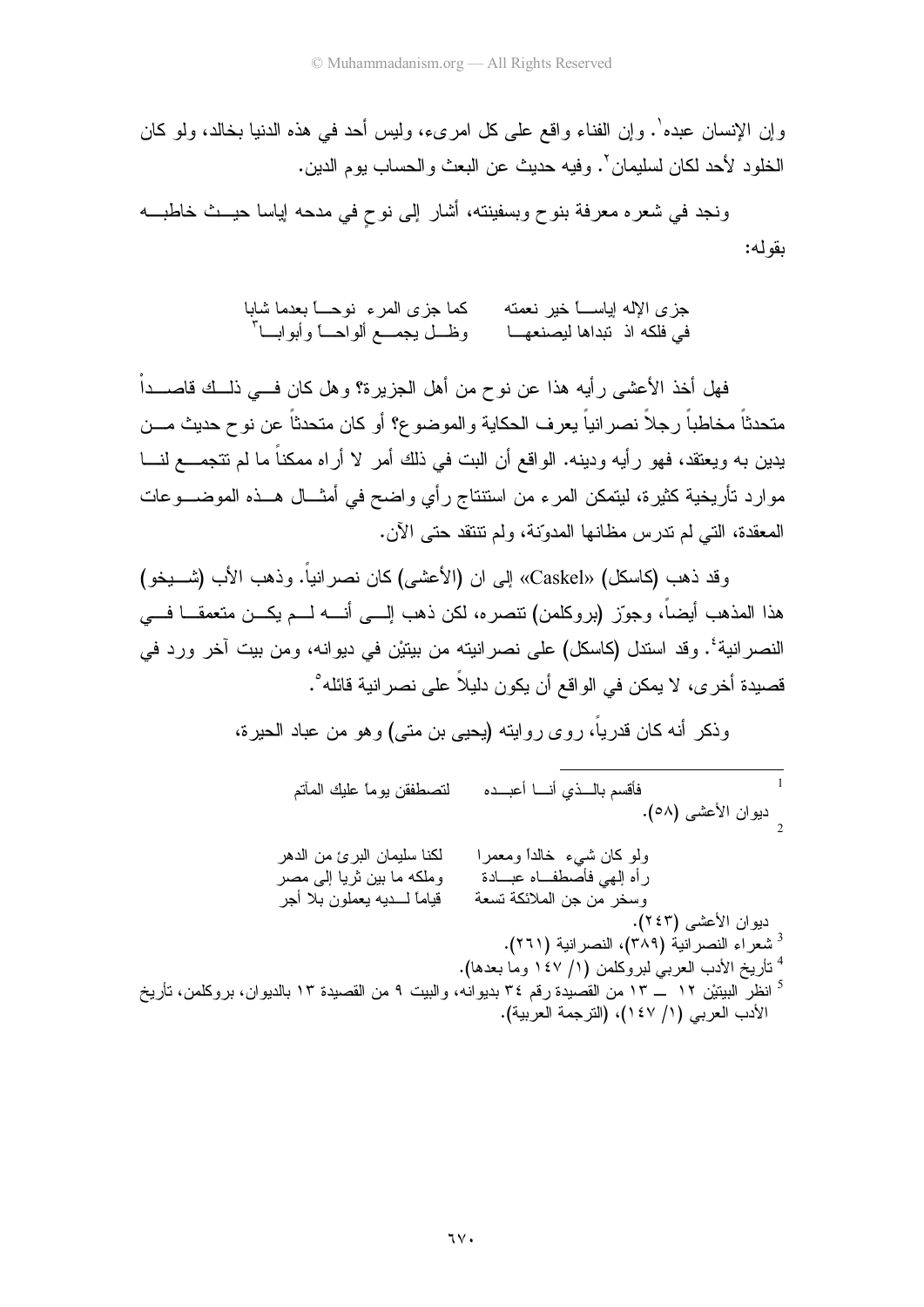وإن الإنسان عبده[1]. وإن الفناء واقع على كل امرىء، وليس أحد في هذه الدنيا بخالد، ولو كان الخلود لأحد لكان لسليمان[2]. وفيه حديث عن البعث والحساب يوم الدين.

ونجد في شعره معرفة بنوح وبسفينته، أشار إلى نوحٍ في مدحه إياسا حيث خاطبه بقوله:

جزى الإله إياساً خير نعمته    كما جزى المرء نوحاً بعدما شابا
في فلكه اذ تبداها ليصنعها    وظل يجمع ألواحاً وأبوابا[3]

فهل أخذ الأعشى رأيه هذا عن نوح من أهل الجزيرة؟ وهل كان في ذلك قاصداً متحدثاً مخاطباً رجلاً نصرانياً يعرف الحكاية والموضوع؟ أو كان متحدثاً عن نوح حديث من يدين به ويعتقد، فهو رأيه ودينه. الواقع أن البت في ذلك أمر لا أراه ممكناً ما لم تتجمع لنا موارد تأريخية كثيرة، ليتمكن المرء من استنتاج رأي واضح في أمثال هذه الموضوعات المعقدة، التي لم تدرس مظانها المدوّنة، ولم تنتقد حتى الآن.

وقد ذهب (كاسكل) «Caskel» إلى ان (الأعشى) كان نصرانياً. وذهب الأب (شيخو) هذا المذهب أيضاً، وجوّز (بروكلمن) تنصره، لكن ذهب إلى أنه لم يكن متعمقاً في النصرانية[4]. وقد استدل (كاسكل) على نصرانيته من بيتيْن في ديوانه، ومن بيت آخر ورد في قصيدة أخرى، لا يمكن في الواقع أن يكون دليلاً على نصرانية قائله[5].

وذكر أنه كان قدرياً، روى روايته (يحيى بن متى) وهو من عباد الحيرة،

---

[1] فأقسم بالذي أنا أعبده    لتصطفقن يوماً عليك المآتم
ديوان الأعشى (٥٨).

[2] ولو كان شيء خالداً ومعمرا    لكنا سليمان البرئ من الدهر
رأه إلهي فأصطفاه عبادة    وملكه ما بين ثريا إلى مصر
وسخر من جن الملائكة تسعة    قياماً لديه يعملون بلا أجر
ديوان الأعشى (٢٤٣).

[3] شعراء النصرانية (٣٨٩)، النصرانية (٢٦١).

[4] تأريخ الأدب العربي لبروكلمن (١/ ١٤٧ وما بعدها).

[5] انظر البيتيْن ١٢ ــ ١٣ من القصيدة رقم ٣٤ بديوانه، والبيت ٩ من القصيدة ١٣ بالديوان، بروكلمن، تأريخ الأدب العربي (١/ ١٤٧)، (الترجمة العربية).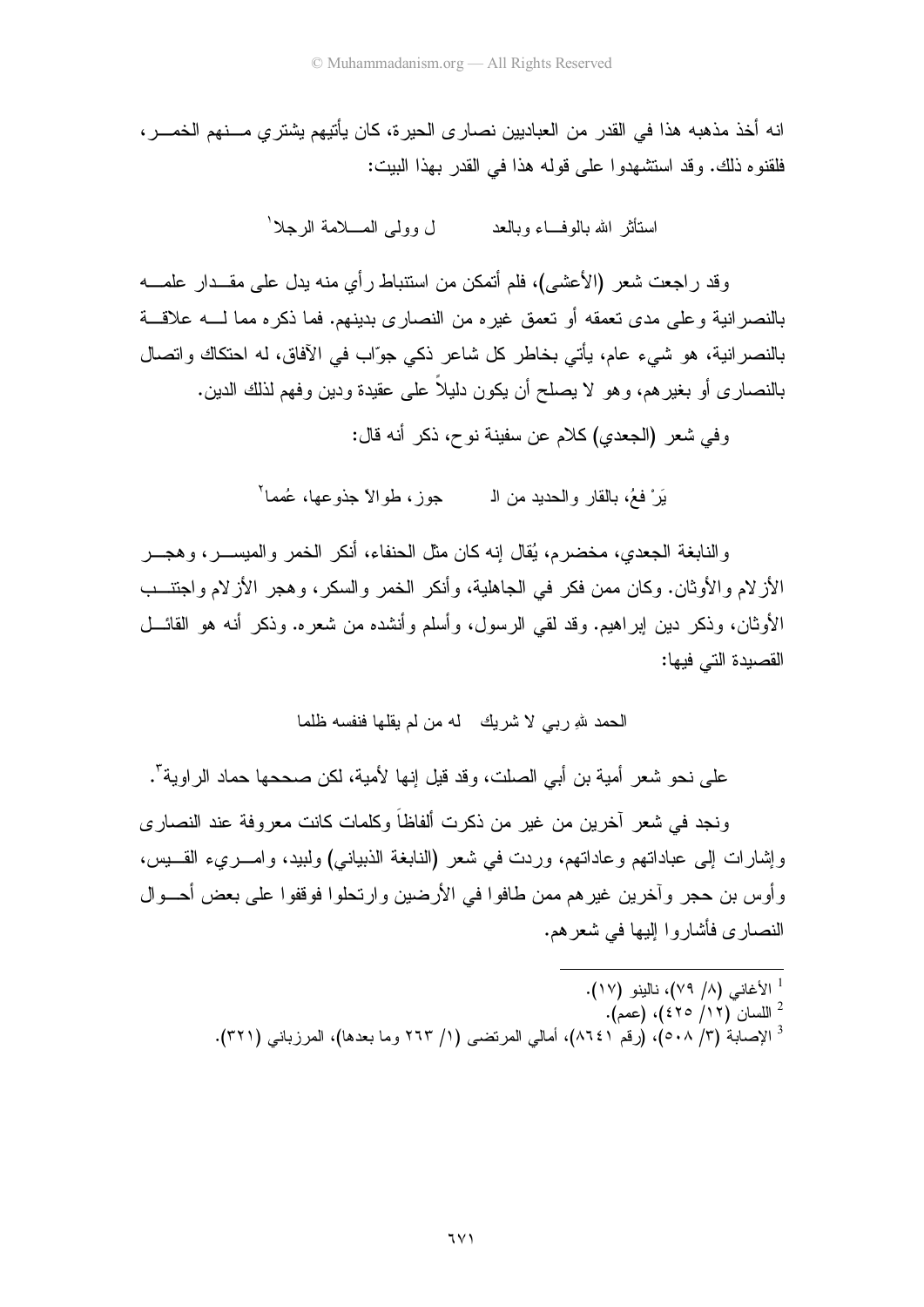انه أخذ مذهبه هذا في القدر من العباديين نصارى الحيرة، كان يأتيهم يشتري منهم الخمر، فلقنوه ذلك. وقد استشهدوا على قوله هذا في القدر بهذا البيت:

استأثر الله بالوفاء وبالعد ل وولى الملامة الرجلا[1]

وقد راجعت شعر (الأعشى)، فلم أتمكن من استنباط رأي منه يدل على مقدار علمه بالنصرانية وعلى مدى تعمقه أو تعمق غيره من النصارى بدينهم. فما ذكره مما له علاقة بالنصرانية، هو شيء عام، يأتي بخاطر كل شاعر ذكي جوّاب في الآفاق، له احتكاك واتصال بالنصارى أو بغيرهم، وهو لا يصلح أن يكون دليلاً على عقيدة ودين وفهم لذلك الدين.

وفي شعر (الجعدي) كلام عن سفينة نوح، ذكر أنه قال:

يَرْفعُ، بالقار والحديد من الـ جوز، طوالاً جذوعها، عُمما[2]

والنابغة الجعدي، مخضرم، يُقال إنه كان مثل الحنفاء، أنكر الخمر والميسر، وهجر الأزلام والأوثان. وكان ممن فكر في الجاهلية، وأنكر الخمر والسكر، وهجر الأزلام واجتنب الأوثان، وذكر دين إبراهيم. وقد لقي الرسول، وأسلم وأنشده من شعره. وذكر أنه هو القائل القصيدة التي فيها:

الحمد للهِ ربي لا شريك له من لم يقلها فنفسه ظلما

على نحو شعر أمية بن أبي الصلت، وقد قيل إنها لأمية، لكن صححها حماد الراوية[3].

ونجد في شعر آخرين من غير من ذكرت ألفاظاً وكلمات كانت معروفة عند النصارى وإشارات إلى عباداتهم وعاداتهم، وردت في شعر (النابغة الذبياني) ولبيد، وامرىء القيس، وأوس بن حجر وآخرين غيرهم ممن طافوا في الأرضين وارتحلوا فوقفوا على بعض أحوال النصارى فأشاروا إليها في شعرهم.

---

[1] الأغاني (٨/ ٧٩)، نالينو (١٧).

[2] اللسان (١٢/ ٤٢٥)، (عمم).

[3] الإصابة (٣/ ٥٠٨)، (رقم ٨٦٤١)، أمالي المرتضى (١/ ٢٦٣ وما بعدها)، المرزباني (٣٢١).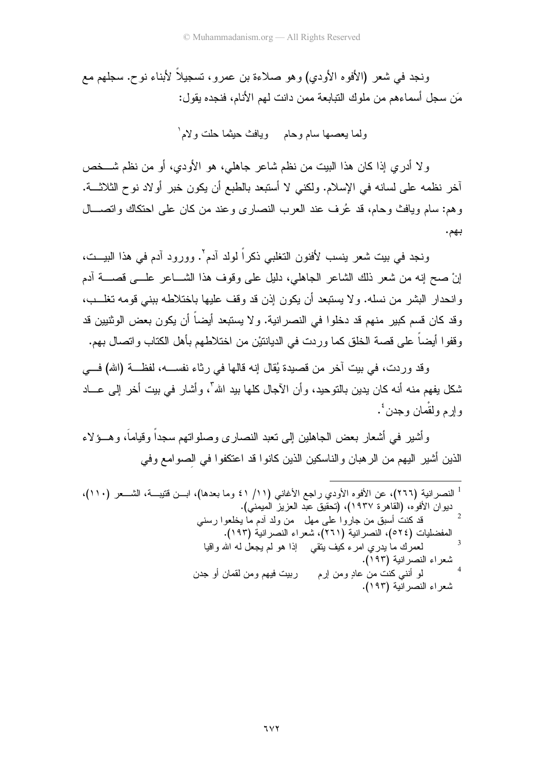ونجد في شعر (الأفوه الأودي) وهو صلاءة بن عمرو، تسجيلاً لأبناء نوح. سجلهم مع مَن سجل أسماءهم من ملوك التبابعة ممن دانت لهم الأنام، فنجده يقول:

ولما يعصها سام وحام ويافث حيثما حلت ولام[1]

ولا أدري إذا كان هذا البيت من نظم شاعر جاهلي، هو الأودي، أو من نظم شخص آخر نظمه على لسانه في الإسلام. ولكني لا أستبعد بالطبع أن يكون خبر أولاد نوح الثلاثة. وهم: سام ويافث وحام، قد عُرف عند العرب النصارى وعند من كان على احتكاك واتصال بهم.

ونجد في بيت شعر ينسب لأفنون التغلبي ذكراً لولد آدم[2]. وورود آدم في هذا البيت، إنْ صح إنه من شعر ذلك الشاعر الجاهلي، دليل على وقوف هذا الشاعر على قصة آدم وانحدار البشر من نسله. ولا يستبعد أن يكون إذن قد وقف عليها باختلاطه ببني قومه تغلب، وقد كان قسم كبير منهم قد دخلوا في النصرانية. ولا يستبعد أيضاً أن يكون بعض الوثنيين قد وقفوا أيضاً على قصة الخلق كما وردت في الديانتيْن من اختلاطهم بأهل الكتاب واتصال بهم.

وقد وردت، في بيت آخر من قصيدة يُقال إنه قالها في رثاء نفسه، لفظة (الله) في شكل يفهم منه أنه كان يدين بالتوحيد، وأن الآجال كلها بيد الله[3]، وأشار في بيت أخر إلى عاد وإرم ولقْمان وجدن[4].

وأشير في أشعار بعض الجاهلين إلى تعبد النصارى وصلواتهم سجداً وقياماً، وهؤلاء الذين أشير اليهم من الرهبان والناسكين الذين كانوا قد اعتكفوا في الصوامع وفي

---

[1] النصرانية (٢٦٦)، عن الأفوه الأودي راجع الأغاني (١١/ ٤١ وما بعدها)، ابن قتيبة، الشعر (١١٠)، ديوان الأفوه، (القاهرة ١٩٣٧)، (تحقيق عبد العزيز الميمني).

[2] قد كنت أسبق من جاروا على مهل من ولد آدم ما يخلعوا رسني
المفضليات (٥٢٤)، النصرانية (٢٦١)، شعراء النصرانية (١٩٣).

[3] لعمرك ما يدري امرء كيف يتقي إذا هو لم يجعل له الله واقيا
شعراء النصرانية (١٩٣).

[4] لو أنني كنت من عادٍ ومن إرم ربيت فيهم ومن لقمان أو جدن
شعراء النصرانية (١٩٣).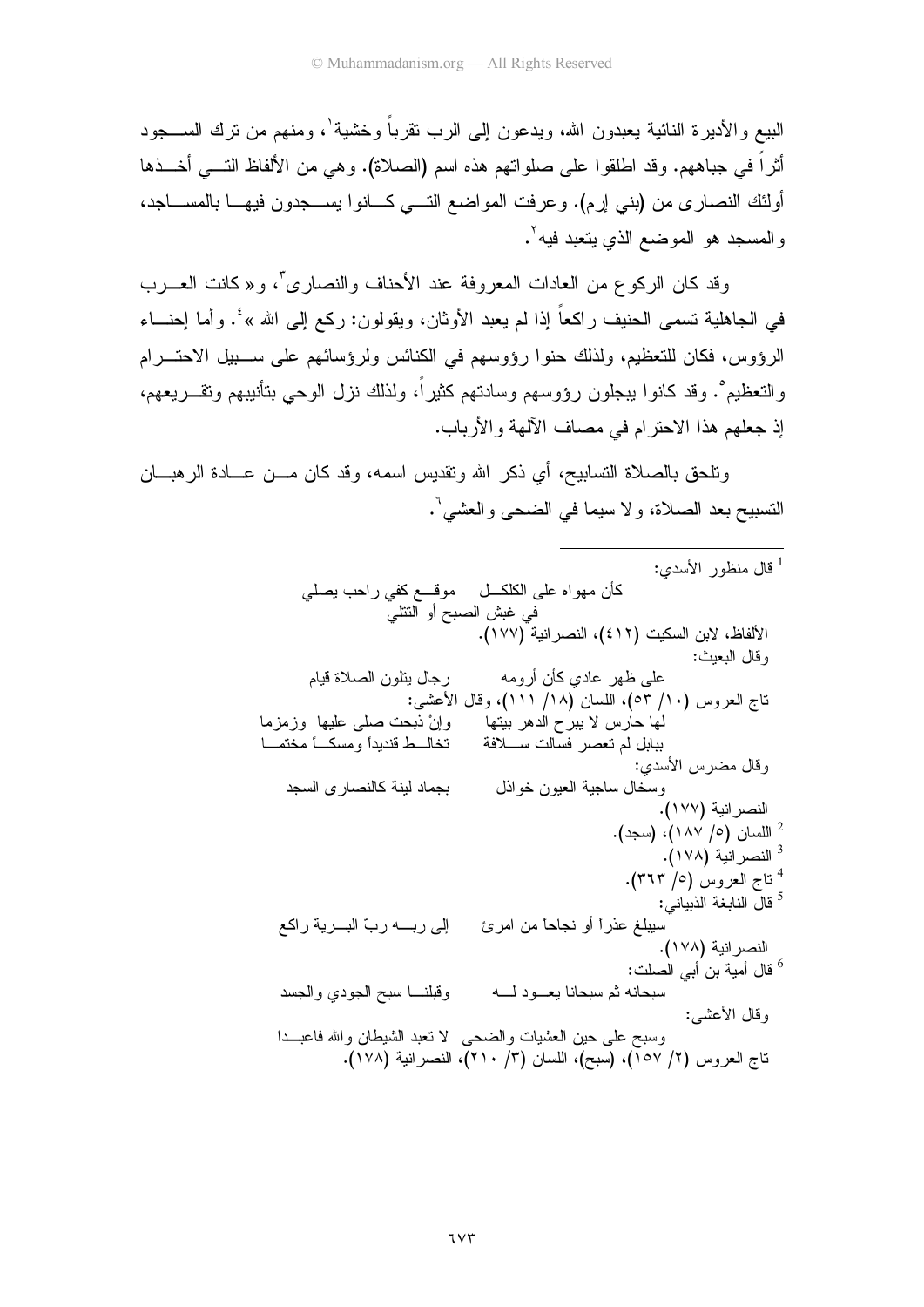البيع والأديرة النائية يعبدون الله، ويدعون إلى الرب تقرباً وخشية[1]، ومنهم من ترك السجود أثراً في جباههم. وقد اطلقوا على صلواتهم هذه اسم (الصلاة). وهي من الألفاظ التي أخذها أولئك النصارى من (بني إرم). وعرفت المواضع التي كانوا يسجدون فيها بالمساجد، والمسجد هو الموضع الذي يتعبد فيه[2].

وقد كان الركوع من العادات المعروفة عند الأحناف والنصارى[3]، و« كانت العرب في الجاهلية تسمى الحنيف راكعاً إذا لم يعبد الأوثان، ويقولون: ركع إلى الله »[4]. وأما إحناء الرؤوس، فكان للتعظيم، ولذلك حنوا رؤوسهم في الكنائس ولرؤسائهم على سبيل الاحترام والتعظيم[5]. وقد كانوا يبجلون رؤوسهم وسادتهم كثيراً، ولذلك نزل الوحي بتأنيبهم وتقريعهم، إذ جعلهم هذا الاحترام في مصاف الآلهة والأرباب.

وتلحق بالصلاة التسابيح، أي ذكر الله وتقديس اسمه، وقد كان من عادة الرهبان التسبيح بعد الصلاة، ولا سيما في الضحى والعشي[6].

---

[1] قال منظور الأسدي:

كأن مهواه على الكلكل موقع كفي راحب يصلي
في غبش الصبح أو التتلي

الألفاظ، لابن السكيت (٤١٢)، النصرانية (١٧٧).

وقال البعيث:

على ظهر عادي كأن أرومه رجال يتلون الصلاة قيام

تاج العروس (١٠/ ٥٣)، اللسان (١٨/ ١١١)، وقال الأعشى:

لها حارس لا يبرح الدهر بيتها وإنْ ذبحت صلى عليها وزمزما
ببابل لم تعصر فسالت سلافة تخالط قنديداً ومسكاً مختما

وقال مضرس الأسدي:

وسخال ساجية العيون خواذل بجماد لينة كالنصارى السجد

النصرانية (١٧٧).

[2] اللسان (٥/ ١٨٧)، (سجد).

[3] النصرانية (١٧٨).

[4] تاج العروس (٥/ ٣٦٣).

[5] قال النابغة الذبياني:

سيبلغ عذراً أو نجاحاً من امرئ إلى ربه ربّ البرية راكع

النصرانية (١٧٨).

[6] قال أمية بن أبي الصلت:

سبحانه ثم سبحانا يعود له وقبلنا سبح الجودي والجسد

وقال الأعشى:

وسبح على حين العشيات والضحى لا تعبد الشيطان والله فاعبدا

تاج العروس (٢/ ١٥٧)، (سبح)، اللسان (٣/ ٢١٠)، النصرانية (١٧٨).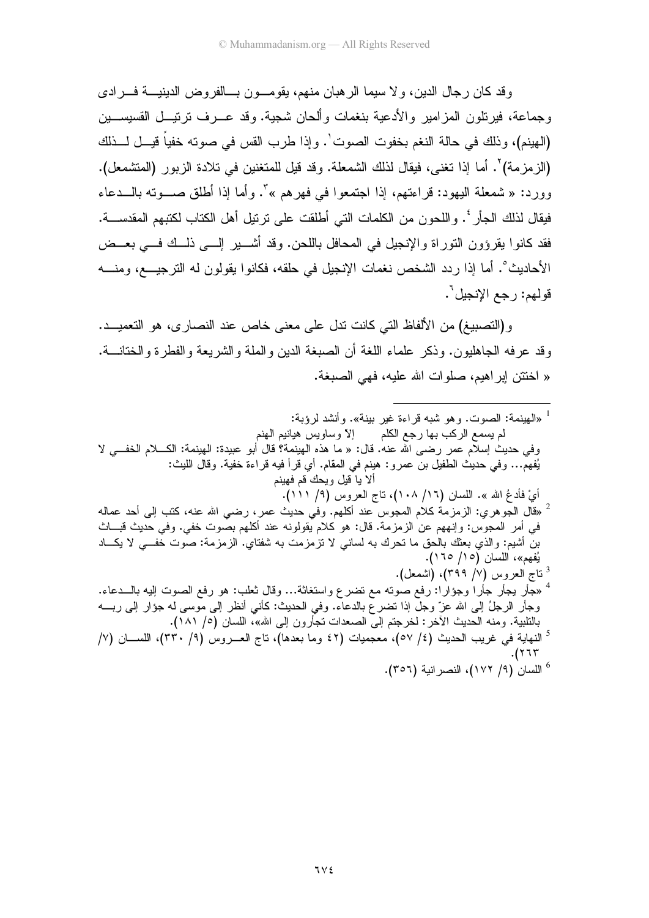وقد كان رجال الدين، ولا سيما الرهبان منهم، يقومون بالفروض الدينية فرادى وجماعة، فيرتلون المزامير والأدعية بنغمات وألحان شجية. وقد عرف ترتيل القسيسين (الهينم)، وذلك في حالة النغم بخفوت الصوت[1]. وإذا طرب القس في صوته خفياً قيل لذلك (الزمزمة)[2]. أما إذا تغنى، فيقال لذلك الشمعلة. وقد قيل للمتغنين في تلادة الزبور (المتشمعل). وورد: « شمعلة اليهود: قراءتهم، إذا اجتمعوا في فهرهم »[3]. وأما إذا أطلق صوته بالدعاء فيقال لذلك الجأر[4]. واللحون من الكلمات التي أطلقت على ترتيل أهل الكتاب لكتبهم المقدسة. فقد كانوا يقرؤون التوراة والإنجيل في المحافل باللحن. وقد أشير إلى ذلك في بعض الأحاديث[5]. أما إذا ردد الشخص نغمات الإنجيل في حلقه، فكانوا يقولون له الترجيع، ومنه قولهم: رجع الإنجيل[6].

و(التصبيغ) من الألفاظ التي كانت تدل على معنى خاص عند النصارى، هو التعميد. وقد عرفه الجاهليون. وذكر علماء اللغة أن الصبغة الدين والملة والشريعة والفطرة والختانة. « اختتن إبراهيم، صلوات الله عليه، فهي الصبغة.

---

[1] «الهينمة: الصوت. وهو شبه قراءة غير بينة». وأنشد لرؤبة:

لم يسمع الركب بها رجع الكلم    إلا وساويس هيانيم الهنم

وفي حديث إسلام عمر رضي الله عنه. قال: « ما هذه الهينمة؟ قال أبو عبيدة: الهينمة: الكلام الخفي لا يُفهم... وفي حديث الطفيل بن عمرو: هينم في المقام. أي قرأ فيه قراءة خفية. وقال الليث:

ألا يا قيل ويحك قم فهينم

أيْ فادْعُ الله ». اللسان (١٦/ ١٠٨)، تاج العروس (٩/ ١١١).

[2] «قال الجوهري: الزمزمة كلام المجوس عند أكلهم. وفي حديث عمر، رضي الله عنه، كتب إلى أحد عماله في أمر المجوس: وإنههم عن الزمزمة. قال: هو كلام يقولونه عند أكلهم بصوت خفي. وفي حديث قباث بن أشيم: والذي بعثك بالحق ما تحرك به لساني لا تزمزمت به شفتاي. الزمزمة: صوت خفي لا يكاد يُفهم»، اللسان (١٥/ ١٦٥).

[3] تاج العروس (٧/ ٣٩٩)، (اشمعل).

[4] «جأر يجأر جأرا وجؤارا: رفع صوته مع تضرع واستغاثة... وقال ثعلب: هو رفع الصوت إليه بالدعاء. وجأر الرجلُ إلى الله عزّ وجل إذا تضرع بالدعاء. وفي الحديث: كأني أنظر إلى موسى له جؤار إلى ربه بالتلبية. ومنه الحديث الآخر: لخرجتم إلى الصعدات تجأرون إلى الله»، اللسان (٥/ ١٨١).

[5] النهاية في غريب الحديث (٤/ ٥٧)، معجميات (٤٢ وما بعدها)، تاج العروس (٩/ ٣٣٠)، اللسان (٧/ ٢٦٣).

[6] اللسان (٩/ ١٧٢)، النصرانية (٣٥٦).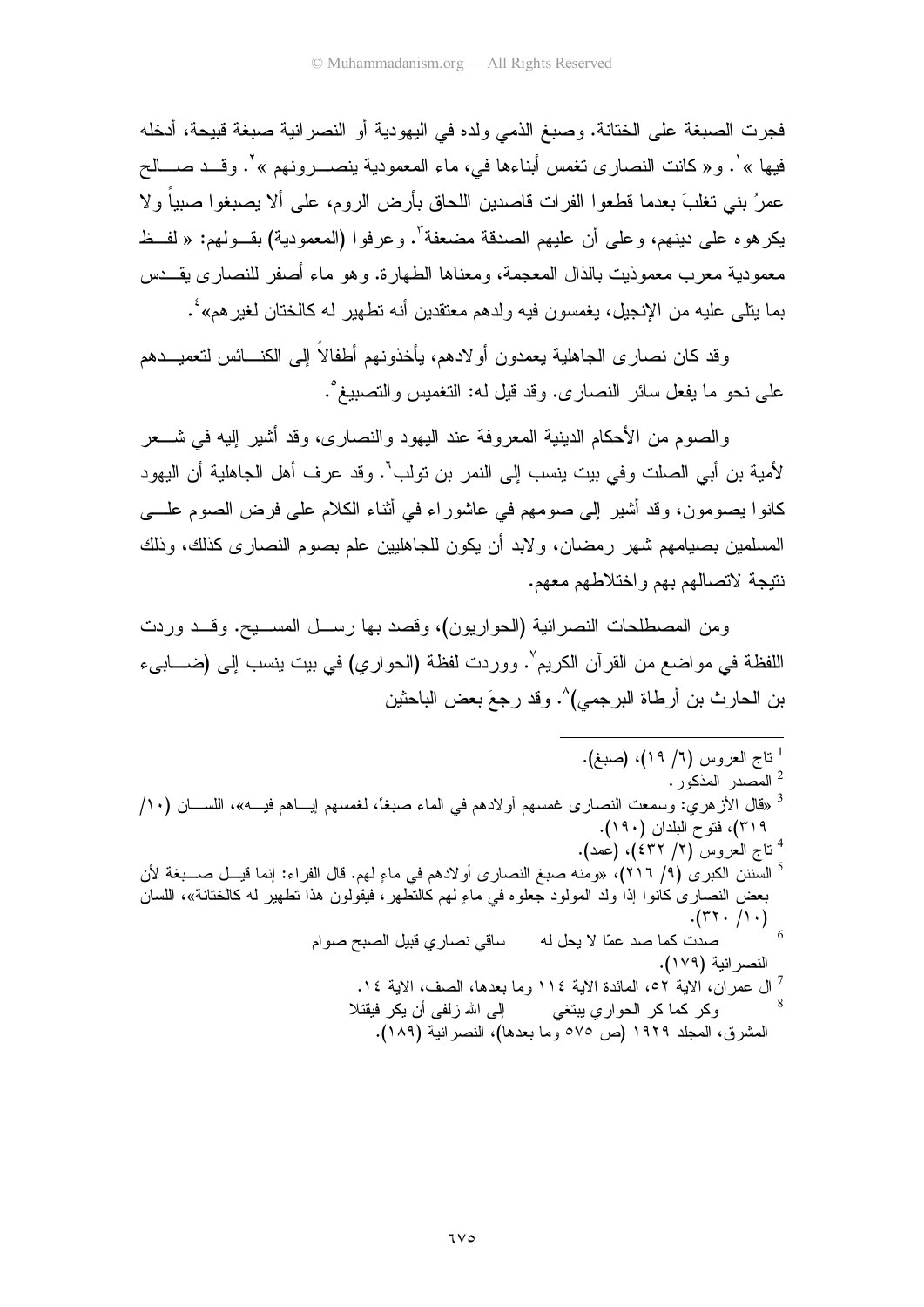فجرت الصبغة على الختانة. وصبغ الذمي ولده في اليهودية أو النصرانية صبغة قبيحة، أدخله فيها »[1]. و« كانت النصارى تغمس أبناءها في، ماء المعمودية ينصـرونهم »[2]. وقـد صـالح عمرُ بني تغلبَ بعدما قطعوا الفرات قاصدين اللحاق بأرض الروم، على ألا يصبغوا صبياً ولا يكرهوه على دينهم، وعلى أن عليهم الصدقة مضعفة[3]. وعرفوا (المعمودية) بقـولهم: « لفـظ معمودية معرب معموذيت بالذال المعجمة، ومعناها الطهارة. وهو ماء أصفر للنصارى يقـدس بما يتلى عليه من الإنجيل، يغمسون فيه ولدهم معتقدين أنه تطهير له كالختان لغيرهم»[4].

وقد كان نصارى الجاهلية يعمدون أولادهم، يأخذونهم أطفالاً إلى الكنـائس لتعميـدهم على نحو ما يفعل سائر النصارى. وقد قيل له: التغميس والتصبيغ[5].

والصوم من الأحكام الدينية المعروفة عند اليهود والنصارى، وقد أشير إليه في شـعر لأمية بن أبي الصلت وفي بيت ينسب إلى النمر بن تولب[6]. وقد عرف أهل الجاهلية أن اليهود كانوا يصومون، وقد أشير إلى صومهم في عاشوراء في أثناء الكلام على فرض الصوم علـى المسلمين بصيامهم شهر رمضان، ولابد أن يكون للجاهليين علم بصوم النصارى كذلك، وذلك نتيجة لاتصالهم بهم واختلاطهم معهم.

ومن المصطلحات النصرانية (الحواريون)، وقصد بها رسـل المسـيح. وقـد وردت اللفظة في مواضع من القرآن الكريم[7]. ووردت لفظة (الحواري) في بيت ينسب إلى (ضـابىء بن الحارث بن أرطاة البرجمي)[8]. وقد رجعَ بعض الباحثين

---

[1] تاج العروس (٦/ ١٩)، (صبغ).

[2] المصدر المذكور.

[3] «قال الأزهري: وسمعت النصارى غمسهم أولادهم في الماء صبغاً، لغمسهم إيـاهم فيـه»، اللسـان (١٠/ ٣١٩)، فتوح البلدان (١٩٠).

[4] تاج العروس (٢/ ٤٣٢)، (عمد).

[5] السنن الكبرى (٩/ ٢١٦)، «ومنه صبغ النصارى أولادهم في ماءٍ لهم. قال الفراء: إنما قيـل صـبغة لأن بعض النصارى كانوا إذا ولد المولود جعلوه في ماءٍ لهم كالتطهر، فيقولون هذا تطهير له كالختانة»، اللسان (١٠/ ٣٢٠).

[6] صدت كما صد عمّا لا يحل له ساقي نصاري قبيل الصبح صوام
النصرانية (١٧٩).

[7] آل عمران، الآية ٥٢، المائدة الآية ١١٤ وما بعدها، الصف، الآية ١٤.

[8] وكر كما كر الحواري يبتغي إلى الله زلفى أن يكر فيقتلا
المشرق، المجلد ١٩٢٩ (ص ٥٧٥ وما بعدها)، النصرانية (١٨٩).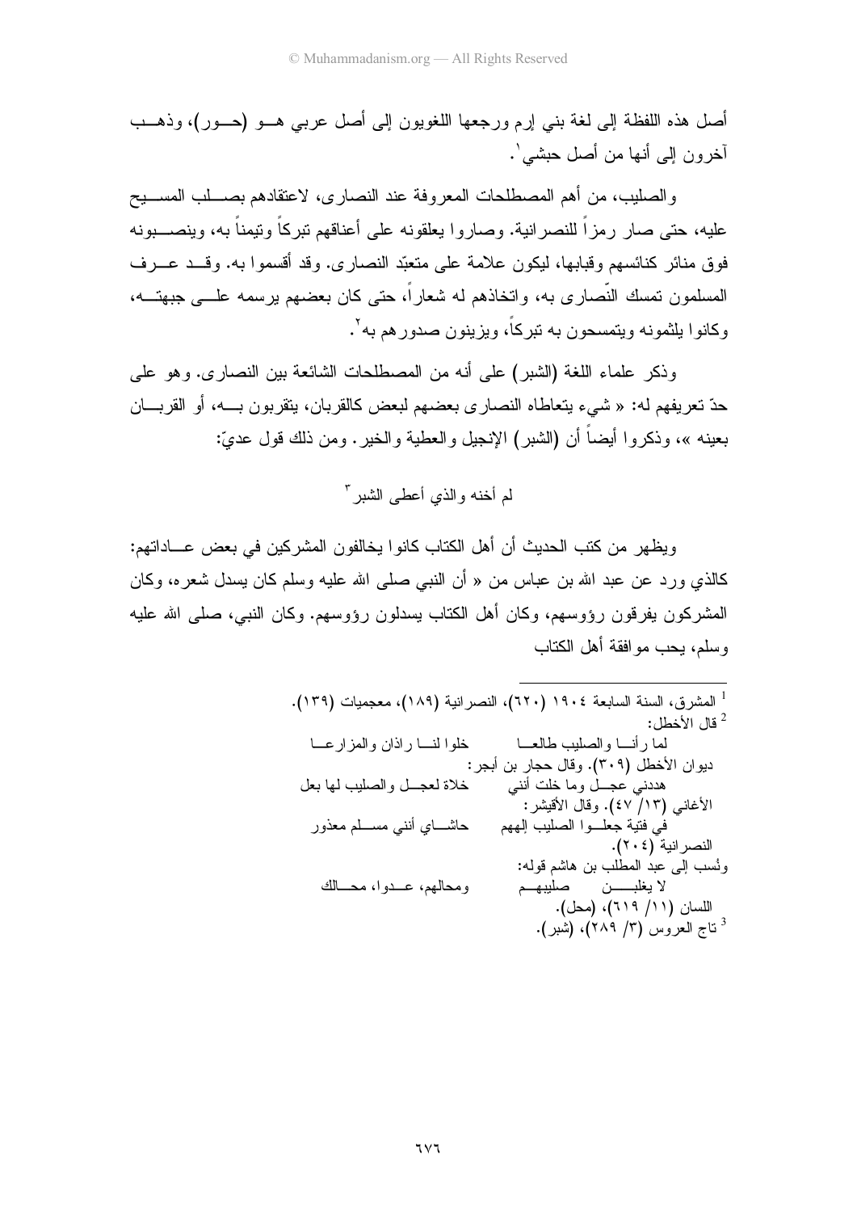أصل هذه اللفظة إلى لغة بني إرم ورجعها اللغويون إلى أصل عربي هو (حور)، وذهب آخرون إلى أنها من أصل حبشي[1].

والصليب، من أهم المصطلحات المعروفة عند النصارى، لاعتقادهم بصلب المسيح عليه، حتى صار رمزاً للنصرانية. وصاروا يعلقونه على أعناقهم تبركاً وتيمناً به، وينصبونه فوق منائر كنائسهم وقبابها، ليكون علامة على متعبّد النصارى. وقد أقسموا به. وقد عرف المسلمون تمسك النّصارى به، واتخاذهم له شعاراً، حتى كان بعضهم يرسمه على جبهته، وكانوا يلثمونه ويتمسحون به تبركاً، ويزينون صدورهم به[2].

وذكر علماء اللغة (الشبر) على أنه من المصطلحات الشائعة بين النصارى. وهو على حدّ تعريفهم له: « شيء يتعاطاه النصارى بعضهم لبعض كالقربان، يتقربون به، أو القربان بعينه »، وذكروا أيضاً أن (الشبر) الإنجيل والعطية والخير. ومن ذلك قول عديّ:

لم أخنه والذي أعطى الشبر[3]

ويظهر من كتب الحديث أن أهل الكتاب كانوا يخالفون المشركين في بعض عاداتهم: كالذي ورد عن عبد الله بن عباس من « أن النبي صلى الله عليه وسلم كان يسدل شعره، وكان المشركون يفرقون رؤوسهم، وكان أهل الكتاب يسدلون رؤوسهم. وكان النبي، صلى الله عليه وسلم، يحب موافقة أهل الكتاب

---

[1] المشرق، السنة السابعة ١٩٠٤ (٦٢٠)، النصرانية (١٨٩)، معجميات (١٣٩).

[2] قال الأخطل:

لما رأَنا والصليب طالعا ... خلوا لنا راذان والمزارعا

ديوان الأخطل (٣٠٩). وقال حجار بن أبجر:

هددني عجل وما خلت أنني ... خلاة لعجل والصليب لها بعل

الأغاني (١٣/ ٤٧). وقال الأقيشر:

في فتية جعلوا الصليب إلههم ... حاشاي أنني مسلم معذور

النصرانية (٢٠٤).

ونُسب إلى عبد المطلب بن هاشم قوله:

لا يغلبن صليبهم ... ومحالهم، عدوا، محالك

اللسان (١١/ ٦١٩)، (محل).

[3] تاج العروس (٣/ ٢٨٩)، (شبر).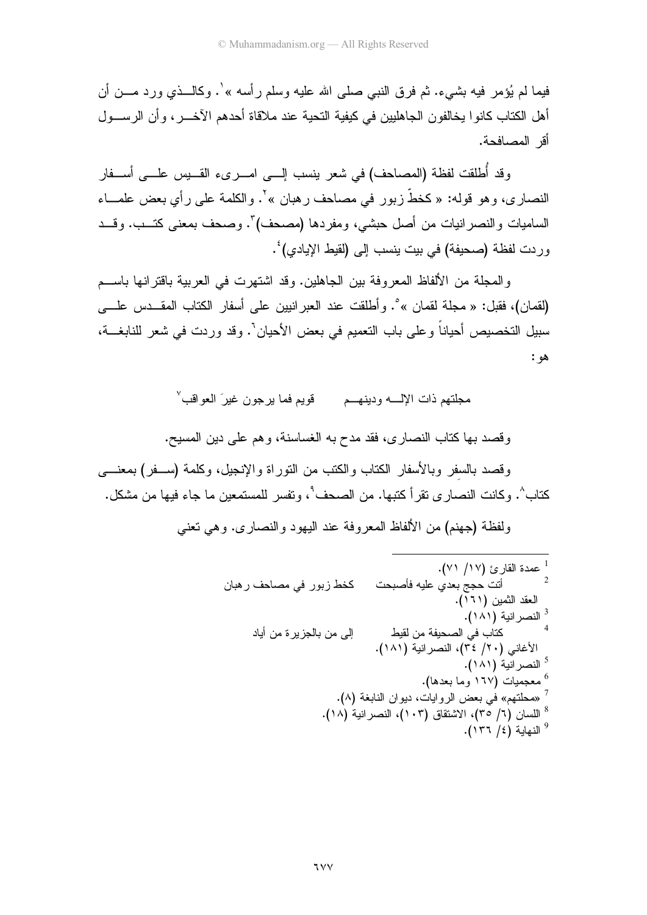فيما لم يُؤمر فيه بشيء. ثم فرق النبي صلى الله عليه وسلم رأسه »[1]. وكالذي ورد من أن أهل الكتاب كانوا يخالفون الجاهليين في كيفية التحية عند ملاقاة أحدهم الآخر، وأن الرسول أقر المصافحة.

وقد أُطلقت لفظة (المصاحف) في شعر ينسب إلى امرىء القيس على أسفار النصارى، وهو قوله: « كخطّ زبور في مصاحف رهبان »[2]. والكلمة على رأي بعض علماء الساميات والنصرانيات من أصل حبشي، ومفردها (مصحف)[3]. وصحف بمعنى كتب. وقد وردت لفظة (صحيفة) في بيت ينسب إلى (لقيط الإيادي)[4].

والمجلة من الألفاظ المعروفة بين الجاهلين. وقد اشتهرت في العربية باقترانها باسم (لقمان)، فقبل: « مجلة لقمان »[5]. وأطلقت عند العبرانيين على أسفار الكتاب المقدس على سبيل التخصيص أحياناً وعلى باب التعميم في بعض الأحيان[6]. وقد وردت في شعر للنابغة، هو:

مجلتهم ذات الإلــه ودينهــم قويم فما يرجون غيرَ العواقب[7]

وقصد بها كتاب النصارى، فقد مدح به الغساسنة، وهم على دين المسيح.

وقصد بالسِفر وبالأسفار الكتاب والكتب من التوراة والإنجيل، وكلمة (سفر) بمعنى كتاب[8]. وكانت النصارى تقرأ كتبها. من الصحف[9]، وتفسر للمستمعين ما جاء فيها من مشكل.

ولفظة (جهنم) من الألفاظ المعروفة عند اليهود والنصارى. وهي تعني

---

[1] عمدة القارئ (١٧/ ٧١).

[2] أتت حجج بعدي عليه فأصبحت كخط زبور في مصاحف رهبان
العقد الثمين (١٦١).

[3] النصرانية (١٨١).

[4] كتاب في الصحيفة من لقيط إلى من بالجزيرة من أياد
الأغاني (٢٠/ ٣٤)، النصرانية (١٨١).

[5] النصرانية (١٨١).

[6] معجميات (١٦٧ وما بعدها).

[7] «محلتهم» في بعض الروايات، ديوان النابغة (٨).

[8] اللسان (٦/ ٣٥)، الاشتقاق (١٠٣)، النصرانية (١٨).

[9] النهاية (٤/ ١٣٦).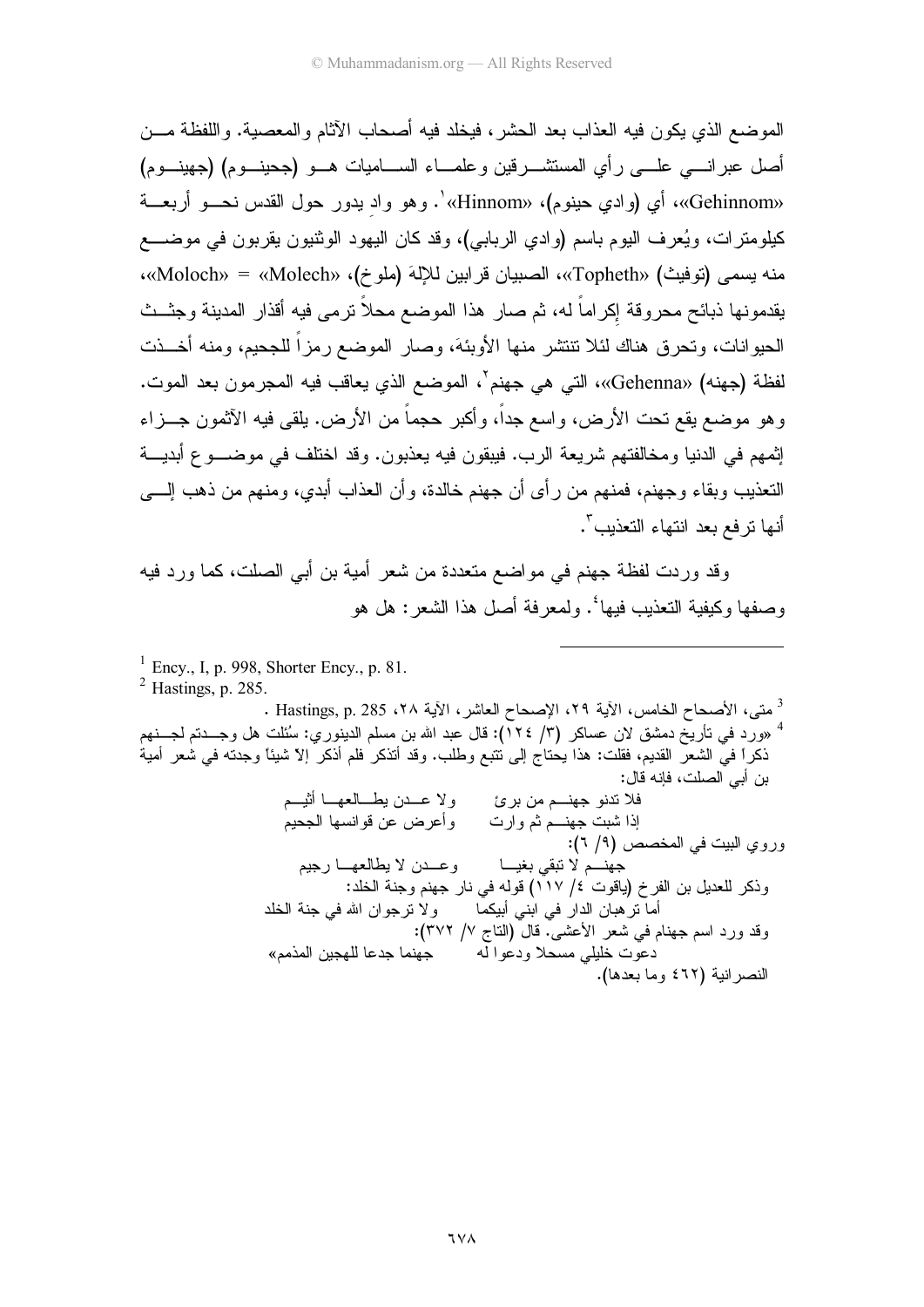الموضع الذي يكون فيه العذاب بعد الحشر، فيخلد فيه أصحاب الآثام والمعصية. واللفظة من أصل عبراني على رأي المستشرقين وعلماء الساميات هو (جحينوم) (جهينوم) «Gehinnom»، أي (وادي حينوم)، «Hinnom»[1]. وهو وادٍ يدور حول القدس نحو أربعة كيلومترات، ويُعرف اليوم باسم (وادي الربابي)، وقد كان اليهود الوثنيون يقربون في موضع منه يسمى (توفيث) «Topheth»، الصبيان قرابين للإلهَ (ملوخ)، «Molech» = «Moloch»، يقدمونها ذبائح محروقة إكراماً له، ثم صار هذا الموضع محلاً ترمى فيه أقذار المدينة وجثث الحيوانات، وتحرق هناك لئلا تنتشر منها الأوبئةَ، وصار الموضع رمزاً للجحيم، ومنه أخذت لفظة (جهنه) «Gehenna»، التي هي جهنم[2]، الموضع الذي يعاقب فيه المجرمون بعد الموت. وهو موضع يقع تحت الأرض، واسع جداً، وأكبر حجماً من الأرض. يلقى فيه الآثمون جزاء إثمهم في الدنيا ومخالفتهم شريعة الرب. فيبقون فيه يعذبون. وقد اختلف في موضوع أبدية التعذيب وبقاء وجهنم، فمنهم من رأى أن جهنم خالدة، وأن العذاب أبدي، ومنهم من ذهب إلى أنها ترفع بعد انتهاء التعذيب[3].

وقد وردت لفظة جهنم في مواضع متعددة من شعر أمية بن أبي الصلت، كما ورد فيه وصفها وكيفية التعذيب فيها[4]. ولمعرفة أصل هذا الشعر: هل هو

---

[1] Ency., I, p. 998, Shorter Ency., p. 81.

[2] Hastings, p. 285.

[3] متى، الأصحاح الخامس، الآية ٢٩، الإصحاح العاشر، الآية ٢٨، Hastings, p. 285 .

[4] «ورد في تأريخ دمشق لان عساكر (٣/ ١٢٤): قال عبد الله بن مسلم الدينوري: سُئلت هل وجدتم لجهنم ذكراً في الشعر القديم، فقلت: هذا يحتاج إلى تتبع وطلب. وقد أتذكر فلم أذكر إلاّ شيئاً وجدته في شعر أمية بن أبي الصلت، فإنه قال:

فلا تدنو جهنم من برئ ... ولا عدن يطالعها أثيم
إذا شبت جهنم ثم وارت ... وأعرض عن قوانسها الجحيم

وروي البيت في المخصص (٩/ ٦):

جهنم لا تبقي بغيا ... وعدن لا يطالعها رجيم

وذكر للعديل بن الفرخ (ياقوت ٤/ ١١٧) قوله في نار جهنم وجنة الخلد:

أما ترهبان الدار في ابني أبيكما ... ولا ترجوان الله في جنة الخلد

وقد ورد اسم جهنام في شعر الأعشى. قال (التاج ٧/ ٣٧٢):

دعوت خليلي مسحلا ودعوا له ... جهنما جدعا للهجين المذمم»

النصرانية (٤٦٢ وما بعدها).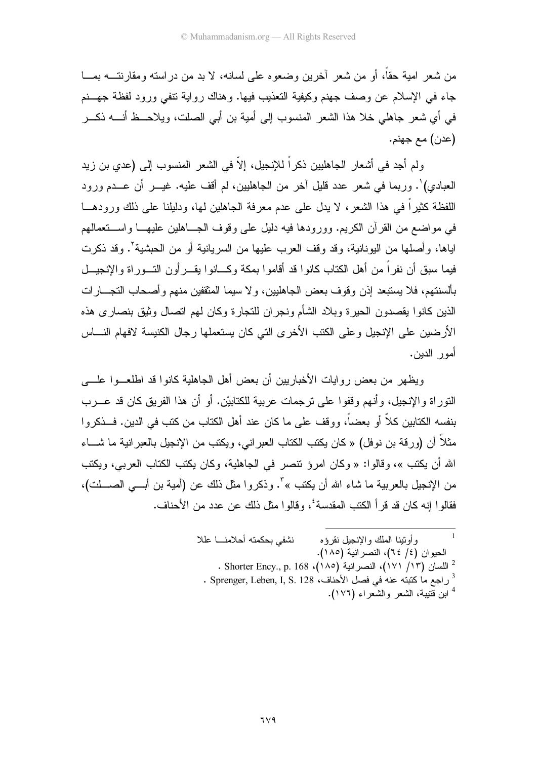من شعر امية حقاً، أو من شعر آخرين وضعوه على لسانه، لا بد من دراسته ومقارنته بما جاء في الإسلام عن وصف جهنم وكيفية التعذيب فيها. وهناك رواية تنفي ورود لفظة جهنم في أي شعر جاهلي خلا هذا الشعر المنسوب إلى أمية بن أبي الصلت، ويلاحظ أنه ذكر (عدن) مع جهنم.

ولم أجد في أشعار الجاهليين ذكراً للإنجيل، إلاّ في الشعر المنسوب إلى (عدي بن زيد العبادي)[1]. وربما في شعر عدد قليل آخر من الجاهليين، لم أقف عليه. غير أن عدم ورود اللفظة كثيراً في هذا الشعر، لا يدل على عدم معرفة الجاهلين لها، ودليلنا على ذلك ورودها في مواضع من القرآن الكريم. وورودها فيه دليل على وقوف الجاهلين عليها واستعمالهم اياها، وأصلها من اليونانية، وقد وقف العرب عليها من السريانية أو من الحبشية[2]. وقد ذكرت فيما سبق أن نفراً من أهل الكتاب كانوا قد أقاموا بمكة وكانوا يقرأون التوراة والإنجيل بألسنتهم، فلا يستبعد إذن وقوف بعض الجاهليين، ولا سيما المثقفين منهم وأصحاب التجارات الذين كانوا يقصدون الحيرة وبلاد الشأم ونجران للتجارة وكان لهم اتصال وثيق بنصارى هذه الأرضين على الإنجيل وعلى الكتب الأخرى التي كان يستعملها رجال الكنيسة لافهام الناس أمور الدين.

ويظهر من بعض روايات الأخباريين أن بعض أهل الجاهلية كانوا قد اطلعوا على التوراة والإنجيل، وأنهم وقفوا على ترجمات عربية للكتابيْن. أو أن هذا الفريق كان قد عرب بنفسه الكتابين كلاً أو بعضاً، ووقف على ما كان عند أهل الكتاب من كتب في الدين. فذكروا مثلاً أن (ورقة بن نوفل) « كان يكتب الكتاب العبراني، ويكتب من الإنجيل بالعبرانية ما شاء الله أن يكتب »، وقالوا: « وكان امرؤ تنصر في الجاهلية، وكان يكتب الكتاب العربي، ويكتب من الإنجيل بالعربية ما شاء الله أن يكتب »[3]. وذكروا مثل ذلك عن (أمية بن أبي الصلت)، فقالوا إنه كان قد قرأ الكتب المقدسة[4]، وقالوا مثل ذلك عن عدد من الأحناف.

---

[1] وأوتينا الملك والإنجيل نقرؤه نشفي بحكمته أحلامنا علا
الحيوان (٤/ ٦٤)، النصرانية (١٨٥).

[2] اللسان (١٣/ ١٧١)، النصرانية (١٨٥)، Shorter Ency., p. 168.

[3] راجع ما كتبته عنه في فصل الأحناف، Sprenger, Leben, I, S. 128.

[4] ابن قتيبة، الشعر والشعراء (١٧٦).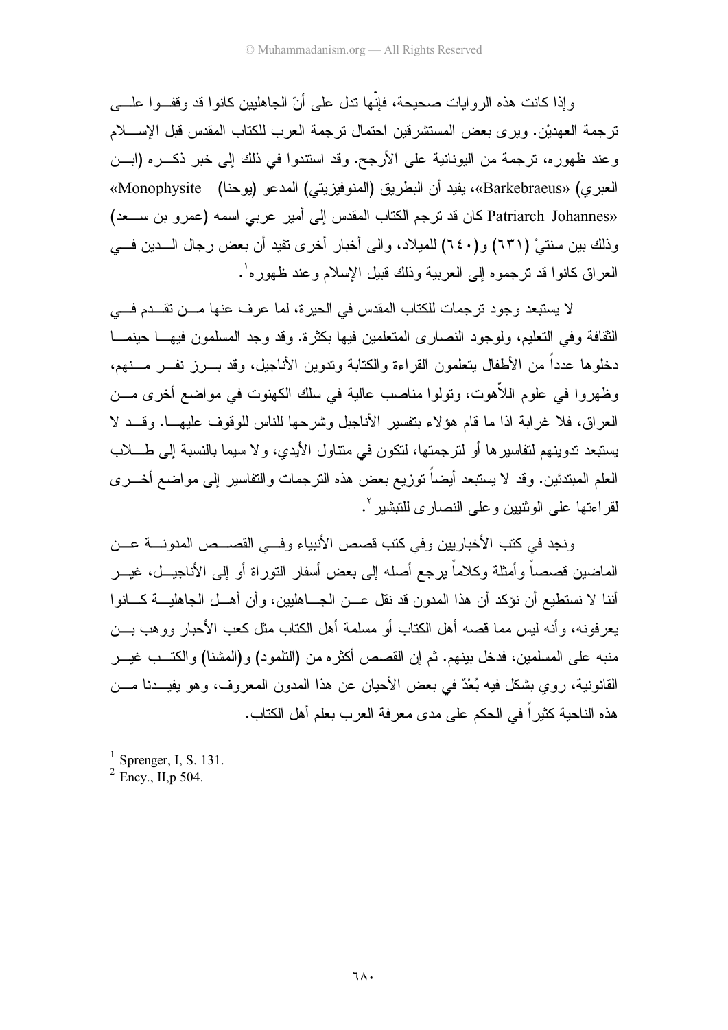وإذا كانت هذه الروايات صحيحة، فإنّها تدل على أنّ الجاهليين كانوا قد وقفوا على ترجمة العهدين. ويرى بعض المستشرقين احتمال ترجمة العرب للكتاب المقدس قبل الإسلام وعند ظهوره، ترجمة من اليونانية على الأرجح. وقد استندوا في ذلك إلى خبر ذكره (ابن العبري) «Barkebraeus»، يفيد أن البطريق (المنوفيزيتي) المدعو (يوحنا) «Monophysite Patriarch Johannes» كان قد ترجم الكتاب المقدس إلى أمير عربي اسمه (عمرو بن سعد) وذلك بين سنتيْ (٦٣١) و(٦٤٠) للميلاد، والى أخبار أخرى تفيد أن بعض رجال الدين في العراق كانوا قد ترجموه إلى العربية وذلك قبيل الإسلام وعند ظهوره[1].

لا يستبعد وجود ترجمات للكتاب المقدس في الحيرة، لما عرف عنها من تقدم في الثقافة وفي التعليم، ولوجود النصارى المتعلمين فيها بكثرة. وقد وجد المسلمون فيها حينما دخلوها عدداً من الأطفال يتعلمون القراءة والكتابة وتدوين الأناجيل، وقد برز نفر منهم، وظهروا في علوم اللاّهوت، وتولوا مناصب عالية في سلك الكهنوت في مواضع أخرى من العراق، فلا غرابة اذا ما قام هؤلاء بتفسير الأناجيل وشرحها للناس للوقوف عليها. وقد لا يستبعد تدوينهم لتفاسيرها أو لترجمتها، لتكون في متناول الأيدي، ولا سيما بالنسبة إلى طلاب العلم المبتدئين. وقد لا يستبعد أيضاً توزيع بعض هذه الترجمات والتفاسير إلى مواضع أخرى لقراءتها على الوثنيين وعلى النصارى للتبشير[2].

ونجد في كتب الأخباريين وفي كتب قصص الأنبياء وفي القصص المدونة عن الماضين قصصاً وأمثلة وكلاماً يرجع أصله إلى بعض أسفار التوراة أو إلى الأناجيل، غير أننا لا نستطيع أن نؤكد أن هذا المدون قد نقل عن الجاهليين، وأن أهل الجاهلية كانوا يعرفونه، وأنه ليس مما قصه أهل الكتاب أو مسلمة أهل الكتاب مثل كعب الأحبار ووهب بن منبه على المسلمين، فدخل بينهم. ثم إن القصص أكثره من (التلمود) و(المشنا) والكتب غير القانونية، روي بشكل فيه بُعْدٌ في بعض الأحيان عن هذا المدون المعروف، وهو يفيدنا من هذه الناحية كثيراً في الحكم على مدى معرفة العرب بعلم أهل الكتاب.

---

[1] Sprenger, I, S. 131.

[2] Ency., II,p 504.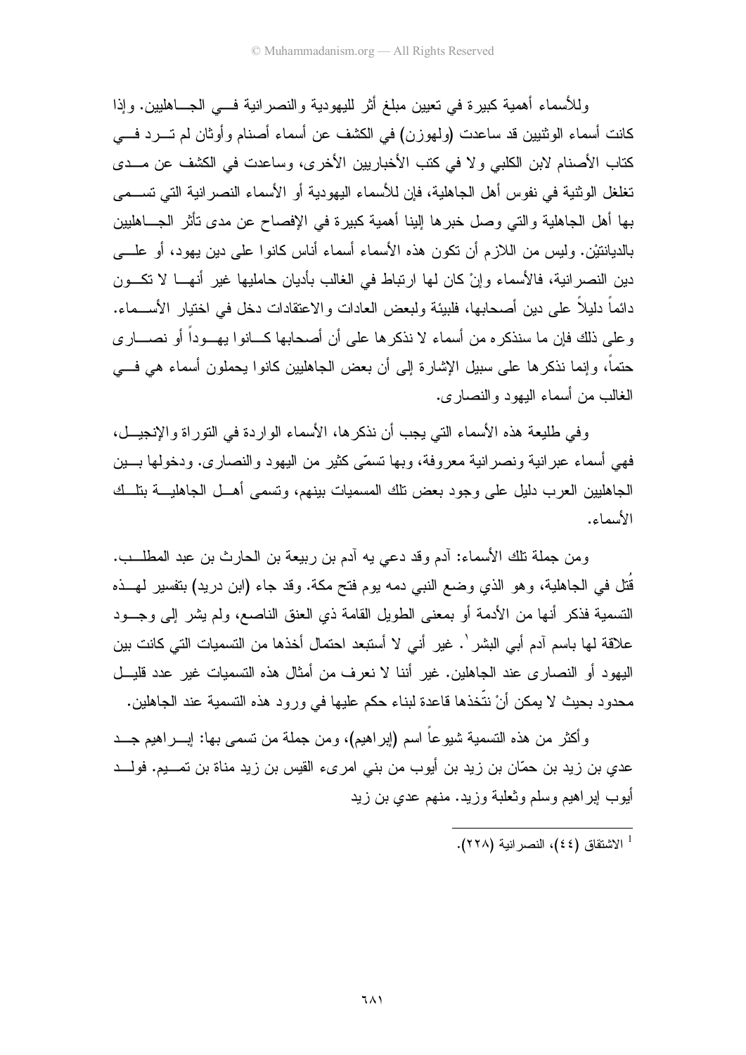وللأسماء أهمية كبيرة في تعيين مبلغ أثر لليهودية والنصرانية في الجاهليين. وإذا كانت أسماء الوثنيين قد ساعدت (ولهوزن) في الكشف عن أسماء أصنام وأوثان لم ترد في كتاب الأصنام لابن الكلبي ولا في كتب الأخباريين الأخرى، وساعدت في الكشف عن مدى تغلغل الوثنية في نفوس أهل الجاهلية، فإن للأسماء اليهودية أو الأسماء النصرانية التي تسمى بها أهل الجاهلية والتي وصل خبرها إلينا أهمية كبيرة في الإفصاح عن مدى تأثر الجاهليين بالديانتيْن. وليس من اللازم أن تكون هذه الأسماء أسماء أناس كانوا على دين يهود، أو على دين النصرانية، فالأسماء وإنْ كان لها ارتباط في الغالب بأديان حامليها غير أنها لا تكون دائماً دليلاً على دين أصحابها، فلبيئة ولبعض العادات والاعتقادات دخل في اختيار الأسماء. وعلى ذلك فإن ما سنذكره من أسماء لا نذكرها على أن أصحابها كانوا يهوداً أو نصارى حتماً، وإنما نذكرها على سبيل الإشارة إلى أن بعض الجاهليين كانوا يحملون أسماء هي في الغالب من أسماء اليهود والنصارى.

وفي طليعة هذه الأسماء التي يجب أن نذكرها، الأسماء الواردة في التوراة والإنجيل، فهي أسماء عبرانية ونصرانية معروفة، وبها تسمّى كثير من اليهود والنصارى. ودخولها بين الجاهليين العرب دليل على وجود بعض تلك المسميات بينهم، وتسمى أهل الجاهلية بتلك الأسماء.

ومن جملة تلك الأسماء: آدم وقد دعي به آدم بن ربيعة بن الحارث بن عبد المطلب. قُتل في الجاهلية، وهو الذي وضع النبي دمه يوم فتح مكة. وقد جاء (ابن دريد) بتفسير لهذه التسمية فذكر أنها من الأدمة أو بمعنى الطويل القامة ذي العنق الناصع، ولم يشر إلى وجود علاقة لها باسم آدم أبي البشر[1]. غير أني لا أستبعد احتمال أخذها من التسميات التي كانت بين اليهود أو النصارى عند الجاهلين. غير أننا لا نعرف من أمثال هذه التسميات غير عدد قليل محدود بحيث لا يمكن أنْ نتّخذها قاعدة لبناء حكم عليها في ورود هذه التسمية عند الجاهلين.

وأكثر من هذه التسمية شيوعاً اسم (إبراهيم)، ومن جملة من تسمى بها: إبراهيم جد عدي بن زيد بن حمّان بن زيد بن أيوب من بني امرىء القيس بن زيد مناة بن تميم. فولد أيوب إبراهيم وسلم وثعلبة وزيد. منهم عدي بن زيد

---

[1] الاشتقاق (٤٤)، النصرانية (٢٢٨).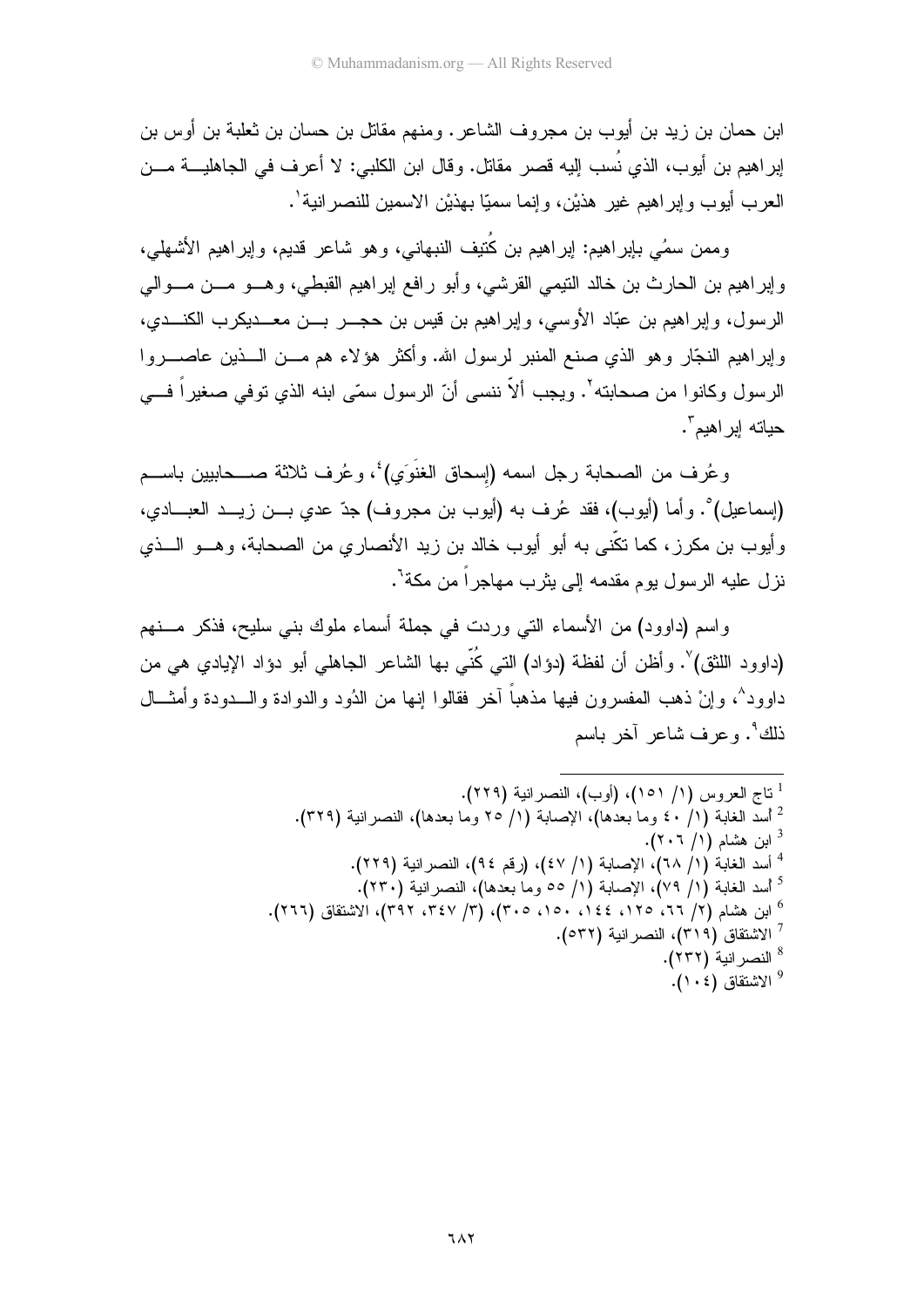ابن حمان بن زيد بن أيوب بن مجروف الشاعر. ومنهم مقاتل بن حسان بن ثعلبة بن أوس بن إبراهيم بن أيوب، الذي نُسب إليه قصر مقاتل. وقال ابن الكلبي: لا أعرف في الجاهلية من العرب أيوب وإبراهيم غير هذيْن، وإنما سميّا بهذيْن الاسمين للنصرانية[1].

وممن سمُي بإبراهيم: إبراهيم بن كُنيف النبهاني، وهو شاعر قديم، وإبراهيم الأشهلي، وإبراهيم بن الحارث بن خالد التيمي القرشي، وأبو رافع إبراهيم القبطي، وهو من موالي الرسول، وإبراهيم بن عبّاد الأوسي، وإبراهيم بن قيس بن حجر بن معديكرب الكندي، وإبراهيم النجّار وهو الذي صنع المنبر لرسول الله. وأكثر هؤلاء هم من الذين عاصروا الرسول وكانوا من صحابته[2]. ويجب ألاّ ننسى أنّ الرسول سمّى ابنه الذي توفي صغيراً في حياته إبراهيم[3].

وعُرف من الصحابة رجل اسمه (إسحاق الغنَوَي)[4]، وعُرف ثلاثة صحابيين باسم (إسماعيل)[5]. وأما (أيوب)، فقد عُرف به (أيوب بن مجروف) جدّ عدي بن زيد العبادي، وأيوب بن مكرز، كما تكّنى به أبو أيوب خالد بن زيد الأنصاري من الصحابة، وهو الذي نزل عليه الرسول يوم مقدمه إلى يثرب مهاجراً من مكة[6].

واسم (داوود) من الأسماء التي وردت في جملة أسماء ملوك بني سليح، فذكر منهم (داوود اللثق)[7]. وأظن أن لفظة (دؤاد) التي كُنّي بها الشاعر الجاهلي أبو دؤاد الإيادي هي من داوود[8]، وإنْ ذهب المفسرون فيها مذهباً آخر فقالوا إنها من الدُود والدوادة والدودة وأمثال ذلك[9]. وعرف شاعر آخر باسم

---

[1] تاج العروس (١/ ١٥١)، (أوب)، النصرانية (٢٢٩).
[2] أسد الغابة (١/ ٤٠ وما بعدها)، الإصابة (١/ ٢٥ وما بعدها)، النصرانية (٣٢٩).
[3] ابن هشام (١/ ٢٠٦).
[4] أسد الغابة (١/ ٦٨)، الإصابة (١/ ٤٧)، (رقم ٩٤)، النصرانية (٢٢٩).
[5] أسد الغابة (١/ ٧٩)، الإصابة (١/ ٥٥ وما بعدها)، النصرانية (٢٣٠).
[6] ابن هشام (٢/ ٦٦، ١٢٥، ١٤٤، ١٥٠، ٣٠٥)، (٣/ ٣٤٧، ٣٩٢)، الاشتقاق (٢٦٦).
[7] الاشتقاق (٣١٩)، النصرانية (٥٣٢).
[8] النصرانية (٢٣٢).
[9] الاشتقاق (١٠٤).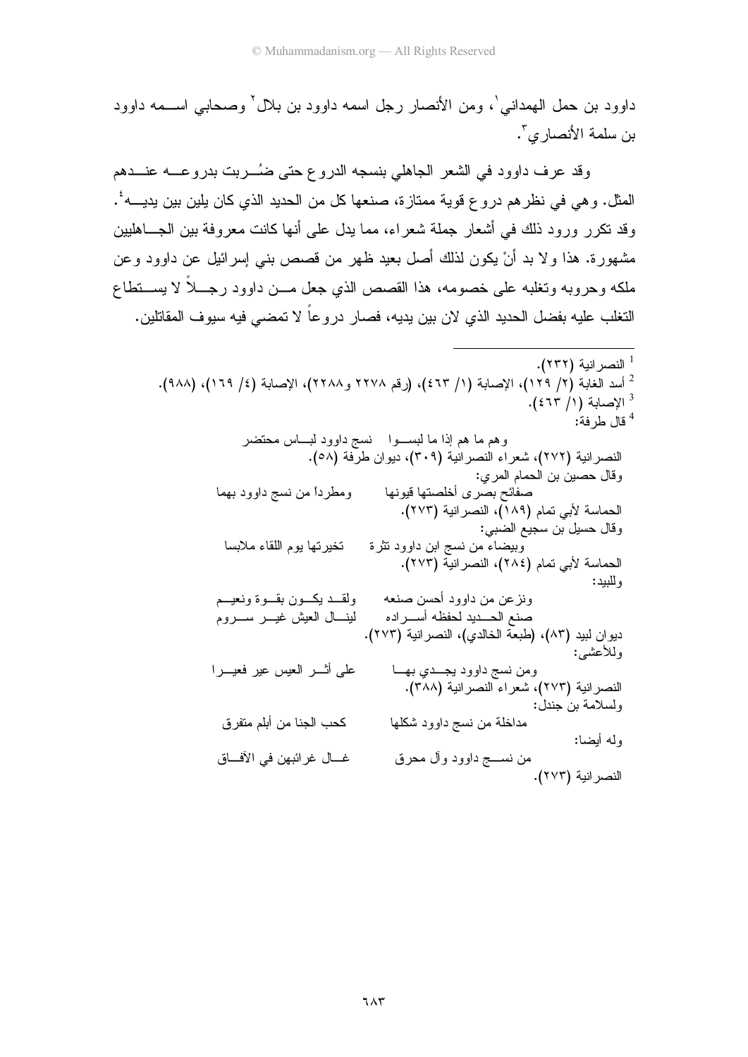داوود بن حمل الهمداني[1]، ومن الأنصار رجل اسمه داوود بن بلال[2] وصحابي اسمه داوود بن سلمة الأنصاري[3].

وقد عرف داوود في الشعر الجاهلي بنسجه الدروع حتى ضُربت بدروعه عندهم المثل. وهي في نظرهم دروع قوية ممتازة، صنعها كل من الحديد الذي كان يلين بين يديه[4]. وقد تكرر ورود ذلك في أشعار جملة شعراء، مما يدل على أنها كانت معروفة بين الجاهليين مشهورة. هذا ولا بد أنْ يكون لذلك أصل بعيد ظهر من قصص بني إسرائيل عن داوود وعن ملكه وحروبه وتغلبه على خصومه، هذا القصص الذي جعل من داوود رجلاً لا يستطاع التغلب عليه بفضل الحديد الذي لان بين يديه، فصار دروعاً لا تمضي فيه سيوف المقاتلين.

---

[1] النصرانية (٢٣٢).

[2] أسد الغابة (٢/ ١٢٩)، الإصابة (١/ ٤٦٣)، (رقم ٢٢٧٨ و٢٢٨٨)، الإصابة (٤/ ١٦٩)، (٩٨٨).

[3] الإصابة (١/ ٤٦٣).

[4] قال طرفة:

وهم ما هم إذا ما لبسوا &nbsp;&nbsp;&nbsp; نسج داوود لبأس محتضر

النصرانية (٢٧٢)، شعراء النصرانية (٣٠٩)، ديوان طرفة (٥٨).

وقال حصين بن الحمام المري:

صفائح بصرى أخلصتها قيونها &nbsp;&nbsp;&nbsp; ومطرداً من نسج داوود بهما

الحماسة لأبي تمام (١٨٩)، النصرانية (٢٧٣).

وقال حسيل بن سجيع الضبي:

وبيضاء من نسج ابن داوود نثرة &nbsp;&nbsp;&nbsp; تخيرتها يوم اللقاء ملابسا

الحماسة لأبي تمام (٢٨٤)، النصرانية (٢٧٣).

وللبيد:

ونزعن من داوود أحسن صنعه &nbsp;&nbsp;&nbsp; ولقد يكون بقوة ونعيم

صنع الحديد لحفظه أسراده &nbsp;&nbsp;&nbsp; لينال العيش غير سروم

ديوان لبيد (٨٣)، (طبعة الخالدي)، النصرانية (٢٧٣).

وللأعشى:

ومن نسج داوود يجدي بها &nbsp;&nbsp;&nbsp; على أثر العيس عير فعيرا

النصرانية (٢٧٣)، شعراء النصرانية (٣٨٨).

ولسلامة بن جندل:

مداخلة من نسج داوود شكلها &nbsp;&nbsp;&nbsp; كحب الجنا من أبلم متفرق

وله أيضا:

من نسج داوود وآل محرق &nbsp;&nbsp;&nbsp; غال غرائبهن في الآفاق

النصرانية (٢٧٣).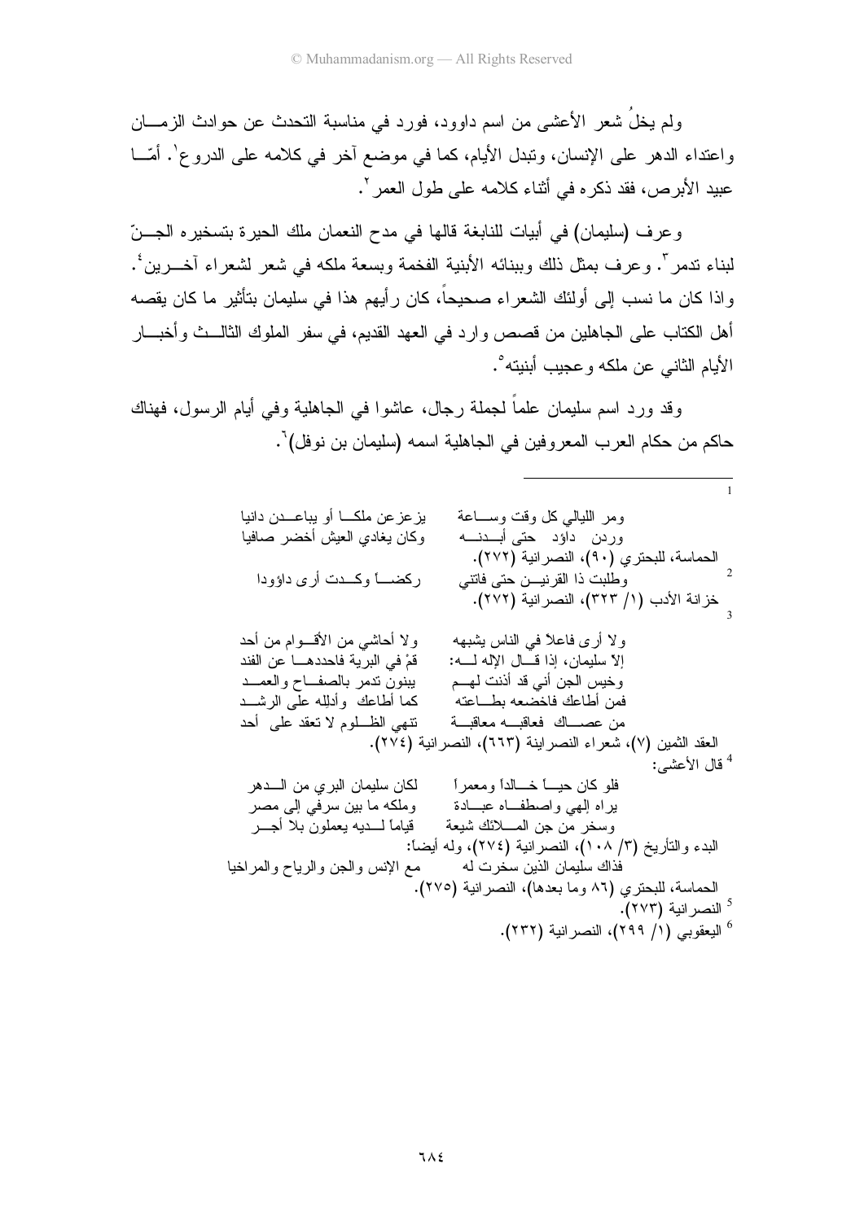ولم يخلُ شعر الأعشى من اسم داوود، فورد في مناسبة التحدث عن حوادث الزمان واعتداء الدهر على الإنسان، وتبدل الأيام، كما في موضع آخر في كلامه على الدروع[1]. أمّا عبيد الأبرص، فقد ذكره في أثناء كلامه على طول العمر[2].

وعرف (سليمان) في أبيات للنابغة قالها في مدح النعمان ملك الحيرة بتسخيره الجنّ لبناء تدمر[3]. وعرف بمثل ذلك وببنائه الأبنية الفخمة وبسعة ملكه في شعر لشعراء آخرين[4]. واذا كان ما نسب إلى أولئك الشعراء صحيحاً، كان رأيهم هذا في سليمان بتأثير ما كان يقصه أهل الكتاب على الجاهلين من قصص وارد في العهد القديم، في سفر الملوك الثالث وأخبار الأيام الثاني عن ملكه وعجيب أبنيته[5].

وقد ورد اسم سليمان علماً لجملة رجال، عاشوا في الجاهلية وفي أيام الرسول، فهناك حاكم من حكام العرب المعروفين في الجاهلية اسمه (سليمان بن نوفل)[6].

---

[1]
ومر الليالي كل وقت وساعة ... يزعزعن ملكا أو يباعدن دانيا
وردن داؤد حتى أبدنه ... وكان يغادي العيش أخضر صافيا

الحماسة، للبحتري (٩٠)، النصرانية (٢٧٢).

[2]
وطلبت ذا القرنين حتى فاتني ... ركضاً وكدت أرى داؤودا

خزانة الأدب (١/ ٣٢٣)، النصرانية (٢٧٢).

[3]
ولا أرى فاعلاً في الناس يشبهه ... ولا أحاشي من الأقوام من أحد
إلا سليمان، إذا قال الإله له: ... قمْ في البرية فاحددها عن الفند
وخيس الجن أني قد أذنت لهم ... يبنون تدمر بالصفاح والعمد
فمن أطاعك فاخضعه بطاعته ... كما أطاعك وأدلِله على الرشد
من عصاك فعاقبه معاقبة ... تنهي الظلوم لا تعقد على أحد

العقد الثمين (٧)، شعراء النصرانية (٦٦٣)، النصرانية (٢٧٤).

[4] قال الأعشى:
فلو كان حياً خالداً ومعمراً ... لكان سليمان البري من الدهر
يراه إلهي واصطفاه عبادة ... وملكه ما بين سرفي إلى مصر
وسخر من جن الملائك شيعة ... قياماً لديه يعملون بلا أجر

البدء والتأريخ (٣/ ١٠٨)، النصرانية (٢٧٤)، وله أيضاً:
فذاك سليمان الذين سخرت له ... مع الإنس والجن والرياح والمراخيا

الحماسة، للبحتري (٨٦ وما بعدها)، النصرانية (٢٧٥).

[5] النصرانية (٢٧٣).

[6] اليعقوبي (١/ ٢٩٩)، النصرانية (٢٣٢).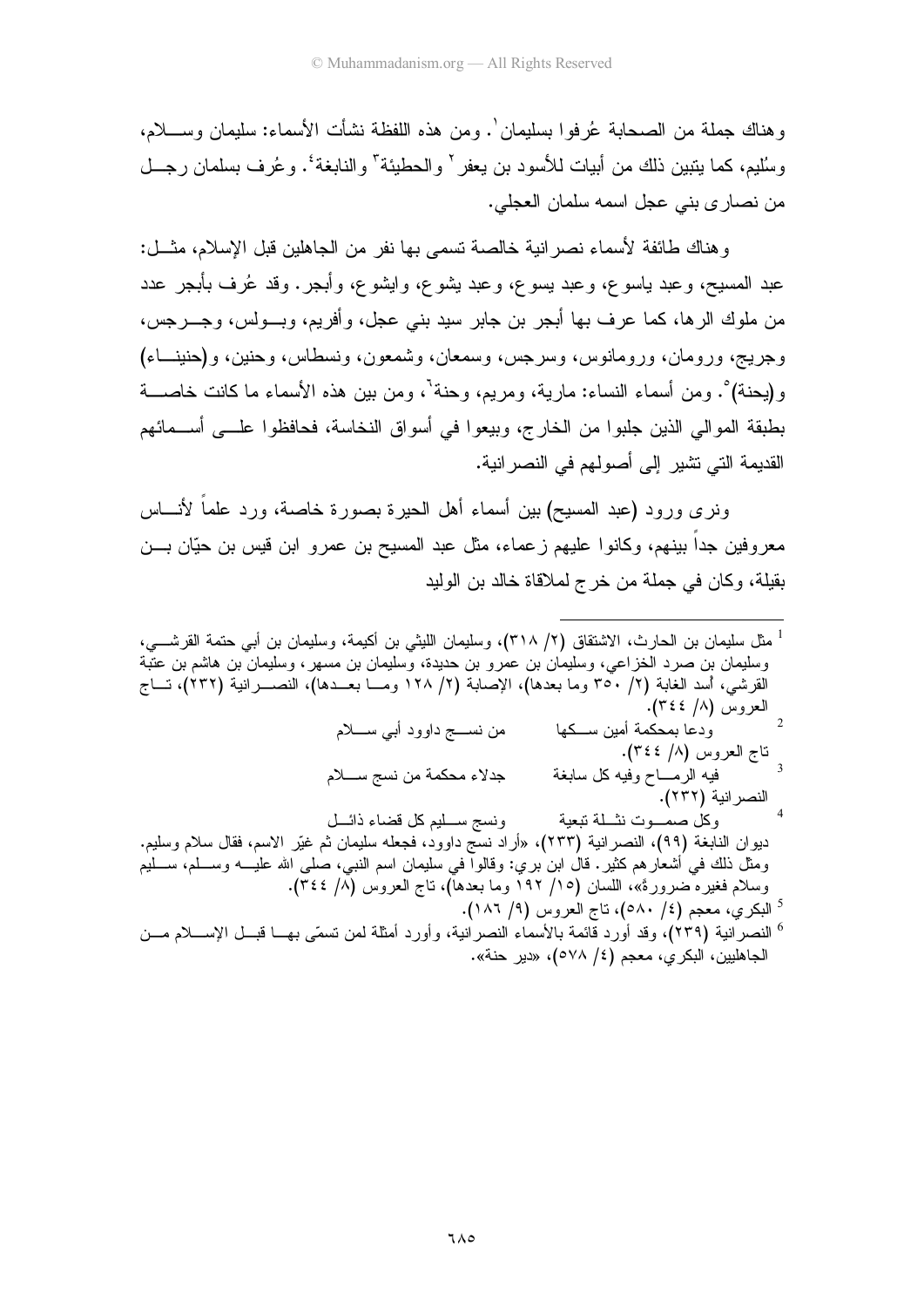وهناك جملة من الصحابة عُرفوا بسليمان[1]. ومن هذه اللفظة نشأت الأسماء: سليمان وسلام، وسُليم، كما يتبين ذلك من أبيات للأسود بن يعفر[2] والحطيئة[3] والنابغة[4]. وعُرف بسلمان رجل من نصارى بني عجل اسمه سلمان العجلي.

وهناك طائفة لأسماء نصرانية خالصة تسمى بها نفر من الجاهلين قبل الإسلام، مثل: عبد المسيح، وعبد ياسوع، وعبد يسوع، وعبد يشوع، وايشوع، وأبجر. وقد عُرف بأبجر عدد من ملوك الرها، كما عرف بها أبجر بن جابر سيد بني عجل، وأفريم، وبولس، وجرجس، وجريج، ورومان، وررمانوس، وسرجس، وسمعان، وشمعون، ونسطاس، وحنين، و(حنيناء) و(يحنة)[5]. ومن أسماء النساء: مارية، ومريم، وحنة[6]، ومن بين هذه الأسماء ما كانت خاصة بطبقة الموالي الذين جلبوا من الخارج، وبيعوا في أسواق النخاسة، فحافظوا على أسمائهم القديمة التي تشير إلى أصولهم في النصرانية.

ونرى ورود (عبد المسيح) بين أسماء أهل الحيرة بصورة خاصة، ورد علماً لأناس معروفين جداً بينهم، وكانوا عليهم زعماء، مثل عبد المسيح بن عمرو ابن قيس بن حيّان بن بقيلة، وكان في جملة من خرج لملاقاة خالد بن الوليد

---

[1] مثل سليمان بن الحارث، الاشتقاق (٢/ ٣١٨)، وسليمان الليثي بن أكيمة، وسليمان بن أبي حتمة القرشي، وسليمان بن صرد الخزاعي، وسليمان بن عمرو بن حديدة، وسليمان بن مسهر، وسليمان بن هاشم بن عتبة القرشي، أسد الغابة (٢/ ٣٥٠ وما بعدها)، الإصابة (٢/ ١٢٨ وما بعدها)، النصرانية (٢٣٢)، تاج العروس (٨/ ٣٤٤).

[2] ودعا بمحكمة أمين سكها ... من نسج داوود أبي سلام

تاج العروس (٨/ ٣٤٤).

[3] فيه الرماح وفيه كل سابغة ... جدلاء محكمة من نسج سلام

النصرانية (٢٣٢).

[4] وكل صموت نثلة تبعية ... ونسج سليم كل قضاء ذائل

ديوان النابغة (٩٩)، النصرانية (٢٣٣)، «أراد نسج داوود، فجعله سليمان ثم غيّر الاسم، فقال سلام وسليم. ومثل ذلك في أشعارهم كثير. قال ابن بري: وقالوا في سليمان اسم النبي، صلى الله عليه وسلم، سليم وسلام فغيره ضرورة»، اللسان (١٥/ ١٩٢ وما بعدها)، تاج العروس (٨/ ٣٤٤).

[5] البكري، معجم (٤/ ٥٨٠)، تاج العروس (٩/ ١٨٦).

[6] النصرانية (٢٣٩)، وقد أورد قائمة بالأسماء النصرانية، وأورد أمثلة لمن تسمّى بها قبل الإسلام من الجاهليين، البكري، معجم (٤/ ٥٧٨)، «دير حنة».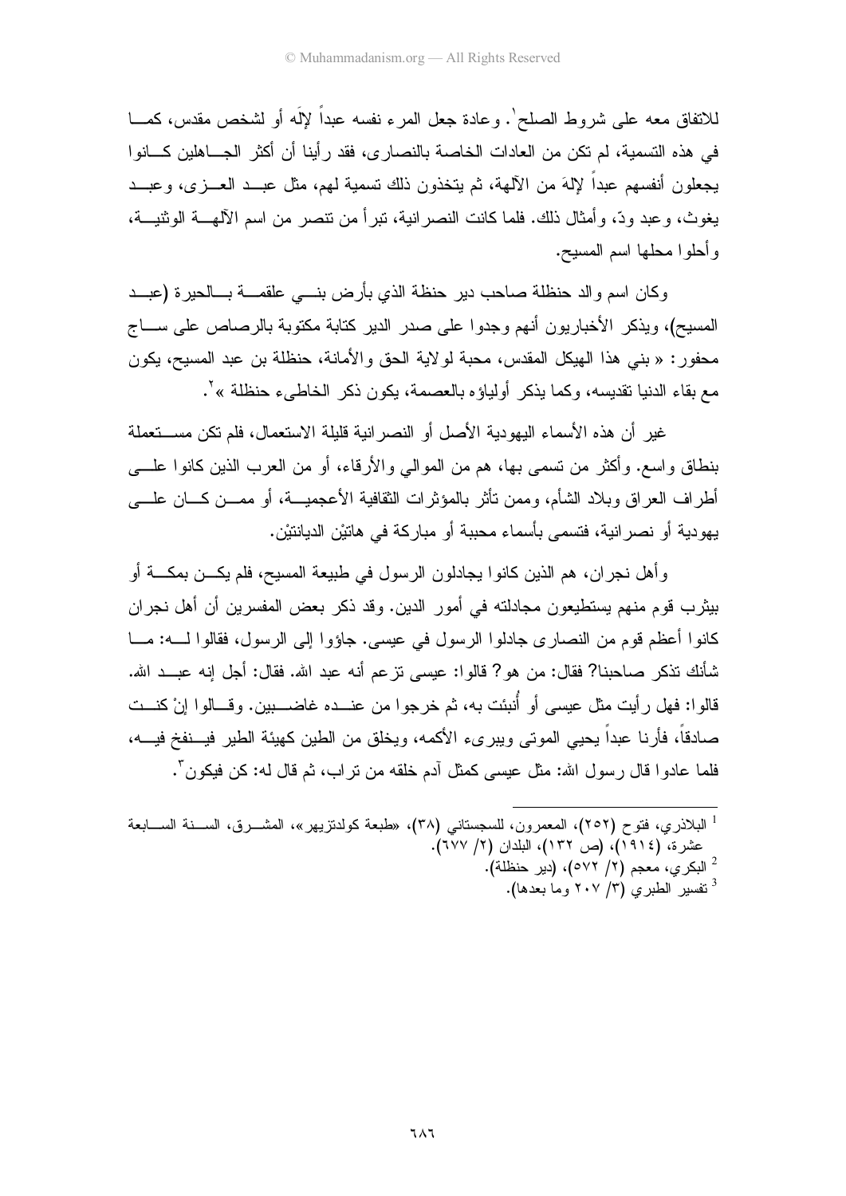للاتفاق معه على شروط الصلح[1]. وعادة جعل المرء نفسه عبداً لإلَه أو لشخص مقدس، كما في هذه التسمية، لم تكن من العادات الخاصة بالنصارى، فقد رأينا أن أكثر الجاهلين كانوا يجعلون أنفسهم عبداً لإلهَ من الآلهة، ثم يتخذون ذلك تسمية لهم، مثل عبد العزى، وعبد يغوث، وعبد ودّ، وأمثال ذلك. فلما كانت النصرانية، تبرأ من تنصر من اسم الآلهة الوثنية، وأحلوا محلها اسم المسيح.

وكان اسم والد حنظلة صاحب دير حنظلة الذي بأرض بني علقمة بالحيرة (عبد المسيح)، ويذكر الأخباريون أنهم وجدوا على صدر الدير كتابة مكتوبة بالرصاص على ساج محفور: « بني هذا الهيكل المقدس، محبة لولاية الحق والأمانة، حنظلة بن عبد المسيح، يكون مع بقاء الدنيا تقديسه، وكما يذكر أولياؤه بالعصمة، يكون ذكر الخاطىء حنظلة »[2].

غير أن هذه الأسماء اليهودية الأصل أو النصرانية قليلة الاستعمال، فلم تكن مستعملة بنطاق واسع. وأكثر من تسمى بها، هم من الموالي والأرقاء، أو من العرب الذين كانوا على أطراف العراق وبلاد الشأم، وممن تأثر بالمؤثرات الثقافية الأعجمية، أو ممن كان على يهودية أو نصرانية، فتسمى بأسماء محببة أو مباركة في هاتيْن الديانتيْن.

وأهل نجران، هم الذين كانوا يجادلون الرسول في طبيعة المسيح، فلم يكن بمكة أو بيثرب قوم منهم يستطيعون مجادلته في أمور الدين. وقد ذكر بعض المفسرين أن أهل نجران كانوا أعظم قوم من النصارى جادلوا الرسول في عيسى. جاؤوا إلى الرسول، فقالوا له: ما شأنك تذكر صاحبنا؟ فقال: من هو؟ قالوا: عيسى تزعم أنه عبد الله. فقال: أجل إنه عبد الله. قالوا: فهل رأيت مثل عيسى أو أُنبئت به، ثم خرجوا من عنده غاضبين. وقالوا إنْ كنت صادقاً، فأرنا عبداً يحيي الموتى ويبرىء الأكمه، ويخلق من الطين كهيئة الطير فينفخ فيه، فلما عادوا قال رسول الله: مثل عيسى كمثل آدم خلقه من تراب، ثم قال له: كن فيكون[3].

---

[1] البلاذري، فتوح (٢٥٢)، المعمرون، للسجستاني (٣٨)، «طبعة كولدتزيهر»، المشرق، السنة السابعة عشرة، (١٩١٤)، (ص ١٣٢)، البلدان (٢/ ٦٧٧).

[2] البكري، معجم (٢/ ٥٧٢)، (دير حنظلة).

[3] تفسير الطبري (٣/ ٢٠٧ وما بعدها).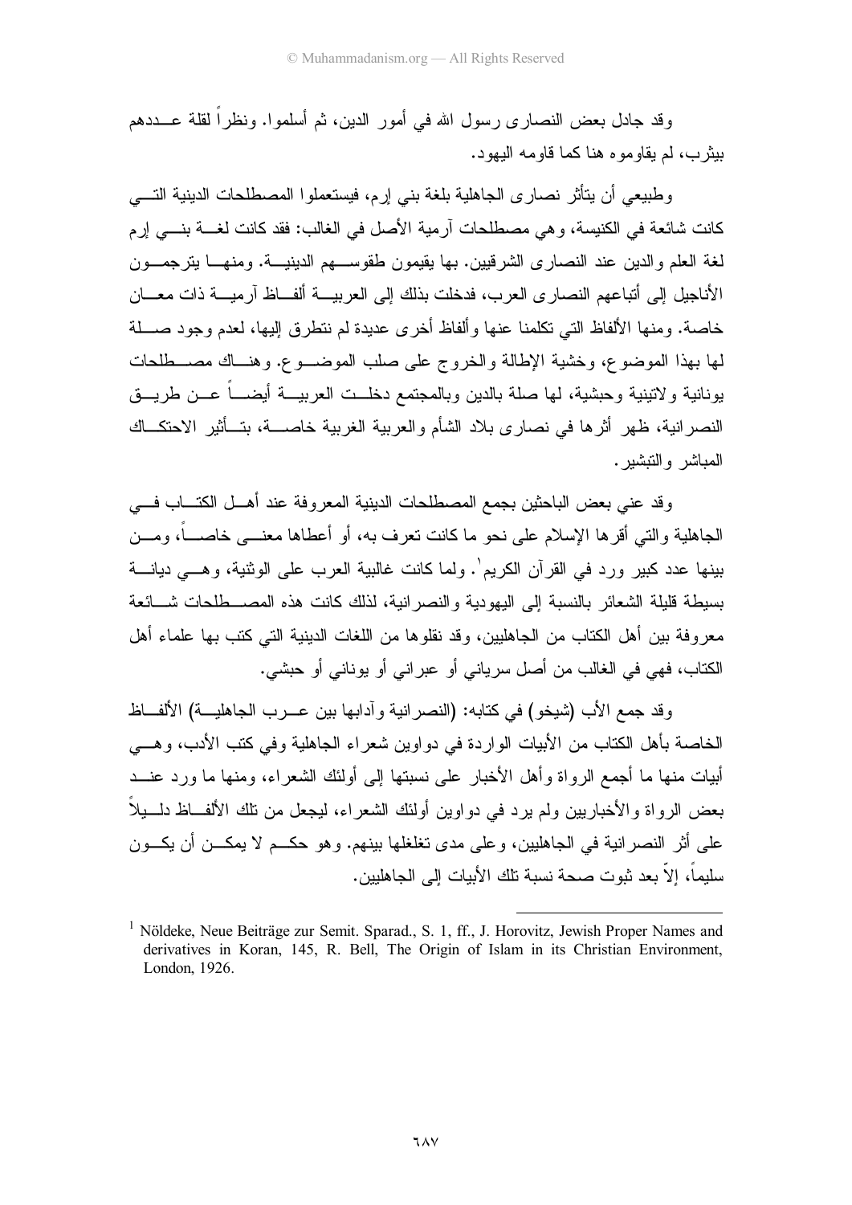وقد جادل بعض النصارى رسول الله في أمور الدين، ثم أسلموا. ونظراً لقلة عددهم بيثرب، لم يقاوموه هنا كما قاومه اليهود.

وطبيعي أن يتأثر نصارى الجاهلية بلغة بني إرم، فيستعملوا المصطلحات الدينية التي كانت شائعة في الكنيسة، وهي مصطلحات آرمية الأصل في الغالب: فقد كانت لغة بني إرم لغة العلم والدين عند النصارى الشرقيين. بها يقيمون طقوسهم الدينية. ومنها يترجمون الأناجيل إلى أتباعهم النصارى العرب، فدخلت بذلك إلى العربية ألفاظ آرمية ذات معان خاصة. ومنها الألفاظ التي تكلمنا عنها وألفاظ أخرى عديدة لم نتطرق إليها، لعدم وجود صلة لها بهذا الموضوع، وخشية الإطالة والخروج على صلب الموضوع. وهناك مصطلحات يونانية ولاتينية وحبشية، لها صلة بالدين وبالمجتمع دخلت العربية أيضاً عن طريق النصرانية، ظهر أثرها في نصارى بلاد الشأم والعربية الغربية خاصة، بتأثير الاحتكاك المباشر والتبشير.

وقد عني بعض الباحثين بجمع المصطلحات الدينية المعروفة عند أهل الكتاب في الجاهلية والتي أقرها الإسلام على نحو ما كانت تعرف به، أو أعطاها معنى خاصاً، ومن بينها عدد كبير ورد في القرآن الكريم[1]. ولما كانت غالبية العرب على الوثنية، وهي ديانة بسيطة قليلة الشعائر بالنسبة إلى اليهودية والنصرانية، لذلك كانت هذه المصطلحات شائعة معروفة بين أهل الكتاب من الجاهليين، وقد نقلوها من اللغات الدينية التي كتب بها علماء أهل الكتاب، فهي في الغالب من أصل سرياني أو عبراني أو يوناني أو حبشي.

وقد جمع الأب (شيخو) في كتابه: (النصرانية وآدابها بين عرب الجاهلية) الألفاظ الخاصة بأهل الكتاب من الأبيات الواردة في دواوين شعراء الجاهلية وفي كتب الأدب، وهي أبيات منها ما أجمع الرواة وأهل الأخبار على نسبتها إلى أولئك الشعراء، ومنها ما ورد عند بعض الرواة والأخباريين ولم يرد في دواوين أولئك الشعراء، ليجعل من تلك الألفاظ دليلاً على أثر النصرانية في الجاهليين، وعلى مدى تغلغلها بينهم. وهو حكم لا يمكن أن يكون سليماً، إلاّ بعد ثبوت صحة نسبة تلك الأبيات إلى الجاهليين.

---

[1] Nöldeke, Neue Beiträge zur Semit. Sparad., S. 1, ff., J. Horovitz, Jewish Proper Names and derivatives in Koran, 145, R. Bell, The Origin of Islam in its Christian Environment, London, 1926.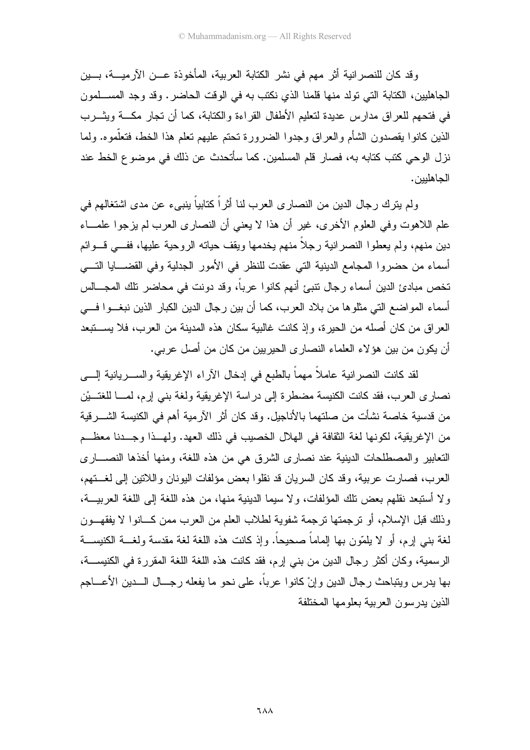وقد كان للنصرانية أثر مهم في نشر الكتابة العربية، المأخوذة عن الآرمية، بين الجاهليين، الكتابة التي تولد منها قلمنا الذي نكتب به في الوقت الحاضر. وقد وجد المسلمون في فتحهم للعراق مدارس عديدة لتعليم الأطفال القراءة والكتابة، كما أن تجار مكة ويثرب الذين كانوا يقصدون الشأم والعراق وجدوا الضرورة تحتم عليهم تعلم هذا الخط، فتعلّموه. ولما نزل الوحي كتب كتابه به، فصار قلم المسلمين. كما سأتحدث عن ذلك في موضوع الخط عند الجاهليين.

ولم يترك رجال الدين من النصارى العرب لنا أثراً كتابياً ينبيء عن مدى اشتغالهم في علم اللاهوت وفي العلوم الأخرى، غير أن هذا لا يعني أن النصارى العرب لم يزجوا علماء دين منهم، ولم يعطوا النصرانية رجلاً منهم يخدمها ويقف حياته الروحية عليها، ففي قوائم أسماء من حضروا المجامع الدينية التي عقدت للنظر في الأمور الجدلية وفي القضايا التي تخص مبادئ الدين أسماء رجال تنبئ أنهم كانوا عرباً، وقد دونت في محاضر تلك المجالس أسماء المواضع التي مثلوها من بلاد العرب، كما أن بين رجال الدين الكبار الذين نبغوا في العراق من كان أصله من الحيرة، وإذ كانت غالبية سكان هذه المدينة من العرب، فلا يستبعد أن يكون من بين هؤلاء العلماء النصارى الحيريين من كان من أصل عربي.

لقد كانت النصرانية عاملاً مهماً بالطبع في إدخال الآراء الإغريقية والسريانية إلى نصارى العرب، فقد كانت الكنيسة مضطرة إلى دراسة الإغريقية ولغة بني إرم، لما للغتيْن من قدسية خاصة نشأت من صلتهما بالأناجيل. وقد كان أثر الآرمية أهم في الكنيسة الشرقية من الإغريقية، لكونها لغة الثقافة في الهلال الخصيب في ذلك العهد. ولهذا وجدنا معظم التعابير والمصطلحات الدينية عند نصارى الشرق هي من هذه اللغة، ومنها أخذها النصارى العرب، فصارت عربية، وقد كان السريان قد نقلوا بعض مؤلفات اليونان واللاتين إلى لغتهم، ولا أستبعد نقلهم بعض تلك المؤلفات، ولا سيما الدينية منها، من هذه اللغة إلى اللغة العربية، وذلك قبل الإسلام، أو ترجمتها ترجمة شفوية لطلاب العلم من العرب ممن كانوا لا يفقهون لغة بني إرم، أو لا يلمّون بها إلماماً صحيحاً. وإذ كانت هذه اللغة لغة مقدسة ولغة الكنيسة الرسمية، وكان أكثر رجال الدين من بني إرم، فقد كانت هذه اللغة اللغة المقررة في الكنيسة، بها يدرس ويتباحث رجال الدين وإنْ كانوا عرباً، على نحو ما يفعله رجال الدين الأعاجم الذين يدرسون العربية بعلومها المختلفة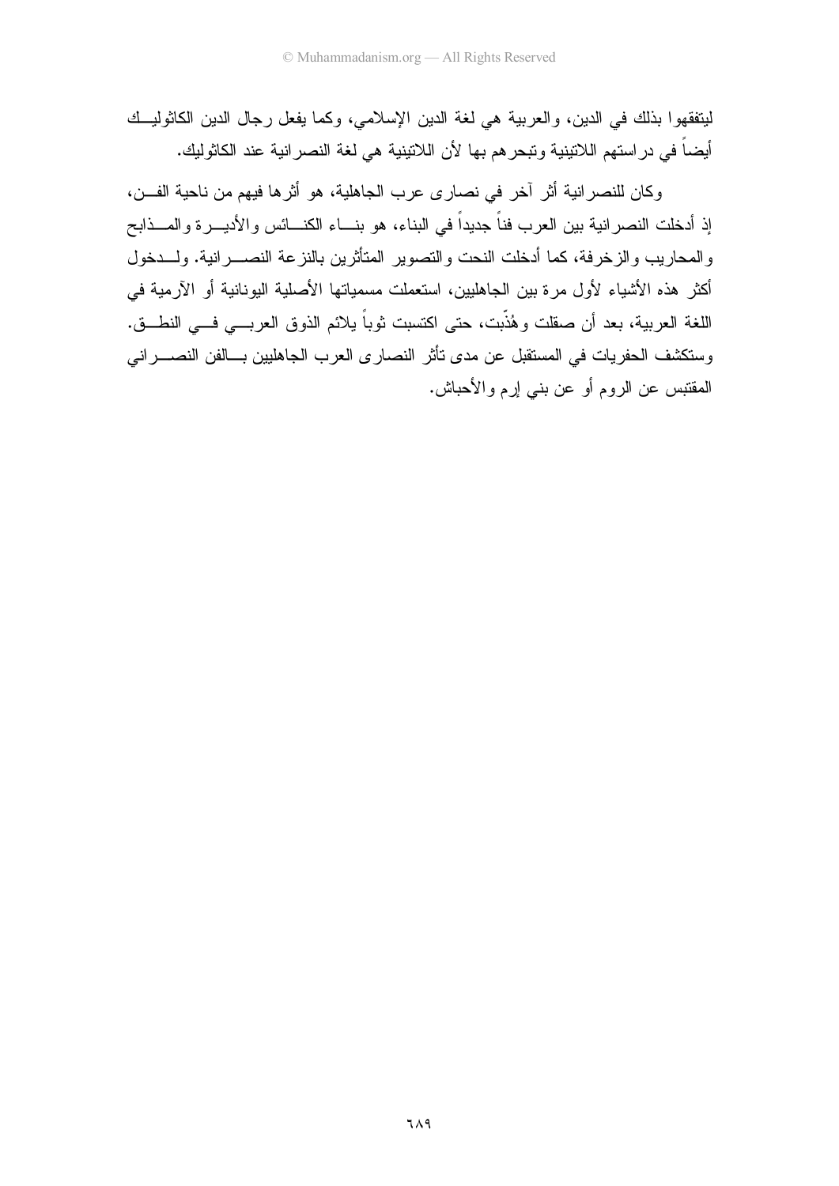ليتفقهوا بذلك في الدين، والعربية هي لغة الدين الإسلامي، وكما يفعل رجال الدين الكاثوليك أيضاً في دراستهم اللاتينية وتبحرهم بها لأن اللاتينية هي لغة النصرانية عند الكاثوليك.

وكان للنصرانية أثر آخر في نصارى عرب الجاهلية، هو أثرها فيهم من ناحية الفن، إذ أدخلت النصرانية بين العرب فناً جديداً في البناء، هو بناء الكنائس والأديرة والمذابح والمحاريب والزخرفة، كما أدخلت النحت والتصوير المتأثرين بالنزعة النصرانية. ولدخول أكثر هذه الأشياء لأول مرة بين الجاهليين، استعملت مسمياتها الأصلية اليونانية أو الآرمية في اللغة العربية، بعد أن صقلت وهُذّبت، حتى اكتسبت ثوباً يلائم الذوق العربي في النطق. وستكشف الحفريات في المستقبل عن مدى تأثر النصارى العرب الجاهليين بالفن النصراني المقتبس عن الروم أو عن بني إرم والأحباش.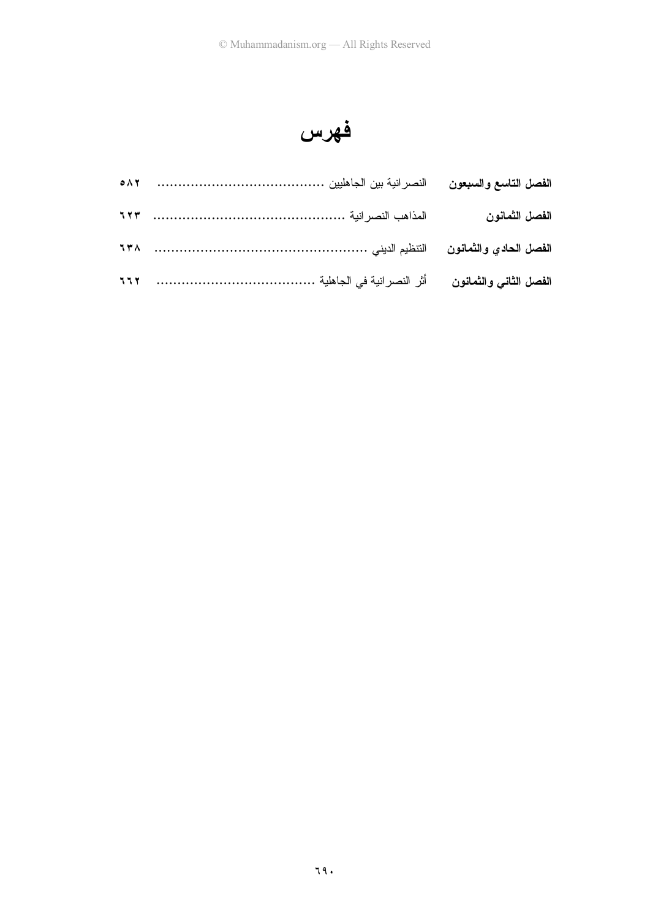# فهرس

| | | |
|---|---|---|
| **الفصل التاسع والسبعون** | النصرانية بين الجاهليين ........................................ | **٥٨٢** |
| **الفصل الثمانون** | المذاهب النصرانية .............................................. | **٦٢٣** |
| **الفصل الحادي والثمانون** | التنظيم الديني .................................................. | **٦٣٨** |
| **الفصل الثاني والثمانون** | أثر النصرانية في الجاهلية ...................................... | **٦٦٢** |